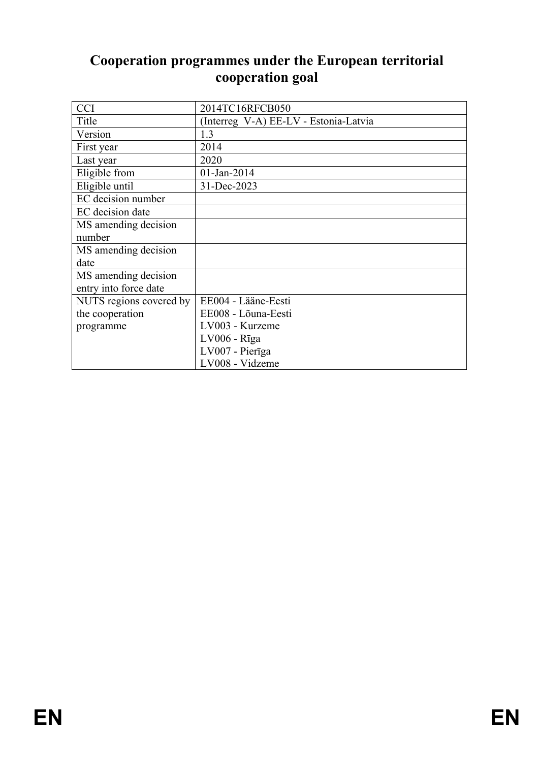# Cooperation programmes under the European territorial cooperation goal

| CCI | 2014TC16RFCB050 |
|---|---|
| Title | (Interreg V-A) EE-LV - Estonia-Latvia |
| Version | 1.3 |
| First year | 2014 |
| Last year | 2020 |
| Eligible from | 01-Jan-2014 |
| Eligible until | 31-Dec-2023 |
| EC decision number | |
| EC decision date | |
| MS amending decision number | |
| MS amending decision date | |
| MS amending decision entry into force date | |
| NUTS regions covered by the cooperation programme | EE004 - Lääne-Eesti<br>EE008 - Lõuna-Eesti<br>LV003 - Kurzeme<br>LV006 - Rīga<br>LV007 - Pierīga<br>LV008 - Vidzeme |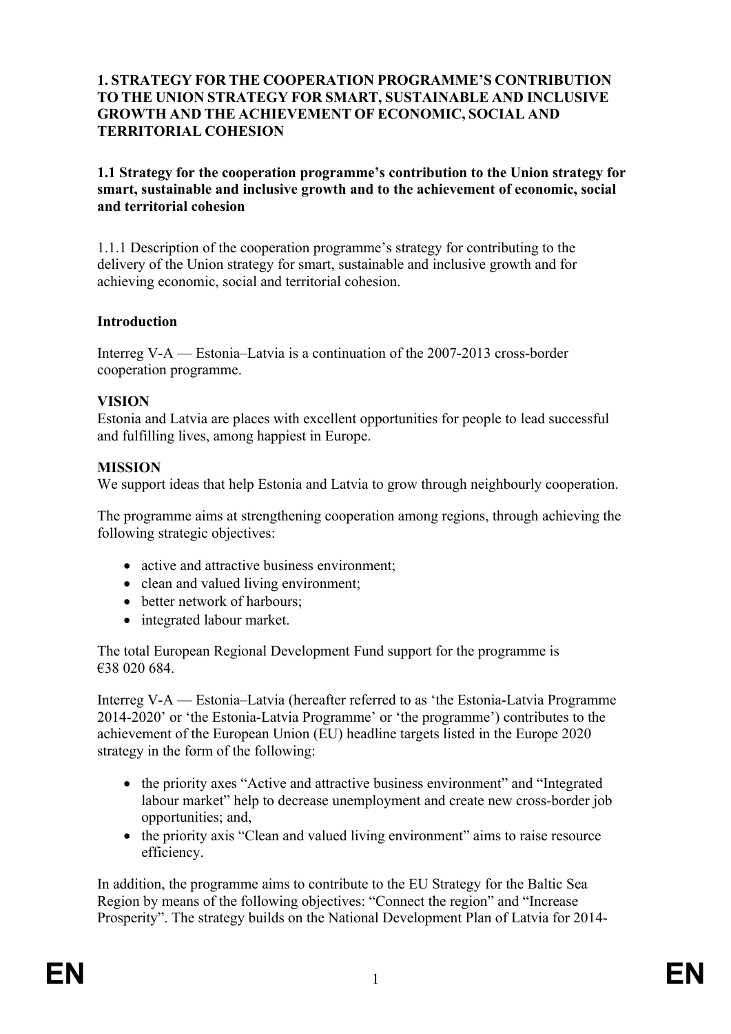# 1. STRATEGY FOR THE COOPERATION PROGRAMME'S CONTRIBUTION TO THE UNION STRATEGY FOR SMART, SUSTAINABLE AND INCLUSIVE GROWTH AND THE ACHIEVEMENT OF ECONOMIC, SOCIAL AND TERRITORIAL COHESION

## 1.1 Strategy for the cooperation programme's contribution to the Union strategy for smart, sustainable and inclusive growth and to the achievement of economic, social and territorial cohesion

1.1.1 Description of the cooperation programme's strategy for contributing to the delivery of the Union strategy for smart, sustainable and inclusive growth and for achieving economic, social and territorial cohesion.

### Introduction

Interreg V-A — Estonia–Latvia is a continuation of the 2007-2013 cross-border cooperation programme.

**VISION**
Estonia and Latvia are places with excellent opportunities for people to lead successful and fulfilling lives, among happiest in Europe.

**MISSION**
We support ideas that help Estonia and Latvia to grow through neighbourly cooperation.

The programme aims at strengthening cooperation among regions, through achieving the following strategic objectives:

- active and attractive business environment;
- clean and valued living environment;
- better network of harbours;
- integrated labour market.

The total European Regional Development Fund support for the programme is €38 020 684.

Interreg V-A — Estonia–Latvia (hereafter referred to as 'the Estonia-Latvia Programme 2014-2020' or 'the Estonia-Latvia Programme' or 'the programme') contributes to the achievement of the European Union (EU) headline targets listed in the Europe 2020 strategy in the form of the following:

- the priority axes "Active and attractive business environment" and "Integrated labour market" help to decrease unemployment and create new cross-border job opportunities; and,
- the priority axis "Clean and valued living environment" aims to raise resource efficiency.

In addition, the programme aims to contribute to the EU Strategy for the Baltic Sea Region by means of the following objectives: "Connect the region" and "Increase Prosperity". The strategy builds on the National Development Plan of Latvia for 2014-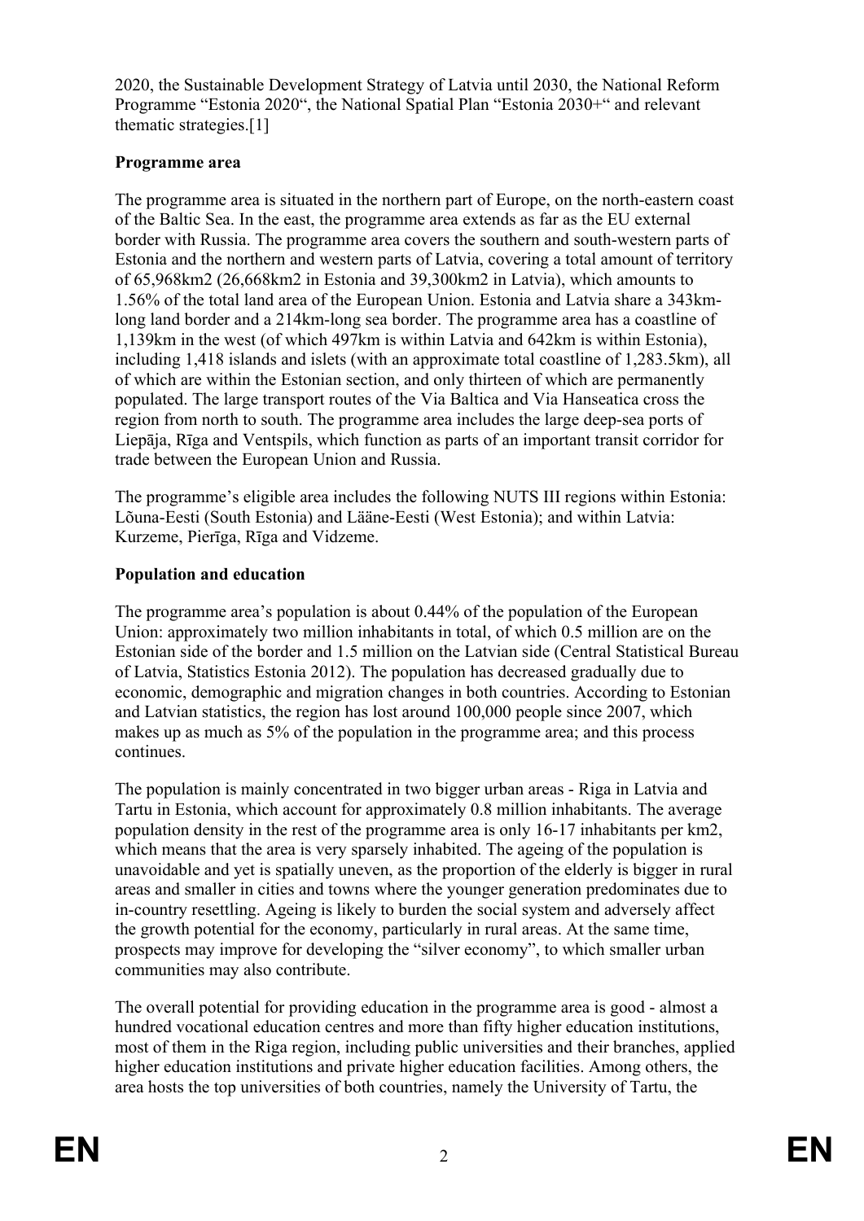2020, the Sustainable Development Strategy of Latvia until 2030, the National Reform Programme "Estonia 2020", the National Spatial Plan "Estonia 2030+" and relevant thematic strategies.[1]

**Programme area**

The programme area is situated in the northern part of Europe, on the north-eastern coast of the Baltic Sea. In the east, the programme area extends as far as the EU external border with Russia. The programme area covers the southern and south-western parts of Estonia and the northern and western parts of Latvia, covering a total amount of territory of 65,968km2 (26,668km2 in Estonia and 39,300km2 in Latvia), which amounts to 1.56% of the total land area of the European Union. Estonia and Latvia share a 343km-long land border and a 214km-long sea border. The programme area has a coastline of 1,139km in the west (of which 497km is within Latvia and 642km is within Estonia), including 1,418 islands and islets (with an approximate total coastline of 1,283.5km), all of which are within the Estonian section, and only thirteen of which are permanently populated. The large transport routes of the Via Baltica and Via Hanseatica cross the region from north to south. The programme area includes the large deep-sea ports of Liepāja, Rīga and Ventspils, which function as parts of an important transit corridor for trade between the European Union and Russia.

The programme's eligible area includes the following NUTS III regions within Estonia: Lõuna-Eesti (South Estonia) and Lääne-Eesti (West Estonia); and within Latvia: Kurzeme, Pierīga, Rīga and Vidzeme.

**Population and education**

The programme area's population is about 0.44% of the population of the European Union: approximately two million inhabitants in total, of which 0.5 million are on the Estonian side of the border and 1.5 million on the Latvian side (Central Statistical Bureau of Latvia, Statistics Estonia 2012). The population has decreased gradually due to economic, demographic and migration changes in both countries. According to Estonian and Latvian statistics, the region has lost around 100,000 people since 2007, which makes up as much as 5% of the population in the programme area; and this process continues.

The population is mainly concentrated in two bigger urban areas - Riga in Latvia and Tartu in Estonia, which account for approximately 0.8 million inhabitants. The average population density in the rest of the programme area is only 16-17 inhabitants per km2, which means that the area is very sparsely inhabited. The ageing of the population is unavoidable and yet is spatially uneven, as the proportion of the elderly is bigger in rural areas and smaller in cities and towns where the younger generation predominates due to in-country resettling. Ageing is likely to burden the social system and adversely affect the growth potential for the economy, particularly in rural areas. At the same time, prospects may improve for developing the "silver economy", to which smaller urban communities may also contribute.

The overall potential for providing education in the programme area is good - almost a hundred vocational education centres and more than fifty higher education institutions, most of them in the Riga region, including public universities and their branches, applied higher education institutions and private higher education facilities. Among others, the area hosts the top universities of both countries, namely the University of Tartu, the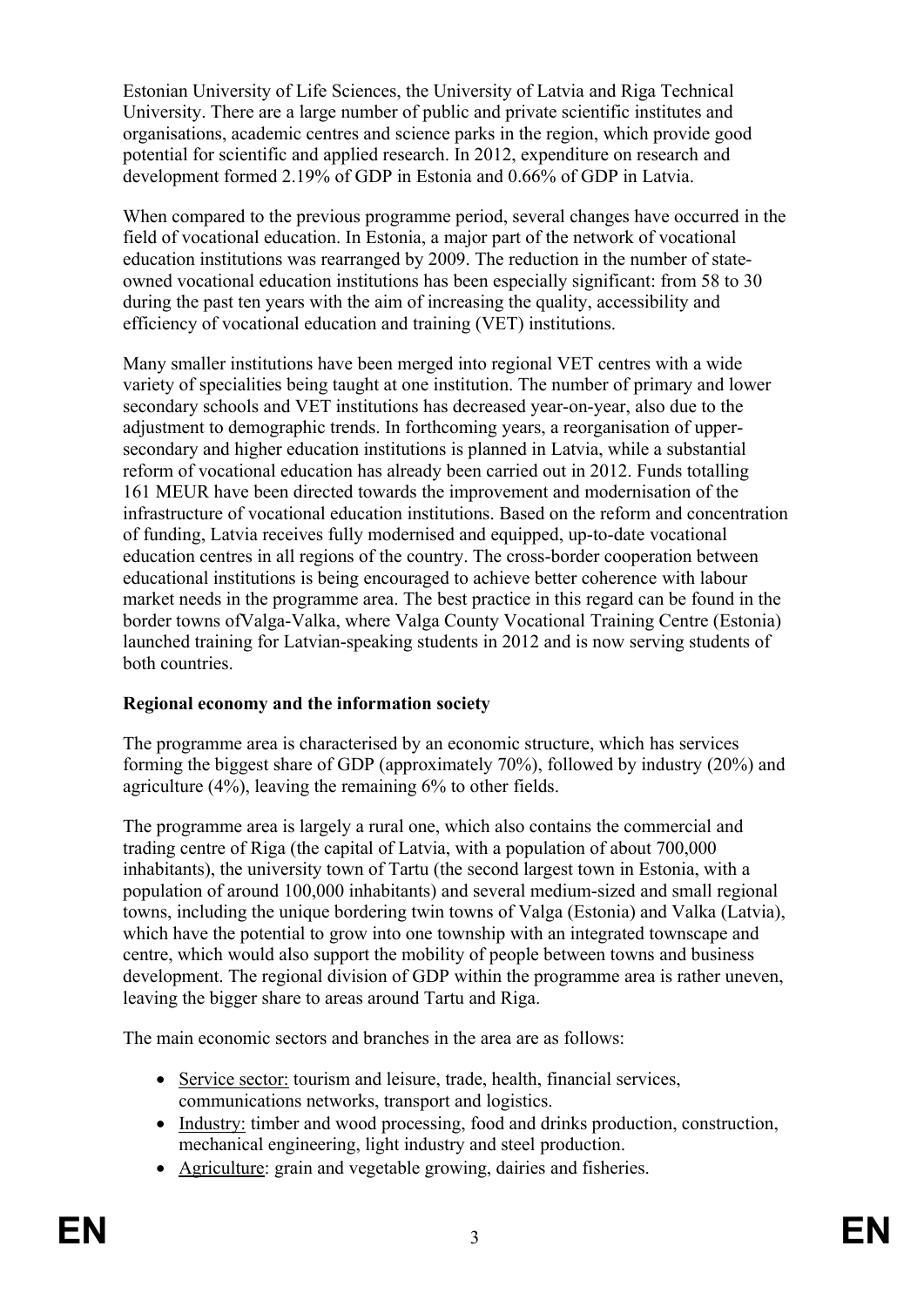Estonian University of Life Sciences, the University of Latvia and Riga Technical University. There are a large number of public and private scientific institutes and organisations, academic centres and science parks in the region, which provide good potential for scientific and applied research. In 2012, expenditure on research and development formed 2.19% of GDP in Estonia and 0.66% of GDP in Latvia.

When compared to the previous programme period, several changes have occurred in the field of vocational education. In Estonia, a major part of the network of vocational education institutions was rearranged by 2009. The reduction in the number of state-owned vocational education institutions has been especially significant: from 58 to 30 during the past ten years with the aim of increasing the quality, accessibility and efficiency of vocational education and training (VET) institutions.

Many smaller institutions have been merged into regional VET centres with a wide variety of specialities being taught at one institution. The number of primary and lower secondary schools and VET institutions has decreased year-on-year, also due to the adjustment to demographic trends. In forthcoming years, a reorganisation of upper-secondary and higher education institutions is planned in Latvia, while a substantial reform of vocational education has already been carried out in 2012. Funds totalling 161 MEUR have been directed towards the improvement and modernisation of the infrastructure of vocational education institutions. Based on the reform and concentration of funding, Latvia receives fully modernised and equipped, up-to-date vocational education centres in all regions of the country. The cross-border cooperation between educational institutions is being encouraged to achieve better coherence with labour market needs in the programme area. The best practice in this regard can be found in the border towns ofValga-Valka, where Valga County Vocational Training Centre (Estonia) launched training for Latvian-speaking students in 2012 and is now serving students of both countries.

**Regional economy and the information society**

The programme area is characterised by an economic structure, which has services forming the biggest share of GDP (approximately 70%), followed by industry (20%) and agriculture (4%), leaving the remaining 6% to other fields.

The programme area is largely a rural one, which also contains the commercial and trading centre of Riga (the capital of Latvia, with a population of about 700,000 inhabitants), the university town of Tartu (the second largest town in Estonia, with a population of around 100,000 inhabitants) and several medium-sized and small regional towns, including the unique bordering twin towns of Valga (Estonia) and Valka (Latvia), which have the potential to grow into one township with an integrated townscape and centre, which would also support the mobility of people between towns and business development. The regional division of GDP within the programme area is rather uneven, leaving the bigger share to areas around Tartu and Riga.

The main economic sectors and branches in the area are as follows:

- Service sector: tourism and leisure, trade, health, financial services, communications networks, transport and logistics.
- Industry: timber and wood processing, food and drinks production, construction, mechanical engineering, light industry and steel production.
- Agriculture: grain and vegetable growing, dairies and fisheries.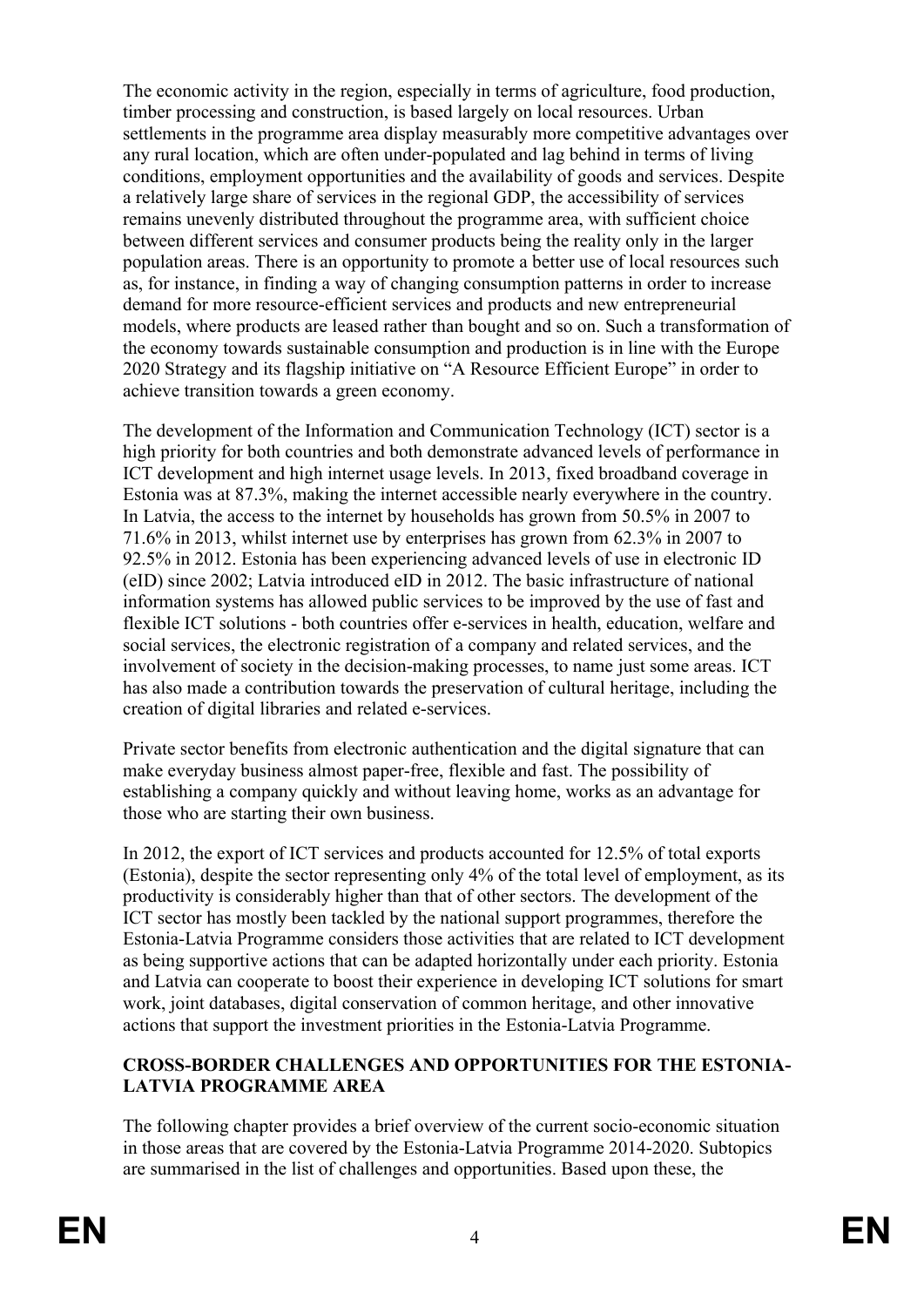The economic activity in the region, especially in terms of agriculture, food production, timber processing and construction, is based largely on local resources. Urban settlements in the programme area display measurably more competitive advantages over any rural location, which are often under-populated and lag behind in terms of living conditions, employment opportunities and the availability of goods and services. Despite a relatively large share of services in the regional GDP, the accessibility of services remains unevenly distributed throughout the programme area, with sufficient choice between different services and consumer products being the reality only in the larger population areas. There is an opportunity to promote a better use of local resources such as, for instance, in finding a way of changing consumption patterns in order to increase demand for more resource-efficient services and products and new entrepreneurial models, where products are leased rather than bought and so on. Such a transformation of the economy towards sustainable consumption and production is in line with the Europe 2020 Strategy and its flagship initiative on "A Resource Efficient Europe" in order to achieve transition towards a green economy.

The development of the Information and Communication Technology (ICT) sector is a high priority for both countries and both demonstrate advanced levels of performance in ICT development and high internet usage levels. In 2013, fixed broadband coverage in Estonia was at 87.3%, making the internet accessible nearly everywhere in the country. In Latvia, the access to the internet by households has grown from 50.5% in 2007 to 71.6% in 2013, whilst internet use by enterprises has grown from 62.3% in 2007 to 92.5% in 2012. Estonia has been experiencing advanced levels of use in electronic ID (eID) since 2002; Latvia introduced eID in 2012. The basic infrastructure of national information systems has allowed public services to be improved by the use of fast and flexible ICT solutions - both countries offer e-services in health, education, welfare and social services, the electronic registration of a company and related services, and the involvement of society in the decision-making processes, to name just some areas. ICT has also made a contribution towards the preservation of cultural heritage, including the creation of digital libraries and related e-services.

Private sector benefits from electronic authentication and the digital signature that can make everyday business almost paper-free, flexible and fast. The possibility of establishing a company quickly and without leaving home, works as an advantage for those who are starting their own business.

In 2012, the export of ICT services and products accounted for 12.5% of total exports (Estonia), despite the sector representing only 4% of the total level of employment, as its productivity is considerably higher than that of other sectors. The development of the ICT sector has mostly been tackled by the national support programmes, therefore the Estonia-Latvia Programme considers those activities that are related to ICT development as being supportive actions that can be adapted horizontally under each priority. Estonia and Latvia can cooperate to boost their experience in developing ICT solutions for smart work, joint databases, digital conservation of common heritage, and other innovative actions that support the investment priorities in the Estonia-Latvia Programme.

**CROSS-BORDER CHALLENGES AND OPPORTUNITIES FOR THE ESTONIA-LATVIA PROGRAMME AREA**

The following chapter provides a brief overview of the current socio-economic situation in those areas that are covered by the Estonia-Latvia Programme 2014-2020. Subtopics are summarised in the list of challenges and opportunities. Based upon these, the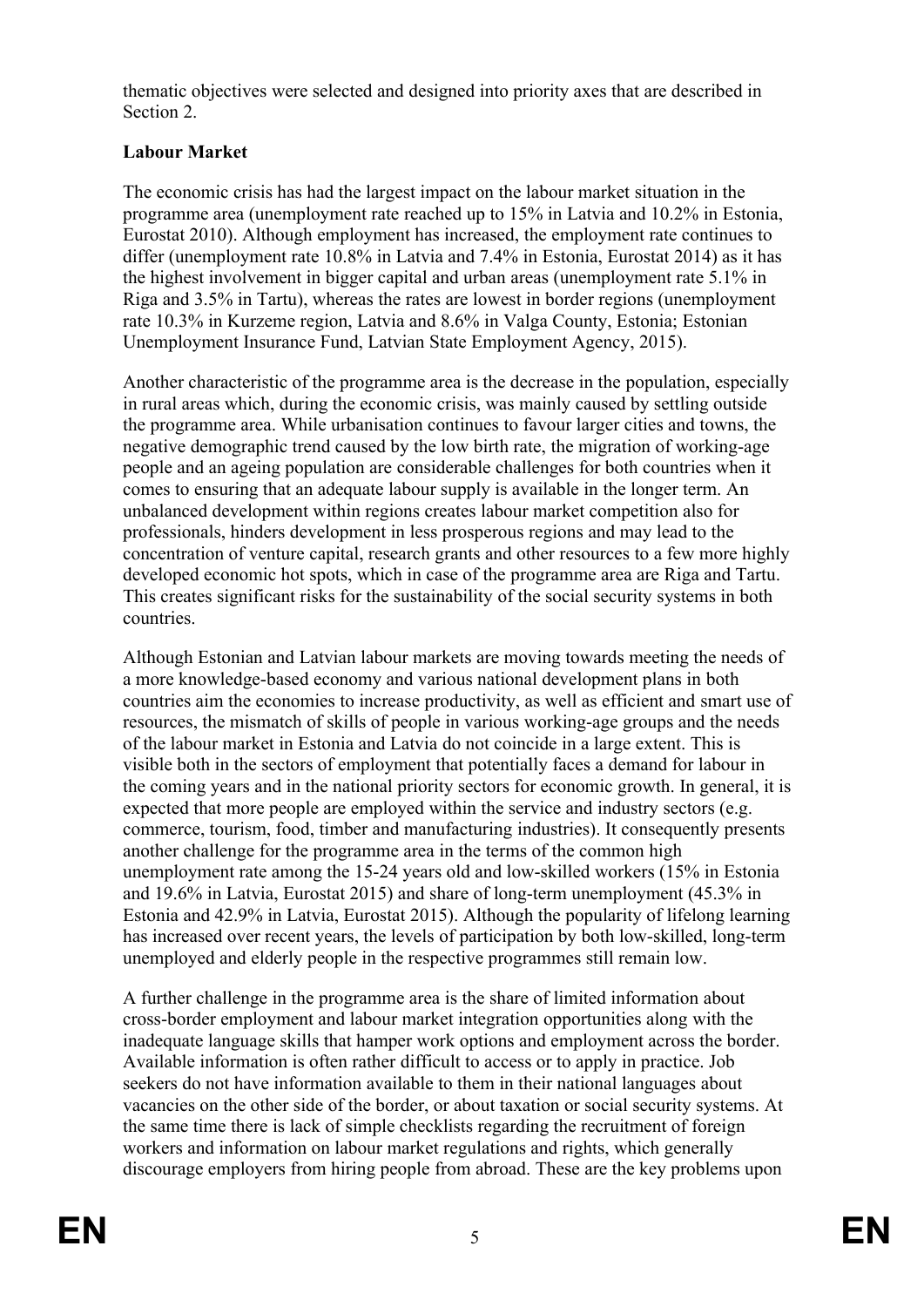thematic objectives were selected and designed into priority axes that are described in Section 2.

**Labour Market**

The economic crisis has had the largest impact on the labour market situation in the programme area (unemployment rate reached up to 15% in Latvia and 10.2% in Estonia, Eurostat 2010). Although employment has increased, the employment rate continues to differ (unemployment rate 10.8% in Latvia and 7.4% in Estonia, Eurostat 2014) as it has the highest involvement in bigger capital and urban areas (unemployment rate 5.1% in Riga and 3.5% in Tartu), whereas the rates are lowest in border regions (unemployment rate 10.3% in Kurzeme region, Latvia and 8.6% in Valga County, Estonia; Estonian Unemployment Insurance Fund, Latvian State Employment Agency, 2015).

Another characteristic of the programme area is the decrease in the population, especially in rural areas which, during the economic crisis, was mainly caused by settling outside the programme area. While urbanisation continues to favour larger cities and towns, the negative demographic trend caused by the low birth rate, the migration of working-age people and an ageing population are considerable challenges for both countries when it comes to ensuring that an adequate labour supply is available in the longer term. An unbalanced development within regions creates labour market competition also for professionals, hinders development in less prosperous regions and may lead to the concentration of venture capital, research grants and other resources to a few more highly developed economic hot spots, which in case of the programme area are Riga and Tartu. This creates significant risks for the sustainability of the social security systems in both countries.

Although Estonian and Latvian labour markets are moving towards meeting the needs of a more knowledge-based economy and various national development plans in both countries aim the economies to increase productivity, as well as efficient and smart use of resources, the mismatch of skills of people in various working-age groups and the needs of the labour market in Estonia and Latvia do not coincide in a large extent. This is visible both in the sectors of employment that potentially faces a demand for labour in the coming years and in the national priority sectors for economic growth. In general, it is expected that more people are employed within the service and industry sectors (e.g. commerce, tourism, food, timber and manufacturing industries). It consequently presents another challenge for the programme area in the terms of the common high unemployment rate among the 15-24 years old and low-skilled workers (15% in Estonia and 19.6% in Latvia, Eurostat 2015) and share of long-term unemployment (45.3% in Estonia and 42.9% in Latvia, Eurostat 2015). Although the popularity of lifelong learning has increased over recent years, the levels of participation by both low-skilled, long-term unemployed and elderly people in the respective programmes still remain low.

A further challenge in the programme area is the share of limited information about cross-border employment and labour market integration opportunities along with the inadequate language skills that hamper work options and employment across the border. Available information is often rather difficult to access or to apply in practice. Job seekers do not have information available to them in their national languages about vacancies on the other side of the border, or about taxation or social security systems. At the same time there is lack of simple checklists regarding the recruitment of foreign workers and information on labour market regulations and rights, which generally discourage employers from hiring people from abroad. These are the key problems upon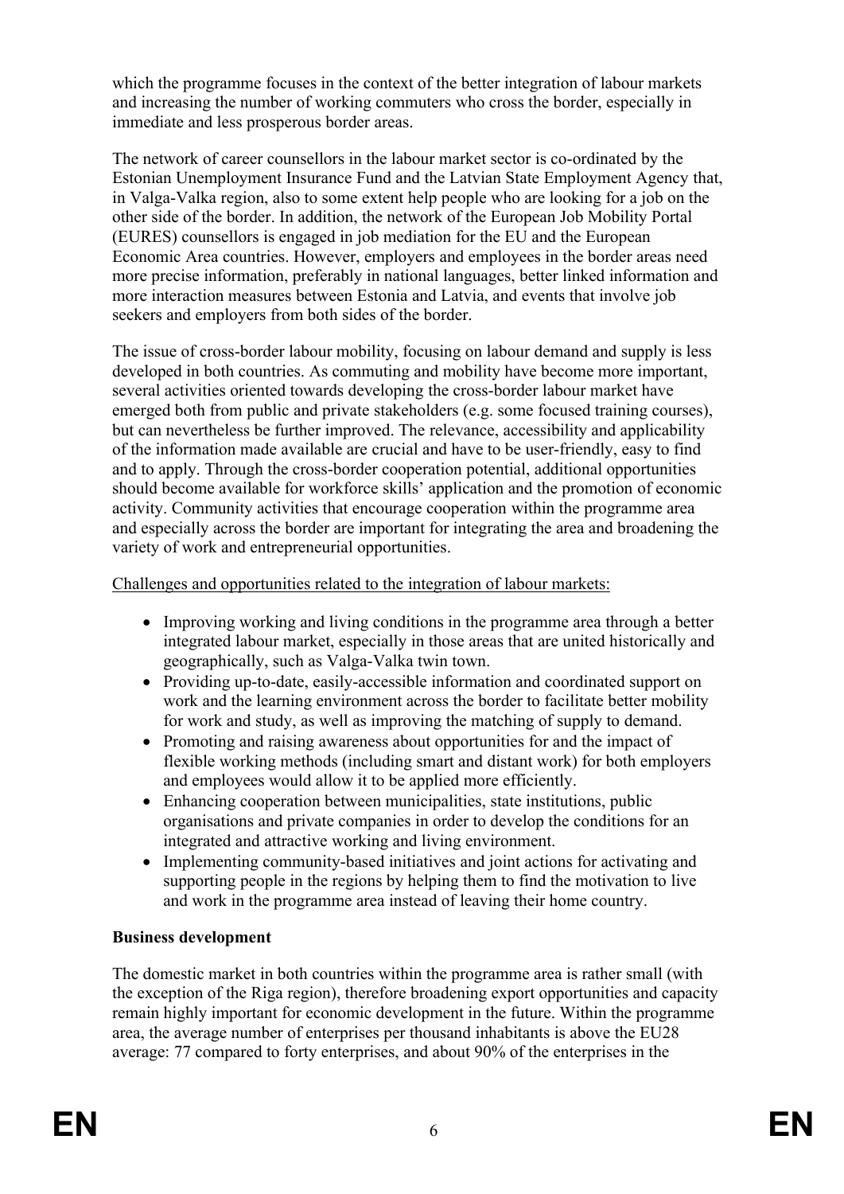which the programme focuses in the context of the better integration of labour markets and increasing the number of working commuters who cross the border, especially in immediate and less prosperous border areas.

The network of career counsellors in the labour market sector is co-ordinated by the Estonian Unemployment Insurance Fund and the Latvian State Employment Agency that, in Valga-Valka region, also to some extent help people who are looking for a job on the other side of the border. In addition, the network of the European Job Mobility Portal (EURES) counsellors is engaged in job mediation for the EU and the European Economic Area countries. However, employers and employees in the border areas need more precise information, preferably in national languages, better linked information and more interaction measures between Estonia and Latvia, and events that involve job seekers and employers from both sides of the border.

The issue of cross-border labour mobility, focusing on labour demand and supply is less developed in both countries. As commuting and mobility have become more important, several activities oriented towards developing the cross-border labour market have emerged both from public and private stakeholders (e.g. some focused training courses), but can nevertheless be further improved. The relevance, accessibility and applicability of the information made available are crucial and have to be user-friendly, easy to find and to apply. Through the cross-border cooperation potential, additional opportunities should become available for workforce skills' application and the promotion of economic activity. Community activities that encourage cooperation within the programme area and especially across the border are important for integrating the area and broadening the variety of work and entrepreneurial opportunities.

<u>Challenges and opportunities related to the integration of labour markets:</u>

- Improving working and living conditions in the programme area through a better integrated labour market, especially in those areas that are united historically and geographically, such as Valga-Valka twin town.
- Providing up-to-date, easily-accessible information and coordinated support on work and the learning environment across the border to facilitate better mobility for work and study, as well as improving the matching of supply to demand.
- Promoting and raising awareness about opportunities for and the impact of flexible working methods (including smart and distant work) for both employers and employees would allow it to be applied more efficiently.
- Enhancing cooperation between municipalities, state institutions, public organisations and private companies in order to develop the conditions for an integrated and attractive working and living environment.
- Implementing community-based initiatives and joint actions for activating and supporting people in the regions by helping them to find the motivation to live and work in the programme area instead of leaving their home country.

**Business development**

The domestic market in both countries within the programme area is rather small (with the exception of the Riga region), therefore broadening export opportunities and capacity remain highly important for economic development in the future. Within the programme area, the average number of enterprises per thousand inhabitants is above the EU28 average: 77 compared to forty enterprises, and about 90% of the enterprises in the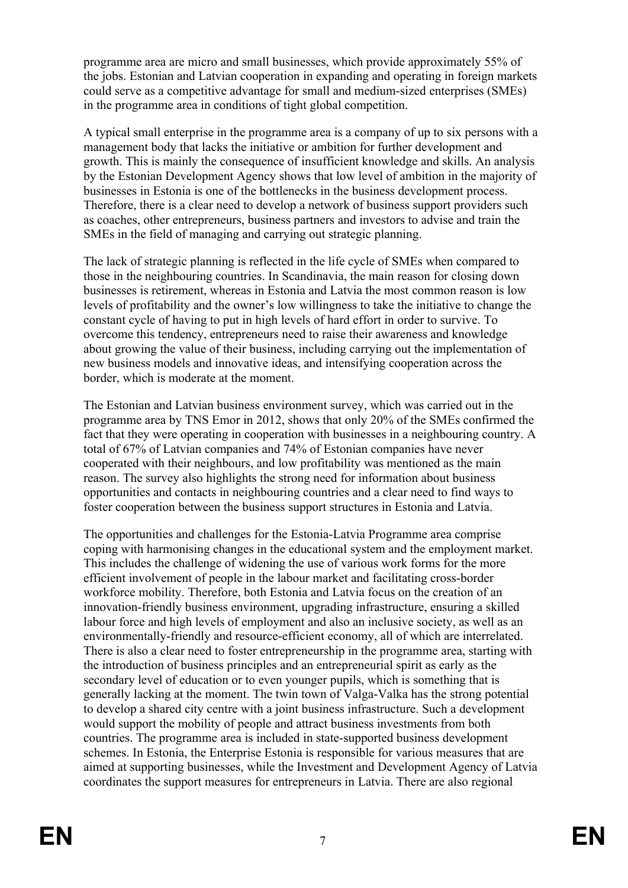programme area are micro and small businesses, which provide approximately 55% of the jobs. Estonian and Latvian cooperation in expanding and operating in foreign markets could serve as a competitive advantage for small and medium-sized enterprises (SMEs) in the programme area in conditions of tight global competition.

A typical small enterprise in the programme area is a company of up to six persons with a management body that lacks the initiative or ambition for further development and growth. This is mainly the consequence of insufficient knowledge and skills. An analysis by the Estonian Development Agency shows that low level of ambition in the majority of businesses in Estonia is one of the bottlenecks in the business development process. Therefore, there is a clear need to develop a network of business support providers such as coaches, other entrepreneurs, business partners and investors to advise and train the SMEs in the field of managing and carrying out strategic planning.

The lack of strategic planning is reflected in the life cycle of SMEs when compared to those in the neighbouring countries. In Scandinavia, the main reason for closing down businesses is retirement, whereas in Estonia and Latvia the most common reason is low levels of profitability and the owner's low willingness to take the initiative to change the constant cycle of having to put in high levels of hard effort in order to survive. To overcome this tendency, entrepreneurs need to raise their awareness and knowledge about growing the value of their business, including carrying out the implementation of new business models and innovative ideas, and intensifying cooperation across the border, which is moderate at the moment.

The Estonian and Latvian business environment survey, which was carried out in the programme area by TNS Emor in 2012, shows that only 20% of the SMEs confirmed the fact that they were operating in cooperation with businesses in a neighbouring country. A total of 67% of Latvian companies and 74% of Estonian companies have never cooperated with their neighbours, and low profitability was mentioned as the main reason. The survey also highlights the strong need for information about business opportunities and contacts in neighbouring countries and a clear need to find ways to foster cooperation between the business support structures in Estonia and Latvia.

The opportunities and challenges for the Estonia-Latvia Programme area comprise coping with harmonising changes in the educational system and the employment market. This includes the challenge of widening the use of various work forms for the more efficient involvement of people in the labour market and facilitating cross-border workforce mobility. Therefore, both Estonia and Latvia focus on the creation of an innovation-friendly business environment, upgrading infrastructure, ensuring a skilled labour force and high levels of employment and also an inclusive society, as well as an environmentally-friendly and resource-efficient economy, all of which are interrelated. There is also a clear need to foster entrepreneurship in the programme area, starting with the introduction of business principles and an entrepreneurial spirit as early as the secondary level of education or to even younger pupils, which is something that is generally lacking at the moment. The twin town of Valga-Valka has the strong potential to develop a shared city centre with a joint business infrastructure. Such a development would support the mobility of people and attract business investments from both countries. The programme area is included in state-supported business development schemes. In Estonia, the Enterprise Estonia is responsible for various measures that are aimed at supporting businesses, while the Investment and Development Agency of Latvia coordinates the support measures for entrepreneurs in Latvia. There are also regional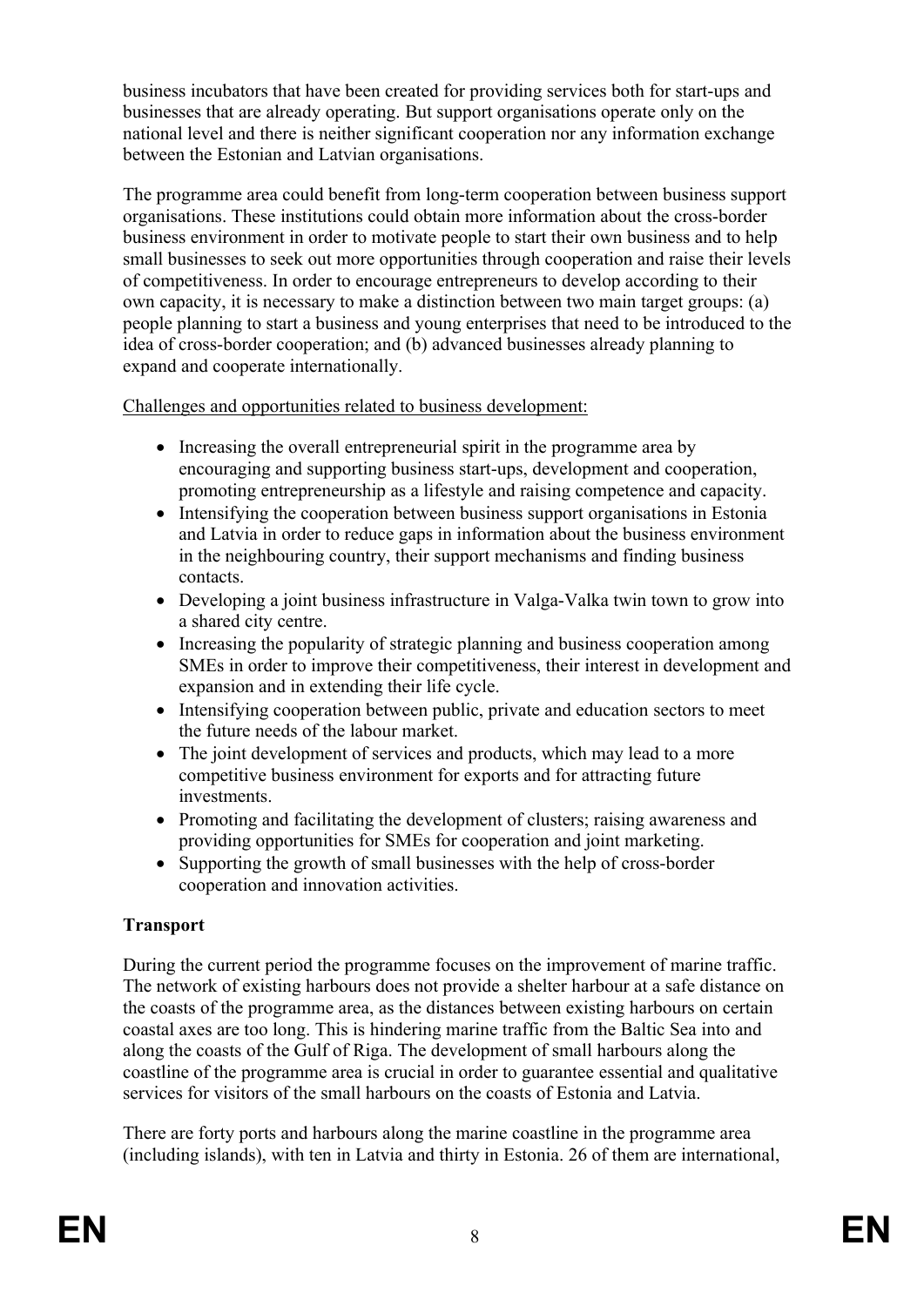business incubators that have been created for providing services both for start-ups and businesses that are already operating. But support organisations operate only on the national level and there is neither significant cooperation nor any information exchange between the Estonian and Latvian organisations.

The programme area could benefit from long-term cooperation between business support organisations. These institutions could obtain more information about the cross-border business environment in order to motivate people to start their own business and to help small businesses to seek out more opportunities through cooperation and raise their levels of competitiveness. In order to encourage entrepreneurs to develop according to their own capacity, it is necessary to make a distinction between two main target groups: (a) people planning to start a business and young enterprises that need to be introduced to the idea of cross-border cooperation; and (b) advanced businesses already planning to expand and cooperate internationally.

Challenges and opportunities related to business development:

- Increasing the overall entrepreneurial spirit in the programme area by encouraging and supporting business start-ups, development and cooperation, promoting entrepreneurship as a lifestyle and raising competence and capacity.
- Intensifying the cooperation between business support organisations in Estonia and Latvia in order to reduce gaps in information about the business environment in the neighbouring country, their support mechanisms and finding business contacts.
- Developing a joint business infrastructure in Valga-Valka twin town to grow into a shared city centre.
- Increasing the popularity of strategic planning and business cooperation among SMEs in order to improve their competitiveness, their interest in development and expansion and in extending their life cycle.
- Intensifying cooperation between public, private and education sectors to meet the future needs of the labour market.
- The joint development of services and products, which may lead to a more competitive business environment for exports and for attracting future investments.
- Promoting and facilitating the development of clusters; raising awareness and providing opportunities for SMEs for cooperation and joint marketing.
- Supporting the growth of small businesses with the help of cross-border cooperation and innovation activities.

**Transport**

During the current period the programme focuses on the improvement of marine traffic. The network of existing harbours does not provide a shelter harbour at a safe distance on the coasts of the programme area, as the distances between existing harbours on certain coastal axes are too long. This is hindering marine traffic from the Baltic Sea into and along the coasts of the Gulf of Riga. The development of small harbours along the coastline of the programme area is crucial in order to guarantee essential and qualitative services for visitors of the small harbours on the coasts of Estonia and Latvia.

There are forty ports and harbours along the marine coastline in the programme area (including islands), with ten in Latvia and thirty in Estonia. 26 of them are international,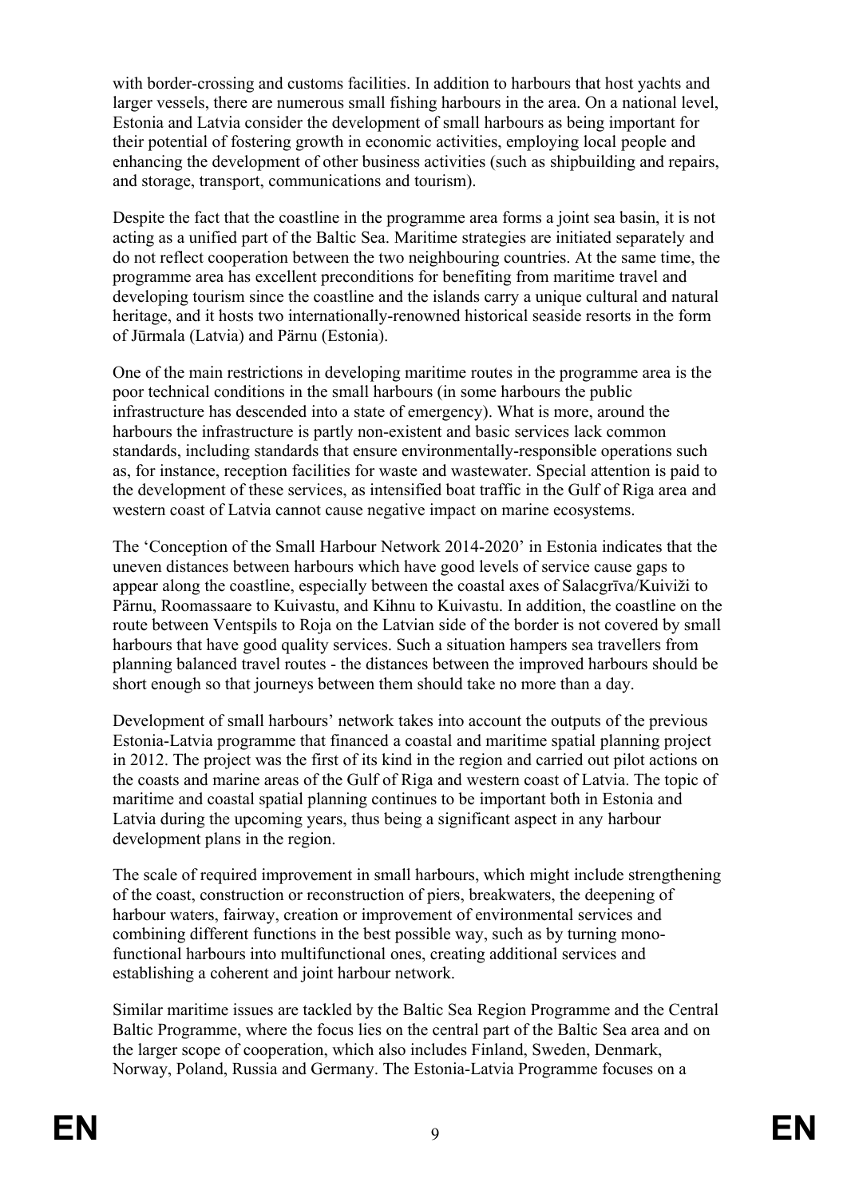with border-crossing and customs facilities. In addition to harbours that host yachts and larger vessels, there are numerous small fishing harbours in the area. On a national level, Estonia and Latvia consider the development of small harbours as being important for their potential of fostering growth in economic activities, employing local people and enhancing the development of other business activities (such as shipbuilding and repairs, and storage, transport, communications and tourism).

Despite the fact that the coastline in the programme area forms a joint sea basin, it is not acting as a unified part of the Baltic Sea. Maritime strategies are initiated separately and do not reflect cooperation between the two neighbouring countries. At the same time, the programme area has excellent preconditions for benefiting from maritime travel and developing tourism since the coastline and the islands carry a unique cultural and natural heritage, and it hosts two internationally-renowned historical seaside resorts in the form of Jūrmala (Latvia) and Pärnu (Estonia).

One of the main restrictions in developing maritime routes in the programme area is the poor technical conditions in the small harbours (in some harbours the public infrastructure has descended into a state of emergency). What is more, around the harbours the infrastructure is partly non-existent and basic services lack common standards, including standards that ensure environmentally-responsible operations such as, for instance, reception facilities for waste and wastewater. Special attention is paid to the development of these services, as intensified boat traffic in the Gulf of Riga area and western coast of Latvia cannot cause negative impact on marine ecosystems.

The 'Conception of the Small Harbour Network 2014-2020' in Estonia indicates that the uneven distances between harbours which have good levels of service cause gaps to appear along the coastline, especially between the coastal axes of Salacgrīva/Kuiviži to Pärnu, Roomassaare to Kuivastu, and Kihnu to Kuivastu. In addition, the coastline on the route between Ventspils to Roja on the Latvian side of the border is not covered by small harbours that have good quality services. Such a situation hampers sea travellers from planning balanced travel routes - the distances between the improved harbours should be short enough so that journeys between them should take no more than a day.

Development of small harbours' network takes into account the outputs of the previous Estonia-Latvia programme that financed a coastal and maritime spatial planning project in 2012. The project was the first of its kind in the region and carried out pilot actions on the coasts and marine areas of the Gulf of Riga and western coast of Latvia. The topic of maritime and coastal spatial planning continues to be important both in Estonia and Latvia during the upcoming years, thus being a significant aspect in any harbour development plans in the region.

The scale of required improvement in small harbours, which might include strengthening of the coast, construction or reconstruction of piers, breakwaters, the deepening of harbour waters, fairway, creation or improvement of environmental services and combining different functions in the best possible way, such as by turning mono-functional harbours into multifunctional ones, creating additional services and establishing a coherent and joint harbour network.

Similar maritime issues are tackled by the Baltic Sea Region Programme and the Central Baltic Programme, where the focus lies on the central part of the Baltic Sea area and on the larger scope of cooperation, which also includes Finland, Sweden, Denmark, Norway, Poland, Russia and Germany. The Estonia-Latvia Programme focuses on a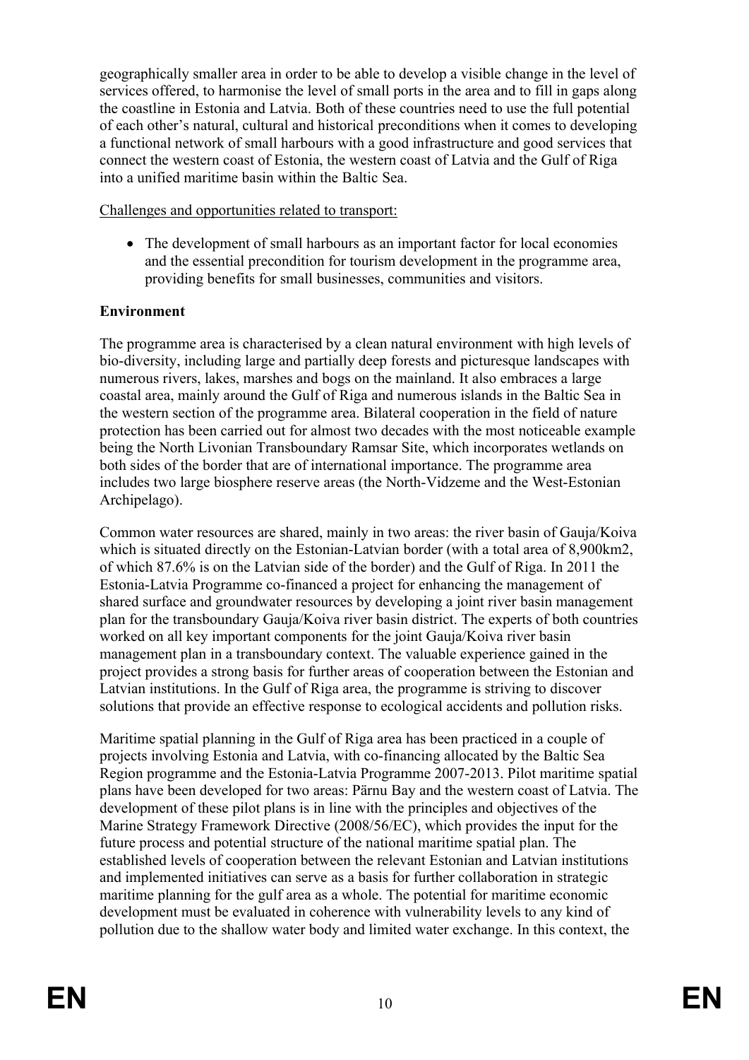geographically smaller area in order to be able to develop a visible change in the level of services offered, to harmonise the level of small ports in the area and to fill in gaps along the coastline in Estonia and Latvia. Both of these countries need to use the full potential of each other's natural, cultural and historical preconditions when it comes to developing a functional network of small harbours with a good infrastructure and good services that connect the western coast of Estonia, the western coast of Latvia and the Gulf of Riga into a unified maritime basin within the Baltic Sea.

Challenges and opportunities related to transport:

- The development of small harbours as an important factor for local economies and the essential precondition for tourism development in the programme area, providing benefits for small businesses, communities and visitors.

**Environment**

The programme area is characterised by a clean natural environment with high levels of bio-diversity, including large and partially deep forests and picturesque landscapes with numerous rivers, lakes, marshes and bogs on the mainland. It also embraces a large coastal area, mainly around the Gulf of Riga and numerous islands in the Baltic Sea in the western section of the programme area. Bilateral cooperation in the field of nature protection has been carried out for almost two decades with the most noticeable example being the North Livonian Transboundary Ramsar Site, which incorporates wetlands on both sides of the border that are of international importance. The programme area includes two large biosphere reserve areas (the North-Vidzeme and the West-Estonian Archipelago).

Common water resources are shared, mainly in two areas: the river basin of Gauja/Koiva which is situated directly on the Estonian-Latvian border (with a total area of 8,900km2, of which 87.6% is on the Latvian side of the border) and the Gulf of Riga. In 2011 the Estonia-Latvia Programme co-financed a project for enhancing the management of shared surface and groundwater resources by developing a joint river basin management plan for the transboundary Gauja/Koiva river basin district. The experts of both countries worked on all key important components for the joint Gauja/Koiva river basin management plan in a transboundary context. The valuable experience gained in the project provides a strong basis for further areas of cooperation between the Estonian and Latvian institutions. In the Gulf of Riga area, the programme is striving to discover solutions that provide an effective response to ecological accidents and pollution risks.

Maritime spatial planning in the Gulf of Riga area has been practiced in a couple of projects involving Estonia and Latvia, with co-financing allocated by the Baltic Sea Region programme and the Estonia-Latvia Programme 2007-2013. Pilot maritime spatial plans have been developed for two areas: Pärnu Bay and the western coast of Latvia. The development of these pilot plans is in line with the principles and objectives of the Marine Strategy Framework Directive (2008/56/EC), which provides the input for the future process and potential structure of the national maritime spatial plan. The established levels of cooperation between the relevant Estonian and Latvian institutions and implemented initiatives can serve as a basis for further collaboration in strategic maritime planning for the gulf area as a whole. The potential for maritime economic development must be evaluated in coherence with vulnerability levels to any kind of pollution due to the shallow water body and limited water exchange. In this context, the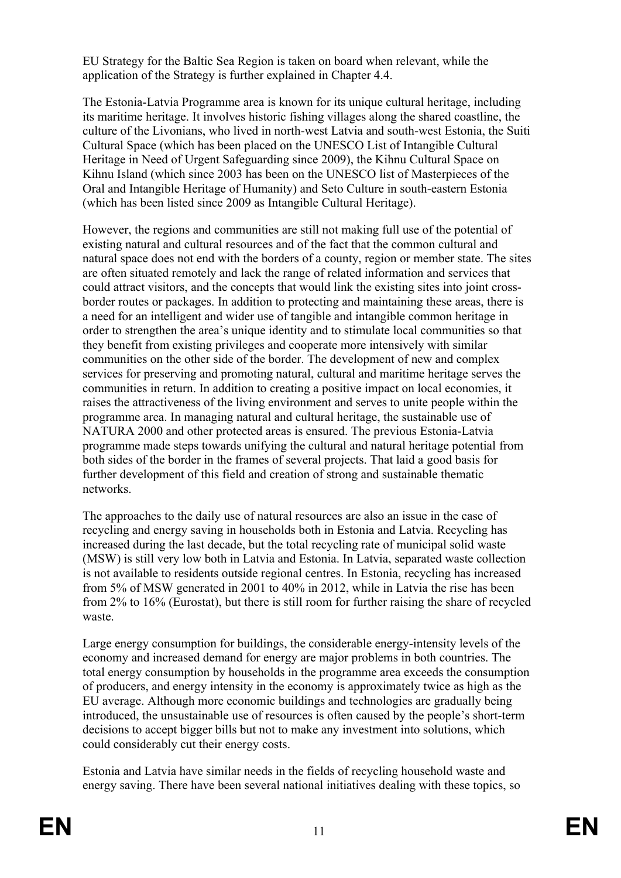EU Strategy for the Baltic Sea Region is taken on board when relevant, while the application of the Strategy is further explained in Chapter 4.4.

The Estonia-Latvia Programme area is known for its unique cultural heritage, including its maritime heritage. It involves historic fishing villages along the shared coastline, the culture of the Livonians, who lived in north-west Latvia and south-west Estonia, the Suiti Cultural Space (which has been placed on the UNESCO List of Intangible Cultural Heritage in Need of Urgent Safeguarding since 2009), the Kihnu Cultural Space on Kihnu Island (which since 2003 has been on the UNESCO list of Masterpieces of the Oral and Intangible Heritage of Humanity) and Seto Culture in south-eastern Estonia (which has been listed since 2009 as Intangible Cultural Heritage).

However, the regions and communities are still not making full use of the potential of existing natural and cultural resources and of the fact that the common cultural and natural space does not end with the borders of a county, region or member state. The sites are often situated remotely and lack the range of related information and services that could attract visitors, and the concepts that would link the existing sites into joint cross-border routes or packages. In addition to protecting and maintaining these areas, there is a need for an intelligent and wider use of tangible and intangible common heritage in order to strengthen the area's unique identity and to stimulate local communities so that they benefit from existing privileges and cooperate more intensively with similar communities on the other side of the border. The development of new and complex services for preserving and promoting natural, cultural and maritime heritage serves the communities in return. In addition to creating a positive impact on local economies, it raises the attractiveness of the living environment and serves to unite people within the programme area. In managing natural and cultural heritage, the sustainable use of NATURA 2000 and other protected areas is ensured. The previous Estonia-Latvia programme made steps towards unifying the cultural and natural heritage potential from both sides of the border in the frames of several projects. That laid a good basis for further development of this field and creation of strong and sustainable thematic networks.

The approaches to the daily use of natural resources are also an issue in the case of recycling and energy saving in households both in Estonia and Latvia. Recycling has increased during the last decade, but the total recycling rate of municipal solid waste (MSW) is still very low both in Latvia and Estonia. In Latvia, separated waste collection is not available to residents outside regional centres. In Estonia, recycling has increased from 5% of MSW generated in 2001 to 40% in 2012, while in Latvia the rise has been from 2% to 16% (Eurostat), but there is still room for further raising the share of recycled waste.

Large energy consumption for buildings, the considerable energy-intensity levels of the economy and increased demand for energy are major problems in both countries. The total energy consumption by households in the programme area exceeds the consumption of producers, and energy intensity in the economy is approximately twice as high as the EU average. Although more economic buildings and technologies are gradually being introduced, the unsustainable use of resources is often caused by the people's short-term decisions to accept bigger bills but not to make any investment into solutions, which could considerably cut their energy costs.

Estonia and Latvia have similar needs in the fields of recycling household waste and energy saving. There have been several national initiatives dealing with these topics, so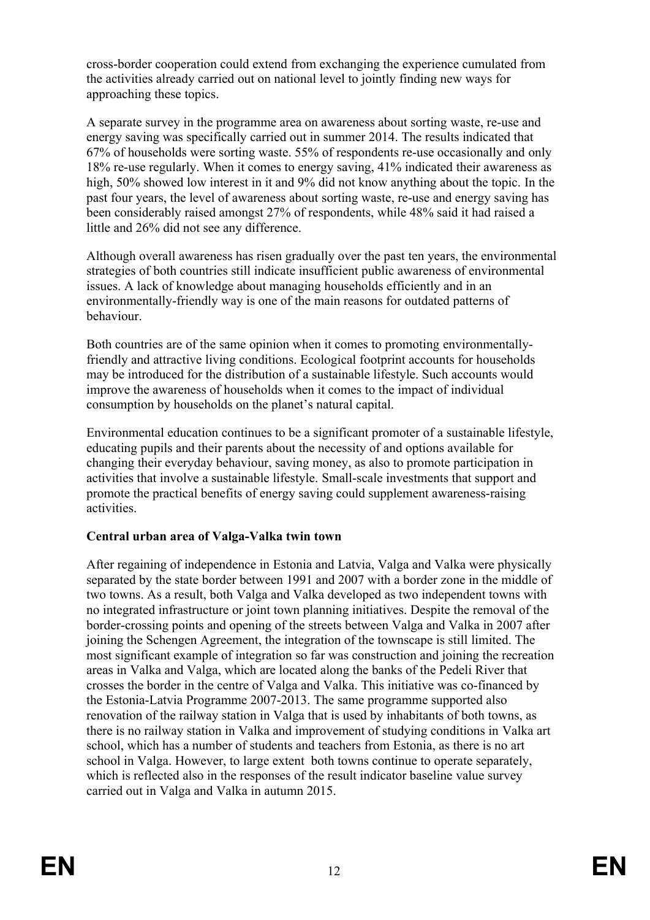cross-border cooperation could extend from exchanging the experience cumulated from the activities already carried out on national level to jointly finding new ways for approaching these topics.

A separate survey in the programme area on awareness about sorting waste, re-use and energy saving was specifically carried out in summer 2014. The results indicated that 67% of households were sorting waste. 55% of respondents re-use occasionally and only 18% re-use regularly. When it comes to energy saving, 41% indicated their awareness as high, 50% showed low interest in it and 9% did not know anything about the topic. In the past four years, the level of awareness about sorting waste, re-use and energy saving has been considerably raised amongst 27% of respondents, while 48% said it had raised a little and 26% did not see any difference.

Although overall awareness has risen gradually over the past ten years, the environmental strategies of both countries still indicate insufficient public awareness of environmental issues. A lack of knowledge about managing households efficiently and in an environmentally-friendly way is one of the main reasons for outdated patterns of behaviour.

Both countries are of the same opinion when it comes to promoting environmentally-friendly and attractive living conditions. Ecological footprint accounts for households may be introduced for the distribution of a sustainable lifestyle. Such accounts would improve the awareness of households when it comes to the impact of individual consumption by households on the planet's natural capital.

Environmental education continues to be a significant promoter of a sustainable lifestyle, educating pupils and their parents about the necessity of and options available for changing their everyday behaviour, saving money, as also to promote participation in activities that involve a sustainable lifestyle. Small-scale investments that support and promote the practical benefits of energy saving could supplement awareness-raising activities.

**Central urban area of Valga-Valka twin town**

After regaining of independence in Estonia and Latvia, Valga and Valka were physically separated by the state border between 1991 and 2007 with a border zone in the middle of two towns. As a result, both Valga and Valka developed as two independent towns with no integrated infrastructure or joint town planning initiatives. Despite the removal of the border-crossing points and opening of the streets between Valga and Valka in 2007 after joining the Schengen Agreement, the integration of the townscape is still limited. The most significant example of integration so far was construction and joining the recreation areas in Valka and Valga, which are located along the banks of the Pedeli River that crosses the border in the centre of Valga and Valka. This initiative was co-financed by the Estonia-Latvia Programme 2007-2013. The same programme supported also renovation of the railway station in Valga that is used by inhabitants of both towns, as there is no railway station in Valka and improvement of studying conditions in Valka art school, which has a number of students and teachers from Estonia, as there is no art school in Valga. However, to large extent both towns continue to operate separately, which is reflected also in the responses of the result indicator baseline value survey carried out in Valga and Valka in autumn 2015.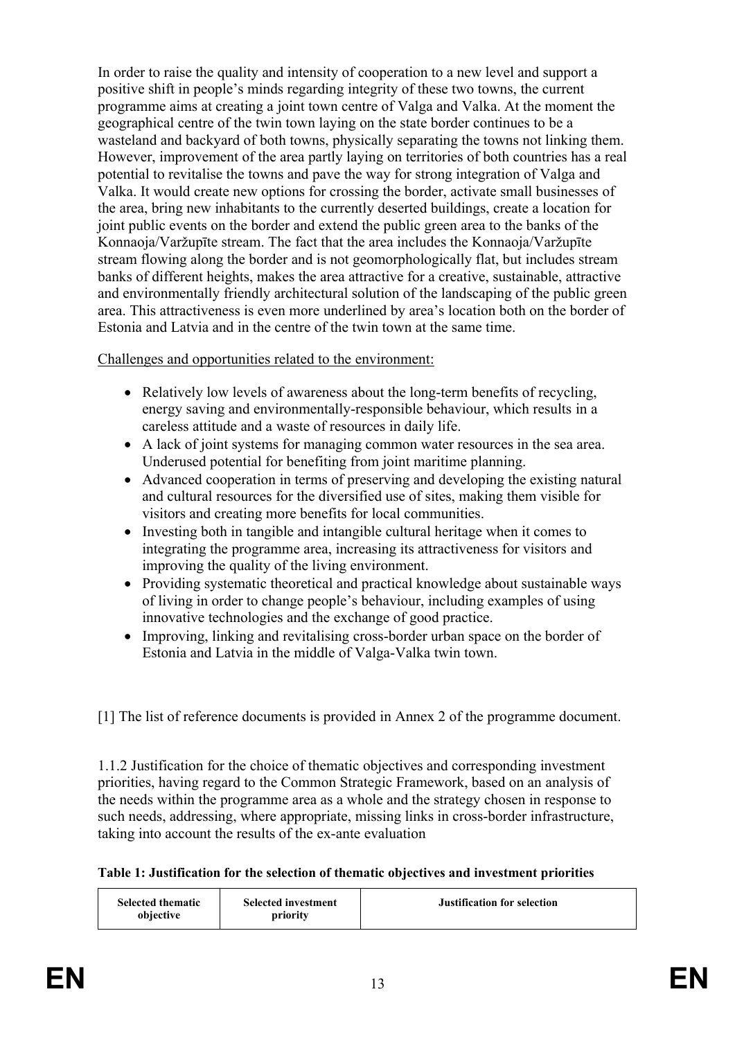In order to raise the quality and intensity of cooperation to a new level and support a positive shift in people's minds regarding integrity of these two towns, the current programme aims at creating a joint town centre of Valga and Valka. At the moment the geographical centre of the twin town laying on the state border continues to be a wasteland and backyard of both towns, physically separating the towns not linking them. However, improvement of the area partly laying on territories of both countries has a real potential to revitalise the towns and pave the way for strong integration of Valga and Valka. It would create new options for crossing the border, activate small businesses of the area, bring new inhabitants to the currently deserted buildings, create a location for joint public events on the border and extend the public green area to the banks of the Konnaoja/Varžupīte stream. The fact that the area includes the Konnaoja/Varžupīte stream flowing along the border and is not geomorphologically flat, but includes stream banks of different heights, makes the area attractive for a creative, sustainable, attractive and environmentally friendly architectural solution of the landscaping of the public green area. This attractiveness is even more underlined by area's location both on the border of Estonia and Latvia and in the centre of the twin town at the same time.

Challenges and opportunities related to the environment:

- Relatively low levels of awareness about the long-term benefits of recycling, energy saving and environmentally-responsible behaviour, which results in a careless attitude and a waste of resources in daily life.
- A lack of joint systems for managing common water resources in the sea area. Underused potential for benefiting from joint maritime planning.
- Advanced cooperation in terms of preserving and developing the existing natural and cultural resources for the diversified use of sites, making them visible for visitors and creating more benefits for local communities.
- Investing both in tangible and intangible cultural heritage when it comes to integrating the programme area, increasing its attractiveness for visitors and improving the quality of the living environment.
- Providing systematic theoretical and practical knowledge about sustainable ways of living in order to change people's behaviour, including examples of using innovative technologies and the exchange of good practice.
- Improving, linking and revitalising cross-border urban space on the border of Estonia and Latvia in the middle of Valga-Valka twin town.

[1] The list of reference documents is provided in Annex 2 of the programme document.

1.1.2 Justification for the choice of thematic objectives and corresponding investment priorities, having regard to the Common Strategic Framework, based on an analysis of the needs within the programme area as a whole and the strategy chosen in response to such needs, addressing, where appropriate, missing links in cross-border infrastructure, taking into account the results of the ex-ante evaluation

**Table 1: Justification for the selection of thematic objectives and investment priorities**

| Selected thematic objective | Selected investment priority | Justification for selection |
|---|---|---|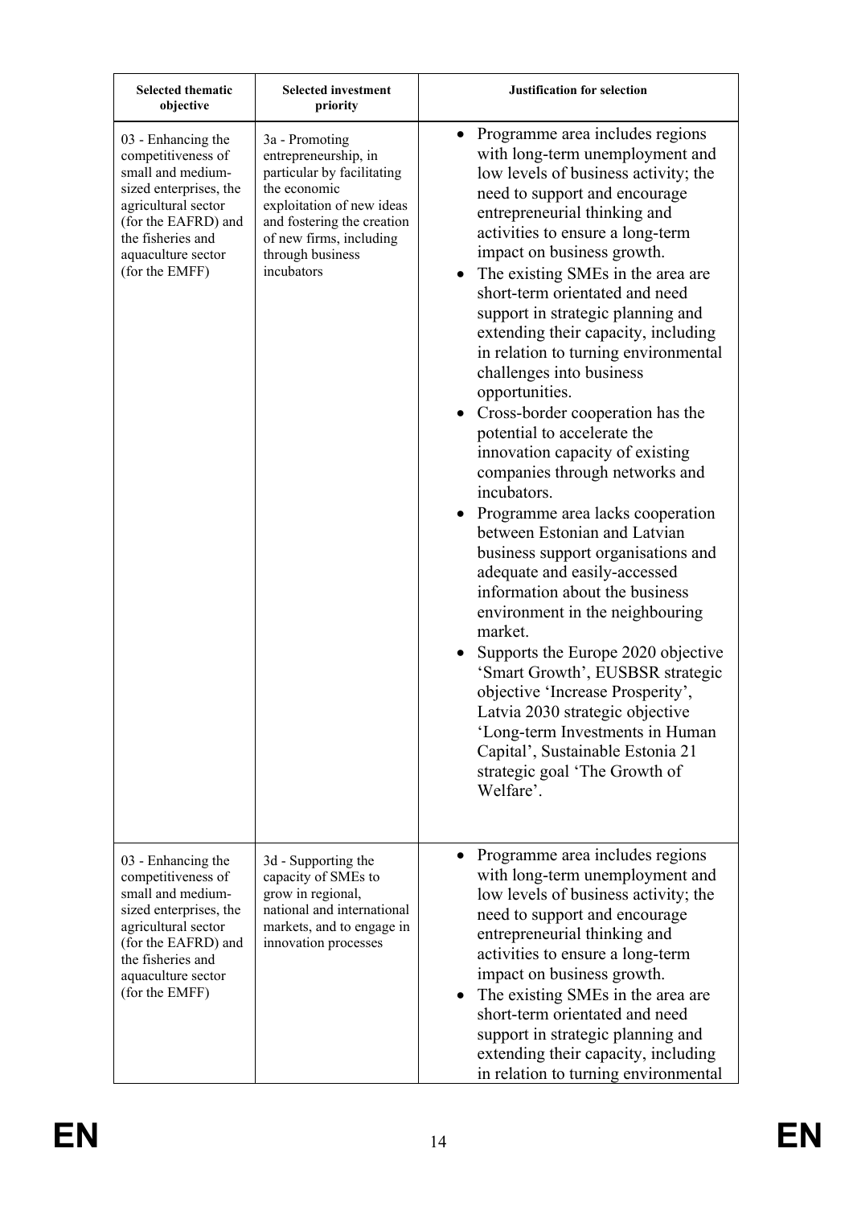| Selected thematic objective | Selected investment priority | Justification for selection |
|---|---|---|
| 03 - Enhancing the competitiveness of small and medium-sized enterprises, the agricultural sector (for the EAFRD) and the fisheries and aquaculture sector (for the EMFF) | 3a - Promoting entrepreneurship, in particular by facilitating the economic exploitation of new ideas and fostering the creation of new firms, including through business incubators | • Programme area includes regions with long-term unemployment and low levels of business activity; the need to support and encourage entrepreneurial thinking and activities to ensure a long-term impact on business growth.<br>• The existing SMEs in the area are short-term orientated and need support in strategic planning and extending their capacity, including in relation to turning environmental challenges into business opportunities.<br>• Cross-border cooperation has the potential to accelerate the innovation capacity of existing companies through networks and incubators.<br>• Programme area lacks cooperation between Estonian and Latvian business support organisations and adequate and easily-accessed information about the business environment in the neighbouring market.<br>• Supports the Europe 2020 objective 'Smart Growth', EUSBSR strategic objective 'Increase Prosperity', Latvia 2030 strategic objective 'Long-term Investments in Human Capital', Sustainable Estonia 21 strategic goal 'The Growth of Welfare'. |
| 03 - Enhancing the competitiveness of small and medium-sized enterprises, the agricultural sector (for the EAFRD) and the fisheries and aquaculture sector (for the EMFF) | 3d - Supporting the capacity of SMEs to grow in regional, national and international markets, and to engage in innovation processes | • Programme area includes regions with long-term unemployment and low levels of business activity; the need to support and encourage entrepreneurial thinking and activities to ensure a long-term impact on business growth.<br>• The existing SMEs in the area are short-term orientated and need support in strategic planning and extending their capacity, including in relation to turning environmental |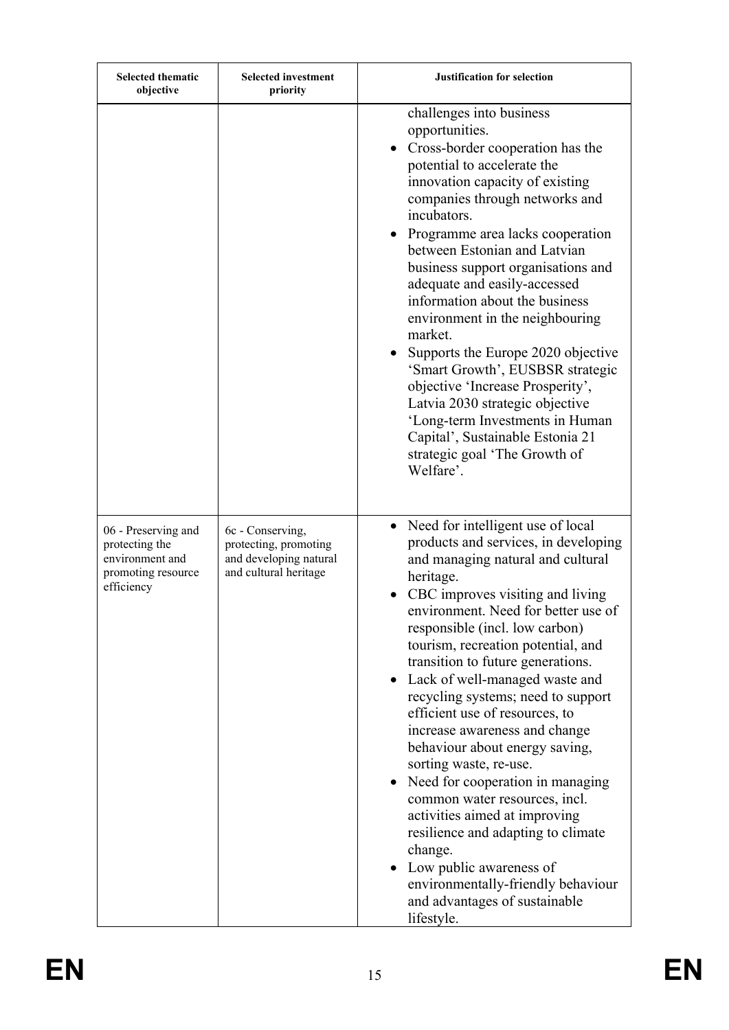| Selected thematic objective | Selected investment priority | Justification for selection |
|---|---|---|
| | | challenges into business opportunities.<br>• Cross-border cooperation has the potential to accelerate the innovation capacity of existing companies through networks and incubators.<br>• Programme area lacks cooperation between Estonian and Latvian business support organisations and adequate and easily-accessed information about the business environment in the neighbouring market.<br>• Supports the Europe 2020 objective 'Smart Growth', EUSBSR strategic objective 'Increase Prosperity', Latvia 2030 strategic objective 'Long-term Investments in Human Capital', Sustainable Estonia 21 strategic goal 'The Growth of Welfare'. |
| 06 - Preserving and protecting the environment and promoting resource efficiency | 6c - Conserving, protecting, promoting and developing natural and cultural heritage | • Need for intelligent use of local products and services, in developing and managing natural and cultural heritage.<br>• CBC improves visiting and living environment. Need for better use of responsible (incl. low carbon) tourism, recreation potential, and transition to future generations.<br>• Lack of well-managed waste and recycling systems; need to support efficient use of resources, to increase awareness and change behaviour about energy saving, sorting waste, re-use.<br>• Need for cooperation in managing common water resources, incl. activities aimed at improving resilience and adapting to climate change.<br>• Low public awareness of environmentally-friendly behaviour and advantages of sustainable lifestyle. |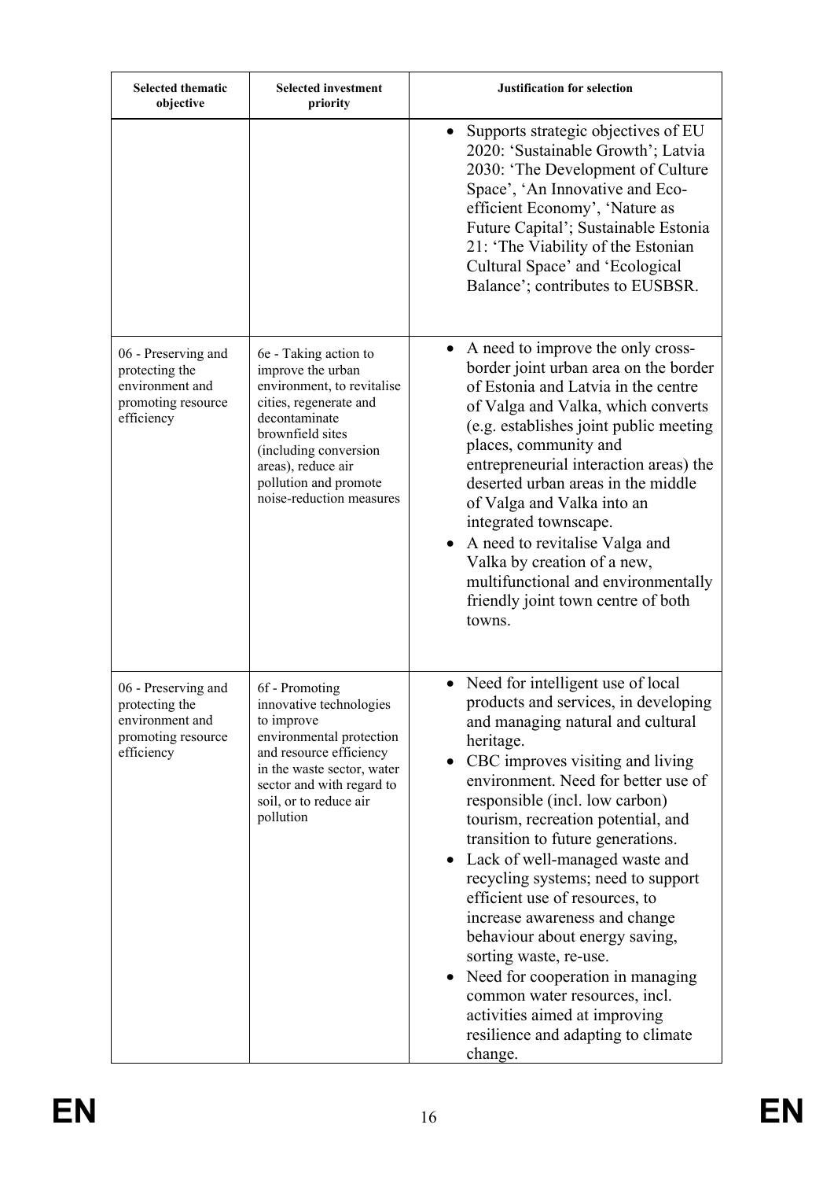| Selected thematic objective | Selected investment priority | Justification for selection |
|---|---|---|
| | | • Supports strategic objectives of EU 2020: 'Sustainable Growth'; Latvia 2030: 'The Development of Culture Space', 'An Innovative and Eco-efficient Economy', 'Nature as Future Capital'; Sustainable Estonia 21: 'The Viability of the Estonian Cultural Space' and 'Ecological Balance'; contributes to EUSBSR. |
| 06 - Preserving and protecting the environment and promoting resource efficiency | 6e - Taking action to improve the urban environment, to revitalise cities, regenerate and decontaminate brownfield sites (including conversion areas), reduce air pollution and promote noise-reduction measures | • A need to improve the only cross-border joint urban area on the border of Estonia and Latvia in the centre of Valga and Valka, which converts (e.g. establishes joint public meeting places, community and entrepreneurial interaction areas) the deserted urban areas in the middle of Valga and Valka into an integrated townscape.<br>• A need to revitalise Valga and Valka by creation of a new, multifunctional and environmentally friendly joint town centre of both towns. |
| 06 - Preserving and protecting the environment and promoting resource efficiency | 6f - Promoting innovative technologies to improve environmental protection and resource efficiency in the waste sector, water sector and with regard to soil, or to reduce air pollution | • Need for intelligent use of local products and services, in developing and managing natural and cultural heritage.<br>• CBC improves visiting and living environment. Need for better use of responsible (incl. low carbon) tourism, recreation potential, and transition to future generations.<br>• Lack of well-managed waste and recycling systems; need to support efficient use of resources, to increase awareness and change behaviour about energy saving, sorting waste, re-use.<br>• Need for cooperation in managing common water resources, incl. activities aimed at improving resilience and adapting to climate change. |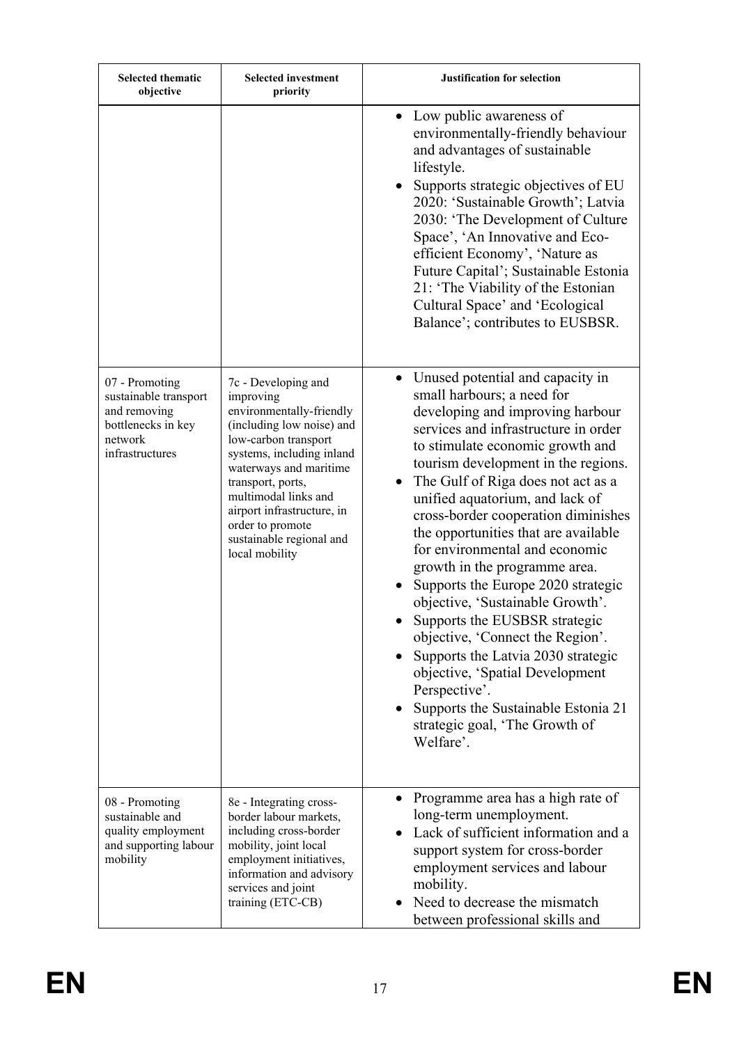| Selected thematic objective | Selected investment priority | Justification for selection |
|---|---|---|
| | | • Low public awareness of environmentally-friendly behaviour and advantages of sustainable lifestyle.<br>• Supports strategic objectives of EU 2020: 'Sustainable Growth'; Latvia 2030: 'The Development of Culture Space', 'An Innovative and Eco-efficient Economy', 'Nature as Future Capital'; Sustainable Estonia 21: 'The Viability of the Estonian Cultural Space' and 'Ecological Balance'; contributes to EUSBSR. |
| 07 - Promoting sustainable transport and removing bottlenecks in key network infrastructures | 7c - Developing and improving environmentally-friendly (including low noise) and low-carbon transport systems, including inland waterways and maritime transport, ports, multimodal links and airport infrastructure, in order to promote sustainable regional and local mobility | • Unused potential and capacity in small harbours; a need for developing and improving harbour services and infrastructure in order to stimulate economic growth and tourism development in the regions.<br>• The Gulf of Riga does not act as a unified aquatorium, and lack of cross-border cooperation diminishes the opportunities that are available for environmental and economic growth in the programme area.<br>• Supports the Europe 2020 strategic objective, 'Sustainable Growth'.<br>• Supports the EUSBSR strategic objective, 'Connect the Region'.<br>• Supports the Latvia 2030 strategic objective, 'Spatial Development Perspective'.<br>• Supports the Sustainable Estonia 21 strategic goal, 'The Growth of Welfare'. |
| 08 - Promoting sustainable and quality employment and supporting labour mobility | 8e - Integrating cross-border labour markets, including cross-border mobility, joint local employment initiatives, information and advisory services and joint training (ETC-CB) | • Programme area has a high rate of long-term unemployment.<br>• Lack of sufficient information and a support system for cross-border employment services and labour mobility.<br>• Need to decrease the mismatch between professional skills and |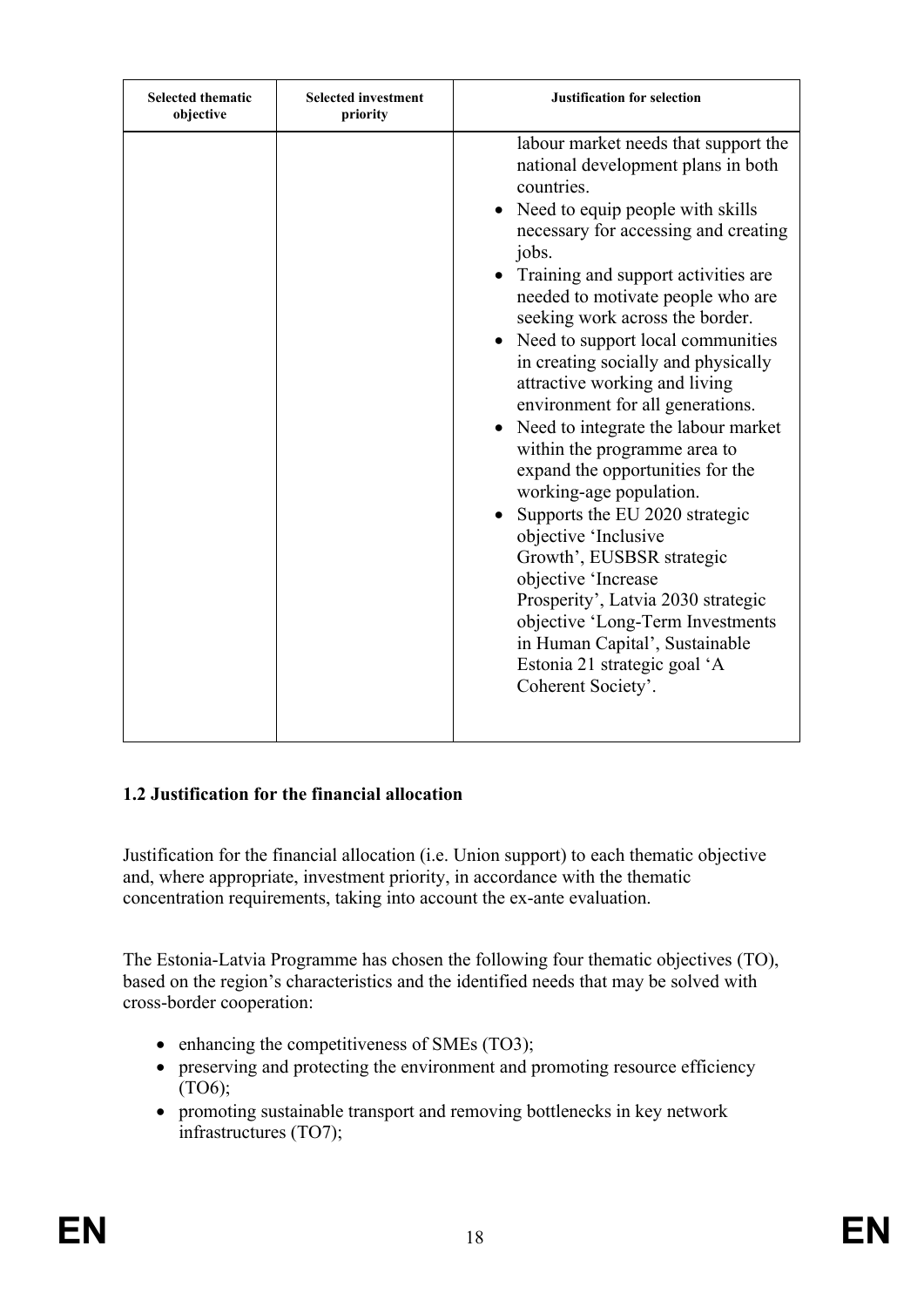| Selected thematic objective | Selected investment priority | Justification for selection |
|---|---|---|
| | | labour market needs that support the national development plans in both countries.<br>• Need to equip people with skills necessary for accessing and creating jobs.<br>• Training and support activities are needed to motivate people who are seeking work across the border.<br>• Need to support local communities in creating socially and physically attractive working and living environment for all generations.<br>• Need to integrate the labour market within the programme area to expand the opportunities for the working-age population.<br>• Supports the EU 2020 strategic objective 'Inclusive Growth', EUSBSR strategic objective 'Increase Prosperity', Latvia 2030 strategic objective 'Long-Term Investments in Human Capital', Sustainable Estonia 21 strategic goal 'A Coherent Society'. |

### 1.2 Justification for the financial allocation

Justification for the financial allocation (i.e. Union support) to each thematic objective and, where appropriate, investment priority, in accordance with the thematic concentration requirements, taking into account the ex-ante evaluation.

The Estonia-Latvia Programme has chosen the following four thematic objectives (TO), based on the region's characteristics and the identified needs that may be solved with cross-border cooperation:

- enhancing the competitiveness of SMEs (TO3);
- preserving and protecting the environment and promoting resource efficiency (TO6);
- promoting sustainable transport and removing bottlenecks in key network infrastructures (TO7);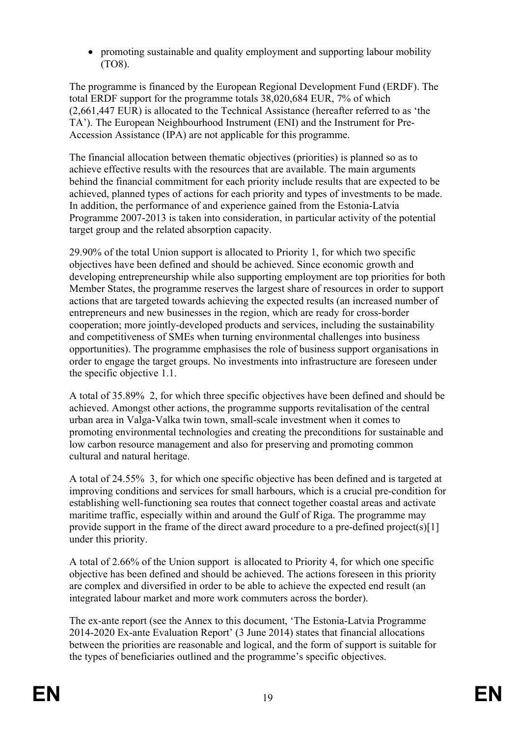- promoting sustainable and quality employment and supporting labour mobility (TO8).

The programme is financed by the European Regional Development Fund (ERDF). The total ERDF support for the programme totals 38,020,684 EUR, 7% of which (2,661,447 EUR) is allocated to the Technical Assistance (hereafter referred to as 'the TA'). The European Neighbourhood Instrument (ENI) and the Instrument for Pre-Accession Assistance (IPA) are not applicable for this programme.

The financial allocation between thematic objectives (priorities) is planned so as to achieve effective results with the resources that are available. The main arguments behind the financial commitment for each priority include results that are expected to be achieved, planned types of actions for each priority and types of investments to be made. In addition, the performance of and experience gained from the Estonia-Latvia Programme 2007-2013 is taken into consideration, in particular activity of the potential target group and the related absorption capacity.

29.90% of the total Union support is allocated to Priority 1, for which two specific objectives have been defined and should be achieved. Since economic growth and developing entrepreneurship while also supporting employment are top priorities for both Member States, the programme reserves the largest share of resources in order to support actions that are targeted towards achieving the expected results (an increased number of entrepreneurs and new businesses in the region, which are ready for cross-border cooperation; more jointly-developed products and services, including the sustainability and competitiveness of SMEs when turning environmental challenges into business opportunities). The programme emphasises the role of business support organisations in order to engage the target groups. No investments into infrastructure are foreseen under the specific objective 1.1.

A total of 35.89%  2, for which three specific objectives have been defined and should be achieved. Amongst other actions, the programme supports revitalisation of the central urban area in Valga-Valka twin town, small-scale investment when it comes to promoting environmental technologies and creating the preconditions for sustainable and low carbon resource management and also for preserving and promoting common cultural and natural heritage.

A total of 24.55%  3, for which one specific objective has been defined and is targeted at improving conditions and services for small harbours, which is a crucial pre-condition for establishing well-functioning sea routes that connect together coastal areas and activate maritime traffic, especially within and around the Gulf of Riga. The programme may provide support in the frame of the direct award procedure to a pre-defined project(s)[1] under this priority.

A total of 2.66% of the Union support  is allocated to Priority 4, for which one specific objective has been defined and should be achieved. The actions foreseen in this priority are complex and diversified in order to be able to achieve the expected end result (an integrated labour market and more work commuters across the border).

The ex-ante report (see the Annex to this document, 'The Estonia-Latvia Programme 2014-2020 Ex-ante Evaluation Report' (3 June 2014) states that financial allocations between the priorities are reasonable and logical, and the form of support is suitable for the types of beneficiaries outlined and the programme's specific objectives.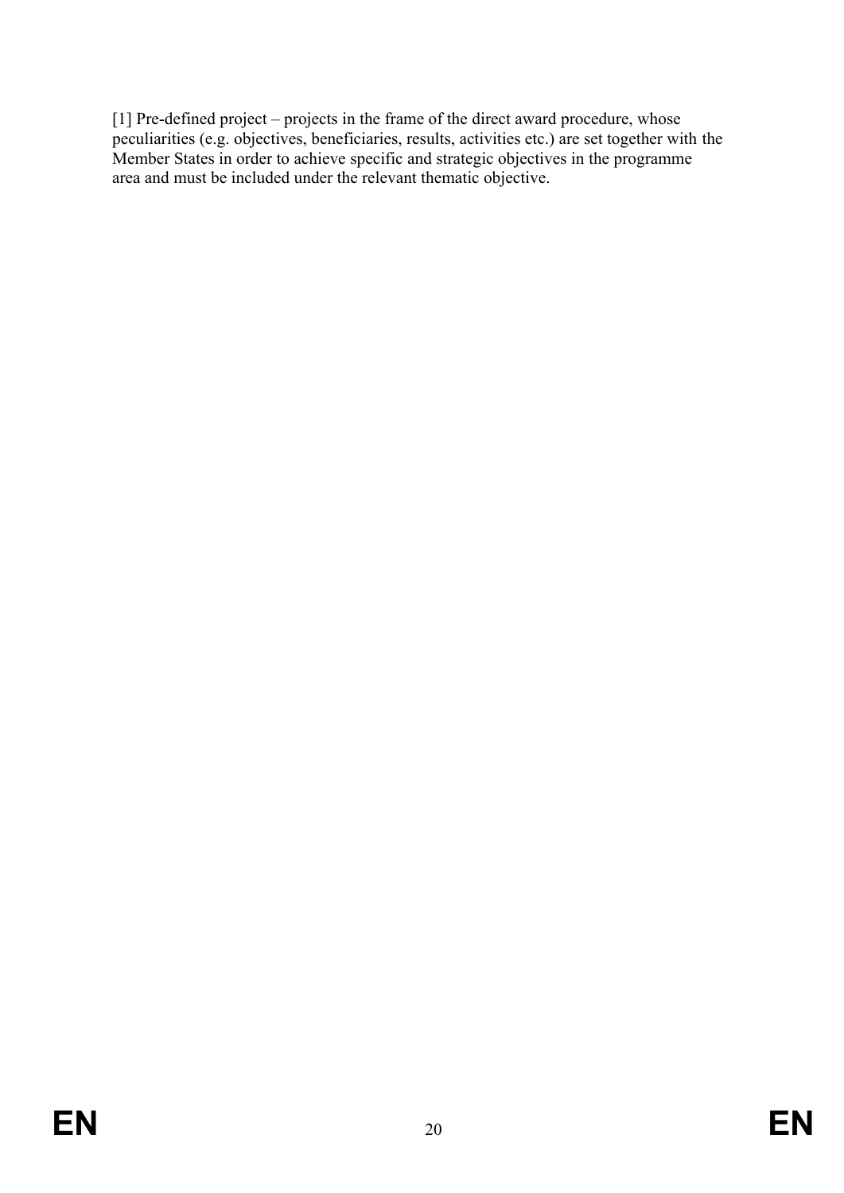[1] Pre-defined project – projects in the frame of the direct award procedure, whose peculiarities (e.g. objectives, beneficiaries, results, activities etc.) are set together with the Member States in order to achieve specific and strategic objectives in the programme area and must be included under the relevant thematic objective.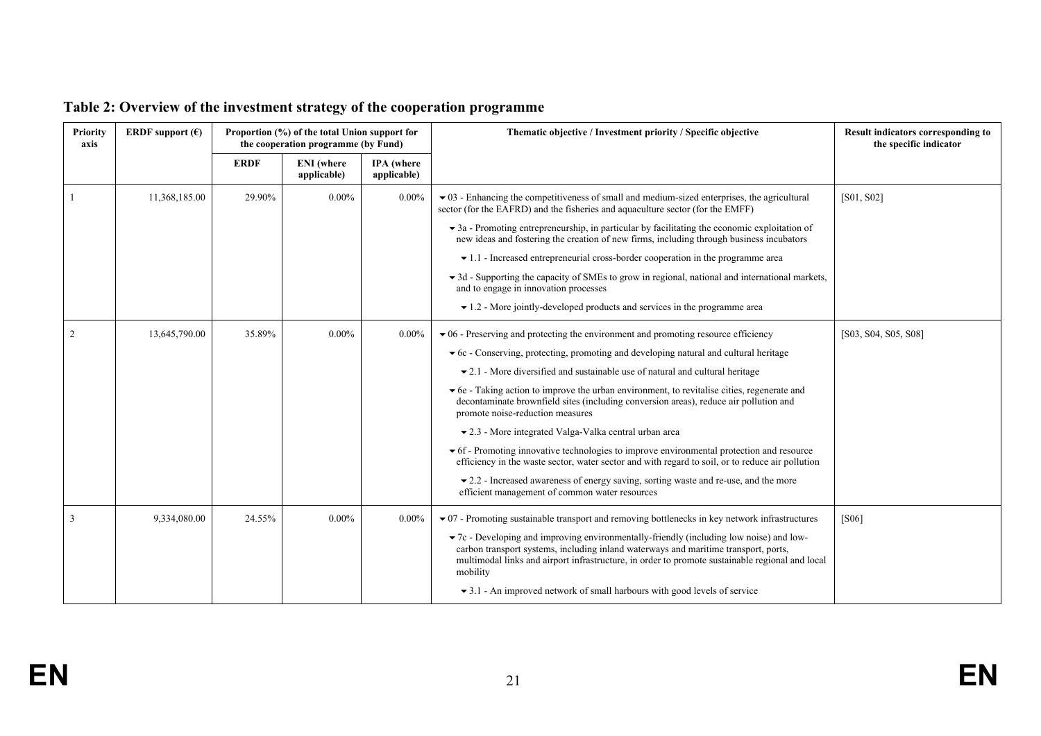## Table 2: Overview of the investment strategy of the cooperation programme

| Priority axis | ERDF support (€) | Proportion (%) of the total Union support for the cooperation programme (by Fund) | | | Thematic objective / Investment priority / Specific objective | Result indicators corresponding to the specific indicator |
|---|---|---|---|---|---|---|
| | | ERDF | ENI (where applicable) | IPA (where applicable) | | |
| 1 | 11,368,185.00 | 29.90% | 0.00% | 0.00% | ▾ 03 - Enhancing the competitiveness of small and medium-sized enterprises, the agricultural sector (for the EAFRD) and the fisheries and aquaculture sector (for the EMFF)<br>▾ 3a - Promoting entrepreneurship, in particular by facilitating the economic exploitation of new ideas and fostering the creation of new firms, including through business incubators<br>▾ 1.1 - Increased entrepreneurial cross-border cooperation in the programme area<br>▾ 3d - Supporting the capacity of SMEs to grow in regional, national and international markets, and to engage in innovation processes<br>▾ 1.2 - More jointly-developed products and services in the programme area | [S01, S02] |
| 2 | 13,645,790.00 | 35.89% | 0.00% | 0.00% | ▾ 06 - Preserving and protecting the environment and promoting resource efficiency<br>▾ 6c - Conserving, protecting, promoting and developing natural and cultural heritage<br>▾ 2.1 - More diversified and sustainable use of natural and cultural heritage<br>▾ 6e - Taking action to improve the urban environment, to revitalise cities, regenerate and decontaminate brownfield sites (including conversion areas), reduce air pollution and promote noise-reduction measures<br>▾ 2.3 - More integrated Valga-Valka central urban area<br>▾ 6f - Promoting innovative technologies to improve environmental protection and resource efficiency in the waste sector, water sector and with regard to soil, or to reduce air pollution<br>▾ 2.2 - Increased awareness of energy saving, sorting waste and re-use, and the more efficient management of common water resources | [S03, S04, S05, S08] |
| 3 | 9,334,080.00 | 24.55% | 0.00% | 0.00% | ▾ 07 - Promoting sustainable transport and removing bottlenecks in key network infrastructures<br>▾ 7c - Developing and improving environmentally-friendly (including low noise) and low-carbon transport systems, including inland waterways and maritime transport, ports, multimodal links and airport infrastructure, in order to promote sustainable regional and local mobility<br>▾ 3.1 - An improved network of small harbours with good levels of service | [S06] |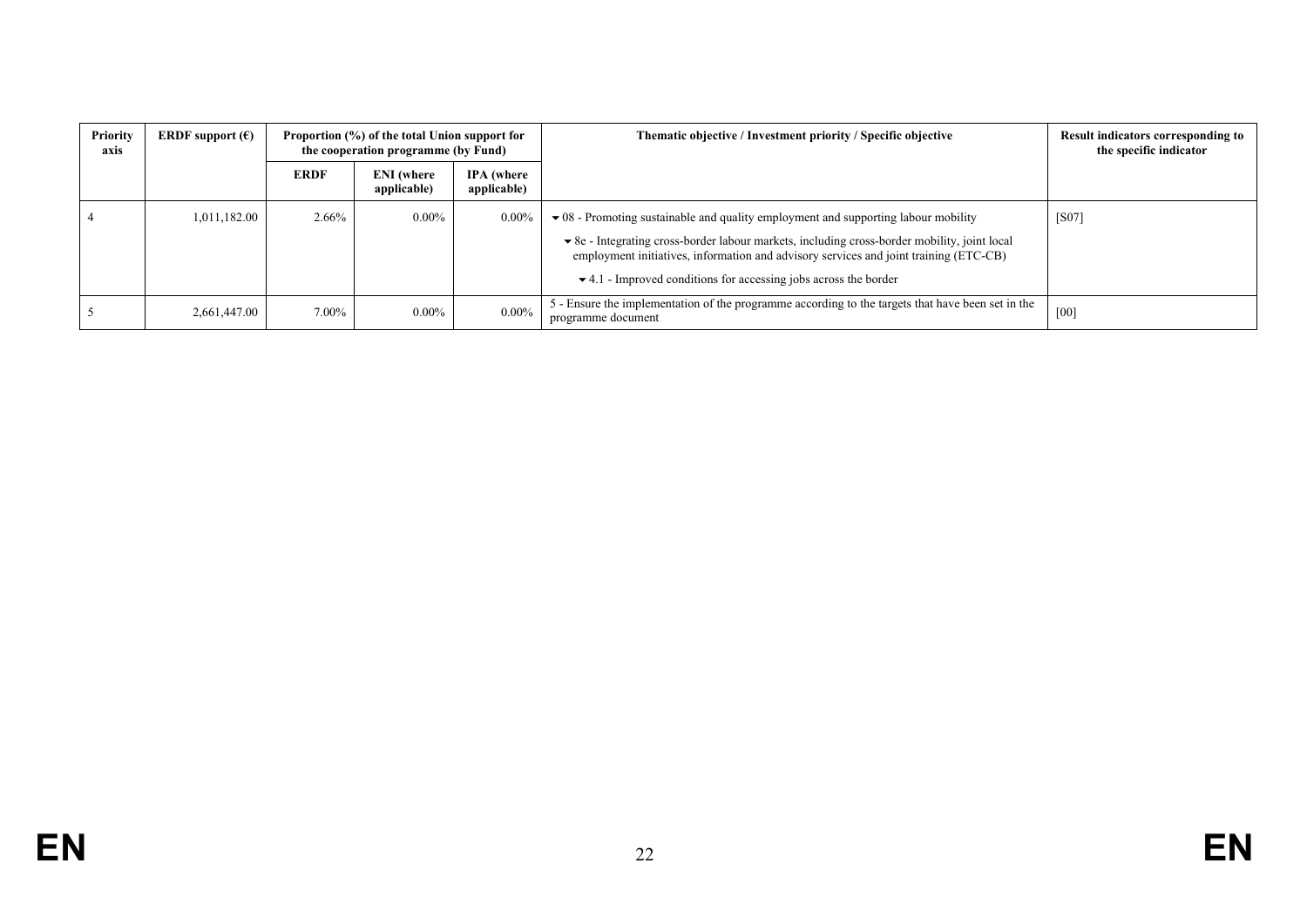| Priority axis | ERDF support (€) | Proportion (%) of the total Union support for the cooperation programme (by Fund) | | | Thematic objective / Investment priority / Specific objective | Result indicators corresponding to the specific indicator |
|---|---|---|---|---|---|---|
| | | ERDF | ENI (where applicable) | IPA (where applicable) | | |
| 4 | 1,011,182.00 | 2.66% | 0.00% | 0.00% | ▾ 08 - Promoting sustainable and quality employment and supporting labour mobility<br>▾ 8e - Integrating cross-border labour markets, including cross-border mobility, joint local employment initiatives, information and advisory services and joint training (ETC-CB)<br>▾ 4.1 - Improved conditions for accessing jobs across the border | [S07] |
| 5 | 2,661,447.00 | 7.00% | 0.00% | 0.00% | 5 - Ensure the implementation of the programme according to the targets that have been set in the programme document | [00] |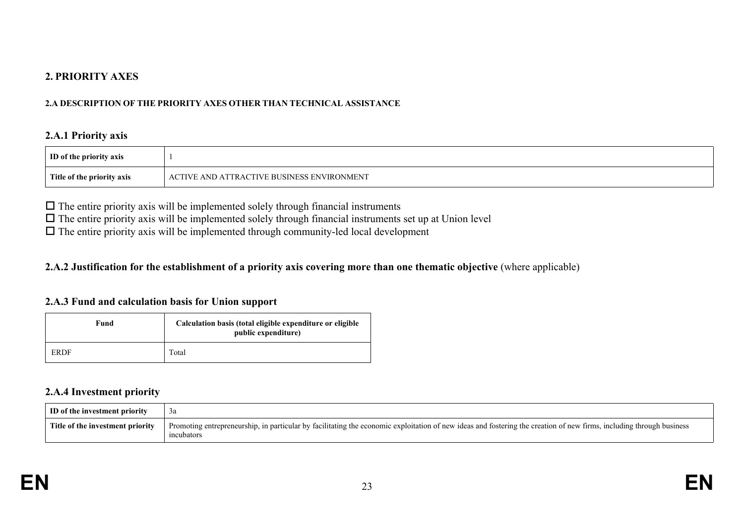## 2. PRIORITY AXES

#### 2.A DESCRIPTION OF THE PRIORITY AXES OTHER THAN TECHNICAL ASSISTANCE

### 2.A.1 Priority axis

| ID of the priority axis | 1 |
|---|---|
| Title of the priority axis | ACTIVE AND ATTRACTIVE BUSINESS ENVIRONMENT |

☐ The entire priority axis will be implemented solely through financial instruments
☐ The entire priority axis will be implemented solely through financial instruments set up at Union level
☐ The entire priority axis will be implemented through community-led local development

### 2.A.2 Justification for the establishment of a priority axis covering more than one thematic objective (where applicable)

### 2.A.3 Fund and calculation basis for Union support

| Fund | Calculation basis (total eligible expenditure or eligible public expenditure) |
|---|---|
| ERDF | Total |

### 2.A.4 Investment priority

| ID of the investment priority | 3a |
|---|---|
| Title of the investment priority | Promoting entrepreneurship, in particular by facilitating the economic exploitation of new ideas and fostering the creation of new firms, including through business incubators |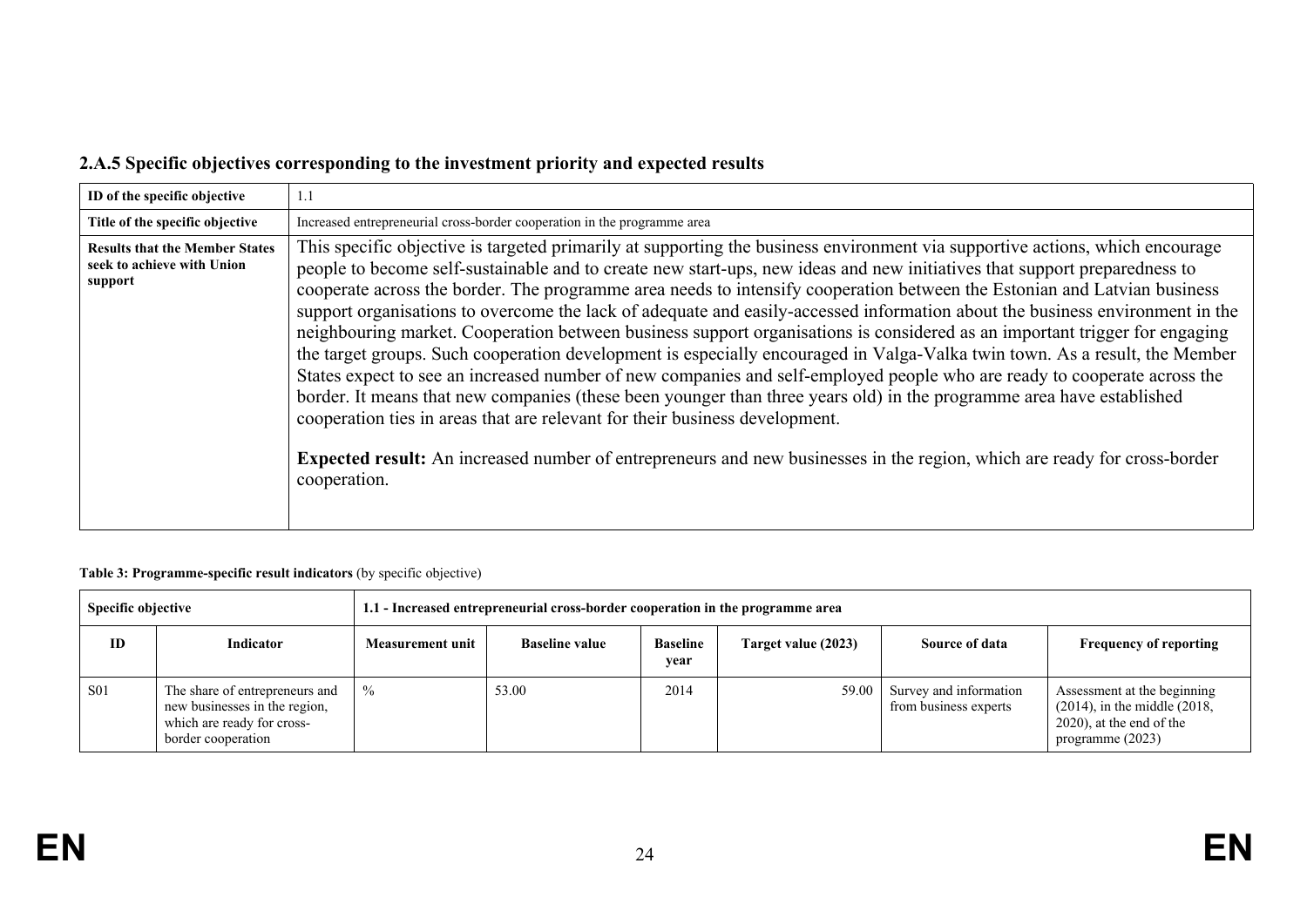### 2.A.5 Specific objectives corresponding to the investment priority and expected results

| **ID of the specific objective** | 1.1 |
|---|---|
| **Title of the specific objective** | Increased entrepreneurial cross-border cooperation in the programme area |
| **Results that the Member States seek to achieve with Union support** | This specific objective is targeted primarily at supporting the business environment via supportive actions, which encourage people to become self-sustainable and to create new start-ups, new ideas and new initiatives that support preparedness to cooperate across the border. The programme area needs to intensify cooperation between the Estonian and Latvian business support organisations to overcome the lack of adequate and easily-accessed information about the business environment in the neighbouring market. Cooperation between business support organisations is considered as an important trigger for engaging the target groups. Such cooperation development is especially encouraged in Valga-Valka twin town. As a result, the Member States expect to see an increased number of new companies and self-employed people who are ready to cooperate across the border. It means that new companies (these been younger than three years old) in the programme area have established cooperation ties in areas that are relevant for their business development.<br><br>**Expected result:** An increased number of entrepreneurs and new businesses in the region, which are ready for cross-border cooperation. |

**Table 3: Programme-specific result indicators** (by specific objective)

| **Specific objective** | | **1.1 - Increased entrepreneurial cross-border cooperation in the programme area** | | | | | |
|---|---|---|---|---|---|---|---|
| **ID** | **Indicator** | **Measurement unit** | **Baseline value** | **Baseline year** | **Target value (2023)** | **Source of data** | **Frequency of reporting** |
| S01 | The share of entrepreneurs and new businesses in the region, which are ready for cross-border cooperation | % | 53.00 | 2014 | 59.00 | Survey and information from business experts | Assessment at the beginning (2014), in the middle (2018, 2020), at the end of the programme (2023) |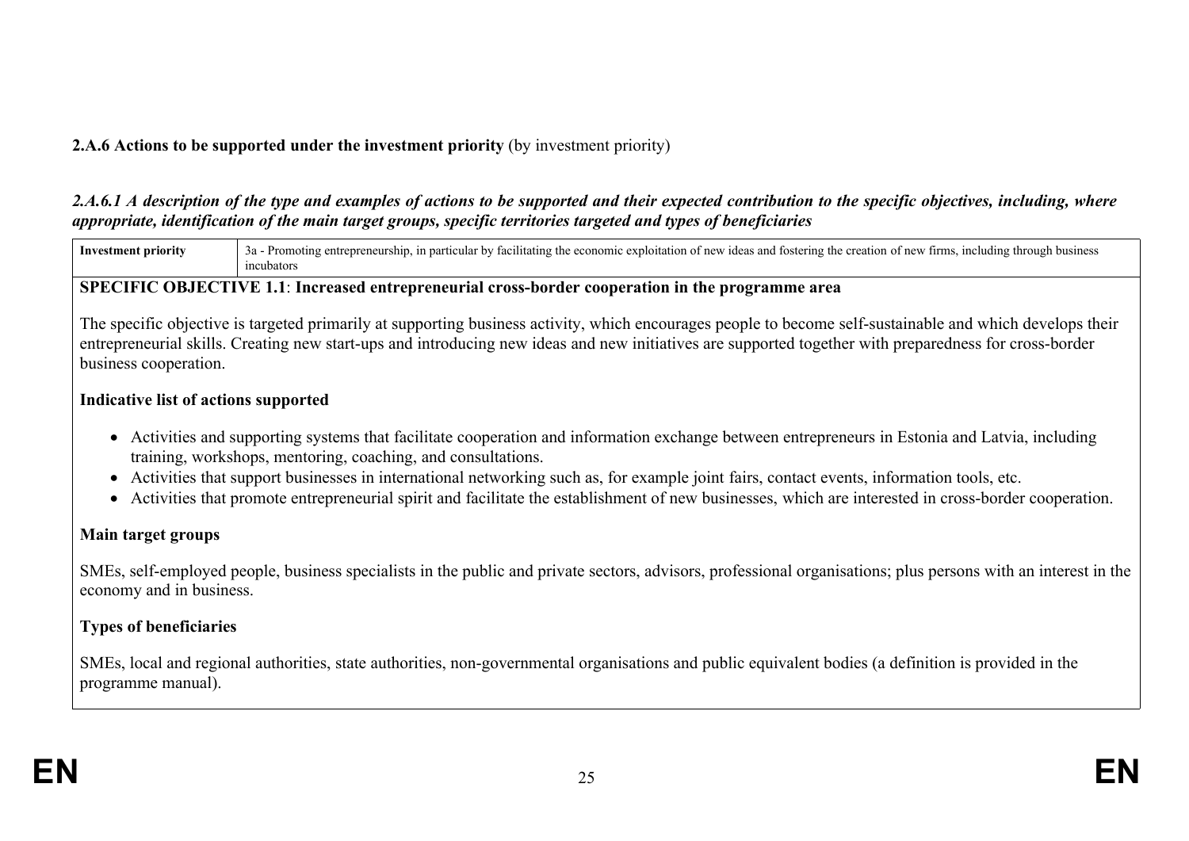**2.A.6 Actions to be supported under the investment priority** (by investment priority)

***2.A.6.1 A description of the type and examples of actions to be supported and their expected contribution to the specific objectives, including, where appropriate, identification of the main target groups, specific territories targeted and types of beneficiaries***

| **Investment priority** | 3a - Promoting entrepreneurship, in particular by facilitating the economic exploitation of new ideas and fostering the creation of new firms, including through business incubators |
|---|---|

**SPECIFIC OBJECTIVE 1.1**: **Increased entrepreneurial cross-border cooperation in the programme area**

The specific objective is targeted primarily at supporting business activity, which encourages people to become self-sustainable and which develops their entrepreneurial skills. Creating new start-ups and introducing new ideas and new initiatives are supported together with preparedness for cross-border business cooperation.

**Indicative list of actions supported**

- Activities and supporting systems that facilitate cooperation and information exchange between entrepreneurs in Estonia and Latvia, including training, workshops, mentoring, coaching, and consultations.
- Activities that support businesses in international networking such as, for example joint fairs, contact events, information tools, etc.
- Activities that promote entrepreneurial spirit and facilitate the establishment of new businesses, which are interested in cross-border cooperation.

**Main target groups**

SMEs, self-employed people, business specialists in the public and private sectors, advisors, professional organisations; plus persons with an interest in the economy and in business.

**Types of beneficiaries**

SMEs, local and regional authorities, state authorities, non-governmental organisations and public equivalent bodies (a definition is provided in the programme manual).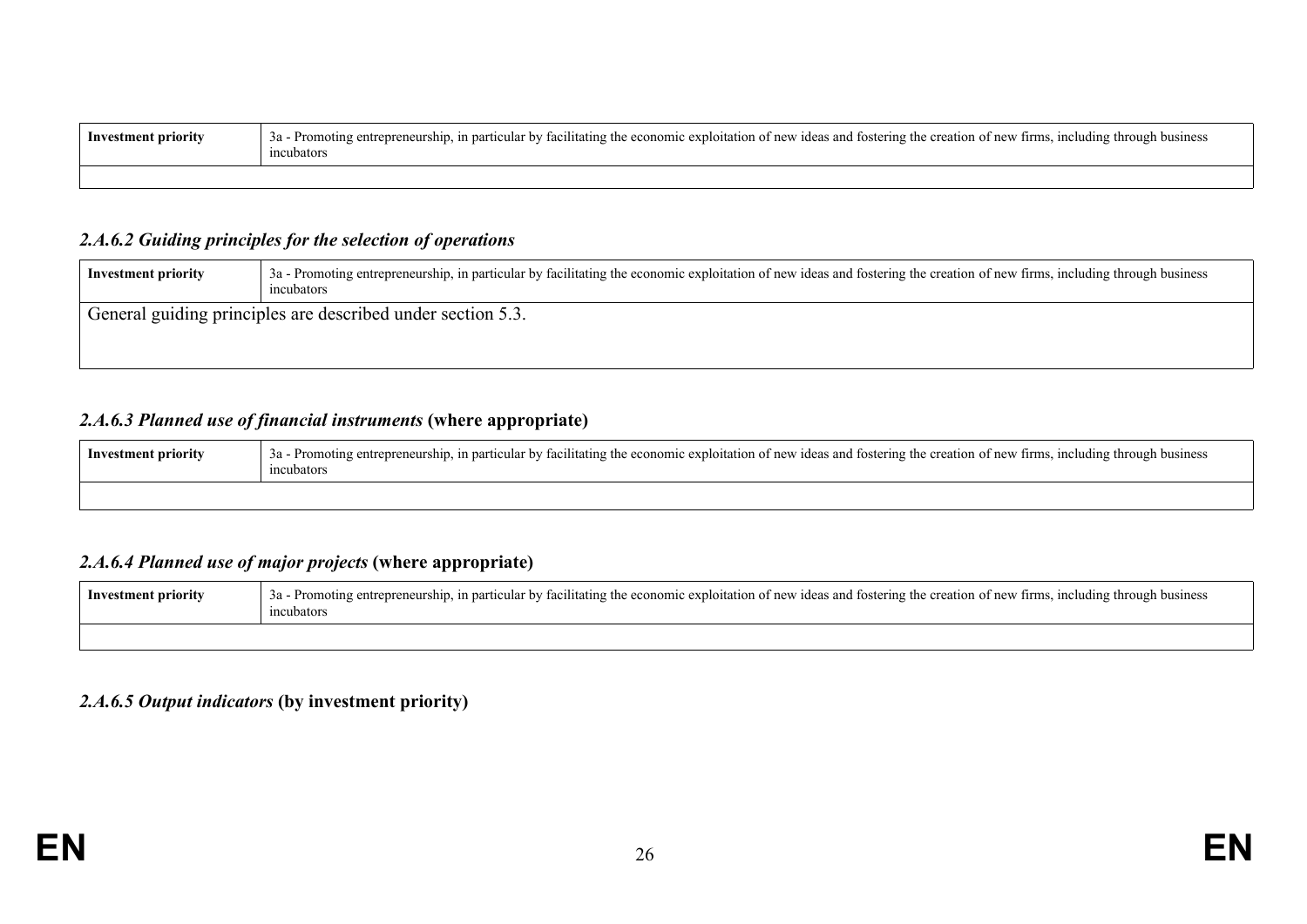| Investment priority | 3a - Promoting entrepreneurship, in particular by facilitating the economic exploitation of new ideas and fostering the creation of new firms, including through business incubators |
|---|---|
| | |

#### *2.A.6.2 Guiding principles for the selection of operations*

| Investment priority | 3a - Promoting entrepreneurship, in particular by facilitating the economic exploitation of new ideas and fostering the creation of new firms, including through business incubators |
|---|---|
| General guiding principles are described under section 5.3. | |

#### *2.A.6.3 Planned use of financial instruments* (where appropriate)

| Investment priority | 3a - Promoting entrepreneurship, in particular by facilitating the economic exploitation of new ideas and fostering the creation of new firms, including through business incubators |
|---|---|
| | |

#### *2.A.6.4 Planned use of major projects* (where appropriate)

| Investment priority | 3a - Promoting entrepreneurship, in particular by facilitating the economic exploitation of new ideas and fostering the creation of new firms, including through business incubators |
|---|---|
| | |

#### *2.A.6.5 Output indicators* (by investment priority)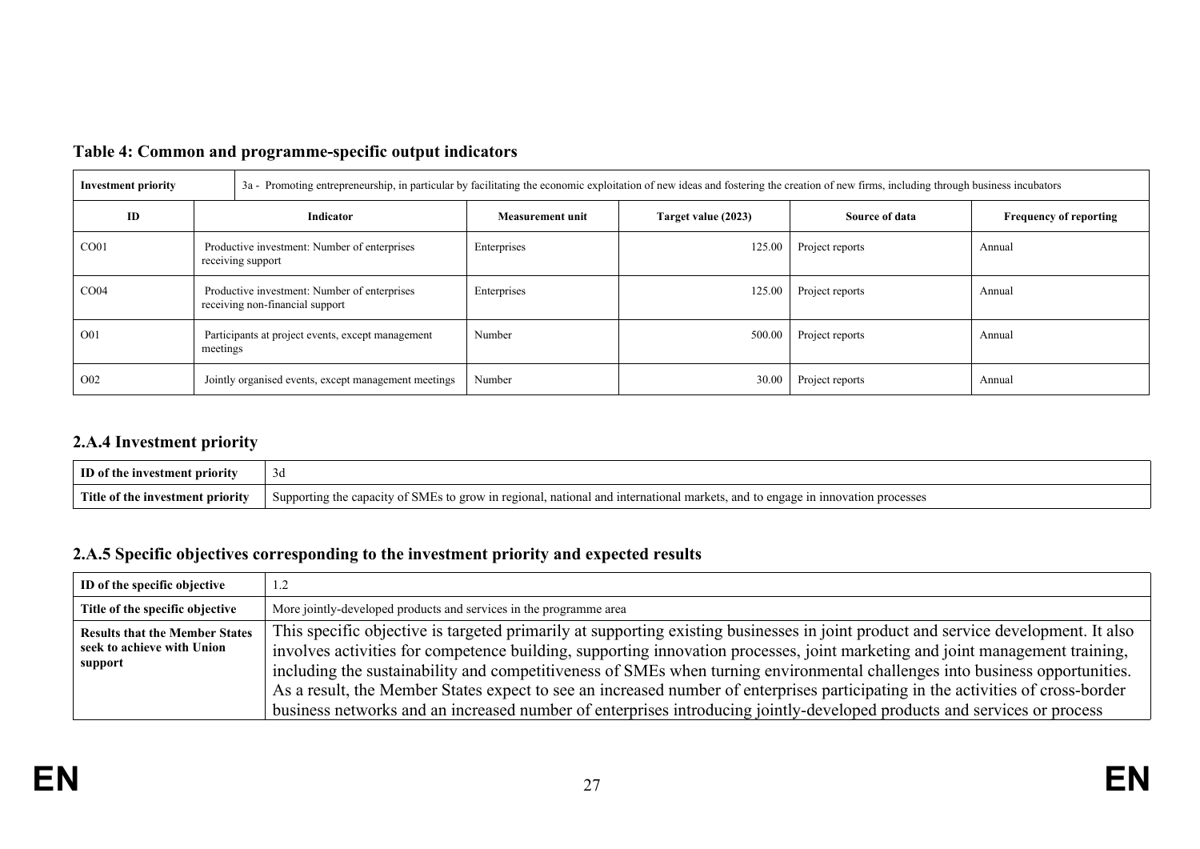### Table 4: Common and programme-specific output indicators

| Investment priority | 3a - Promoting entrepreneurship, in particular by facilitating the economic exploitation of new ideas and fostering the creation of new firms, including through business incubators | | | | |
|---|---|---|---|---|---|
| **ID** | **Indicator** | **Measurement unit** | **Target value (2023)** | **Source of data** | **Frequency of reporting** |
| CO01 | Productive investment: Number of enterprises receiving support | Enterprises | 125.00 | Project reports | Annual |
| CO04 | Productive investment: Number of enterprises receiving non-financial support | Enterprises | 125.00 | Project reports | Annual |
| O01 | Participants at project events, except management meetings | Number | 500.00 | Project reports | Annual |
| O02 | Jointly organised events, except management meetings | Number | 30.00 | Project reports | Annual |

## 2.A.4 Investment priority

| ID of the investment priority | 3d |
|---|---|
| Title of the investment priority | Supporting the capacity of SMEs to grow in regional, national and international markets, and to engage in innovation processes |

## 2.A.5 Specific objectives corresponding to the investment priority and expected results

| ID of the specific objective | 1.2 |
|---|---|
| Title of the specific objective | More jointly-developed products and services in the programme area |
| Results that the Member States seek to achieve with Union support | This specific objective is targeted primarily at supporting existing businesses in joint product and service development. It also involves activities for competence building, supporting innovation processes, joint marketing and joint management training, including the sustainability and competitiveness of SMEs when turning environmental challenges into business opportunities. As a result, the Member States expect to see an increased number of enterprises participating in the activities of cross-border business networks and an increased number of enterprises introducing jointly-developed products and services or process |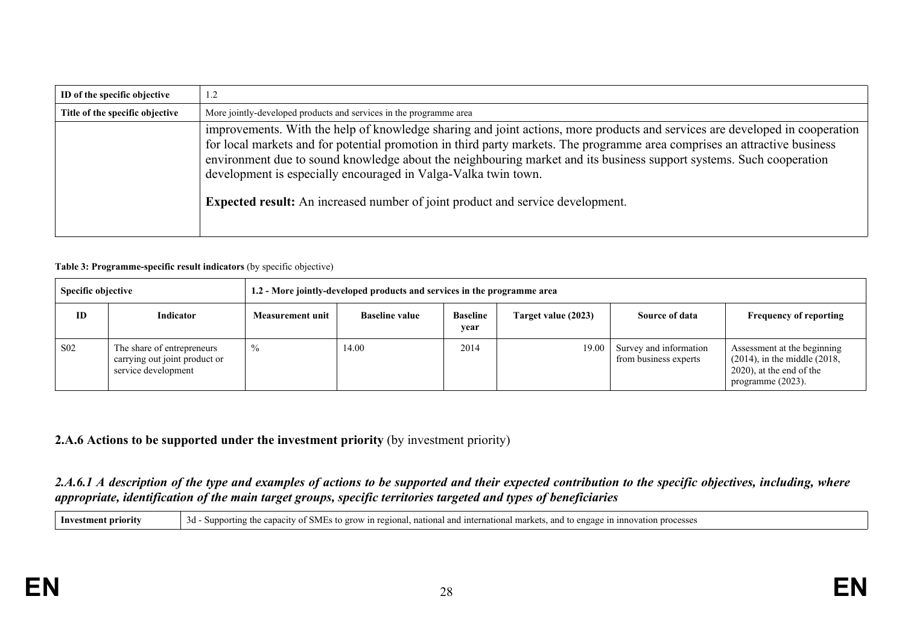| ID of the specific objective | 1.2 |
| --- | --- |
| Title of the specific objective | More jointly-developed products and services in the programme area |
| | improvements. With the help of knowledge sharing and joint actions, more products and services are developed in cooperation for local markets and for potential promotion in third party markets. The programme area comprises an attractive business environment due to sound knowledge about the neighbouring market and its business support systems. Such cooperation development is especially encouraged in Valga-Valka twin town.<br><br>**Expected result:** An increased number of joint product and service development. |

**Table 3: Programme-specific result indicators** (by specific objective)

| Specific objective | | 1.2 - More jointly-developed products and services in the programme area | | | | | |
| --- | --- | --- | --- | --- | --- | --- | --- |
| **ID** | **Indicator** | **Measurement unit** | **Baseline value** | **Baseline year** | **Target value (2023)** | **Source of data** | **Frequency of reporting** |
| S02 | The share of entrepreneurs carrying out joint product or service development | % | 14.00 | 2014 | 19.00 | Survey and information from business experts | Assessment at the beginning (2014), in the middle (2018, 2020), at the end of the programme (2023). |

### 2.A.6 Actions to be supported under the investment priority (by investment priority)

#### *2.A.6.1 A description of the type and examples of actions to be supported and their expected contribution to the specific objectives, including, where appropriate, identification of the main target groups, specific territories targeted and types of beneficiaries*

| Investment priority | 3d - Supporting the capacity of SMEs to grow in regional, national and international markets, and to engage in innovation processes |
| --- | --- |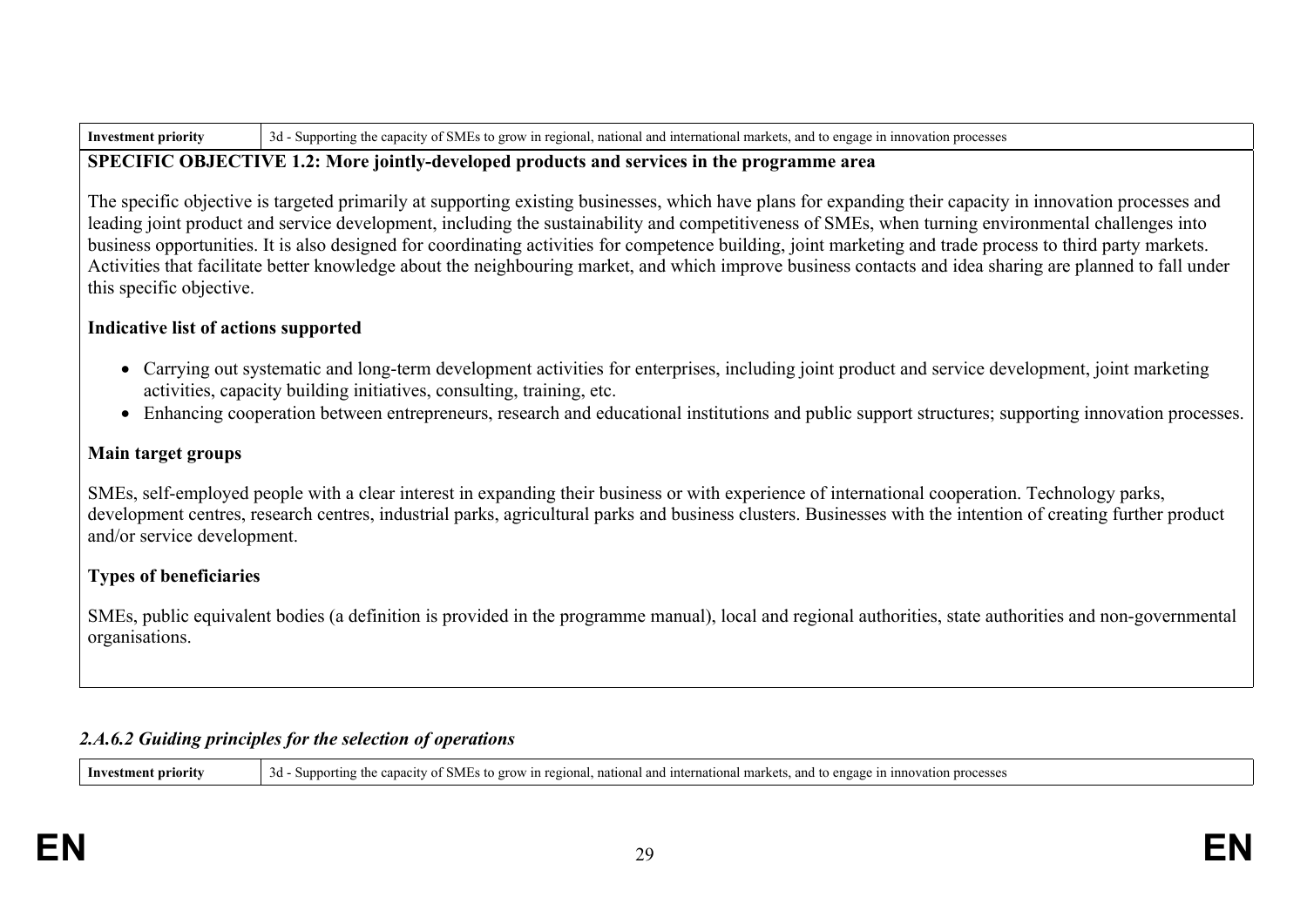| Investment priority | 3d - Supporting the capacity of SMEs to grow in regional, national and international markets, and to engage in innovation processes |
|---|---|

**SPECIFIC OBJECTIVE 1.2: More jointly-developed products and services in the programme area**

The specific objective is targeted primarily at supporting existing businesses, which have plans for expanding their capacity in innovation processes and leading joint product and service development, including the sustainability and competitiveness of SMEs, when turning environmental challenges into business opportunities. It is also designed for coordinating activities for competence building, joint marketing and trade process to third party markets. Activities that facilitate better knowledge about the neighbouring market, and which improve business contacts and idea sharing are planned to fall under this specific objective.

**Indicative list of actions supported**

- Carrying out systematic and long-term development activities for enterprises, including joint product and service development, joint marketing activities, capacity building initiatives, consulting, training, etc.
- Enhancing cooperation between entrepreneurs, research and educational institutions and public support structures; supporting innovation processes.

**Main target groups**

SMEs, self-employed people with a clear interest in expanding their business or with experience of international cooperation. Technology parks, development centres, research centres, industrial parks, agricultural parks and business clusters. Businesses with the intention of creating further product and/or service development.

**Types of beneficiaries**

SMEs, public equivalent bodies (a definition is provided in the programme manual), local and regional authorities, state authorities and non-governmental organisations.

### *2.A.6.2 Guiding principles for the selection of operations*

| Investment priority | 3d - Supporting the capacity of SMEs to grow in regional, national and international markets, and to engage in innovation processes |
|---|---|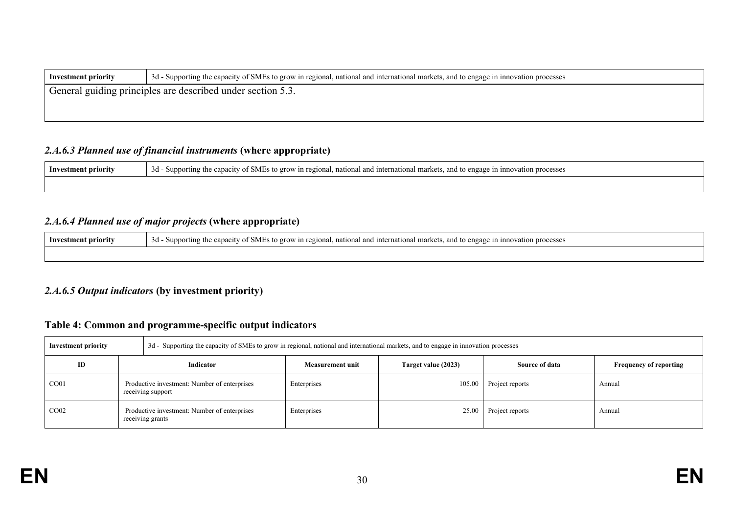| Investment priority | 3d - Supporting the capacity of SMEs to grow in regional, national and international markets, and to engage in innovation processes |
|---|---|
| General guiding principles are described under section 5.3. | |

### *2.A.6.3 Planned use of financial instruments* (where appropriate)

| Investment priority | 3d - Supporting the capacity of SMEs to grow in regional, national and international markets, and to engage in innovation processes |
|---|---|
| | |

### *2.A.6.4 Planned use of major projects* (where appropriate)

| Investment priority | 3d - Supporting the capacity of SMEs to grow in regional, national and international markets, and to engage in innovation processes |
|---|---|
| | |

### *2.A.6.5 Output indicators* (by investment priority)

### Table 4: Common and programme-specific output indicators

| Investment priority | 3d - Supporting the capacity of SMEs to grow in regional, national and international markets, and to engage in innovation processes | | | | |
|---|---|---|---|---|---|
| **ID** | **Indicator** | **Measurement unit** | **Target value (2023)** | **Source of data** | **Frequency of reporting** |
| CO01 | Productive investment: Number of enterprises receiving support | Enterprises | 105.00 | Project reports | Annual |
| CO02 | Productive investment: Number of enterprises receiving grants | Enterprises | 25.00 | Project reports | Annual |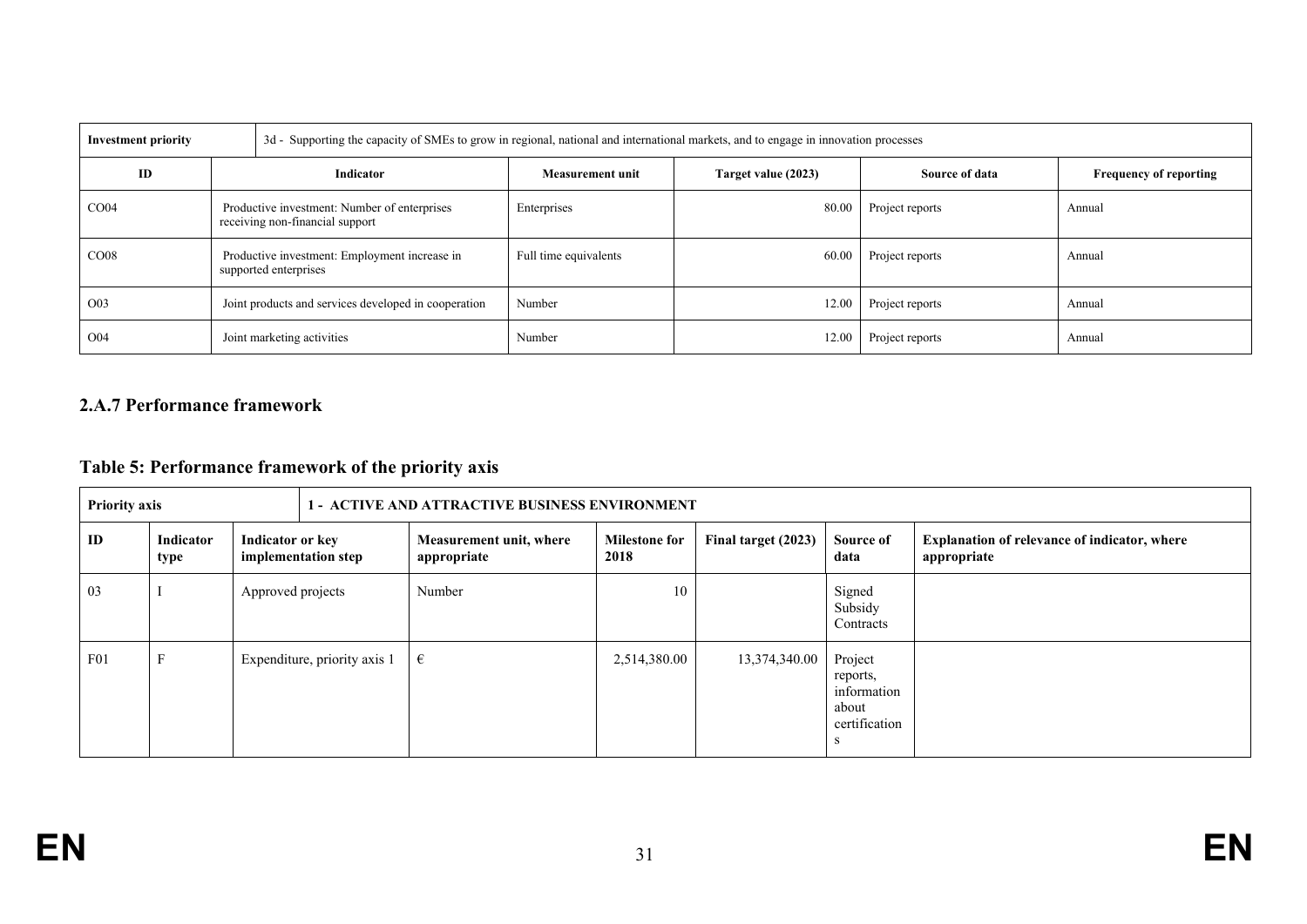| Investment priority | 3d - Supporting the capacity of SMEs to grow in regional, national and international markets, and to engage in innovation processes | | | | |
|---|---|---|---|---|---|
| ID | Indicator | Measurement unit | Target value (2023) | Source of data | Frequency of reporting |
| CO04 | Productive investment: Number of enterprises receiving non-financial support | Enterprises | 80.00 | Project reports | Annual |
| CO08 | Productive investment: Employment increase in supported enterprises | Full time equivalents | 60.00 | Project reports | Annual |
| O03 | Joint products and services developed in cooperation | Number | 12.00 | Project reports | Annual |
| O04 | Joint marketing activities | Number | 12.00 | Project reports | Annual |

### 2.A.7 Performance framework

## Table 5: Performance framework of the priority axis

| Priority axis | | 1 - ACTIVE AND ATTRACTIVE BUSINESS ENVIRONMENT | | | | | |
|---|---|---|---|---|---|---|---|
| ID | Indicator type | Indicator or key implementation step | Measurement unit, where appropriate | Milestone for 2018 | Final target (2023) | Source of data | Explanation of relevance of indicator, where appropriate |
| 03 | I | Approved projects | Number | 10 | | Signed Subsidy Contracts | |
| F01 | F | Expenditure, priority axis 1 | € | 2,514,380.00 | 13,374,340.00 | Project reports, information about certifications | |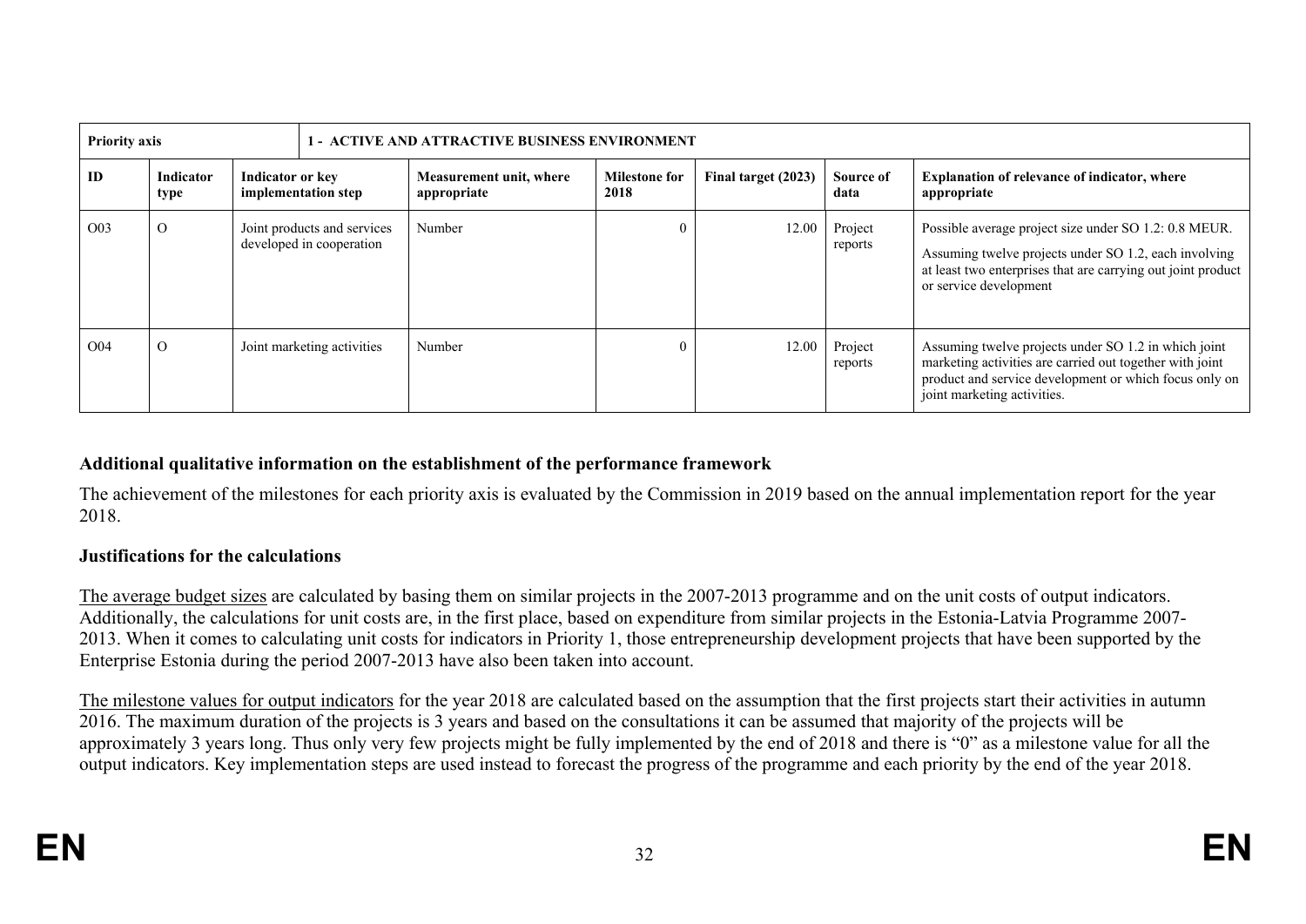| Priority axis | | 1 - ACTIVE AND ATTRACTIVE BUSINESS ENVIRONMENT | | | | | |
|---|---|---|---|---|---|---|---|
| **ID** | **Indicator type** | **Indicator or key implementation step** | **Measurement unit, where appropriate** | **Milestone for 2018** | **Final target (2023)** | **Source of data** | **Explanation of relevance of indicator, where appropriate** |
| O03 | O | Joint products and services developed in cooperation | Number | 0 | 12.00 | Project reports | Possible average project size under SO 1.2: 0.8 MEUR. Assuming twelve projects under SO 1.2, each involving at least two enterprises that are carrying out joint product or service development |
| O04 | O | Joint marketing activities | Number | 0 | 12.00 | Project reports | Assuming twelve projects under SO 1.2 in which joint marketing activities are carried out together with joint product and service development or which focus only on joint marketing activities. |

**Additional qualitative information on the establishment of the performance framework**

The achievement of the milestones for each priority axis is evaluated by the Commission in 2019 based on the annual implementation report for the year 2018.

**Justifications for the calculations**

The average budget sizes are calculated by basing them on similar projects in the 2007-2013 programme and on the unit costs of output indicators. Additionally, the calculations for unit costs are, in the first place, based on expenditure from similar projects in the Estonia-Latvia Programme 2007-2013. When it comes to calculating unit costs for indicators in Priority 1, those entrepreneurship development projects that have been supported by the Enterprise Estonia during the period 2007-2013 have also been taken into account.

The milestone values for output indicators for the year 2018 are calculated based on the assumption that the first projects start their activities in autumn 2016. The maximum duration of the projects is 3 years and based on the consultations it can be assumed that majority of the projects will be approximately 3 years long. Thus only very few projects might be fully implemented by the end of 2018 and there is "0" as a milestone value for all the output indicators. Key implementation steps are used instead to forecast the progress of the programme and each priority by the end of the year 2018.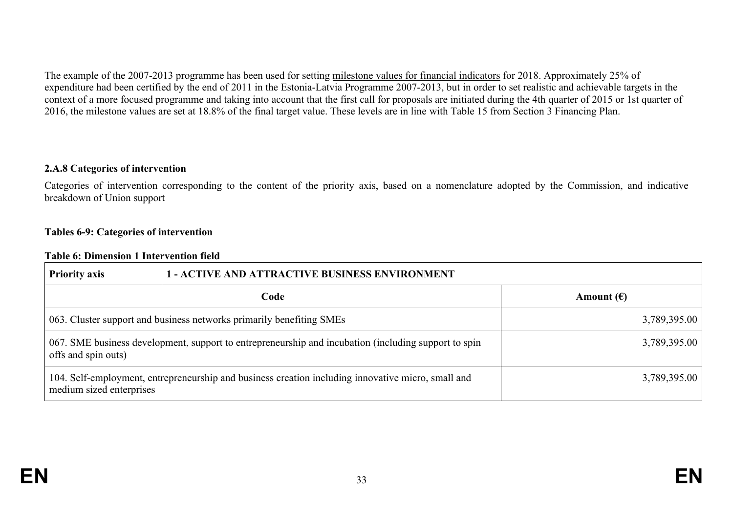The example of the 2007-2013 programme has been used for setting milestone values for financial indicators for 2018. Approximately 25% of expenditure had been certified by the end of 2011 in the Estonia-Latvia Programme 2007-2013, but in order to set realistic and achievable targets in the context of a more focused programme and taking into account that the first call for proposals are initiated during the 4th quarter of 2015 or 1st quarter of 2016, the milestone values are set at 18.8% of the final target value. These levels are in line with Table 15 from Section 3 Financing Plan.

### 2.A.8 Categories of intervention

Categories of intervention corresponding to the content of the priority axis, based on a nomenclature adopted by the Commission, and indicative breakdown of Union support

**Tables 6-9: Categories of intervention**

**Table 6: Dimension 1 Intervention field**

| **Priority axis** | **1 - ACTIVE AND ATTRACTIVE BUSINESS ENVIRONMENT** |
|---|---|
| **Code** | **Amount (€)** |
| 063. Cluster support and business networks primarily benefiting SMEs | 3,789,395.00 |
| 067. SME business development, support to entrepreneurship and incubation (including support to spin offs and spin outs) | 3,789,395.00 |
| 104. Self-employment, entrepreneurship and business creation including innovative micro, small and medium sized enterprises | 3,789,395.00 |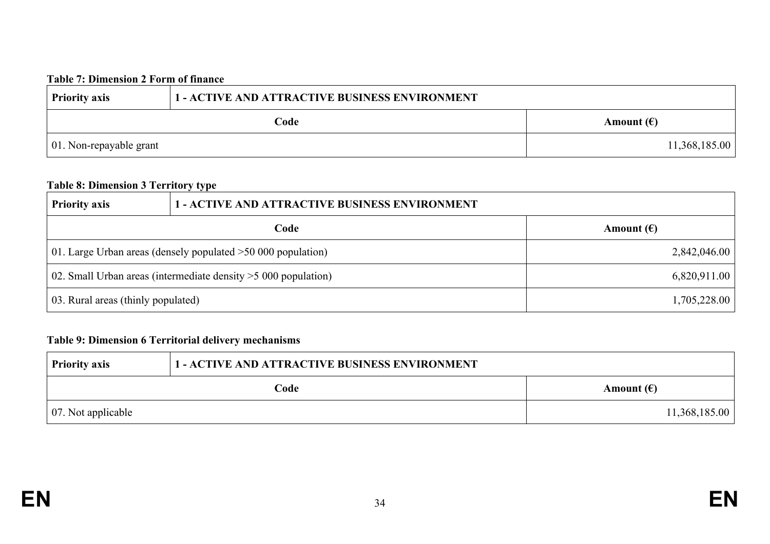**Table 7: Dimension 2 Form of finance**

| Priority axis | 1 - ACTIVE AND ATTRACTIVE BUSINESS ENVIRONMENT |
|---|---|
| **Code** | **Amount (€)** |
| 01. Non-repayable grant | 11,368,185.00 |

**Table 8: Dimension 3 Territory type**

| Priority axis | 1 - ACTIVE AND ATTRACTIVE BUSINESS ENVIRONMENT |
|---|---|
| **Code** | **Amount (€)** |
| 01. Large Urban areas (densely populated >50 000 population) | 2,842,046.00 |
| 02. Small Urban areas (intermediate density >5 000 population) | 6,820,911.00 |
| 03. Rural areas (thinly populated) | 1,705,228.00 |

**Table 9: Dimension 6 Territorial delivery mechanisms**

| Priority axis | 1 - ACTIVE AND ATTRACTIVE BUSINESS ENVIRONMENT |
|---|---|
| **Code** | **Amount (€)** |
| 07. Not applicable | 11,368,185.00 |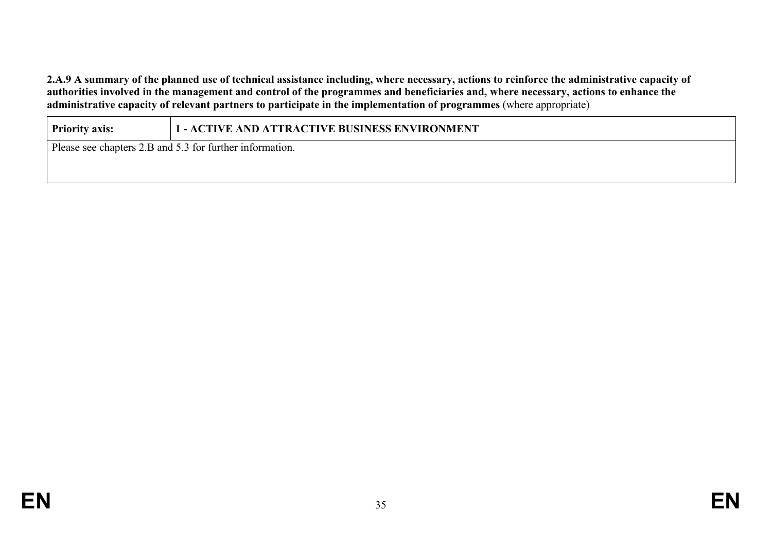**2.A.9 A summary of the planned use of technical assistance including, where necessary, actions to reinforce the administrative capacity of authorities involved in the management and control of the programmes and beneficiaries and, where necessary, actions to enhance the administrative capacity of relevant partners to participate in the implementation of programmes** (where appropriate)

| **Priority axis:** | **1 - ACTIVE AND ATTRACTIVE BUSINESS ENVIRONMENT** |
|---|---|
| Please see chapters 2.B and 5.3 for further information. | |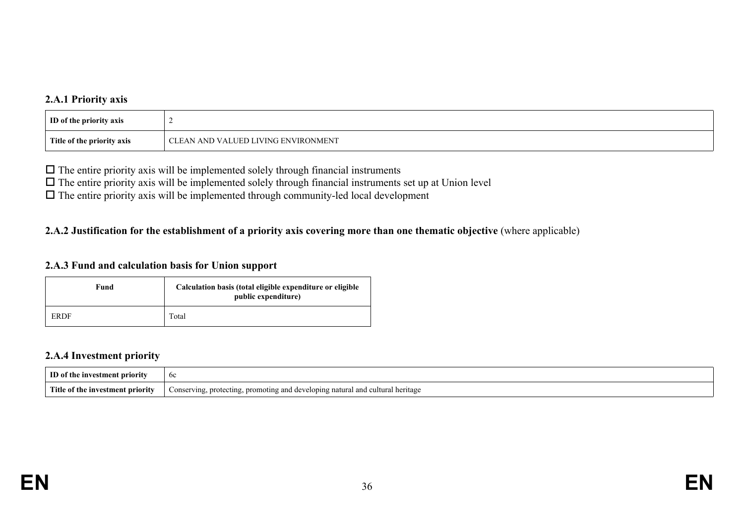### 2.A.1 Priority axis

| ID of the priority axis | 2 |
|---|---|
| Title of the priority axis | CLEAN AND VALUED LIVING ENVIRONMENT |

☐ The entire priority axis will be implemented solely through financial instruments
☐ The entire priority axis will be implemented solely through financial instruments set up at Union level
☐ The entire priority axis will be implemented through community-led local development

### 2.A.2 Justification for the establishment of a priority axis covering more than one thematic objective (where applicable)

### 2.A.3 Fund and calculation basis for Union support

| Fund | Calculation basis (total eligible expenditure or eligible public expenditure) |
|---|---|
| ERDF | Total |

### 2.A.4 Investment priority

| ID of the investment priority | 6c |
|---|---|
| Title of the investment priority | Conserving, protecting, promoting and developing natural and cultural heritage |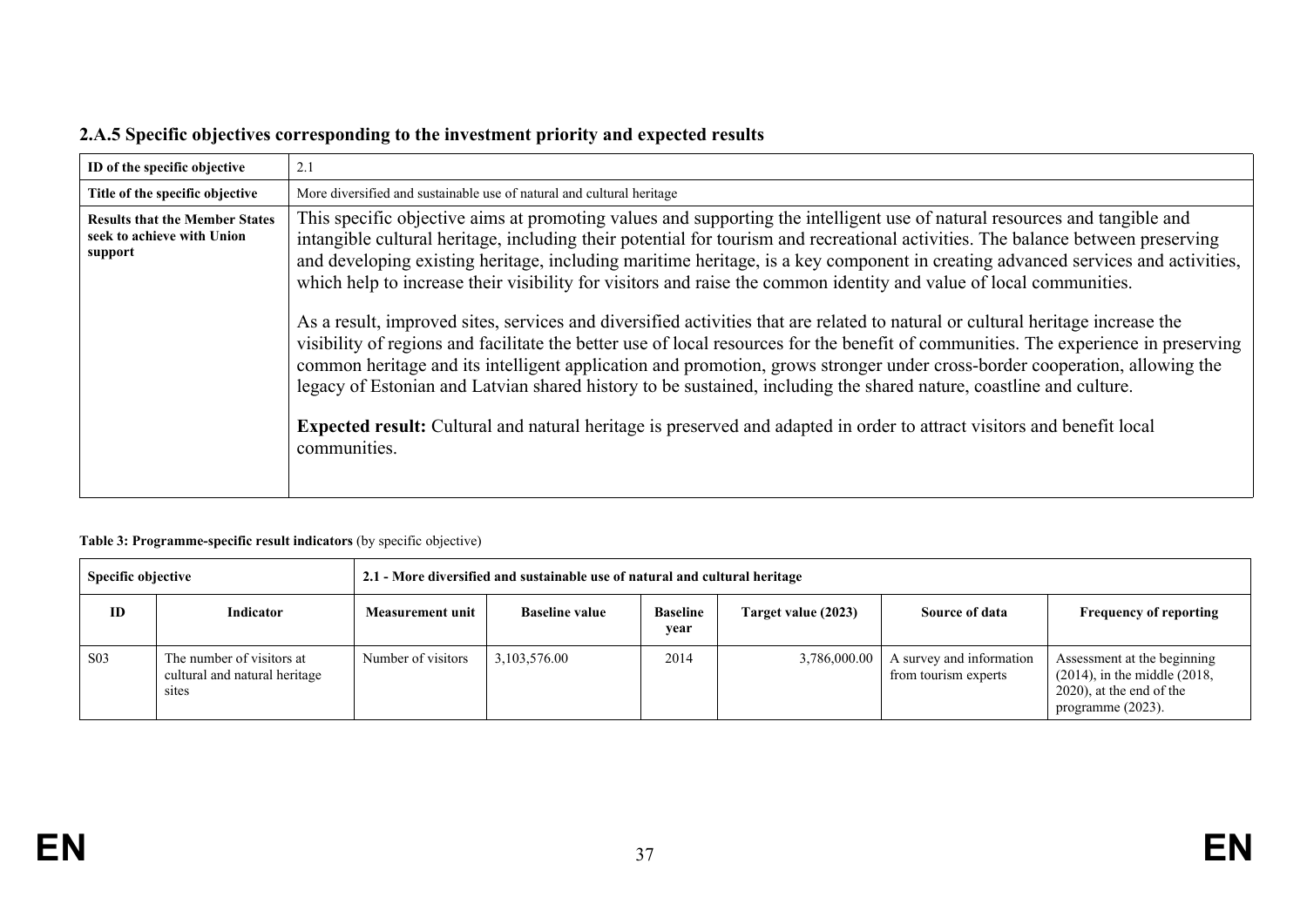### 2.A.5 Specific objectives corresponding to the investment priority and expected results

| ID of the specific objective | 2.1 |
|---|---|
| Title of the specific objective | More diversified and sustainable use of natural and cultural heritage |
| **Results that the Member States seek to achieve with Union support** | This specific objective aims at promoting values and supporting the intelligent use of natural resources and tangible and intangible cultural heritage, including their potential for tourism and recreational activities. The balance between preserving and developing existing heritage, including maritime heritage, is a key component in creating advanced services and activities, which help to increase their visibility for visitors and raise the common identity and value of local communities.<br><br>As a result, improved sites, services and diversified activities that are related to natural or cultural heritage increase the visibility of regions and facilitate the better use of local resources for the benefit of communities. The experience in preserving common heritage and its intelligent application and promotion, grows stronger under cross-border cooperation, allowing the legacy of Estonian and Latvian shared history to be sustained, including the shared nature, coastline and culture.<br><br>**Expected result:** Cultural and natural heritage is preserved and adapted in order to attract visitors and benefit local communities. |

**Table 3: Programme-specific result indicators** (by specific objective)

| Specific objective | | 2.1 - More diversified and sustainable use of natural and cultural heritage | | | | | |
|---|---|---|---|---|---|---|---|
| **ID** | **Indicator** | **Measurement unit** | **Baseline value** | **Baseline year** | **Target value (2023)** | **Source of data** | **Frequency of reporting** |
| S03 | The number of visitors at cultural and natural heritage sites | Number of visitors | 3,103,576.00 | 2014 | 3,786,000.00 | A survey and information from tourism experts | Assessment at the beginning (2014), in the middle (2018, 2020), at the end of the programme (2023). |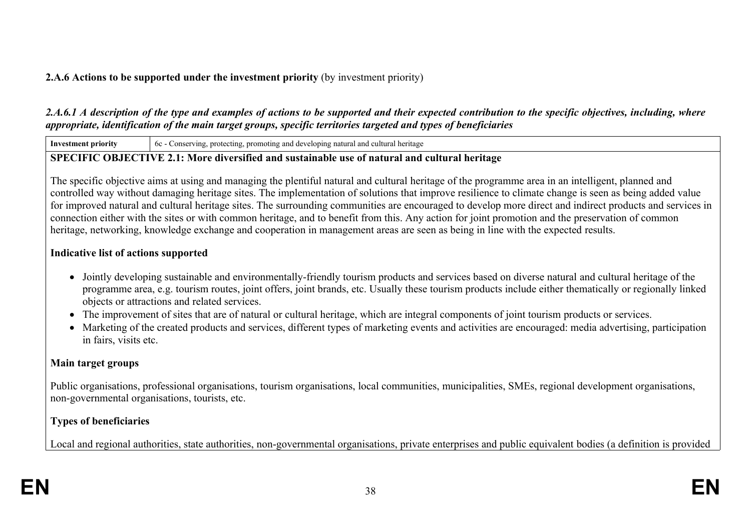**2.A.6 Actions to be supported under the investment priority** (by investment priority)

***2.A.6.1 A description of the type and examples of actions to be supported and their expected contribution to the specific objectives, including, where appropriate, identification of the main target groups, specific territories targeted and types of beneficiaries***

| **Investment priority** | 6c - Conserving, protecting, promoting and developing natural and cultural heritage |
|---|---|

**SPECIFIC OBJECTIVE 2.1: More diversified and sustainable use of natural and cultural heritage**

The specific objective aims at using and managing the plentiful natural and cultural heritage of the programme area in an intelligent, planned and controlled way without damaging heritage sites. The implementation of solutions that improve resilience to climate change is seen as being added value for improved natural and cultural heritage sites. The surrounding communities are encouraged to develop more direct and indirect products and services in connection either with the sites or with common heritage, and to benefit from this. Any action for joint promotion and the preservation of common heritage, networking, knowledge exchange and cooperation in management areas are seen as being in line with the expected results.

**Indicative list of actions supported**

- Jointly developing sustainable and environmentally-friendly tourism products and services based on diverse natural and cultural heritage of the programme area, e.g. tourism routes, joint offers, joint brands, etc. Usually these tourism products include either thematically or regionally linked objects or attractions and related services.
- The improvement of sites that are of natural or cultural heritage, which are integral components of joint tourism products or services.
- Marketing of the created products and services, different types of marketing events and activities are encouraged: media advertising, participation in fairs, visits etc.

**Main target groups**

Public organisations, professional organisations, tourism organisations, local communities, municipalities, SMEs, regional development organisations, non-governmental organisations, tourists, etc.

**Types of beneficiaries**

Local and regional authorities, state authorities, non-governmental organisations, private enterprises and public equivalent bodies (a definition is provided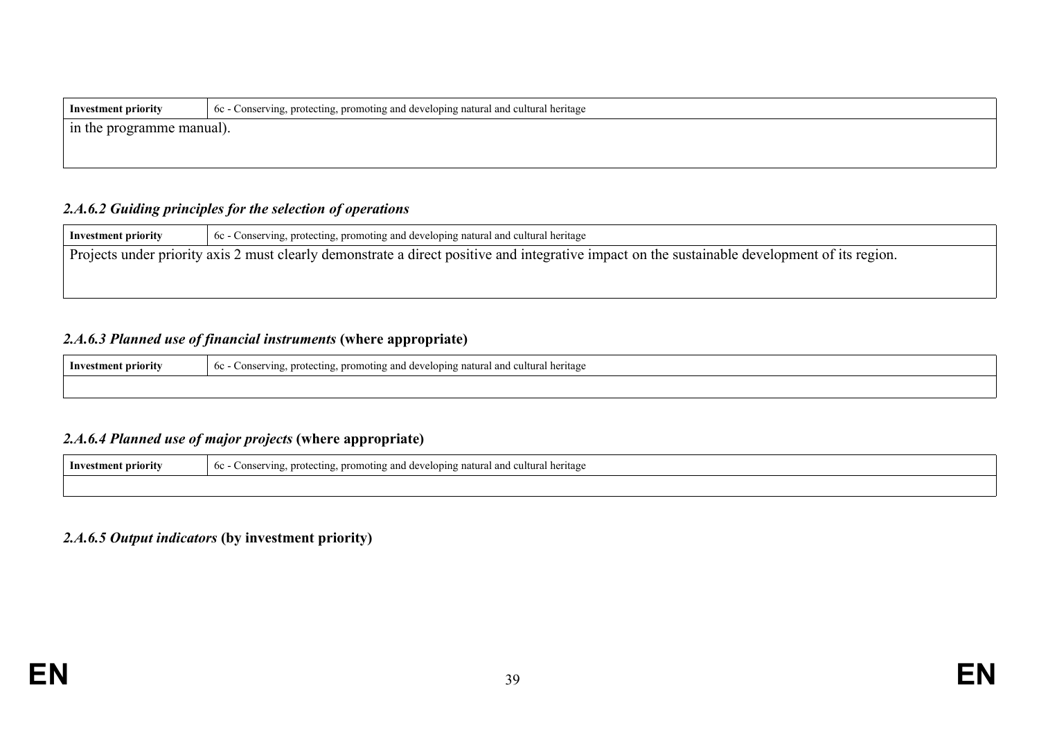| Investment priority | 6c - Conserving, protecting, promoting and developing natural and cultural heritage |
| --- | --- |
| in the programme manual). | |

#### *2.A.6.2 Guiding principles for the selection of operations*

| Investment priority | 6c - Conserving, protecting, promoting and developing natural and cultural heritage |
| --- | --- |
| Projects under priority axis 2 must clearly demonstrate a direct positive and integrative impact on the sustainable development of its region. | |

#### *2.A.6.3 Planned use of financial instruments* **(where appropriate)**

| Investment priority | 6c - Conserving, protecting, promoting and developing natural and cultural heritage |
| --- | --- |
| | |

#### *2.A.6.4 Planned use of major projects* **(where appropriate)**

| Investment priority | 6c - Conserving, protecting, promoting and developing natural and cultural heritage |
| --- | --- |
| | |

#### *2.A.6.5 Output indicators* **(by investment priority)**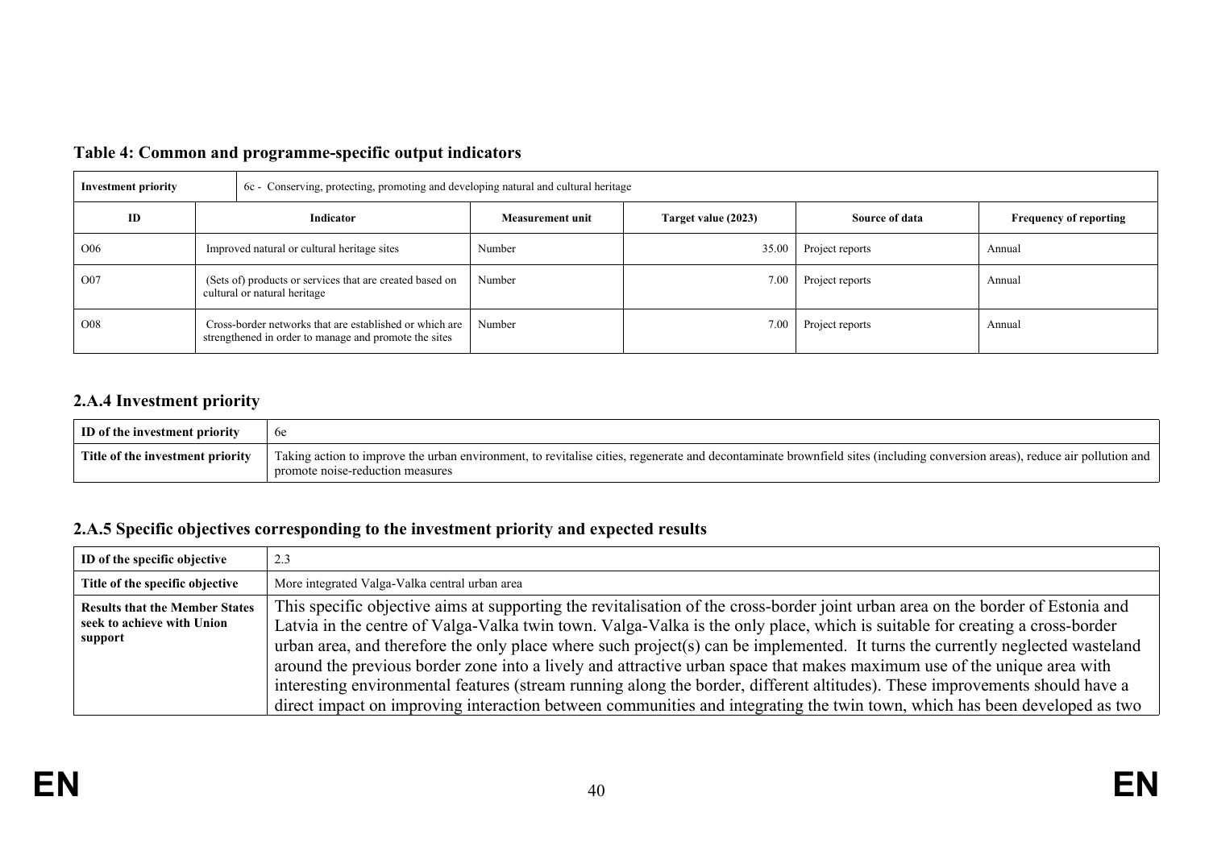### Table 4: Common and programme-specific output indicators

| Investment priority | 6c - Conserving, protecting, promoting and developing natural and cultural heritage | | | | |
|---|---|---|---|---|---|
| **ID** | **Indicator** | **Measurement unit** | **Target value (2023)** | **Source of data** | **Frequency of reporting** |
| O06 | Improved natural or cultural heritage sites | Number | 35.00 | Project reports | Annual |
| O07 | (Sets of) products or services that are created based on cultural or natural heritage | Number | 7.00 | Project reports | Annual |
| O08 | Cross-border networks that are established or which are strengthened in order to manage and promote the sites | Number | 7.00 | Project reports | Annual |

## 2.A.4 Investment priority

| ID of the investment priority | 6e |
|---|---|
| Title of the investment priority | Taking action to improve the urban environment, to revitalise cities, regenerate and decontaminate brownfield sites (including conversion areas), reduce air pollution and promote noise-reduction measures |

## 2.A.5 Specific objectives corresponding to the investment priority and expected results

| ID of the specific objective | 2.3 |
|---|---|
| Title of the specific objective | More integrated Valga-Valka central urban area |
| Results that the Member States seek to achieve with Union support | This specific objective aims at supporting the revitalisation of the cross-border joint urban area on the border of Estonia and Latvia in the centre of Valga-Valka twin town. Valga-Valka is the only place, which is suitable for creating a cross-border urban area, and therefore the only place where such project(s) can be implemented. It turns the currently neglected wasteland around the previous border zone into a lively and attractive urban space that makes maximum use of the unique area with interesting environmental features (stream running along the border, different altitudes). These improvements should have a direct impact on improving interaction between communities and integrating the twin town, which has been developed as two |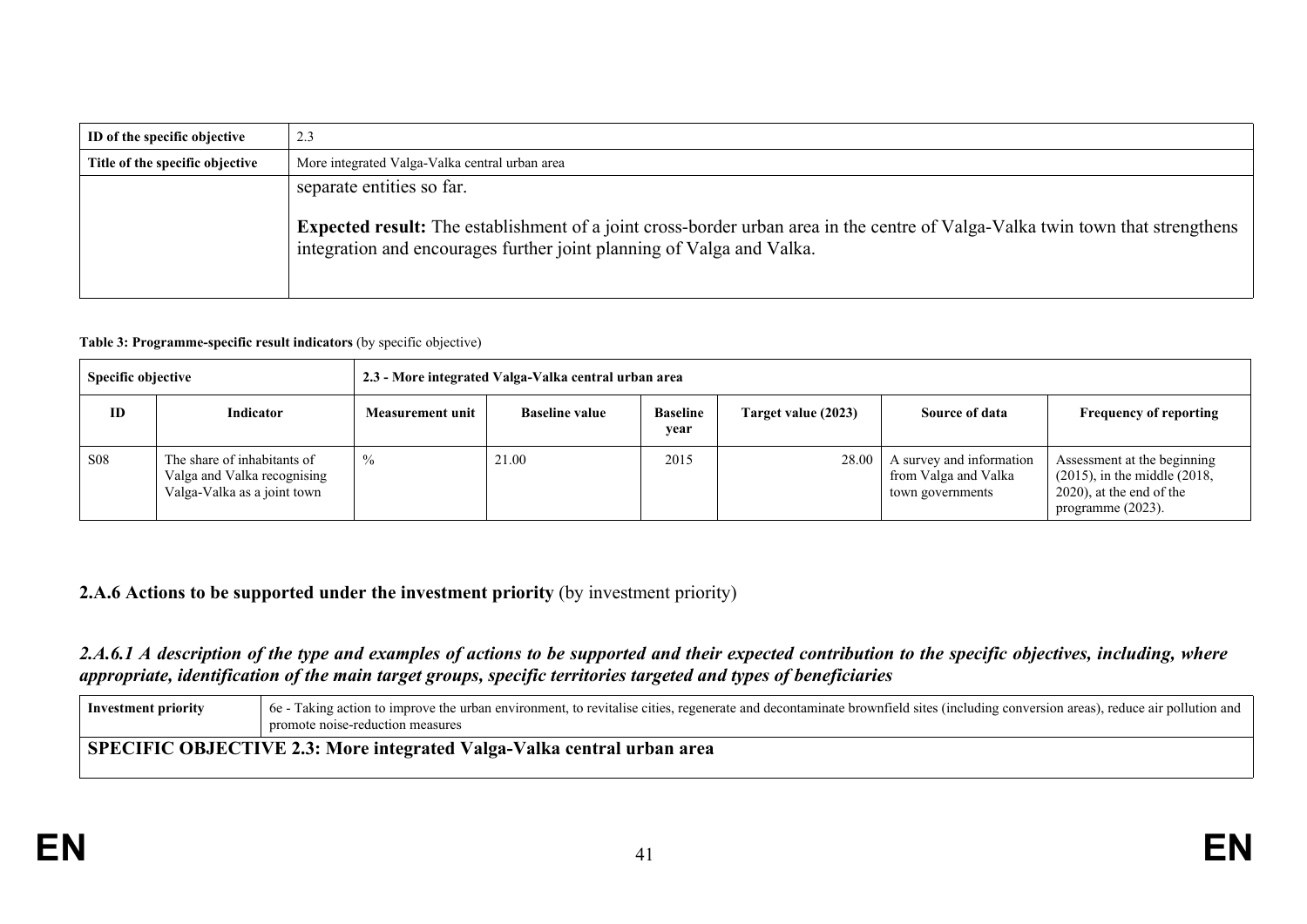| ID of the specific objective | 2.3 |
|---|---|
| Title of the specific objective | More integrated Valga-Valka central urban area |
| | separate entities so far.<br><br>**Expected result:** The establishment of a joint cross-border urban area in the centre of Valga-Valka twin town that strengthens integration and encourages further joint planning of Valga and Valka. |

**Table 3: Programme-specific result indicators** (by specific objective)

| Specific objective | | 2.3 - More integrated Valga-Valka central urban area | | | | | |
|---|---|---|---|---|---|---|---|
| **ID** | **Indicator** | **Measurement unit** | **Baseline value** | **Baseline year** | **Target value (2023)** | **Source of data** | **Frequency of reporting** |
| S08 | The share of inhabitants of Valga and Valka recognising Valga-Valka as a joint town | % | 21.00 | 2015 | 28.00 | A survey and information from Valga and Valka town governments | Assessment at the beginning (2015), in the middle (2018, 2020), at the end of the programme (2023). |

### 2.A.6 Actions to be supported under the investment priority (by investment priority)

#### *2.A.6.1 A description of the type and examples of actions to be supported and their expected contribution to the specific objectives, including, where appropriate, identification of the main target groups, specific territories targeted and types of beneficiaries*

| Investment priority | 6e - Taking action to improve the urban environment, to revitalise cities, regenerate and decontaminate brownfield sites (including conversion areas), reduce air pollution and promote noise-reduction measures |
|---|---|
| **SPECIFIC OBJECTIVE 2.3: More integrated Valga-Valka central urban area** | |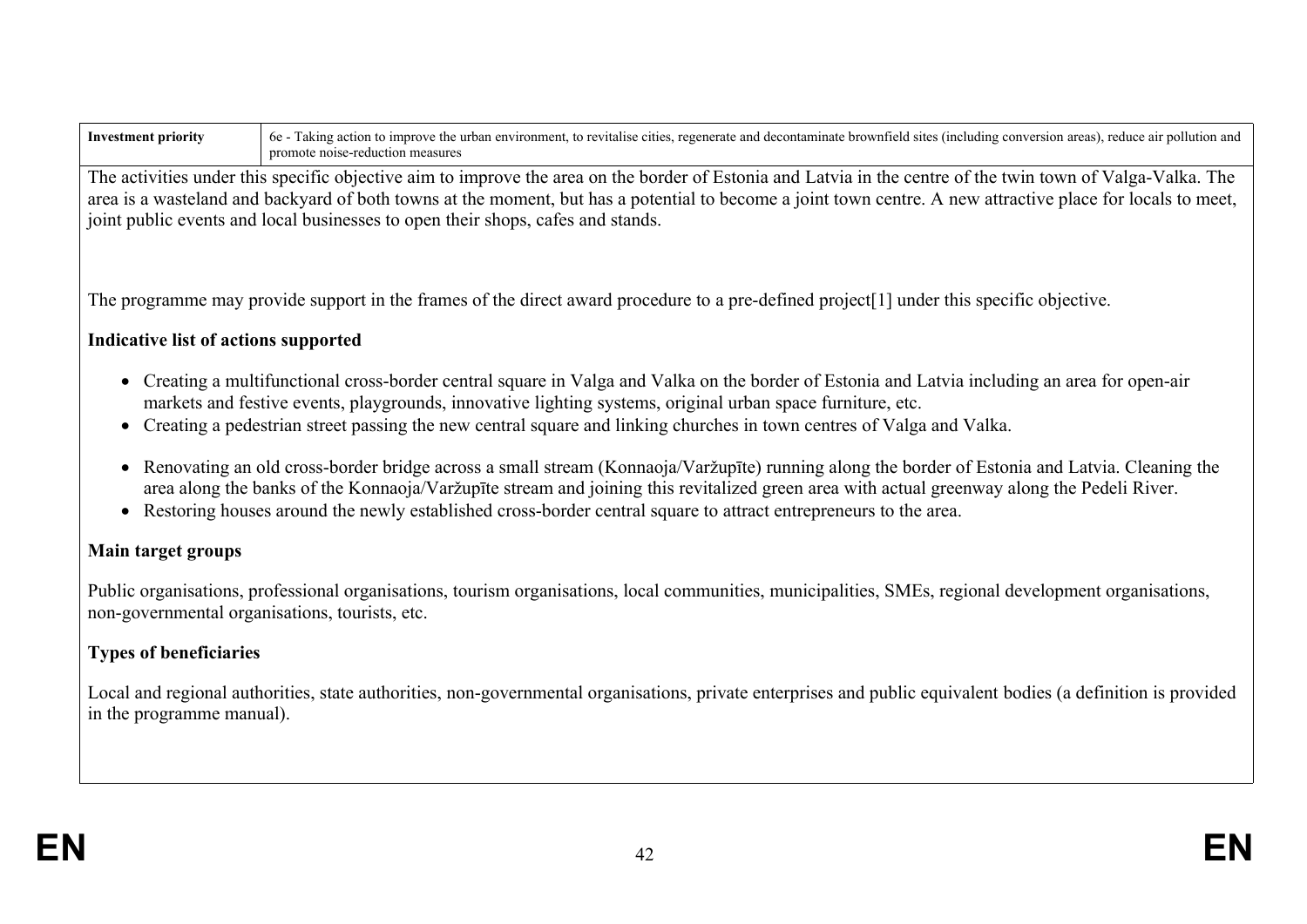| Investment priority | 6e - Taking action to improve the urban environment, to revitalise cities, regenerate and decontaminate brownfield sites (including conversion areas), reduce air pollution and promote noise-reduction measures |
| --- | --- |

The activities under this specific objective aim to improve the area on the border of Estonia and Latvia in the centre of the twin town of Valga-Valka. The area is a wasteland and backyard of both towns at the moment, but has a potential to become a joint town centre. A new attractive place for locals to meet, joint public events and local businesses to open their shops, cafes and stands.

The programme may provide support in the frames of the direct award procedure to a pre-defined project[1] under this specific objective.

**Indicative list of actions supported**

- Creating a multifunctional cross-border central square in Valga and Valka on the border of Estonia and Latvia including an area for open-air markets and festive events, playgrounds, innovative lighting systems, original urban space furniture, etc.
- Creating a pedestrian street passing the new central square and linking churches in town centres of Valga and Valka.
- Renovating an old cross-border bridge across a small stream (Konnaoja/Varžupīte) running along the border of Estonia and Latvia. Cleaning the area along the banks of the Konnaoja/Varžupīte stream and joining this revitalized green area with actual greenway along the Pedeli River.
- Restoring houses around the newly established cross-border central square to attract entrepreneurs to the area.

**Main target groups**

Public organisations, professional organisations, tourism organisations, local communities, municipalities, SMEs, regional development organisations, non-governmental organisations, tourists, etc.

**Types of beneficiaries**

Local and regional authorities, state authorities, non-governmental organisations, private enterprises and public equivalent bodies (a definition is provided in the programme manual).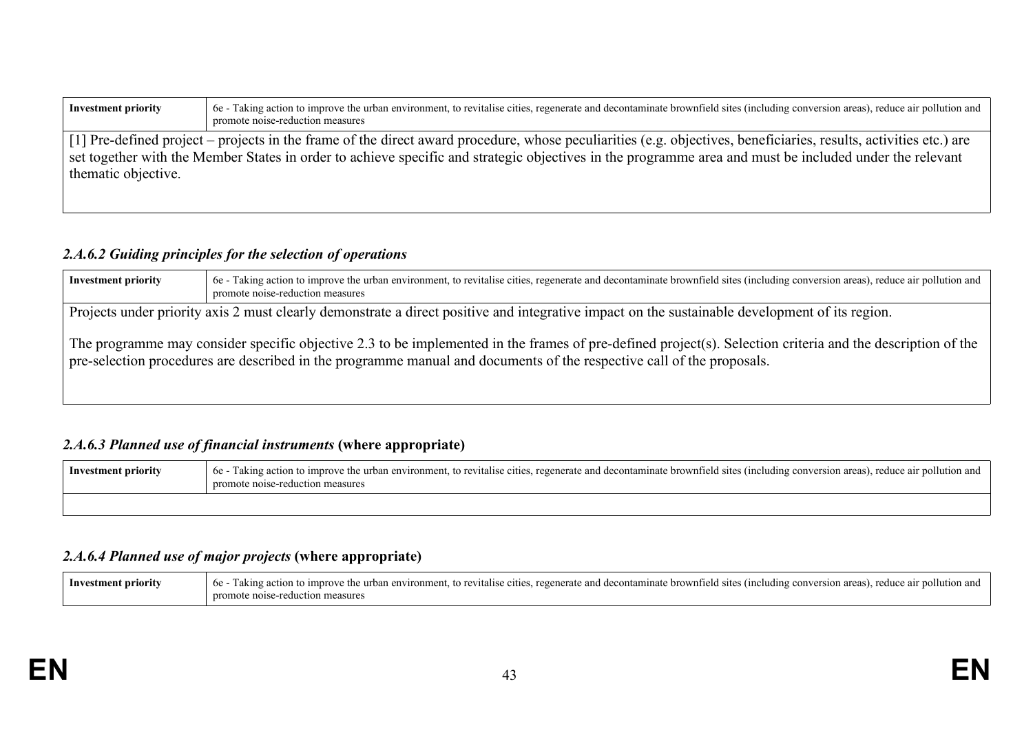| Investment priority | 6e - Taking action to improve the urban environment, to revitalise cities, regenerate and decontaminate brownfield sites (including conversion areas), reduce air pollution and promote noise-reduction measures |
|---|---|
| [1] Pre-defined project – projects in the frame of the direct award procedure, whose peculiarities (e.g. objectives, beneficiaries, results, activities etc.) are set together with the Member States in order to achieve specific and strategic objectives in the programme area and must be included under the relevant thematic objective. | |

### *2.A.6.2 Guiding principles for the selection of operations*

| Investment priority | 6e - Taking action to improve the urban environment, to revitalise cities, regenerate and decontaminate brownfield sites (including conversion areas), reduce air pollution and promote noise-reduction measures |
|---|---|
| Projects under priority axis 2 must clearly demonstrate a direct positive and integrative impact on the sustainable development of its region.<br><br>The programme may consider specific objective 2.3 to be implemented in the frames of pre-defined project(s). Selection criteria and the description of the pre-selection procedures are described in the programme manual and documents of the respective call of the proposals. | |

### *2.A.6.3 Planned use of financial instruments* **(where appropriate)**

| Investment priority | 6e - Taking action to improve the urban environment, to revitalise cities, regenerate and decontaminate brownfield sites (including conversion areas), reduce air pollution and promote noise-reduction measures |
|---|---|
| | |

### *2.A.6.4 Planned use of major projects* **(where appropriate)**

| Investment priority | 6e - Taking action to improve the urban environment, to revitalise cities, regenerate and decontaminate brownfield sites (including conversion areas), reduce air pollution and promote noise-reduction measures |
|---|---|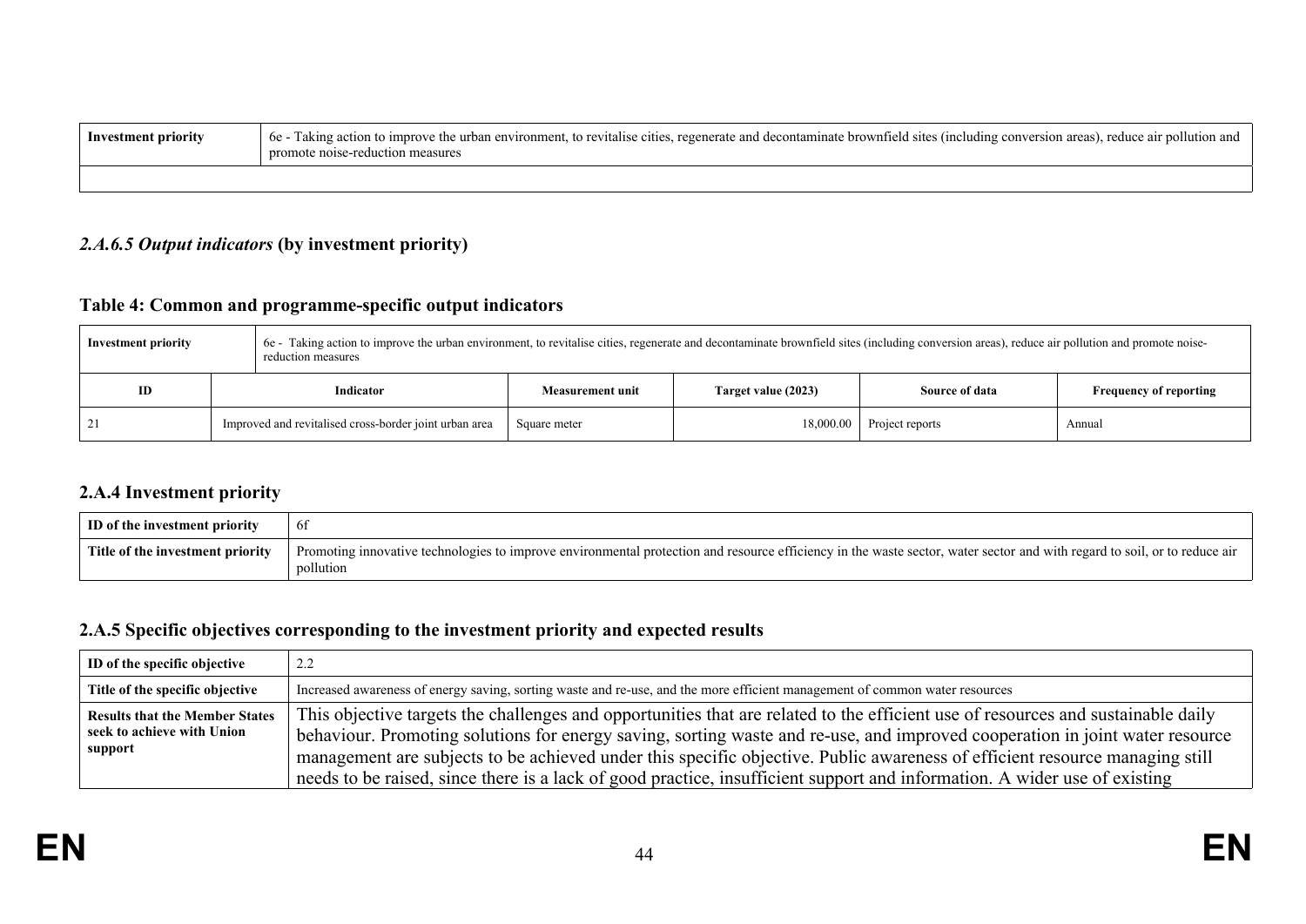| Investment priority | 6e - Taking action to improve the urban environment, to revitalise cities, regenerate and decontaminate brownfield sites (including conversion areas), reduce air pollution and promote noise-reduction measures |
| --- | --- |
| | |

### *2.A.6.5 Output indicators* (by investment priority)

### Table 4: Common and programme-specific output indicators

| Investment priority | 6e - Taking action to improve the urban environment, to revitalise cities, regenerate and decontaminate brownfield sites (including conversion areas), reduce air pollution and promote noise-reduction measures | | | | |
| --- | --- | --- | --- | --- | --- |
| **ID** | **Indicator** | **Measurement unit** | **Target value (2023)** | **Source of data** | **Frequency of reporting** |
| 21 | Improved and revitalised cross-border joint urban area | Square meter | 18,000.00 | Project reports | Annual |

## 2.A.4 Investment priority

| ID of the investment priority | 6f |
| --- | --- |
| Title of the investment priority | Promoting innovative technologies to improve environmental protection and resource efficiency in the waste sector, water sector and with regard to soil, or to reduce air pollution |

## 2.A.5 Specific objectives corresponding to the investment priority and expected results

| ID of the specific objective | 2.2 |
| --- | --- |
| Title of the specific objective | Increased awareness of energy saving, sorting waste and re-use, and the more efficient management of common water resources |
| Results that the Member States seek to achieve with Union support | This objective targets the challenges and opportunities that are related to the efficient use of resources and sustainable daily behaviour. Promoting solutions for energy saving, sorting waste and re-use, and improved cooperation in joint water resource management are subjects to be achieved under this specific objective. Public awareness of efficient resource managing still needs to be raised, since there is a lack of good practice, insufficient support and information. A wider use of existing |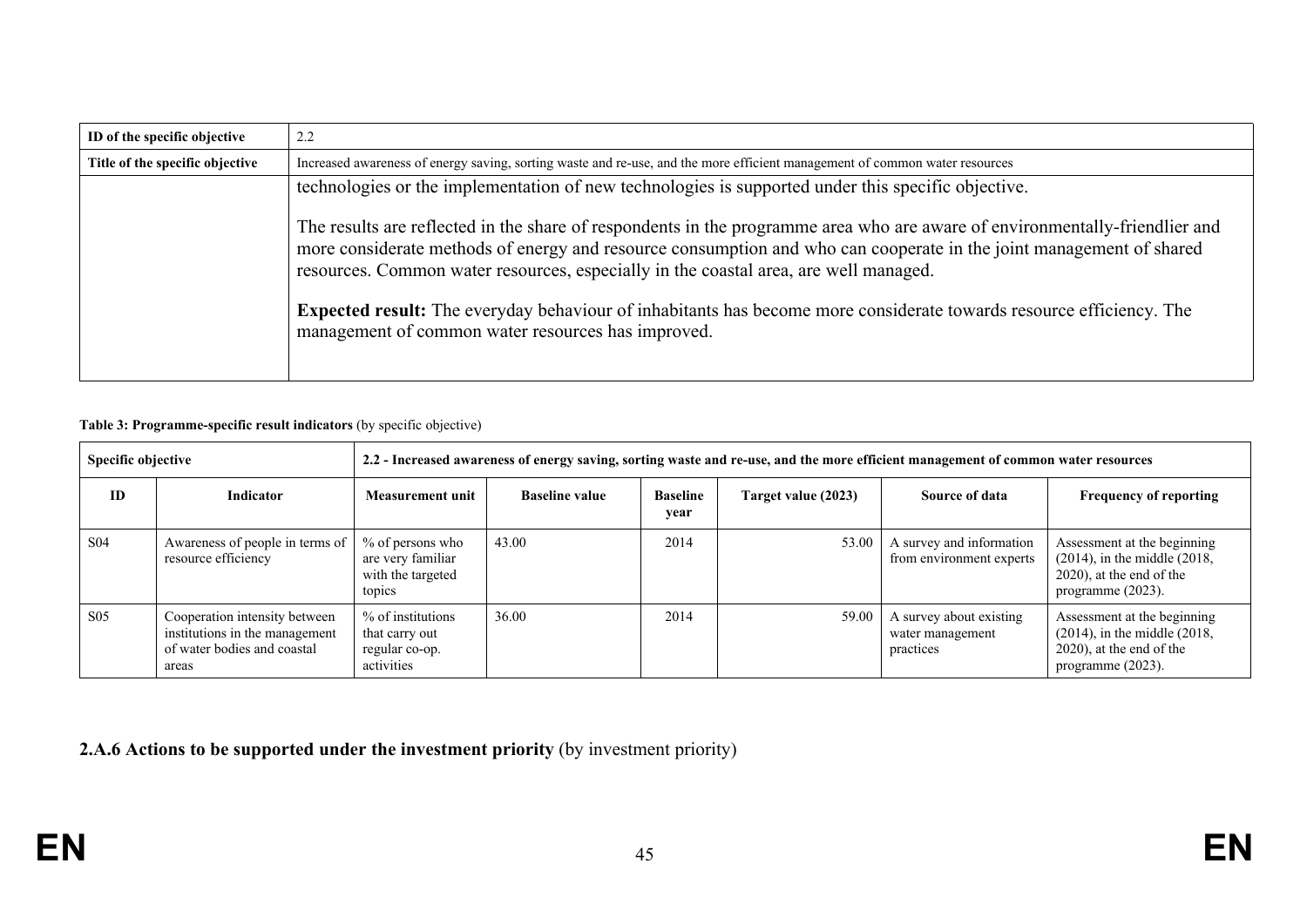| ID of the specific objective | 2.2 |
|---|---|
| Title of the specific objective | Increased awareness of energy saving, sorting waste and re-use, and the more efficient management of common water resources |
| | technologies or the implementation of new technologies is supported under this specific objective.<br><br>The results are reflected in the share of respondents in the programme area who are aware of environmentally-friendlier and more considerate methods of energy and resource consumption and who can cooperate in the joint management of shared resources. Common water resources, especially in the coastal area, are well managed.<br><br>**Expected result:** The everyday behaviour of inhabitants has become more considerate towards resource efficiency. The management of common water resources has improved. |

**Table 3: Programme-specific result indicators** (by specific objective)

| **Specific objective** | | **2.2 - Increased awareness of energy saving, sorting waste and re-use, and the more efficient management of common water resources** | | | | | |
|---|---|---|---|---|---|---|---|
| **ID** | **Indicator** | **Measurement unit** | **Baseline value** | **Baseline year** | **Target value (2023)** | **Source of data** | **Frequency of reporting** |
| S04 | Awareness of people in terms of resource efficiency | % of persons who are very familiar with the targeted topics | 43.00 | 2014 | 53.00 | A survey and information from environment experts | Assessment at the beginning (2014), in the middle (2018, 2020), at the end of the programme (2023). |
| S05 | Cooperation intensity between institutions in the management of water bodies and coastal areas | % of institutions that carry out regular co-op. activities | 36.00 | 2014 | 59.00 | A survey about existing water management practices | Assessment at the beginning (2014), in the middle (2018, 2020), at the end of the programme (2023). |

**2.A.6 Actions to be supported under the investment priority** (by investment priority)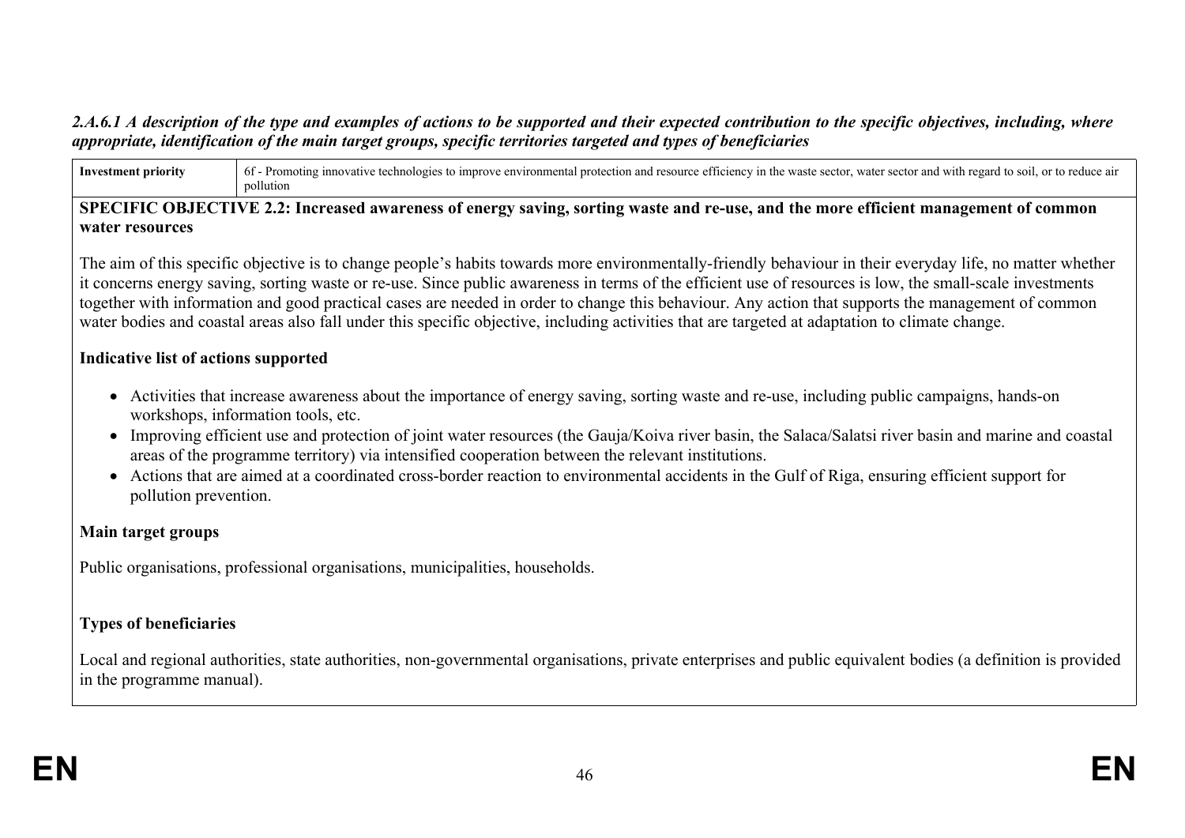*2.A.6.1 A description of the type and examples of actions to be supported and their expected contribution to the specific objectives, including, where appropriate, identification of the main target groups, specific territories targeted and types of beneficiaries*

| **Investment priority** | 6f - Promoting innovative technologies to improve environmental protection and resource efficiency in the waste sector, water sector and with regard to soil, or to reduce air pollution |
|---|---|

**SPECIFIC OBJECTIVE 2.2: Increased awareness of energy saving, sorting waste and re-use, and the more efficient management of common water resources**

The aim of this specific objective is to change people's habits towards more environmentally-friendly behaviour in their everyday life, no matter whether it concerns energy saving, sorting waste or re-use. Since public awareness in terms of the efficient use of resources is low, the small-scale investments together with information and good practical cases are needed in order to change this behaviour. Any action that supports the management of common water bodies and coastal areas also fall under this specific objective, including activities that are targeted at adaptation to climate change.

**Indicative list of actions supported**

- Activities that increase awareness about the importance of energy saving, sorting waste and re-use, including public campaigns, hands-on workshops, information tools, etc.
- Improving efficient use and protection of joint water resources (the Gauja/Koiva river basin, the Salaca/Salatsi river basin and marine and coastal areas of the programme territory) via intensified cooperation between the relevant institutions.
- Actions that are aimed at a coordinated cross-border reaction to environmental accidents in the Gulf of Riga, ensuring efficient support for pollution prevention.

**Main target groups**

Public organisations, professional organisations, municipalities, households.

**Types of beneficiaries**

Local and regional authorities, state authorities, non-governmental organisations, private enterprises and public equivalent bodies (a definition is provided in the programme manual).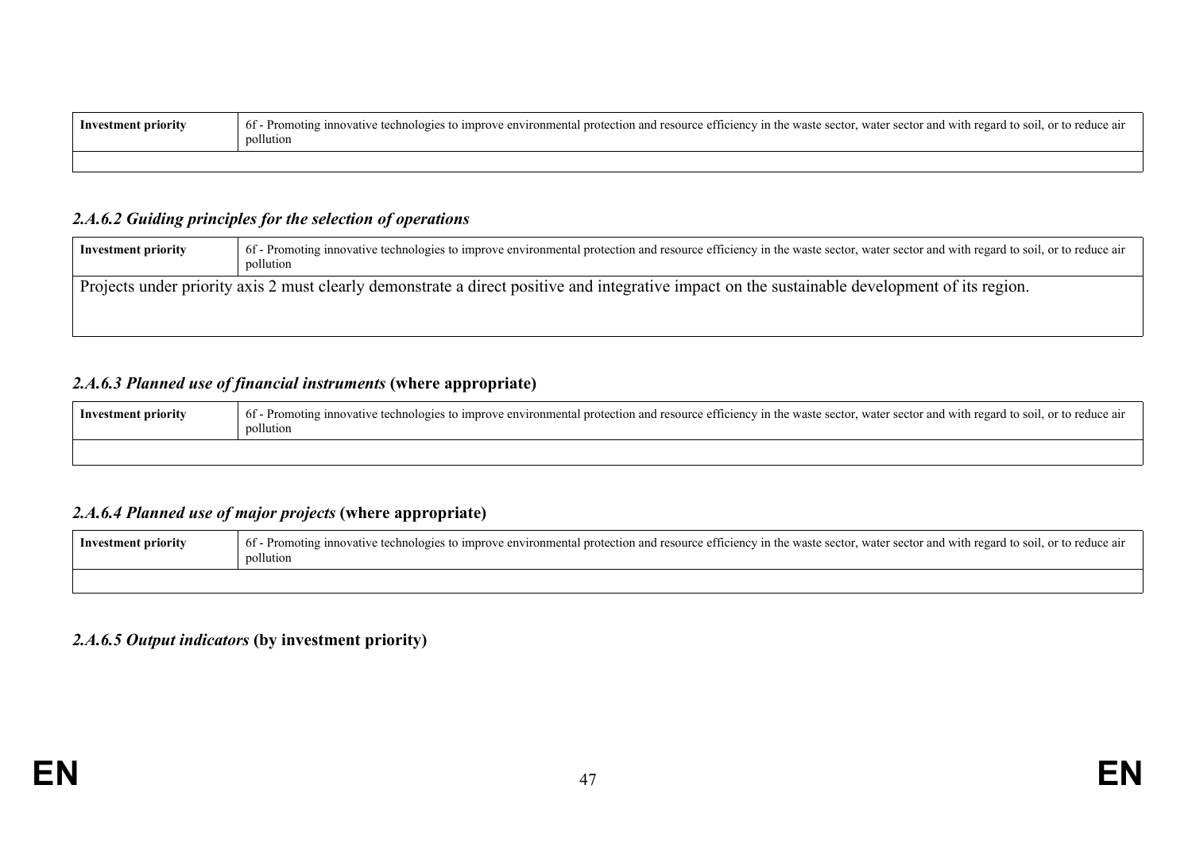| Investment priority | 6f - Promoting innovative technologies to improve environmental protection and resource efficiency in the waste sector, water sector and with regard to soil, or to reduce air pollution |
|---|---|
| | |

### *2.A.6.2 Guiding principles for the selection of operations*

| Investment priority | 6f - Promoting innovative technologies to improve environmental protection and resource efficiency in the waste sector, water sector and with regard to soil, or to reduce air pollution |
|---|---|
| Projects under priority axis 2 must clearly demonstrate a direct positive and integrative impact on the sustainable development of its region. | |

### *2.A.6.3 Planned use of financial instruments* (where appropriate)

| Investment priority | 6f - Promoting innovative technologies to improve environmental protection and resource efficiency in the waste sector, water sector and with regard to soil, or to reduce air pollution |
|---|---|
| | |

### *2.A.6.4 Planned use of major projects* (where appropriate)

| Investment priority | 6f - Promoting innovative technologies to improve environmental protection and resource efficiency in the waste sector, water sector and with regard to soil, or to reduce air pollution |
|---|---|
| | |

### *2.A.6.5 Output indicators* (by investment priority)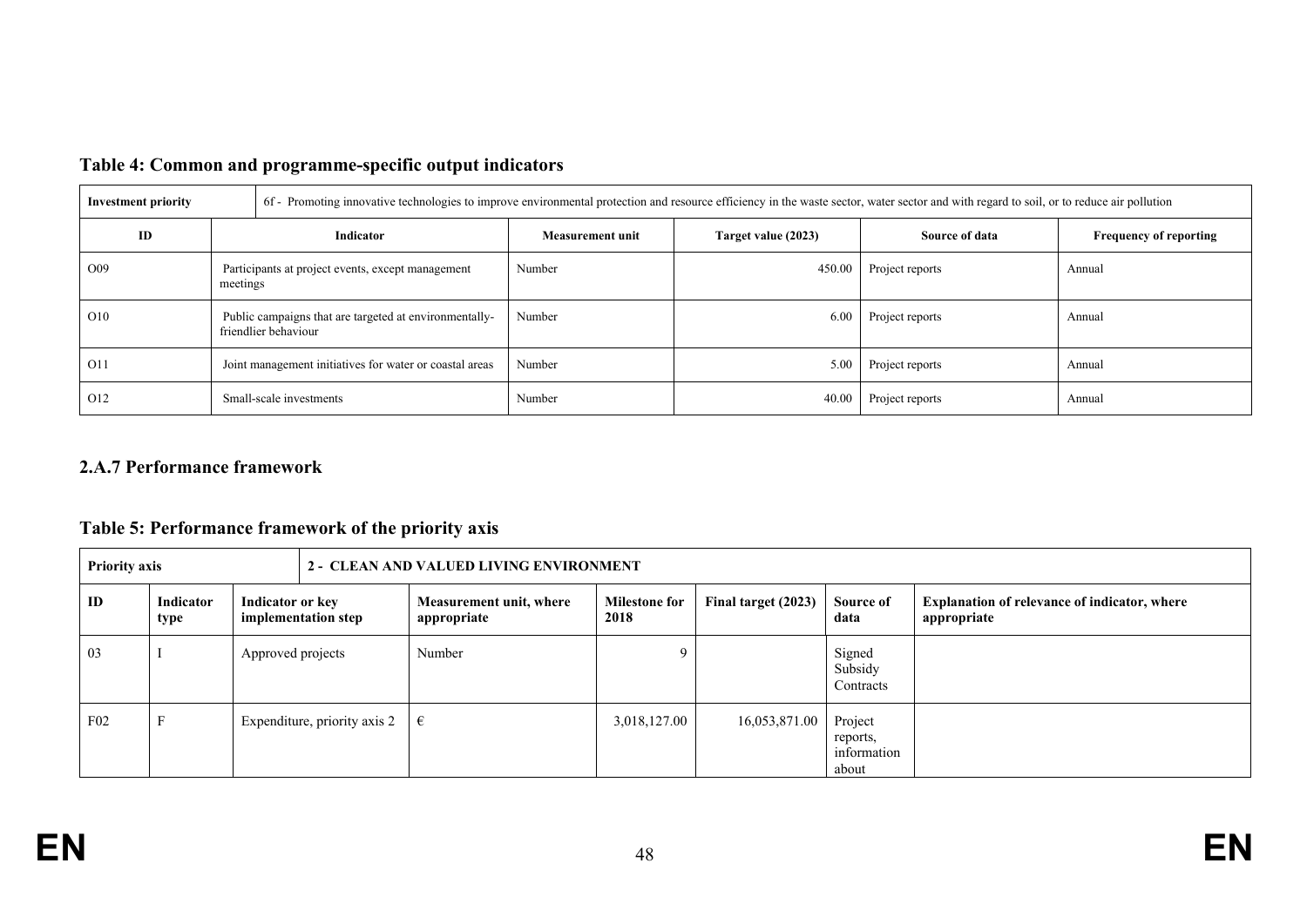### Table 4: Common and programme-specific output indicators

| Investment priority | 6f - Promoting innovative technologies to improve environmental protection and resource efficiency in the waste sector, water sector and with regard to soil, or to reduce air pollution | | | | |
|---|---|---|---|---|---|
| **ID** | **Indicator** | **Measurement unit** | **Target value (2023)** | **Source of data** | **Frequency of reporting** |
| O09 | Participants at project events, except management meetings | Number | 450.00 | Project reports | Annual |
| O10 | Public campaigns that are targeted at environmentally-friendlier behaviour | Number | 6.00 | Project reports | Annual |
| O11 | Joint management initiatives for water or coastal areas | Number | 5.00 | Project reports | Annual |
| O12 | Small-scale investments | Number | 40.00 | Project reports | Annual |

## 2.A.7 Performance framework

### Table 5: Performance framework of the priority axis

| Priority axis | | 2 - CLEAN AND VALUED LIVING ENVIRONMENT | | | | | |
|---|---|---|---|---|---|---|---|
| **ID** | **Indicator type** | **Indicator or key implementation step** | **Measurement unit, where appropriate** | **Milestone for 2018** | **Final target (2023)** | **Source of data** | **Explanation of relevance of indicator, where appropriate** |
| 03 | I | Approved projects | Number | 9 | | Signed Subsidy Contracts | |
| F02 | F | Expenditure, priority axis 2 | € | 3,018,127.00 | 16,053,871.00 | Project reports, information about | |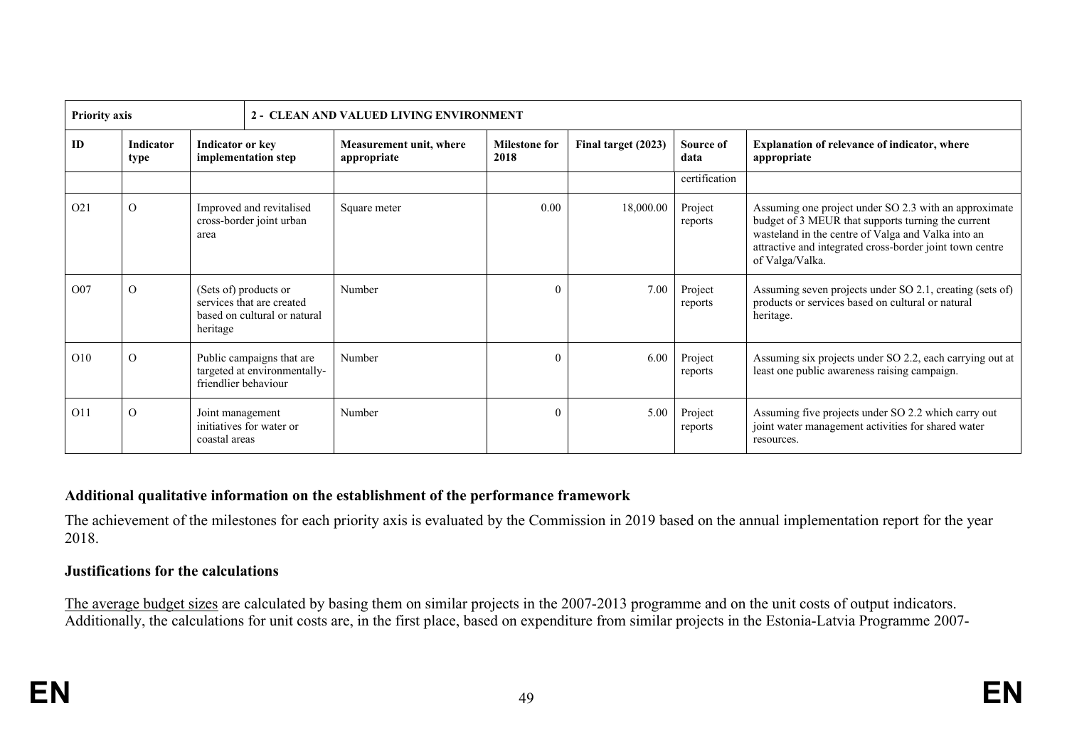| Priority axis | | 2 - CLEAN AND VALUED LIVING ENVIRONMENT | | | | | |
|---|---|---|---|---|---|---|---|
| **ID** | **Indicator type** | **Indicator or key implementation step** | **Measurement unit, where appropriate** | **Milestone for 2018** | **Final target (2023)** | **Source of data** | **Explanation of relevance of indicator, where appropriate** |
| | | | | | | certification | |
| O21 | O | Improved and revitalised cross-border joint urban area | Square meter | 0.00 | 18,000.00 | Project reports | Assuming one project under SO 2.3 with an approximate budget of 3 MEUR that supports turning the current wasteland in the centre of Valga and Valka into an attractive and integrated cross-border joint town centre of Valga/Valka. |
| O07 | O | (Sets of) products or services that are created based on cultural or natural heritage | Number | 0 | 7.00 | Project reports | Assuming seven projects under SO 2.1, creating (sets of) products or services based on cultural or natural heritage. |
| O10 | O | Public campaigns that are targeted at environmentally-friendlier behaviour | Number | 0 | 6.00 | Project reports | Assuming six projects under SO 2.2, each carrying out at least one public awareness raising campaign. |
| O11 | O | Joint management initiatives for water or coastal areas | Number | 0 | 5.00 | Project reports | Assuming five projects under SO 2.2 which carry out joint water management activities for shared water resources. |

**Additional qualitative information on the establishment of the performance framework**

The achievement of the milestones for each priority axis is evaluated by the Commission in 2019 based on the annual implementation report for the year 2018.

**Justifications for the calculations**

The average budget sizes are calculated by basing them on similar projects in the 2007-2013 programme and on the unit costs of output indicators. Additionally, the calculations for unit costs are, in the first place, based on expenditure from similar projects in the Estonia-Latvia Programme 2007-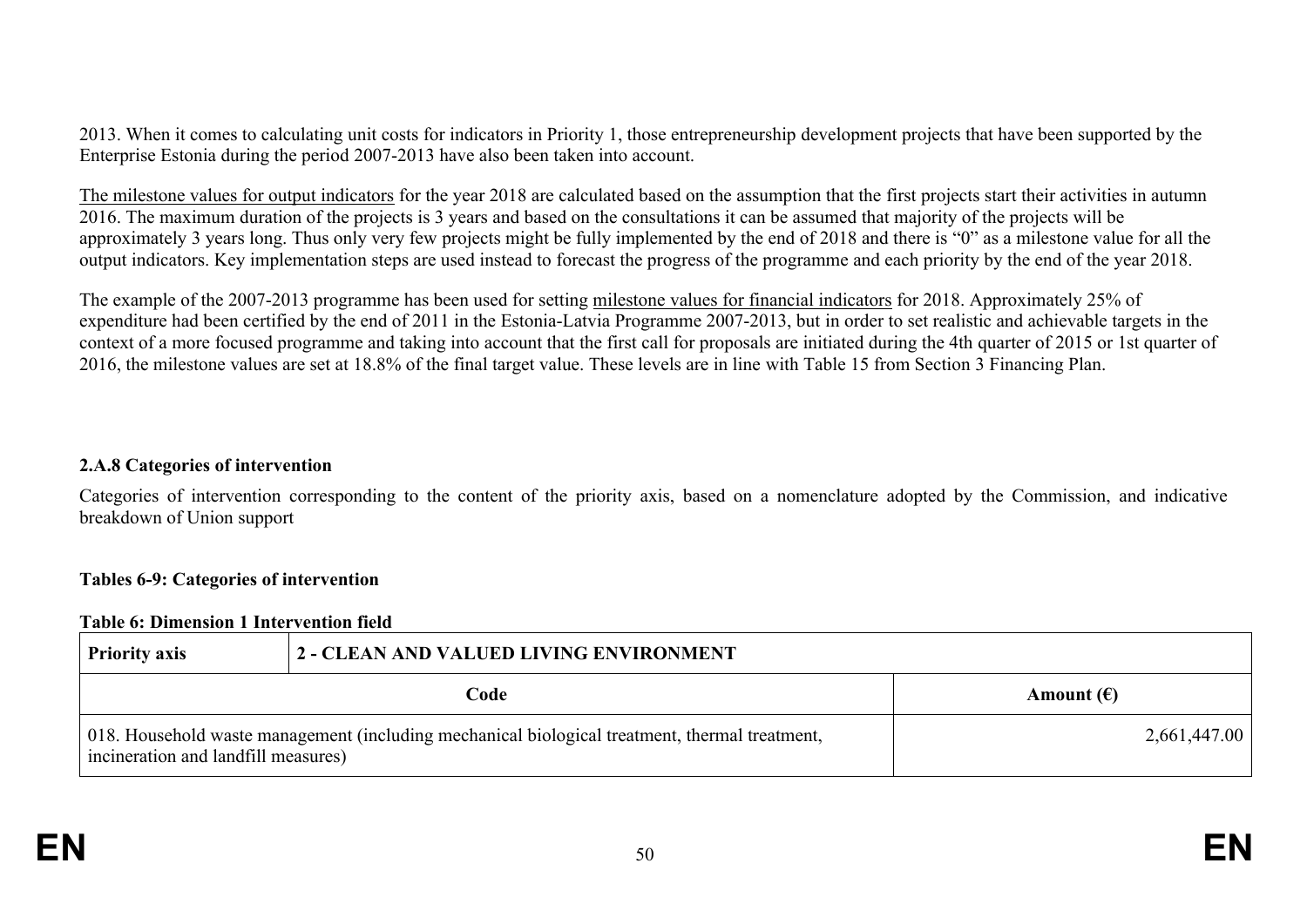2013. When it comes to calculating unit costs for indicators in Priority 1, those entrepreneurship development projects that have been supported by the Enterprise Estonia during the period 2007-2013 have also been taken into account.

The milestone values for output indicators for the year 2018 are calculated based on the assumption that the first projects start their activities in autumn 2016. The maximum duration of the projects is 3 years and based on the consultations it can be assumed that majority of the projects will be approximately 3 years long. Thus only very few projects might be fully implemented by the end of 2018 and there is "0" as a milestone value for all the output indicators. Key implementation steps are used instead to forecast the progress of the programme and each priority by the end of the year 2018.

The example of the 2007-2013 programme has been used for setting milestone values for financial indicators for 2018. Approximately 25% of expenditure had been certified by the end of 2011 in the Estonia-Latvia Programme 2007-2013, but in order to set realistic and achievable targets in the context of a more focused programme and taking into account that the first call for proposals are initiated during the 4th quarter of 2015 or 1st quarter of 2016, the milestone values are set at 18.8% of the final target value. These levels are in line with Table 15 from Section 3 Financing Plan.

### 2.A.8 Categories of intervention

Categories of intervention corresponding to the content of the priority axis, based on a nomenclature adopted by the Commission, and indicative breakdown of Union support

**Tables 6-9: Categories of intervention**

**Table 6: Dimension 1 Intervention field**

| **Priority axis** | **2 - CLEAN AND VALUED LIVING ENVIRONMENT** |
|---|---|
| **Code** | **Amount (€)** |
| 018. Household waste management (including mechanical biological treatment, thermal treatment, incineration and landfill measures) | 2,661,447.00 |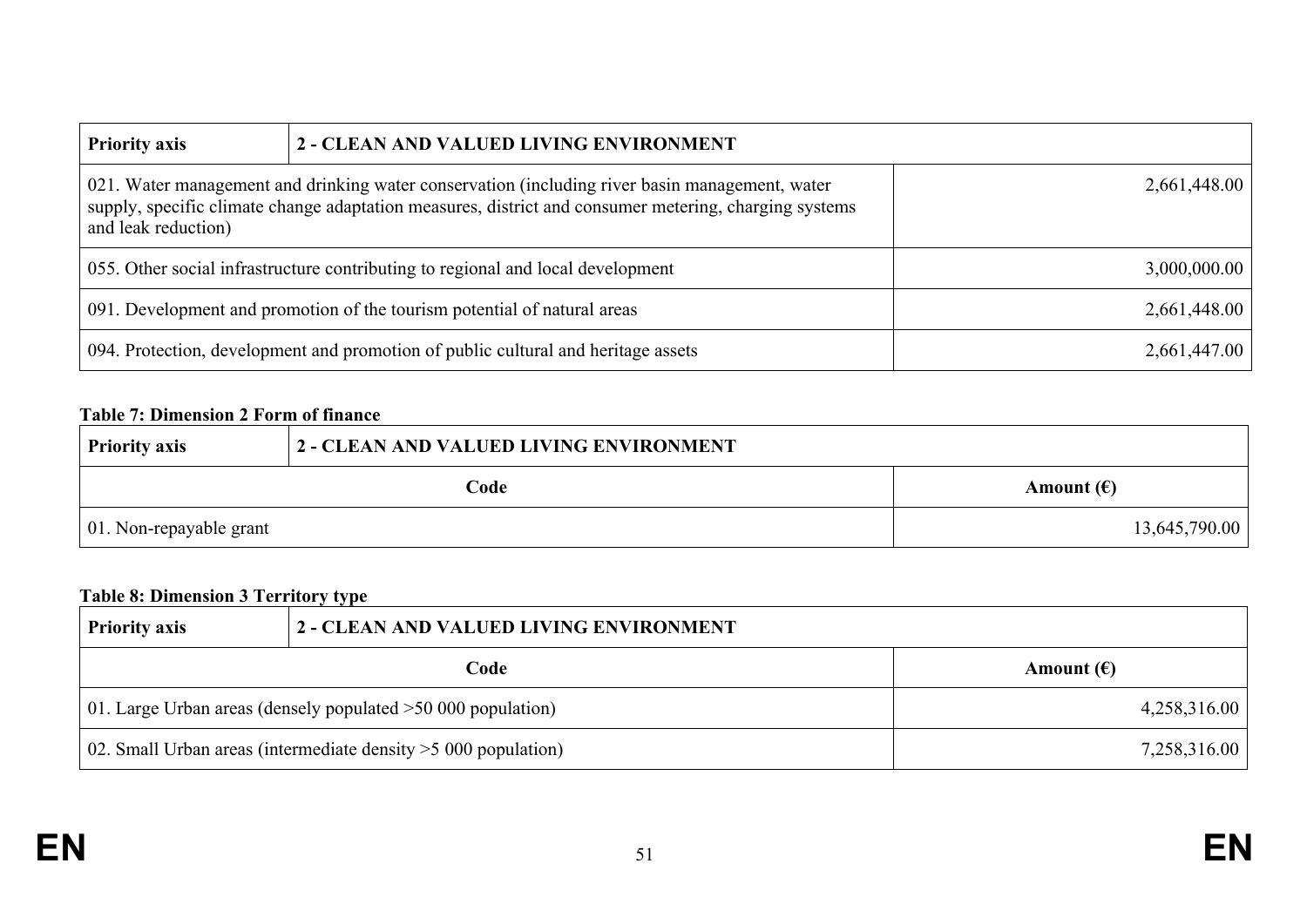| Priority axis | 2 - CLEAN AND VALUED LIVING ENVIRONMENT | |
|---|---|---|
| 021. Water management and drinking water conservation (including river basin management, water supply, specific climate change adaptation measures, district and consumer metering, charging systems and leak reduction) | | 2,661,448.00 |
| 055. Other social infrastructure contributing to regional and local development | | 3,000,000.00 |
| 091. Development and promotion of the tourism potential of natural areas | | 2,661,448.00 |
| 094. Protection, development and promotion of public cultural and heritage assets | | 2,661,447.00 |

**Table 7: Dimension 2 Form of finance**

| Priority axis | 2 - CLEAN AND VALUED LIVING ENVIRONMENT | |
|---|---|---|
| Code | | Amount (€) |
| 01. Non-repayable grant | | 13,645,790.00 |

**Table 8: Dimension 3 Territory type**

| Priority axis | 2 - CLEAN AND VALUED LIVING ENVIRONMENT | |
|---|---|---|
| Code | | Amount (€) |
| 01. Large Urban areas (densely populated >50 000 population) | | 4,258,316.00 |
| 02. Small Urban areas (intermediate density >5 000 population) | | 7,258,316.00 |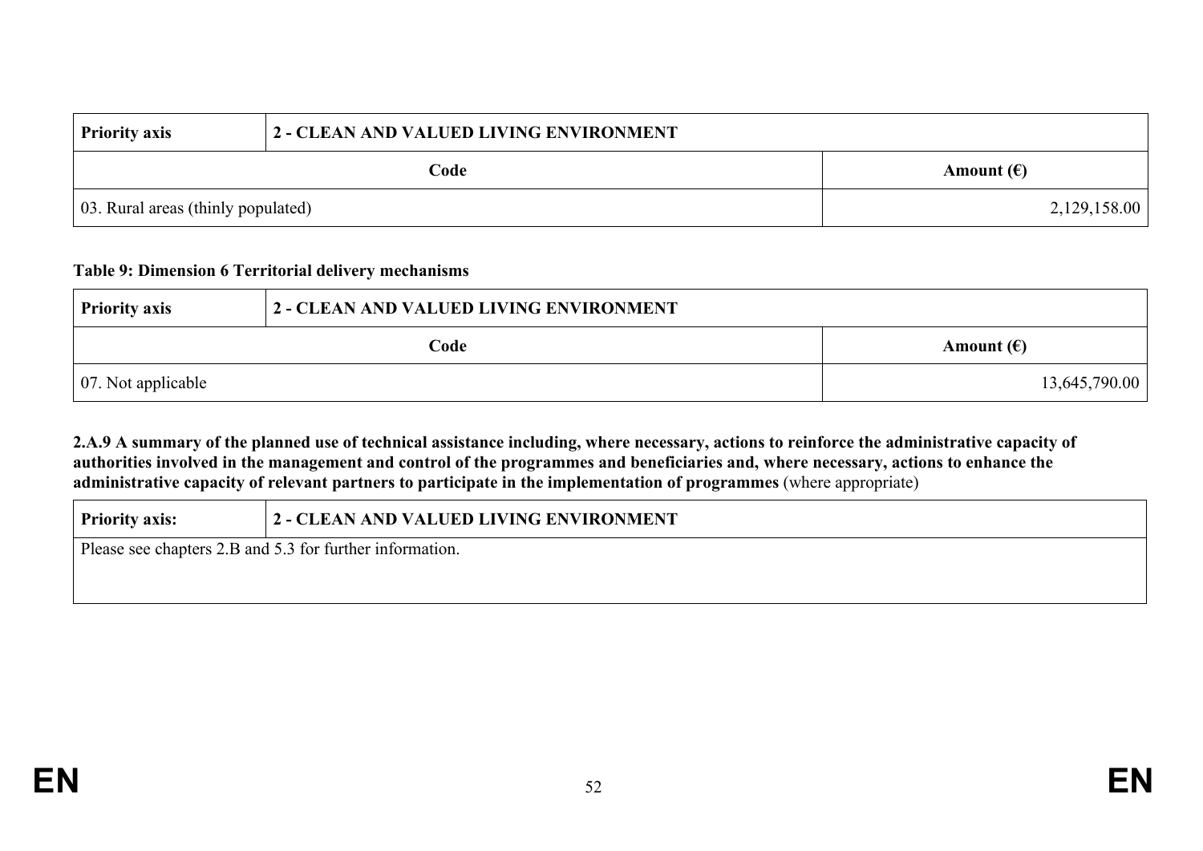| Priority axis | 2 - CLEAN AND VALUED LIVING ENVIRONMENT |
|---|---|
| **Code** | **Amount (€)** |
| 03. Rural areas (thinly populated) | 2,129,158.00 |

**Table 9: Dimension 6 Territorial delivery mechanisms**

| Priority axis | 2 - CLEAN AND VALUED LIVING ENVIRONMENT |
|---|---|
| **Code** | **Amount (€)** |
| 07. Not applicable | 13,645,790.00 |

**2.A.9 A summary of the planned use of technical assistance including, where necessary, actions to reinforce the administrative capacity of authorities involved in the management and control of the programmes and beneficiaries and, where necessary, actions to enhance the administrative capacity of relevant partners to participate in the implementation of programmes** (where appropriate)

| Priority axis: | 2 - CLEAN AND VALUED LIVING ENVIRONMENT |
|---|---|
| Please see chapters 2.B and 5.3 for further information. | |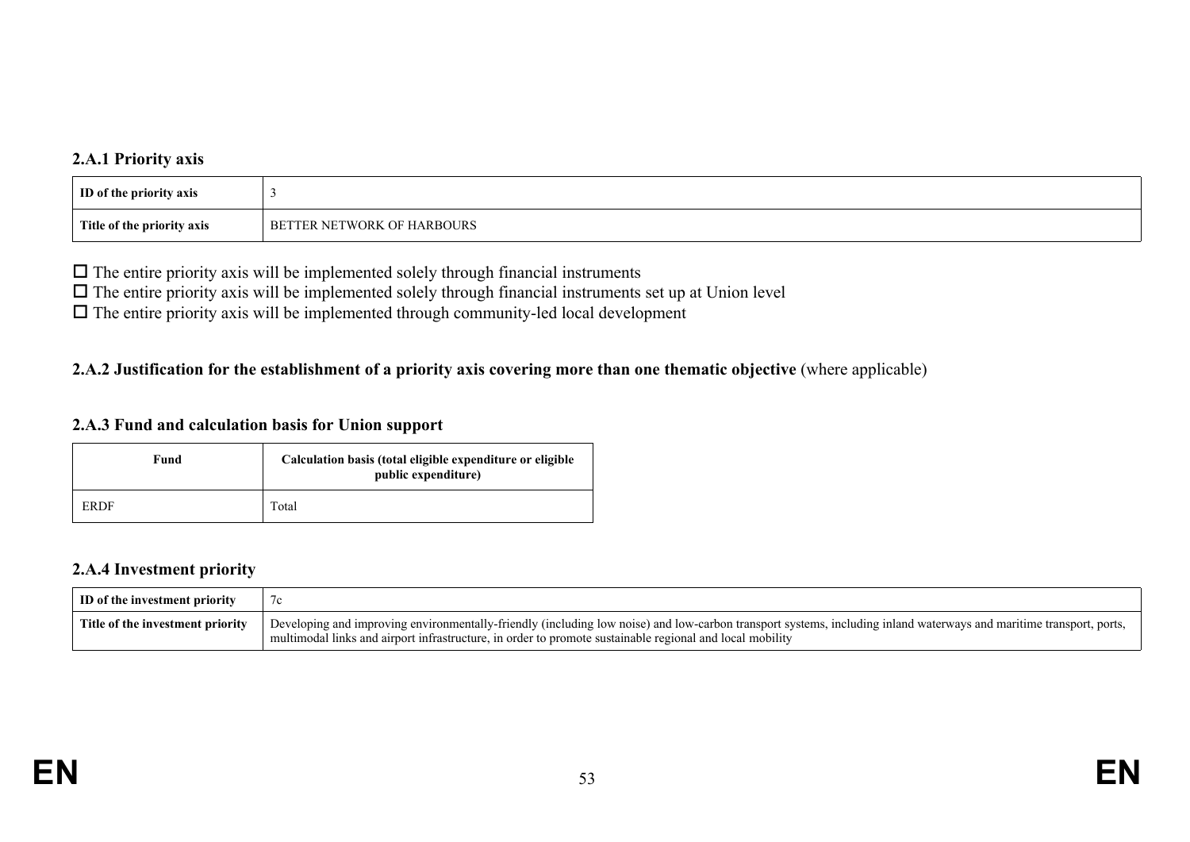### 2.A.1 Priority axis

| ID of the priority axis | 3 |
|---|---|
| Title of the priority axis | BETTER NETWORK OF HARBOURS |

☐ The entire priority axis will be implemented solely through financial instruments
☐ The entire priority axis will be implemented solely through financial instruments set up at Union level
☐ The entire priority axis will be implemented through community-led local development

### 2.A.2 Justification for the establishment of a priority axis covering more than one thematic objective (where applicable)

### 2.A.3 Fund and calculation basis for Union support

| Fund | Calculation basis (total eligible expenditure or eligible public expenditure) |
|---|---|
| ERDF | Total |

### 2.A.4 Investment priority

| ID of the investment priority | 7c |
|---|---|
| Title of the investment priority | Developing and improving environmentally-friendly (including low noise) and low-carbon transport systems, including inland waterways and maritime transport, ports, multimodal links and airport infrastructure, in order to promote sustainable regional and local mobility |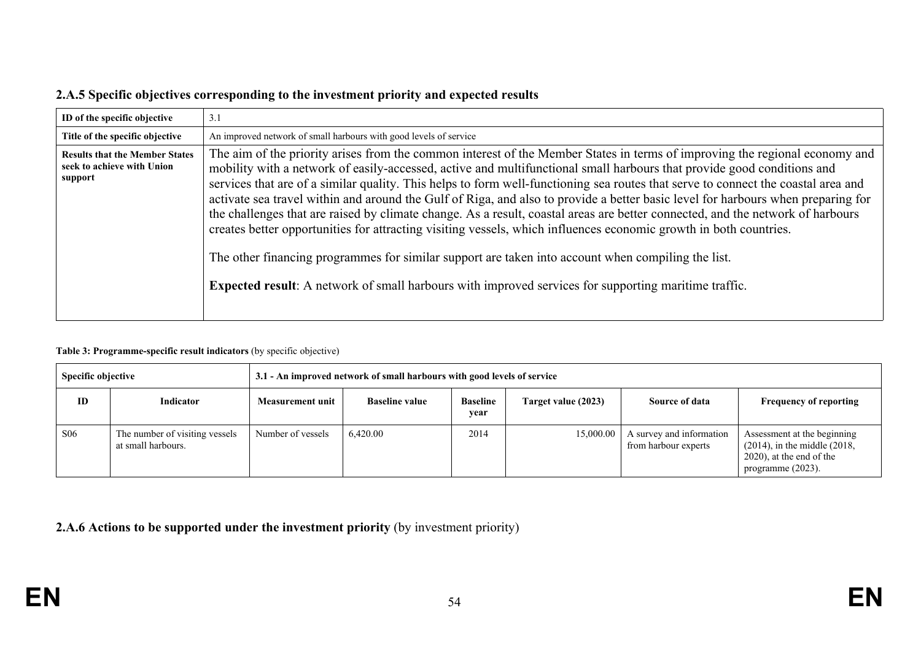### 2.A.5 Specific objectives corresponding to the investment priority and expected results

| ID of the specific objective | 3.1 |
|---|---|
| Title of the specific objective | An improved network of small harbours with good levels of service |
| Results that the Member States seek to achieve with Union support | The aim of the priority arises from the common interest of the Member States in terms of improving the regional economy and mobility with a network of easily-accessed, active and multifunctional small harbours that provide good conditions and services that are of a similar quality. This helps to form well-functioning sea routes that serve to connect the coastal area and activate sea travel within and around the Gulf of Riga, and also to provide a better basic level for harbours when preparing for the challenges that are raised by climate change. As a result, coastal areas are better connected, and the network of harbours creates better opportunities for attracting visiting vessels, which influences economic growth in both countries.<br><br>The other financing programmes for similar support are taken into account when compiling the list.<br><br>**Expected result**: A network of small harbours with improved services for supporting maritime traffic. |

**Table 3: Programme-specific result indicators** (by specific objective)

| Specific objective | | 3.1 - An improved network of small harbours with good levels of service | | | | | |
|---|---|---|---|---|---|---|---|
| **ID** | **Indicator** | **Measurement unit** | **Baseline value** | **Baseline year** | **Target value (2023)** | **Source of data** | **Frequency of reporting** |
| S06 | The number of visiting vessels at small harbours. | Number of vessels | 6,420.00 | 2014 | 15,000.00 | A survey and information from harbour experts | Assessment at the beginning (2014), in the middle (2018, 2020), at the end of the programme (2023). |

### 2.A.6 Actions to be supported under the investment priority (by investment priority)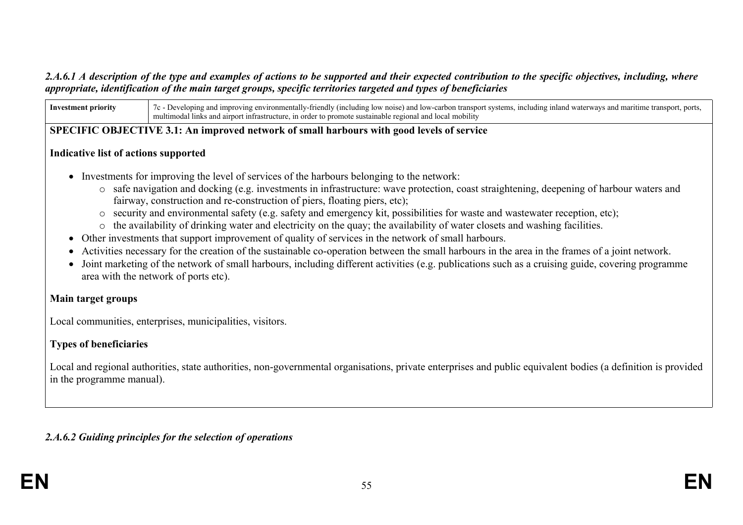*2.A.6.1 A description of the type and examples of actions to be supported and their expected contribution to the specific objectives, including, where appropriate, identification of the main target groups, specific territories targeted and types of beneficiaries*

| **Investment priority** | 7c - Developing and improving environmentally-friendly (including low noise) and low-carbon transport systems, including inland waterways and maritime transport, ports, multimodal links and airport infrastructure, in order to promote sustainable regional and local mobility |
|---|---|

**SPECIFIC OBJECTIVE 3.1: An improved network of small harbours with good levels of service**

**Indicative list of actions supported**

- Investments for improving the level of services of the harbours belonging to the network:
  - safe navigation and docking (e.g. investments in infrastructure: wave protection, coast straightening, deepening of harbour waters and fairway, construction and re-construction of piers, floating piers, etc);
  - security and environmental safety (e.g. safety and emergency kit, possibilities for waste and wastewater reception, etc);
  - the availability of drinking water and electricity on the quay; the availability of water closets and washing facilities.
- Other investments that support improvement of quality of services in the network of small harbours.
- Activities necessary for the creation of the sustainable co-operation between the small harbours in the area in the frames of a joint network.
- Joint marketing of the network of small harbours, including different activities (e.g. publications such as a cruising guide, covering programme area with the network of ports etc).

**Main target groups**

Local communities, enterprises, municipalities, visitors.

**Types of beneficiaries**

Local and regional authorities, state authorities, non-governmental organisations, private enterprises and public equivalent bodies (a definition is provided in the programme manual).

*2.A.6.2 Guiding principles for the selection of operations*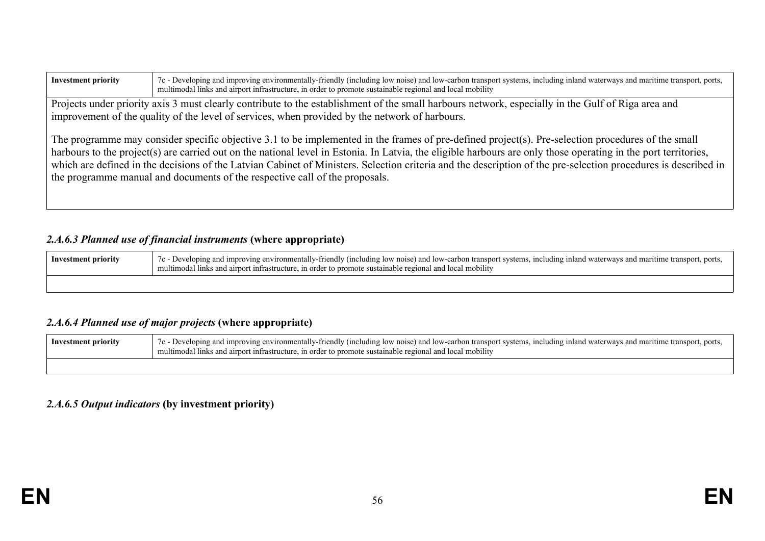| Investment priority | 7c - Developing and improving environmentally-friendly (including low noise) and low-carbon transport systems, including inland waterways and maritime transport, ports, multimodal links and airport infrastructure, in order to promote sustainable regional and local mobility |
|---|---|

Projects under priority axis 3 must clearly contribute to the establishment of the small harbours network, especially in the Gulf of Riga area and improvement of the quality of the level of services, when provided by the network of harbours.

The programme may consider specific objective 3.1 to be implemented in the frames of pre-defined project(s). Pre-selection procedures of the small harbours to the project(s) are carried out on the national level in Estonia. In Latvia, the eligible harbours are only those operating in the port territories, which are defined in the decisions of the Latvian Cabinet of Ministers. Selection criteria and the description of the pre-selection procedures is described in the programme manual and documents of the respective call of the proposals.

#### *2.A.6.3 Planned use of financial instruments* (where appropriate)

| Investment priority | 7c - Developing and improving environmentally-friendly (including low noise) and low-carbon transport systems, including inland waterways and maritime transport, ports, multimodal links and airport infrastructure, in order to promote sustainable regional and local mobility |
|---|---|
| | |

#### *2.A.6.4 Planned use of major projects* (where appropriate)

| Investment priority | 7c - Developing and improving environmentally-friendly (including low noise) and low-carbon transport systems, including inland waterways and maritime transport, ports, multimodal links and airport infrastructure, in order to promote sustainable regional and local mobility |
|---|---|
| | |

#### *2.A.6.5 Output indicators* (by investment priority)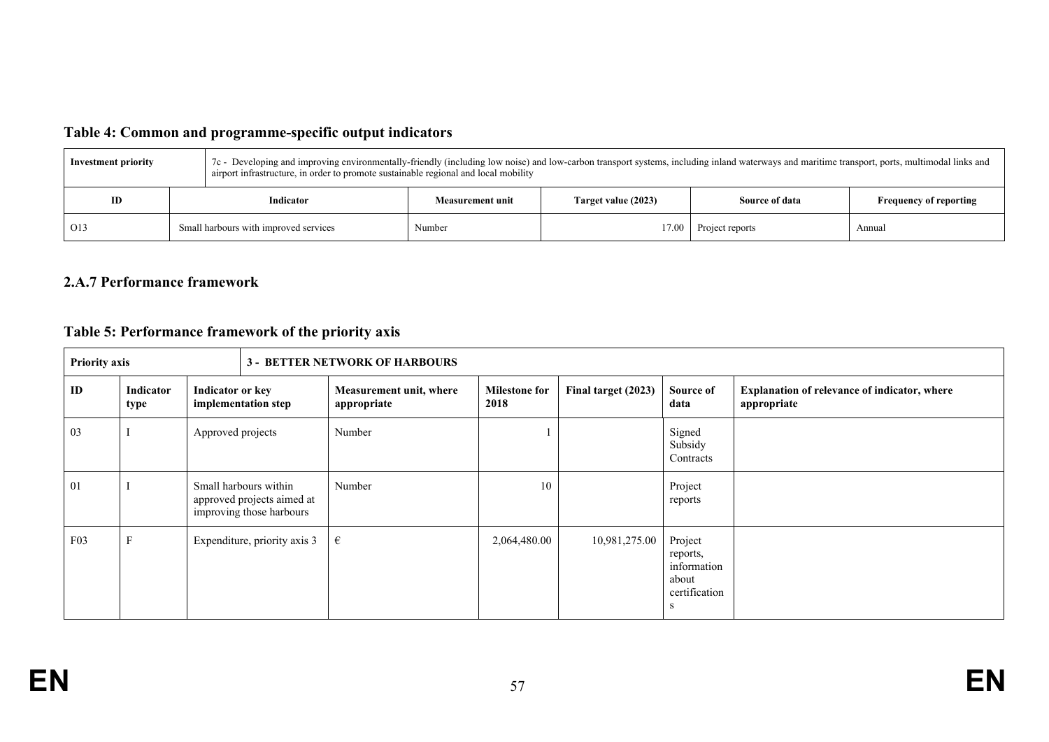### Table 4: Common and programme-specific output indicators

| Investment priority | 7c - Developing and improving environmentally-friendly (including low noise) and low-carbon transport systems, including inland waterways and maritime transport, ports, multimodal links and airport infrastructure, in order to promote sustainable regional and local mobility | | | | |
|---|---|---|---|---|---|
| **ID** | **Indicator** | **Measurement unit** | **Target value (2023)** | **Source of data** | **Frequency of reporting** |
| O13 | Small harbours with improved services | Number | 17.00 | Project reports | Annual |

### 2.A.7 Performance framework

### Table 5: Performance framework of the priority axis

| Priority axis | | 3 - BETTER NETWORK OF HARBOURS | | | | | |
|---|---|---|---|---|---|---|---|
| **ID** | **Indicator type** | **Indicator or key implementation step** | **Measurement unit, where appropriate** | **Milestone for 2018** | **Final target (2023)** | **Source of data** | **Explanation of relevance of indicator, where appropriate** |
| 03 | I | Approved projects | Number | 1 | | Signed Subsidy Contracts | |
| 01 | I | Small harbours within approved projects aimed at improving those harbours | Number | 10 | | Project reports | |
| F03 | F | Expenditure, priority axis 3 | € | 2,064,480.00 | 10,981,275.00 | Project reports, information about certifications | |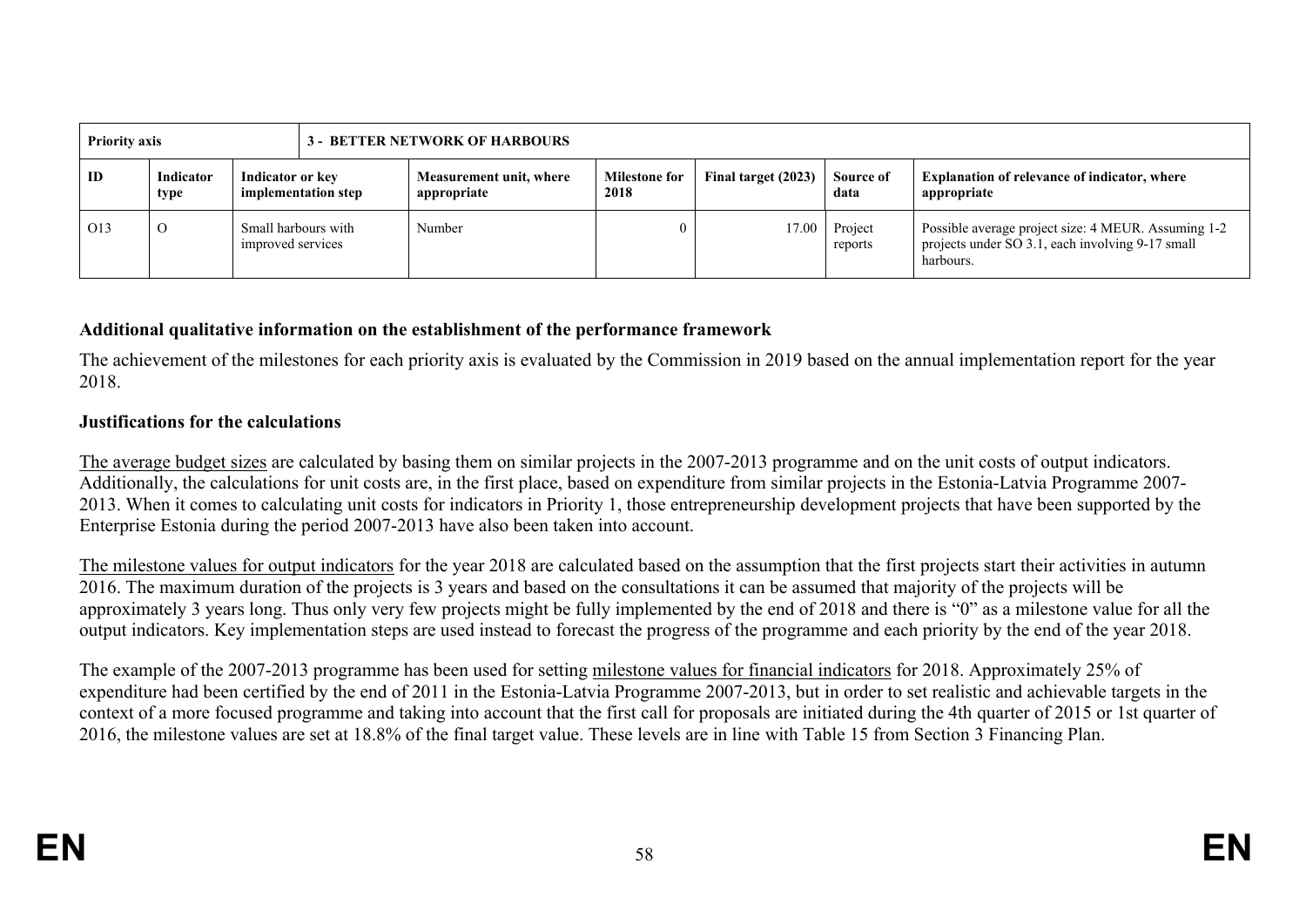| Priority axis | | 3 - BETTER NETWORK OF HARBOURS | | | | | |
|---|---|---|---|---|---|---|---|
| **ID** | **Indicator type** | **Indicator or key implementation step** | **Measurement unit, where appropriate** | **Milestone for 2018** | **Final target (2023)** | **Source of data** | **Explanation of relevance of indicator, where appropriate** |
| O13 | O | Small harbours with improved services | Number | 0 | 17.00 | Project reports | Possible average project size: 4 MEUR. Assuming 1-2 projects under SO 3.1, each involving 9-17 small harbours. |

**Additional qualitative information on the establishment of the performance framework**

The achievement of the milestones for each priority axis is evaluated by the Commission in 2019 based on the annual implementation report for the year 2018.

**Justifications for the calculations**

The average budget sizes are calculated by basing them on similar projects in the 2007-2013 programme and on the unit costs of output indicators. Additionally, the calculations for unit costs are, in the first place, based on expenditure from similar projects in the Estonia-Latvia Programme 2007-2013. When it comes to calculating unit costs for indicators in Priority 1, those entrepreneurship development projects that have been supported by the Enterprise Estonia during the period 2007-2013 have also been taken into account.

The milestone values for output indicators for the year 2018 are calculated based on the assumption that the first projects start their activities in autumn 2016. The maximum duration of the projects is 3 years and based on the consultations it can be assumed that majority of the projects will be approximately 3 years long. Thus only very few projects might be fully implemented by the end of 2018 and there is "0" as a milestone value for all the output indicators. Key implementation steps are used instead to forecast the progress of the programme and each priority by the end of the year 2018.

The example of the 2007-2013 programme has been used for setting milestone values for financial indicators for 2018. Approximately 25% of expenditure had been certified by the end of 2011 in the Estonia-Latvia Programme 2007-2013, but in order to set realistic and achievable targets in the context of a more focused programme and taking into account that the first call for proposals are initiated during the 4th quarter of 2015 or 1st quarter of 2016, the milestone values are set at 18.8% of the final target value. These levels are in line with Table 15 from Section 3 Financing Plan.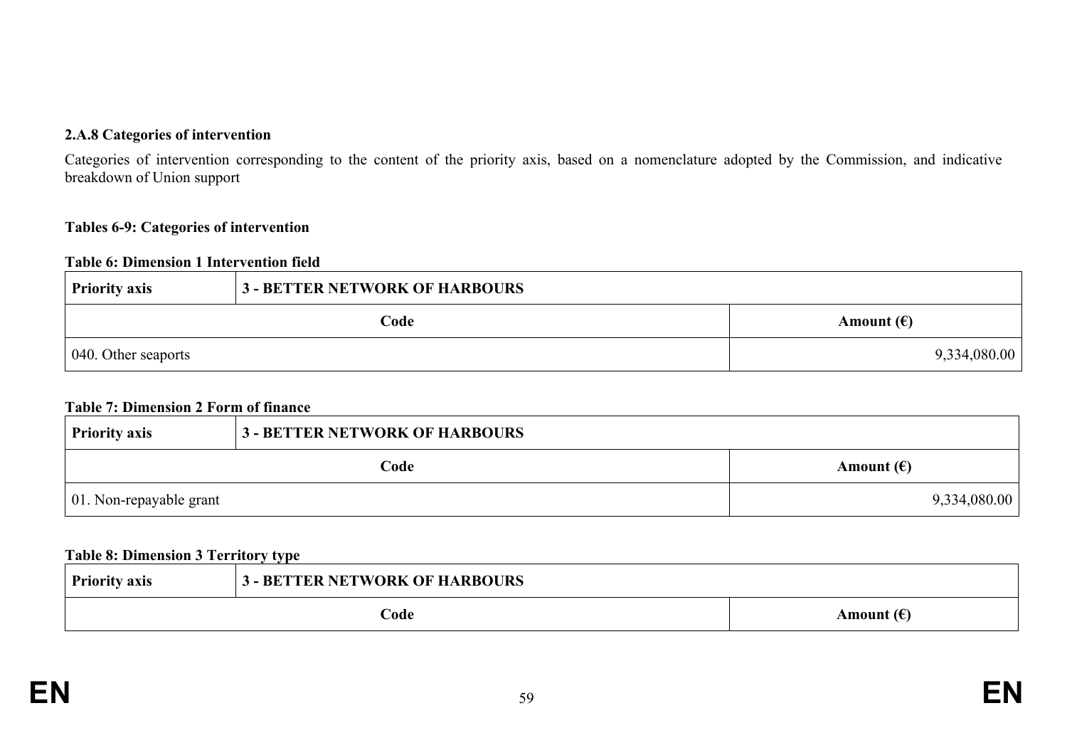**2.A.8 Categories of intervention**

Categories of intervention corresponding to the content of the priority axis, based on a nomenclature adopted by the Commission, and indicative breakdown of Union support

**Tables 6-9: Categories of intervention**

**Table 6: Dimension 1 Intervention field**

| **Priority axis** | **3 - BETTER NETWORK OF HARBOURS** |
|---|---|
| **Code** | **Amount (€)** |
| 040. Other seaports | 9,334,080.00 |

**Table 7: Dimension 2 Form of finance**

| **Priority axis** | **3 - BETTER NETWORK OF HARBOURS** |
|---|---|
| **Code** | **Amount (€)** |
| 01. Non-repayable grant | 9,334,080.00 |

**Table 8: Dimension 3 Territory type**

| **Priority axis** | **3 - BETTER NETWORK OF HARBOURS** |
|---|---|
| **Code** | **Amount (€)** |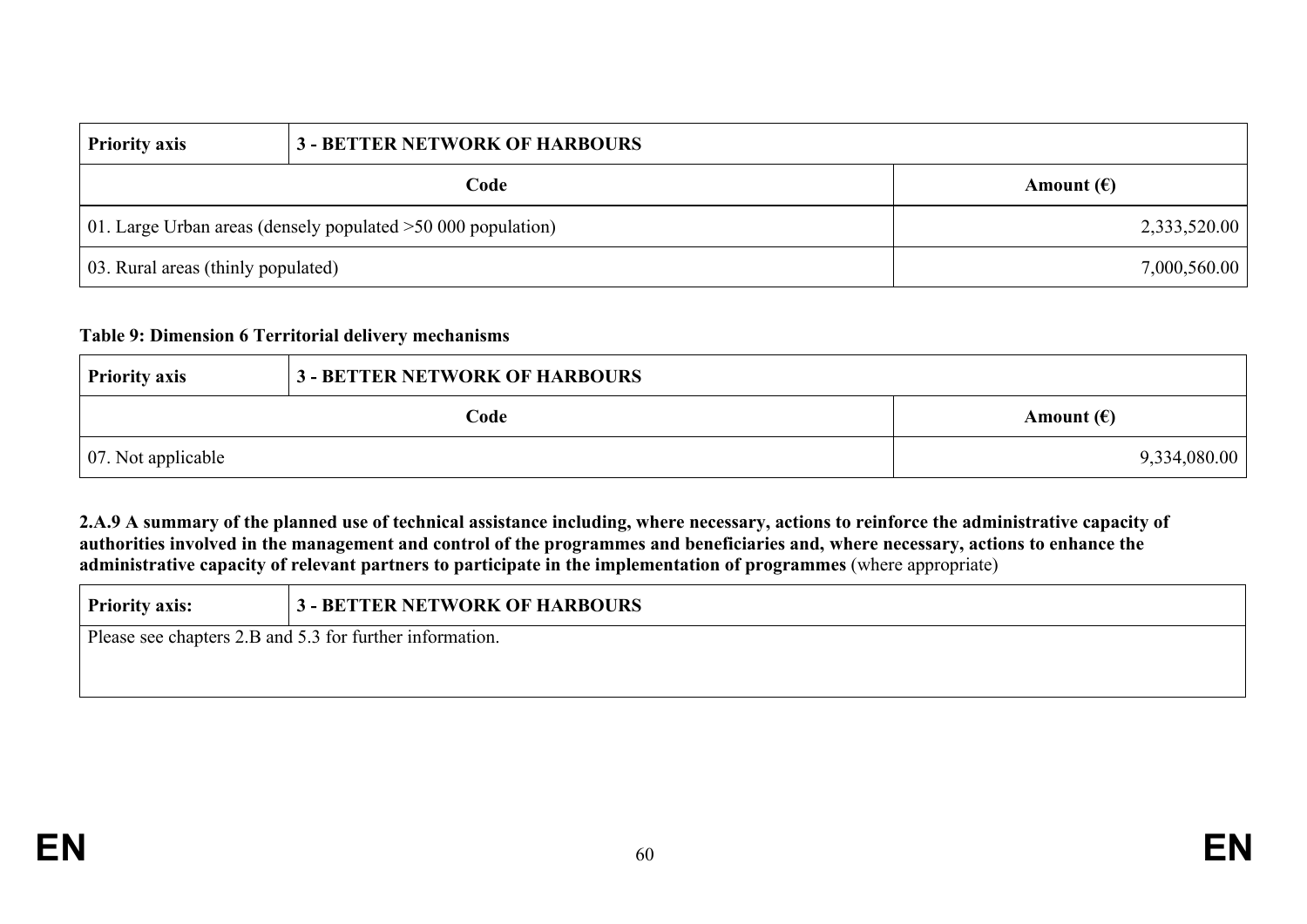| Priority axis | 3 - BETTER NETWORK OF HARBOURS |
|---|---|
| **Code** | **Amount (€)** |
| 01. Large Urban areas (densely populated >50 000 population) | 2,333,520.00 |
| 03. Rural areas (thinly populated) | 7,000,560.00 |

**Table 9: Dimension 6 Territorial delivery mechanisms**

| Priority axis | 3 - BETTER NETWORK OF HARBOURS |
|---|---|
| **Code** | **Amount (€)** |
| 07. Not applicable | 9,334,080.00 |

**2.A.9 A summary of the planned use of technical assistance including, where necessary, actions to reinforce the administrative capacity of authorities involved in the management and control of the programmes and beneficiaries and, where necessary, actions to enhance the administrative capacity of relevant partners to participate in the implementation of programmes** (where appropriate)

| Priority axis: | 3 - BETTER NETWORK OF HARBOURS |
|---|---|
| Please see chapters 2.B and 5.3 for further information. | |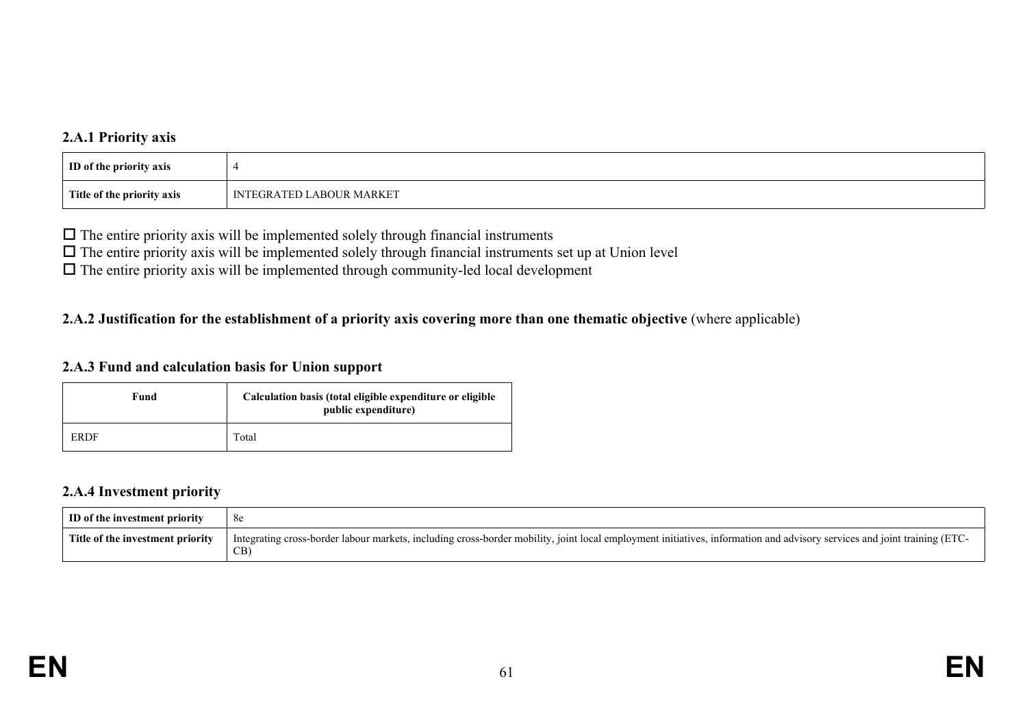### 2.A.1 Priority axis

| ID of the priority axis | 4 |
|---|---|
| Title of the priority axis | INTEGRATED LABOUR MARKET |

☐ The entire priority axis will be implemented solely through financial instruments
☐ The entire priority axis will be implemented solely through financial instruments set up at Union level
☐ The entire priority axis will be implemented through community-led local development

### 2.A.2 Justification for the establishment of a priority axis covering more than one thematic objective (where applicable)

### 2.A.3 Fund and calculation basis for Union support

| Fund | Calculation basis (total eligible expenditure or eligible public expenditure) |
|---|---|
| ERDF | Total |

### 2.A.4 Investment priority

| ID of the investment priority | 8e |
|---|---|
| Title of the investment priority | Integrating cross-border labour markets, including cross-border mobility, joint local employment initiatives, information and advisory services and joint training (ETC-CB) |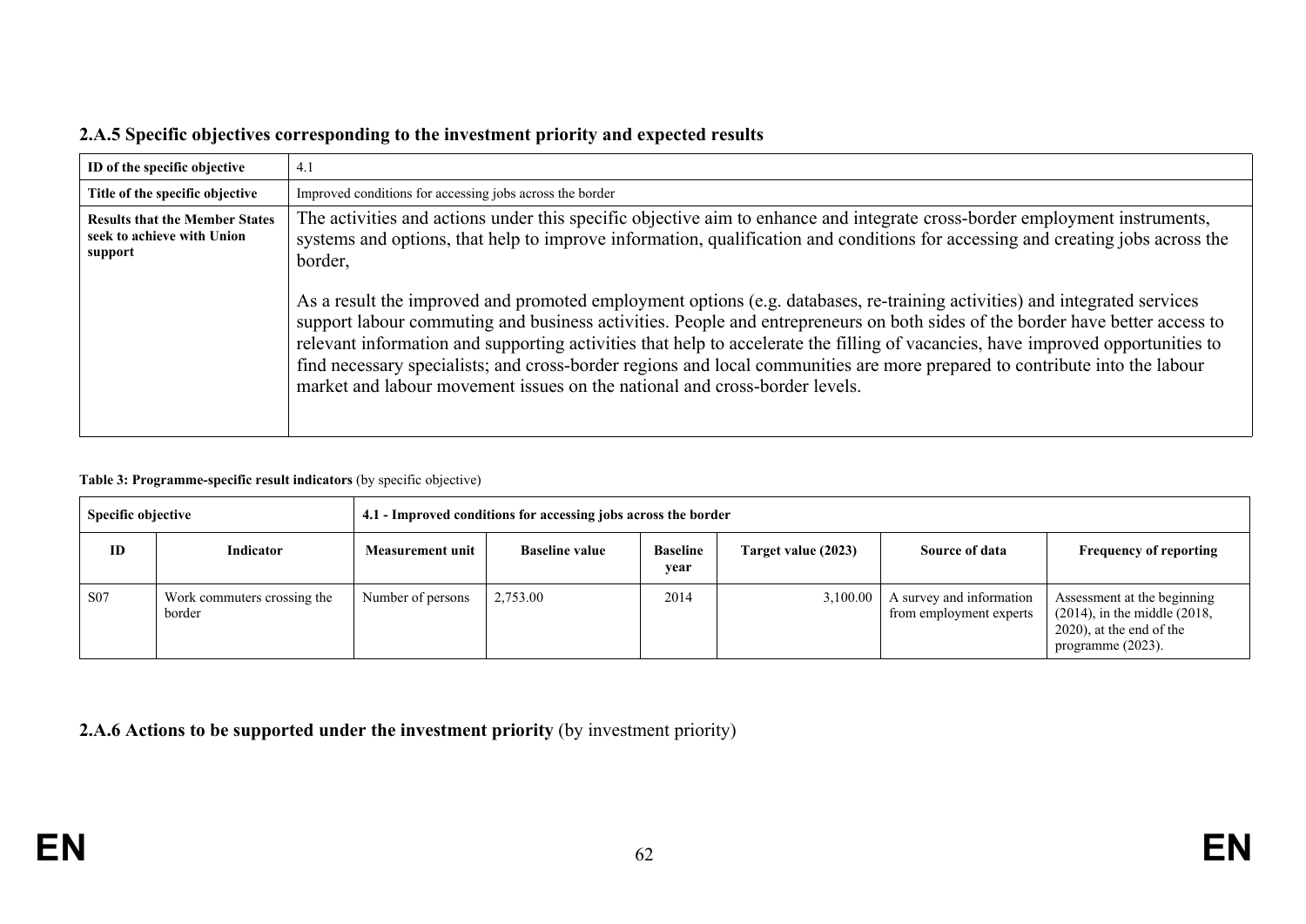### 2.A.5 Specific objectives corresponding to the investment priority and expected results

| ID of the specific objective | 4.1 |
|---|---|
| Title of the specific objective | Improved conditions for accessing jobs across the border |
| Results that the Member States seek to achieve with Union support | The activities and actions under this specific objective aim to enhance and integrate cross-border employment instruments, systems and options, that help to improve information, qualification and conditions for accessing and creating jobs across the border,<br><br>As a result the improved and promoted employment options (e.g. databases, re-training activities) and integrated services support labour commuting and business activities. People and entrepreneurs on both sides of the border have better access to relevant information and supporting activities that help to accelerate the filling of vacancies, have improved opportunities to find necessary specialists; and cross-border regions and local communities are more prepared to contribute into the labour market and labour movement issues on the national and cross-border levels. |

**Table 3: Programme-specific result indicators** (by specific objective)

| Specific objective | | 4.1 - Improved conditions for accessing jobs across the border | | | | | |
|---|---|---|---|---|---|---|---|
| ID | Indicator | Measurement unit | Baseline value | Baseline year | Target value (2023) | Source of data | Frequency of reporting |
| S07 | Work commuters crossing the border | Number of persons | 2,753.00 | 2014 | 3,100.00 | A survey and information from employment experts | Assessment at the beginning (2014), in the middle (2018, 2020), at the end of the programme (2023). |

### 2.A.6 Actions to be supported under the investment priority (by investment priority)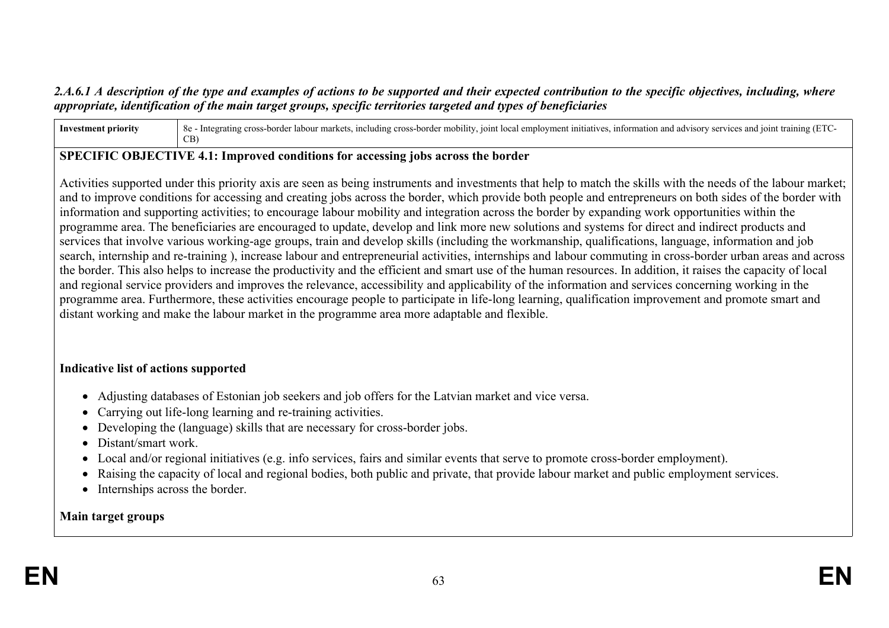*2.A.6.1 A description of the type and examples of actions to be supported and their expected contribution to the specific objectives, including, where appropriate, identification of the main target groups, specific territories targeted and types of beneficiaries*

| **Investment priority** | 8e - Integrating cross-border labour markets, including cross-border mobility, joint local employment initiatives, information and advisory services and joint training (ETC-CB) |
|---|---|

**SPECIFIC OBJECTIVE 4.1: Improved conditions for accessing jobs across the border**

Activities supported under this priority axis are seen as being instruments and investments that help to match the skills with the needs of the labour market; and to improve conditions for accessing and creating jobs across the border, which provide both people and entrepreneurs on both sides of the border with information and supporting activities; to encourage labour mobility and integration across the border by expanding work opportunities within the programme area. The beneficiaries are encouraged to update, develop and link more new solutions and systems for direct and indirect products and services that involve various working-age groups, train and develop skills (including the workmanship, qualifications, language, information and job search, internship and re-training ), increase labour and entrepreneurial activities, internships and labour commuting in cross-border urban areas and across the border. This also helps to increase the productivity and the efficient and smart use of the human resources. In addition, it raises the capacity of local and regional service providers and improves the relevance, accessibility and applicability of the information and services concerning working in the programme area. Furthermore, these activities encourage people to participate in life-long learning, qualification improvement and promote smart and distant working and make the labour market in the programme area more adaptable and flexible.

**Indicative list of actions supported**

- Adjusting databases of Estonian job seekers and job offers for the Latvian market and vice versa.
- Carrying out life-long learning and re-training activities.
- Developing the (language) skills that are necessary for cross-border jobs.
- Distant/smart work.
- Local and/or regional initiatives (e.g. info services, fairs and similar events that serve to promote cross-border employment).
- Raising the capacity of local and regional bodies, both public and private, that provide labour market and public employment services.
- Internships across the border.

**Main target groups**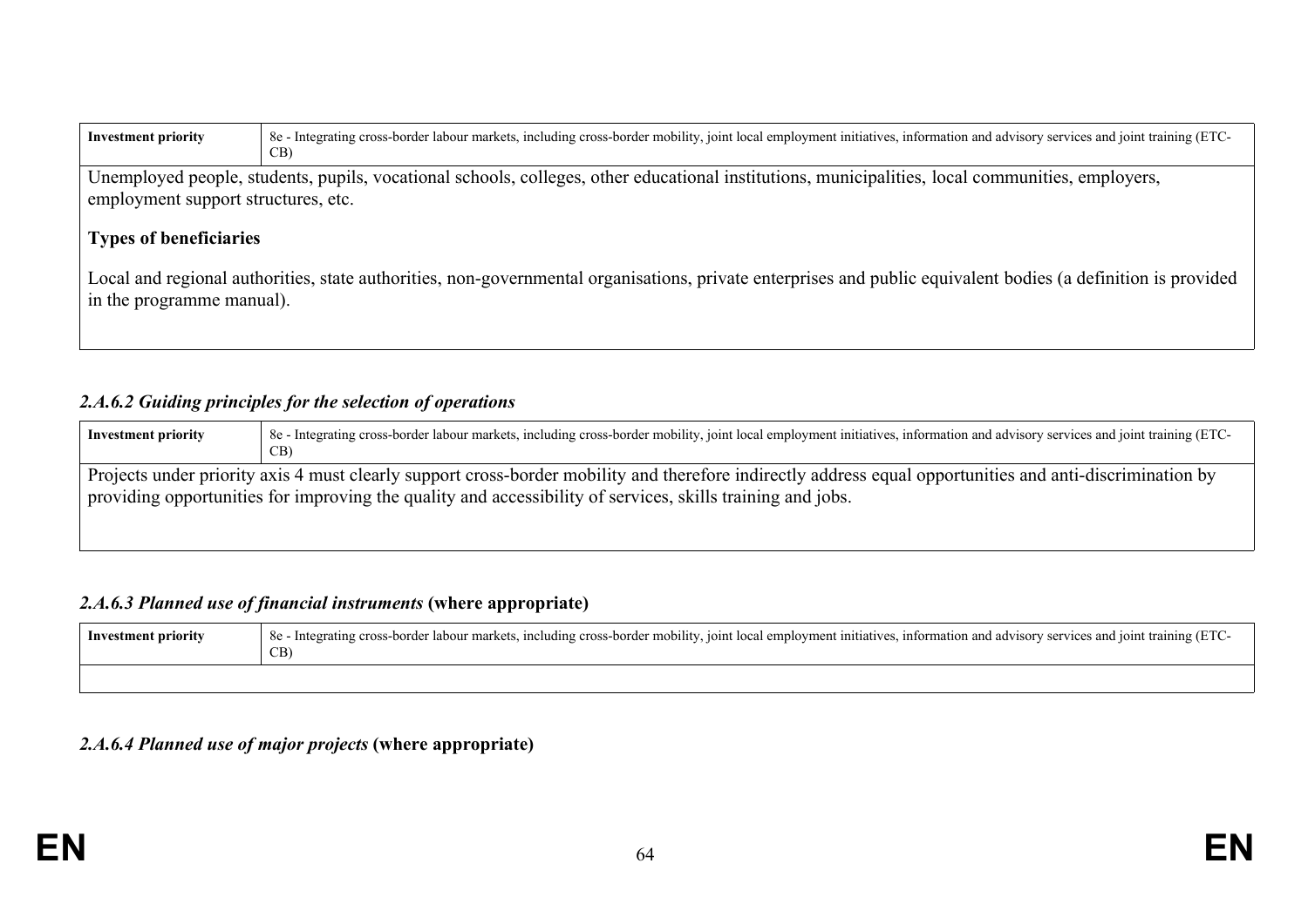| Investment priority | 8e - Integrating cross-border labour markets, including cross-border mobility, joint local employment initiatives, information and advisory services and joint training (ETC-CB) |
|---|---|

Unemployed people, students, pupils, vocational schools, colleges, other educational institutions, municipalities, local communities, employers, employment support structures, etc.

**Types of beneficiaries**

Local and regional authorities, state authorities, non-governmental organisations, private enterprises and public equivalent bodies (a definition is provided in the programme manual).

### *2.A.6.2 Guiding principles for the selection of operations*

| Investment priority | 8e - Integrating cross-border labour markets, including cross-border mobility, joint local employment initiatives, information and advisory services and joint training (ETC-CB) |
|---|---|

Projects under priority axis 4 must clearly support cross-border mobility and therefore indirectly address equal opportunities and anti-discrimination by providing opportunities for improving the quality and accessibility of services, skills training and jobs.

### *2.A.6.3 Planned use of financial instruments* **(where appropriate)**

| Investment priority | 8e - Integrating cross-border labour markets, including cross-border mobility, joint local employment initiatives, information and advisory services and joint training (ETC-CB) |
|---|---|
| | |

### *2.A.6.4 Planned use of major projects* **(where appropriate)**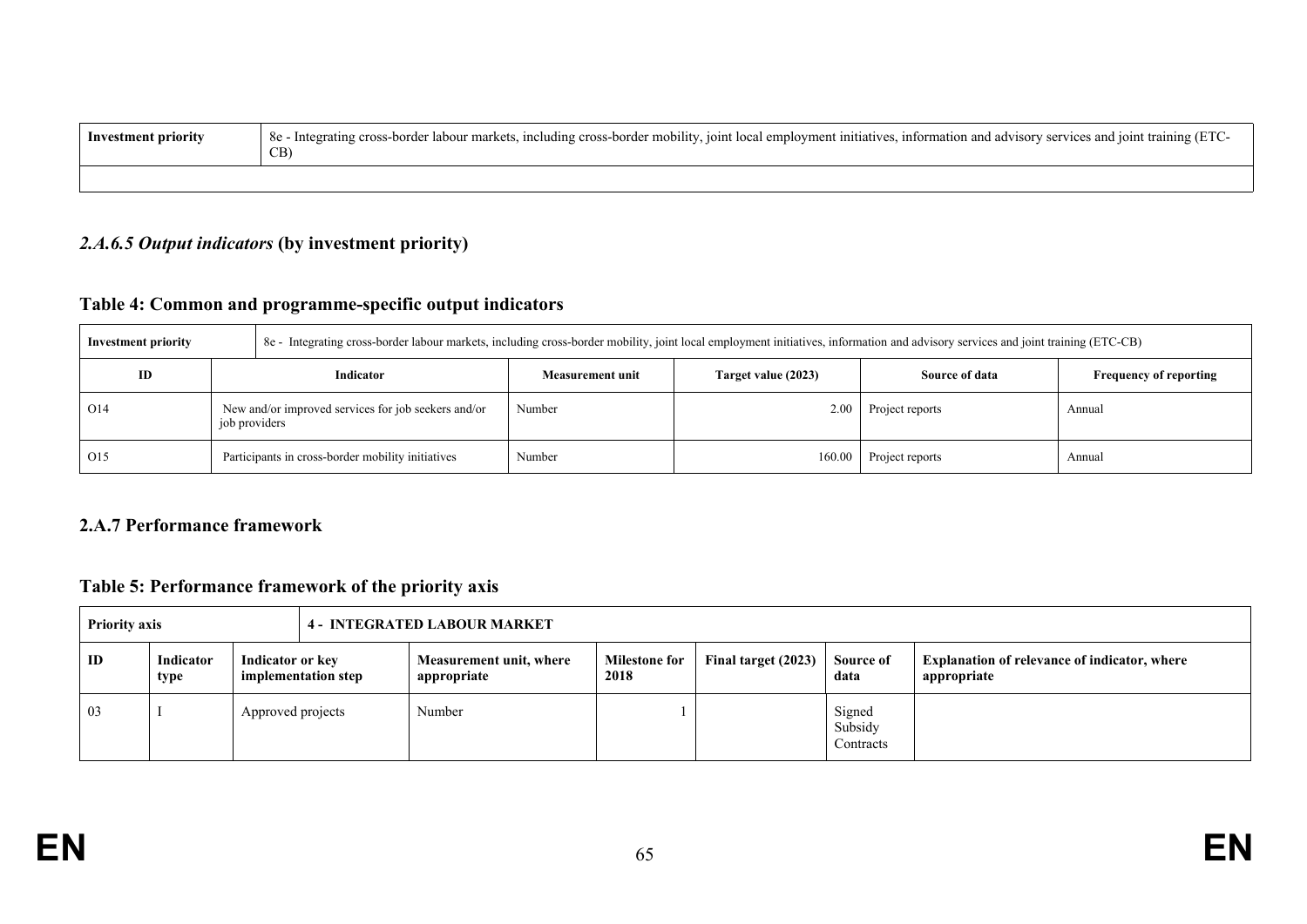| Investment priority | 8e - Integrating cross-border labour markets, including cross-border mobility, joint local employment initiatives, information and advisory services and joint training (ETC-CB) |
| --- | --- |
| | |

### *2.A.6.5 Output indicators* (by investment priority)

### Table 4: Common and programme-specific output indicators

| Investment priority | 8e - Integrating cross-border labour markets, including cross-border mobility, joint local employment initiatives, information and advisory services and joint training (ETC-CB) | | | | |
| --- | --- | --- | --- | --- | --- |
| **ID** | **Indicator** | **Measurement unit** | **Target value (2023)** | **Source of data** | **Frequency of reporting** |
| O14 | New and/or improved services for job seekers and/or job providers | Number | 2.00 | Project reports | Annual |
| O15 | Participants in cross-border mobility initiatives | Number | 160.00 | Project reports | Annual |

### 2.A.7 Performance framework

### Table 5: Performance framework of the priority axis

| Priority axis | | 4 - INTEGRATED LABOUR MARKET | | | | | |
| --- | --- | --- | --- | --- | --- | --- | --- |
| **ID** | **Indicator type** | **Indicator or key implementation step** | **Measurement unit, where appropriate** | **Milestone for 2018** | **Final target (2023)** | **Source of data** | **Explanation of relevance of indicator, where appropriate** |
| 03 | I | Approved projects | Number | 1 | | Signed Subsidy Contracts | |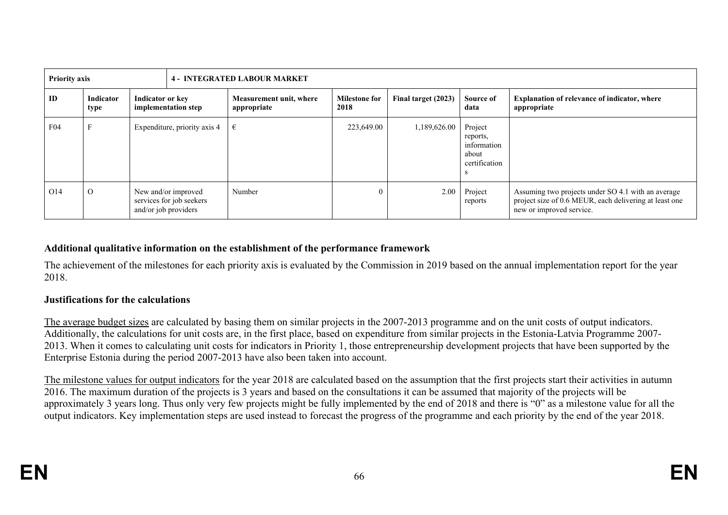| Priority axis | | 4 - INTEGRATED LABOUR MARKET | | | | | |
|---|---|---|---|---|---|---|---|
| **ID** | **Indicator type** | **Indicator or key implementation step** | **Measurement unit, where appropriate** | **Milestone for 2018** | **Final target (2023)** | **Source of data** | **Explanation of relevance of indicator, where appropriate** |
| F04 | F | Expenditure, priority axis 4 | € | 223,649.00 | 1,189,626.00 | Project reports, information about certifications | |
| O14 | O | New and/or improved services for job seekers and/or job providers | Number | 0 | 2.00 | Project reports | Assuming two projects under SO 4.1 with an average project size of 0.6 MEUR, each delivering at least one new or improved service. |

**Additional qualitative information on the establishment of the performance framework**

The achievement of the milestones for each priority axis is evaluated by the Commission in 2019 based on the annual implementation report for the year 2018.

**Justifications for the calculations**

The average budget sizes are calculated by basing them on similar projects in the 2007-2013 programme and on the unit costs of output indicators. Additionally, the calculations for unit costs are, in the first place, based on expenditure from similar projects in the Estonia-Latvia Programme 2007-2013. When it comes to calculating unit costs for indicators in Priority 1, those entrepreneurship development projects that have been supported by the Enterprise Estonia during the period 2007-2013 have also been taken into account.

The milestone values for output indicators for the year 2018 are calculated based on the assumption that the first projects start their activities in autumn 2016. The maximum duration of the projects is 3 years and based on the consultations it can be assumed that majority of the projects will be approximately 3 years long. Thus only very few projects might be fully implemented by the end of 2018 and there is "0" as a milestone value for all the output indicators. Key implementation steps are used instead to forecast the progress of the programme and each priority by the end of the year 2018.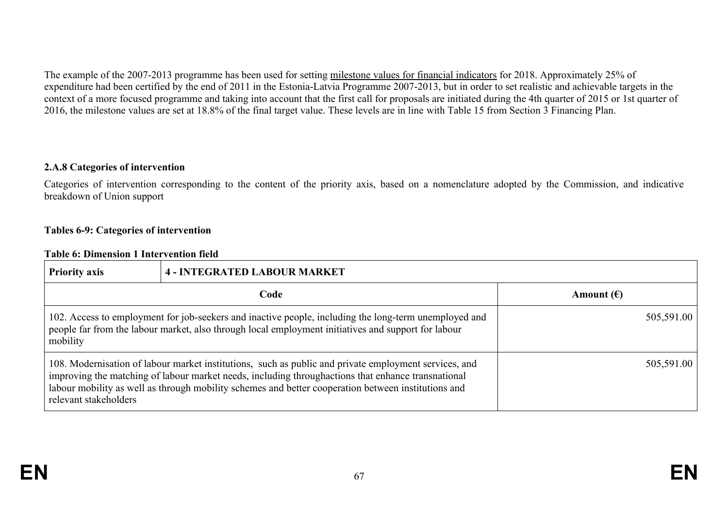The example of the 2007-2013 programme has been used for setting milestone values for financial indicators for 2018. Approximately 25% of expenditure had been certified by the end of 2011 in the Estonia-Latvia Programme 2007-2013, but in order to set realistic and achievable targets in the context of a more focused programme and taking into account that the first call for proposals are initiated during the 4th quarter of 2015 or 1st quarter of 2016, the milestone values are set at 18.8% of the final target value. These levels are in line with Table 15 from Section 3 Financing Plan.

### 2.A.8 Categories of intervention

Categories of intervention corresponding to the content of the priority axis, based on a nomenclature adopted by the Commission, and indicative breakdown of Union support

**Tables 6-9: Categories of intervention**

**Table 6: Dimension 1 Intervention field**

| **Priority axis** | **4 - INTEGRATED LABOUR MARKET** |
|---|---|
| **Code** | **Amount (€)** |
| 102. Access to employment for job-seekers and inactive people, including the long-term unemployed and people far from the labour market, also through local employment initiatives and support for labour mobility | 505,591.00 |
| 108. Modernisation of labour market institutions, such as public and private employment services, and improving the matching of labour market needs, including throughactions that enhance transnational labour mobility as well as through mobility schemes and better cooperation between institutions and relevant stakeholders | 505,591.00 |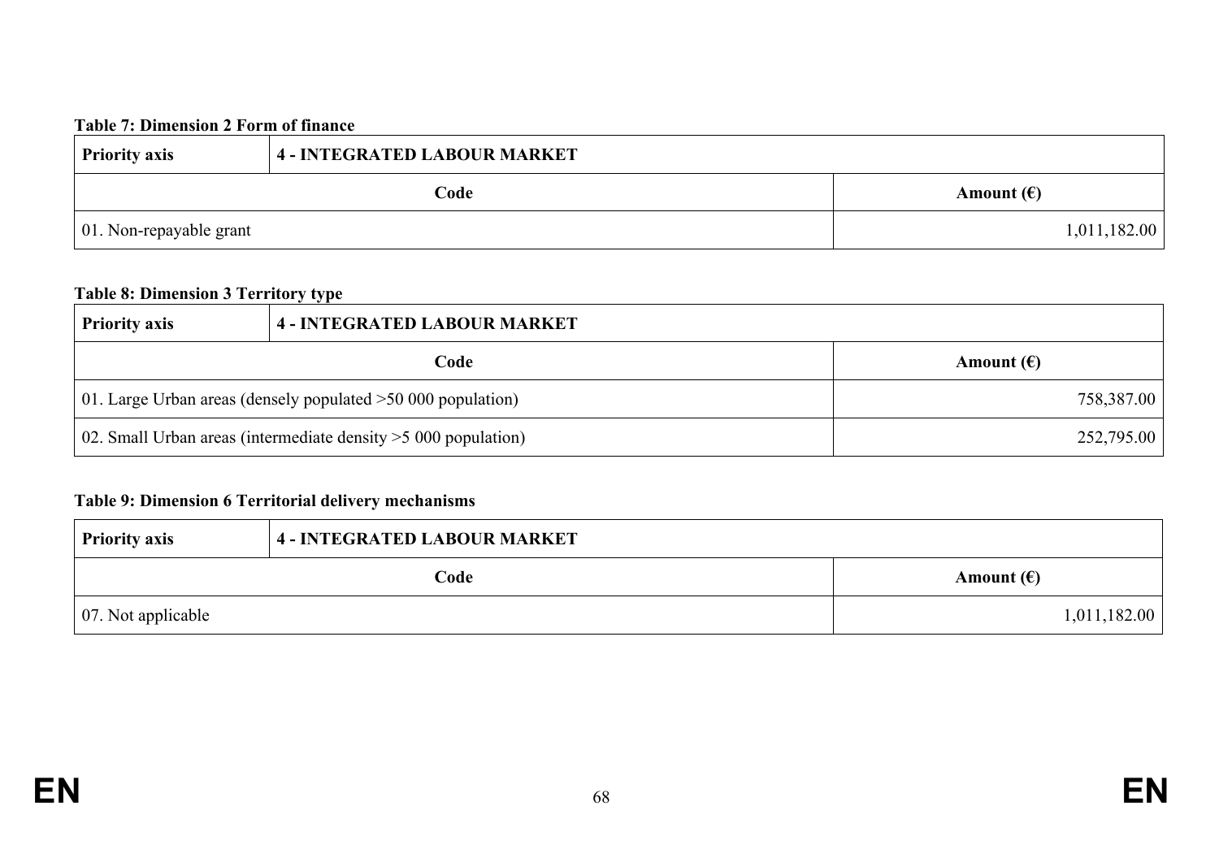**Table 7: Dimension 2 Form of finance**

| Priority axis | 4 - INTEGRATED LABOUR MARKET |
|---|---|
| **Code** | **Amount (€)** |
| 01. Non-repayable grant | 1,011,182.00 |

**Table 8: Dimension 3 Territory type**

| Priority axis | 4 - INTEGRATED LABOUR MARKET |
|---|---|
| **Code** | **Amount (€)** |
| 01. Large Urban areas (densely populated >50 000 population) | 758,387.00 |
| 02. Small Urban areas (intermediate density >5 000 population) | 252,795.00 |

**Table 9: Dimension 6 Territorial delivery mechanisms**

| Priority axis | 4 - INTEGRATED LABOUR MARKET |
|---|---|
| **Code** | **Amount (€)** |
| 07. Not applicable | 1,011,182.00 |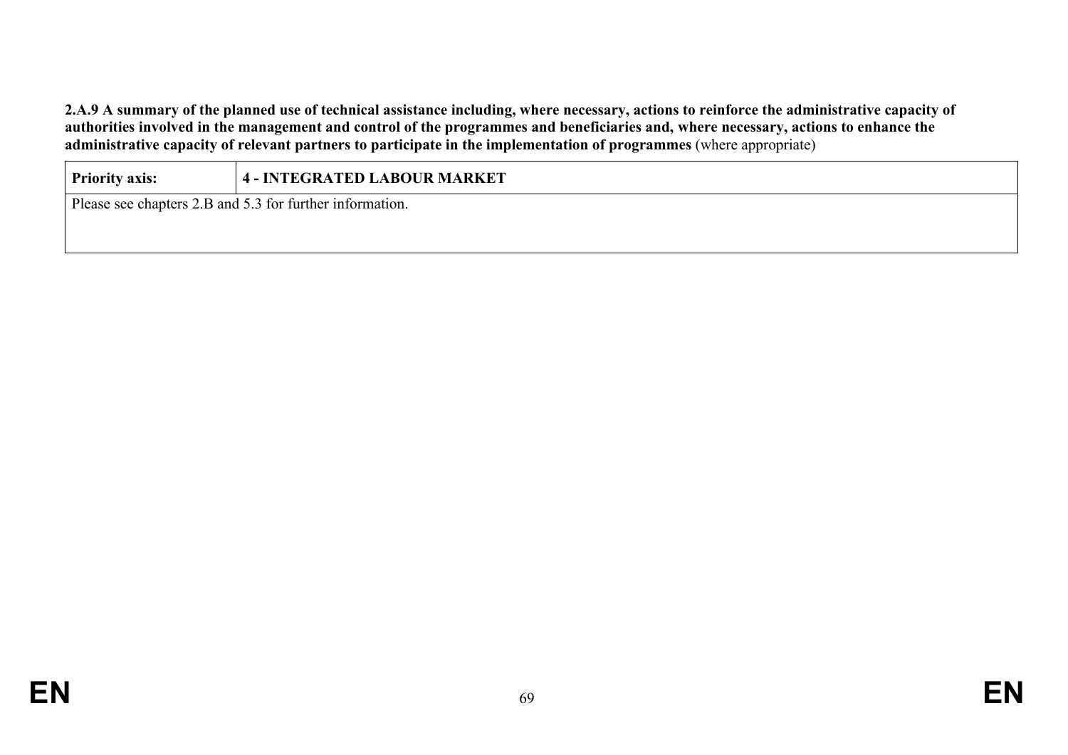**2.A.9 A summary of the planned use of technical assistance including, where necessary, actions to reinforce the administrative capacity of authorities involved in the management and control of the programmes and beneficiaries and, where necessary, actions to enhance the administrative capacity of relevant partners to participate in the implementation of programmes** (where appropriate)

| **Priority axis:** | **4 - INTEGRATED LABOUR MARKET** |
| --- | --- |
| Please see chapters 2.B and 5.3 for further information. | |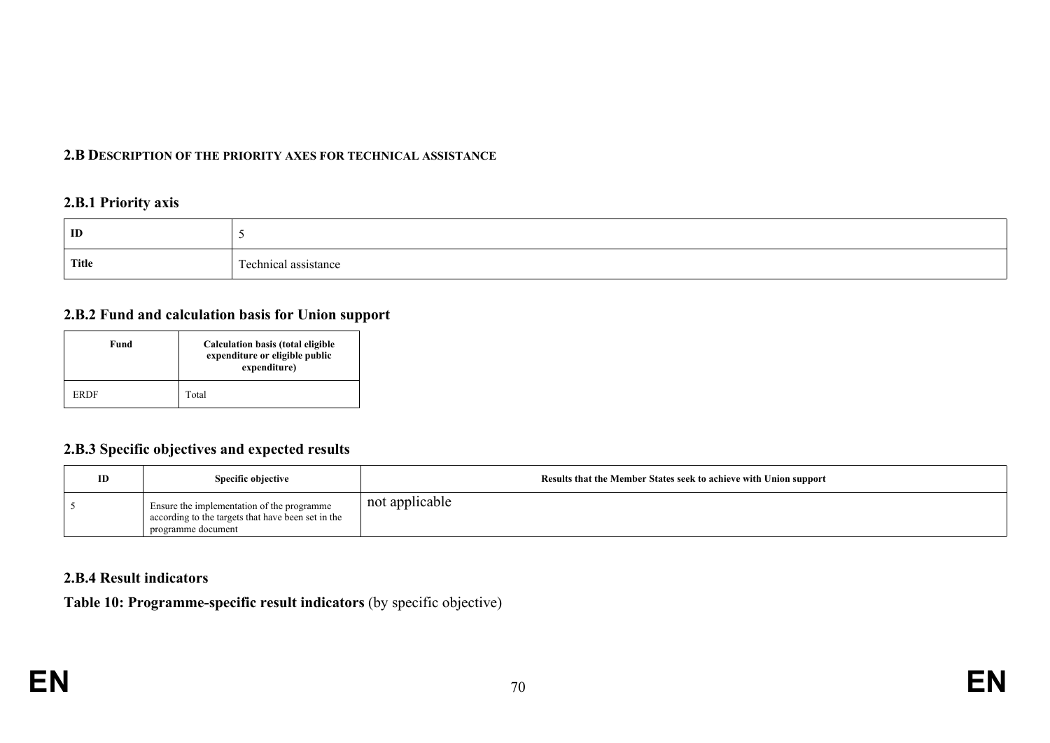## 2.B Description of the priority axes for technical assistance

### 2.B.1 Priority axis

| ID | 5 |
|---|---|
| Title | Technical assistance |

### 2.B.2 Fund and calculation basis for Union support

| Fund | Calculation basis (total eligible expenditure or eligible public expenditure) |
|---|---|
| ERDF | Total |

### 2.B.3 Specific objectives and expected results

| ID | Specific objective | Results that the Member States seek to achieve with Union support |
|---|---|---|
| 5 | Ensure the implementation of the programme according to the targets that have been set in the programme document | not applicable |

### 2.B.4 Result indicators

**Table 10: Programme-specific result indicators** (by specific objective)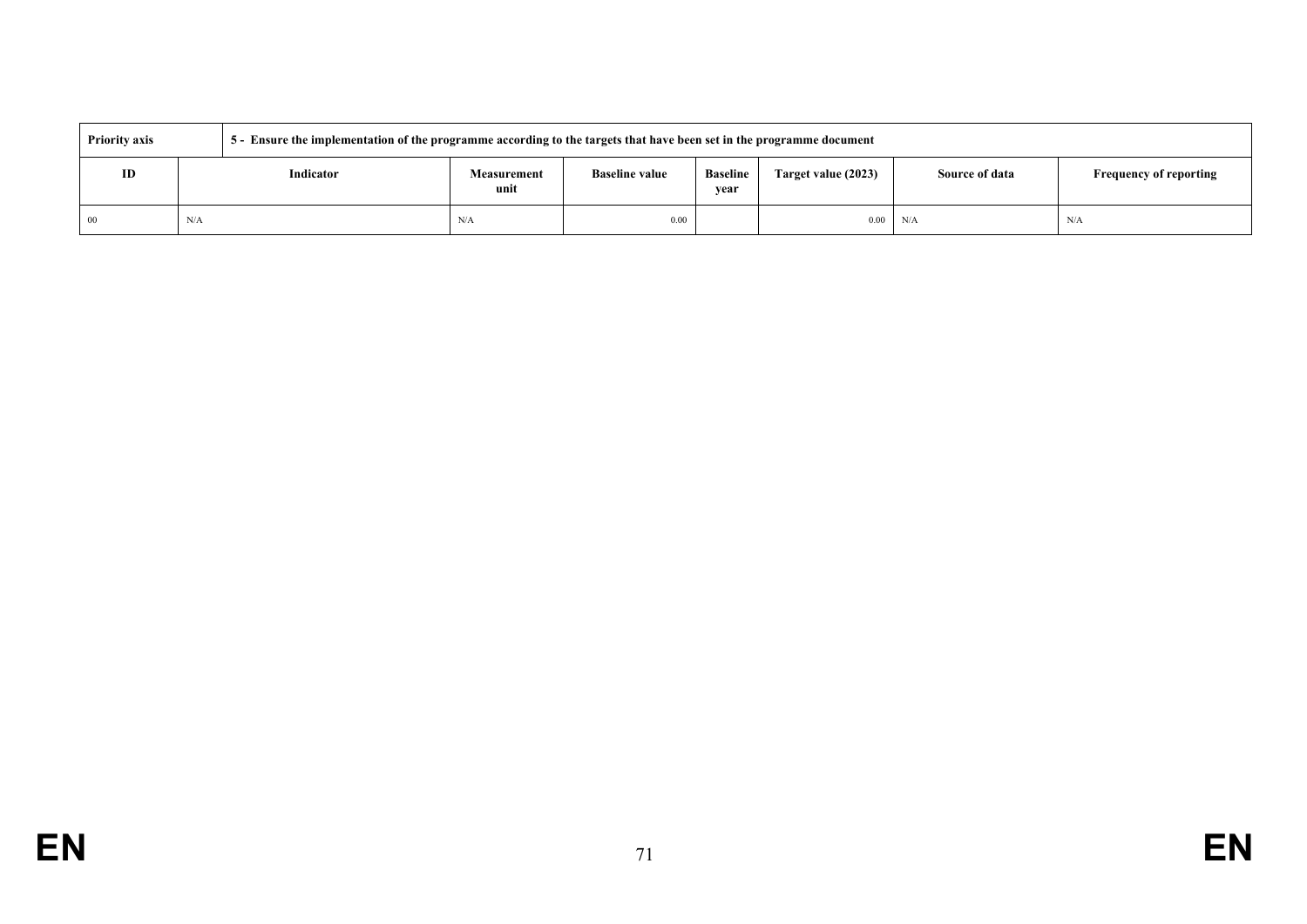| Priority axis | 5 - Ensure the implementation of the programme according to the targets that have been set in the programme document | | | | | | |
|---|---|---|---|---|---|---|---|
| ID | Indicator | Measurement unit | Baseline value | Baseline year | Target value (2023) | Source of data | Frequency of reporting |
| 00 | N/A | N/A | 0.00 | | 0.00 | N/A | N/A |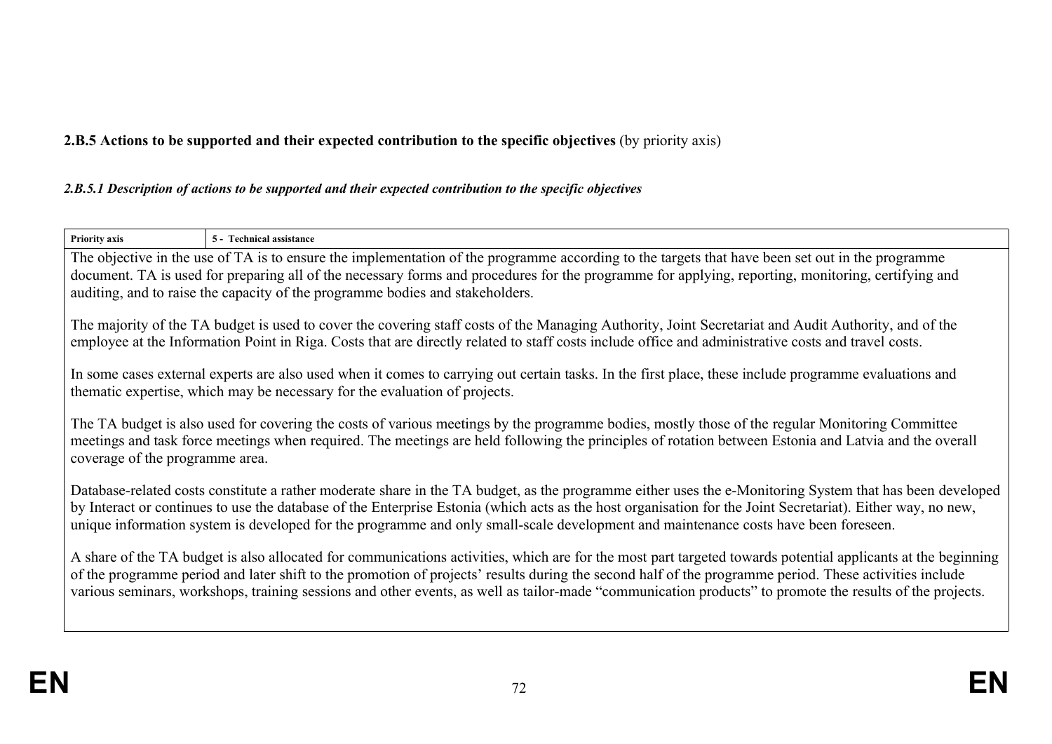**2.B.5 Actions to be supported and their expected contribution to the specific objectives** (by priority axis)

***2.B.5.1 Description of actions to be supported and their expected contribution to the specific objectives***

| **Priority axis** | **5 - Technical assistance** |
|---|---|

The objective in the use of TA is to ensure the implementation of the programme according to the targets that have been set out in the programme document. TA is used for preparing all of the necessary forms and procedures for the programme for applying, reporting, monitoring, certifying and auditing, and to raise the capacity of the programme bodies and stakeholders.

The majority of the TA budget is used to cover the covering staff costs of the Managing Authority, Joint Secretariat and Audit Authority, and of the employee at the Information Point in Riga. Costs that are directly related to staff costs include office and administrative costs and travel costs.

In some cases external experts are also used when it comes to carrying out certain tasks. In the first place, these include programme evaluations and thematic expertise, which may be necessary for the evaluation of projects.

The TA budget is also used for covering the costs of various meetings by the programme bodies, mostly those of the regular Monitoring Committee meetings and task force meetings when required. The meetings are held following the principles of rotation between Estonia and Latvia and the overall coverage of the programme area.

Database-related costs constitute a rather moderate share in the TA budget, as the programme either uses the e-Monitoring System that has been developed by Interact or continues to use the database of the Enterprise Estonia (which acts as the host organisation for the Joint Secretariat). Either way, no new, unique information system is developed for the programme and only small-scale development and maintenance costs have been foreseen.

A share of the TA budget is also allocated for communications activities, which are for the most part targeted towards potential applicants at the beginning of the programme period and later shift to the promotion of projects' results during the second half of the programme period. These activities include various seminars, workshops, training sessions and other events, as well as tailor-made "communication products" to promote the results of the projects.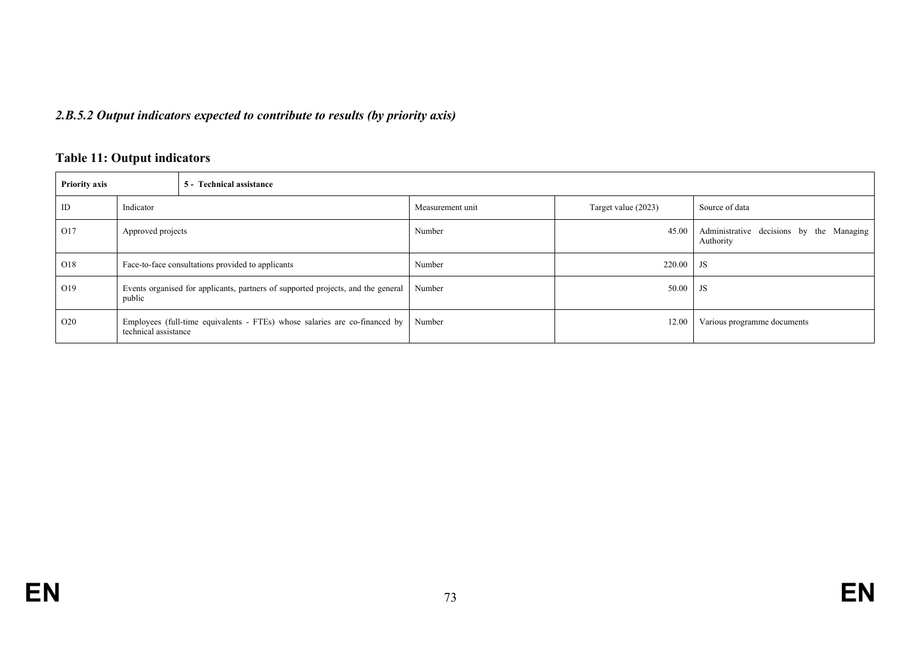### *2.B.5.2 Output indicators expected to contribute to results (by priority axis)*

**Table 11: Output indicators**

| **Priority axis** | **5 - Technical assistance** | | | |
|---|---|---|---|---|
| ID | Indicator | Measurement unit | Target value (2023) | Source of data |
| O17 | Approved projects | Number | 45.00 | Administrative decisions by the Managing Authority |
| O18 | Face-to-face consultations provided to applicants | Number | 220.00 | JS |
| O19 | Events organised for applicants, partners of supported projects, and the general public | Number | 50.00 | JS |
| O20 | Employees (full-time equivalents - FTEs) whose salaries are co-financed by technical assistance | Number | 12.00 | Various programme documents |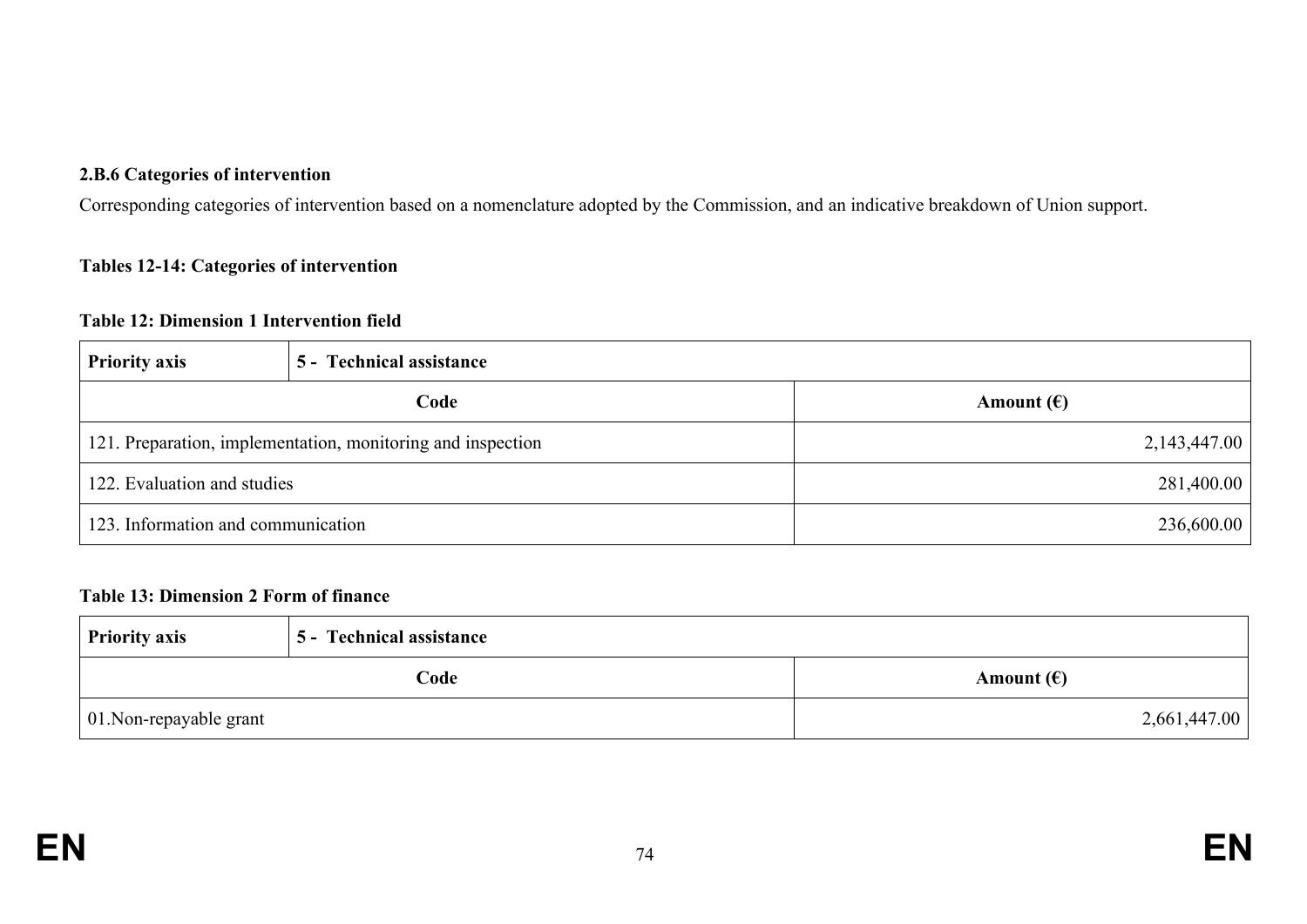#### 2.B.6 Categories of intervention

Corresponding categories of intervention based on a nomenclature adopted by the Commission, and an indicative breakdown of Union support.

**Tables 12-14: Categories of intervention**

**Table 12: Dimension 1 Intervention field**

| **Priority axis** | **5 - Technical assistance** |
|---|---|
| **Code** | **Amount (€)** |
| 121. Preparation, implementation, monitoring and inspection | 2,143,447.00 |
| 122. Evaluation and studies | 281,400.00 |
| 123. Information and communication | 236,600.00 |

**Table 13: Dimension 2 Form of finance**

| **Priority axis** | **5 - Technical assistance** |
|---|---|
| **Code** | **Amount (€)** |
| 01.Non-repayable grant | 2,661,447.00 |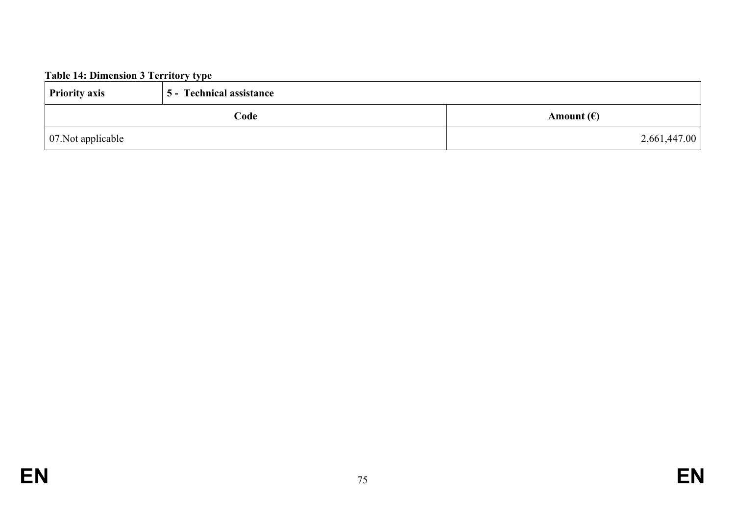**Table 14: Dimension 3 Territory type**

| Priority axis | 5 - Technical assistance |
|---|---|
| **Code** | **Amount (€)** |
| 07.Not applicable | 2,661,447.00 |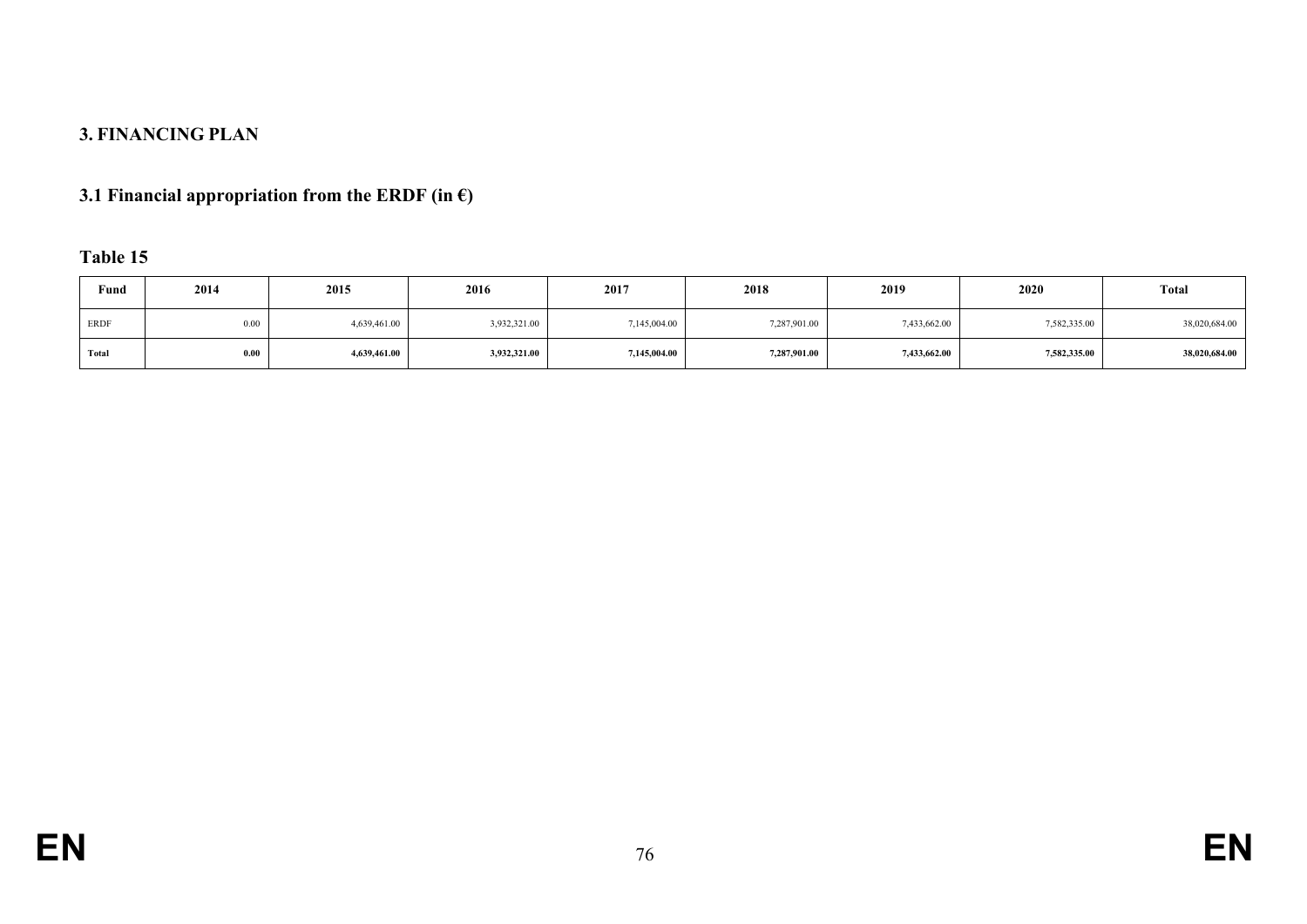## 3. FINANCING PLAN

### 3.1 Financial appropriation from the ERDF (in €)

**Table 15**

| Fund | 2014 | 2015 | 2016 | 2017 | 2018 | 2019 | 2020 | Total |
|---|---|---|---|---|---|---|---|---|
| ERDF | 0.00 | 4,639,461.00 | 3,932,321.00 | 7,145,004.00 | 7,287,901.00 | 7,433,662.00 | 7,582,335.00 | 38,020,684.00 |
| **Total** | **0.00** | **4,639,461.00** | **3,932,321.00** | **7,145,004.00** | **7,287,901.00** | **7,433,662.00** | **7,582,335.00** | **38,020,684.00** |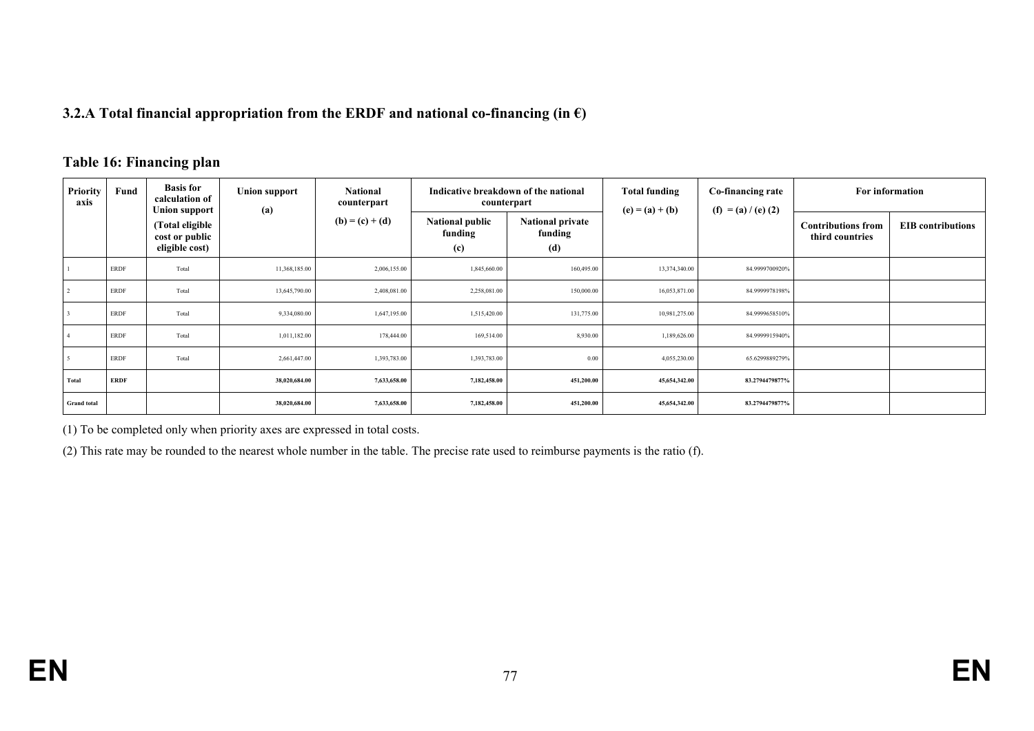### 3.2.A Total financial appropriation from the ERDF and national co-financing (in €)

**Table 16: Financing plan**

| Priority axis | Fund | Basis for calculation of Union support (Total eligible cost or public eligible cost) | Union support (a) | National counterpart (b) = (c) + (d) | Indicative breakdown of the national counterpart | | Total funding (e) = (a) + (b) | Co-financing rate (f) = (a) / (e) (2) | For information | |
|---|---|---|---|---|---|---|---|---|---|---|
| | | | | | National public funding (c) | National private funding (d) | | | Contributions from third countries | EIB contributions |
| 1 | ERDF | Total | 11,368,185.00 | 2,006,155.00 | 1,845,660.00 | 160,495.00 | 13,374,340.00 | 84.9999700920% | | |
| 2 | ERDF | Total | 13,645,790.00 | 2,408,081.00 | 2,258,081.00 | 150,000.00 | 16,053,871.00 | 84.9999978198% | | |
| 3 | ERDF | Total | 9,334,080.00 | 1,647,195.00 | 1,515,420.00 | 131,775.00 | 10,981,275.00 | 84.9999658510% | | |
| 4 | ERDF | Total | 1,011,182.00 | 178,444.00 | 169,514.00 | 8,930.00 | 1,189,626.00 | 84.9999915940% | | |
| 5 | ERDF | Total | 2,661,447.00 | 1,393,783.00 | 1,393,783.00 | 0.00 | 4,055,230.00 | 65.6299889279% | | |
| **Total** | **ERDF** | | **38,020,684.00** | **7,633,658.00** | **7,182,458.00** | **451,200.00** | **45,654,342.00** | **83.2794479877%** | | |
| **Grand total** | | | **38,020,684.00** | **7,633,658.00** | **7,182,458.00** | **451,200.00** | **45,654,342.00** | **83.2794479877%** | | |

(1) To be completed only when priority axes are expressed in total costs.

(2) This rate may be rounded to the nearest whole number in the table. The precise rate used to reimburse payments is the ratio (f).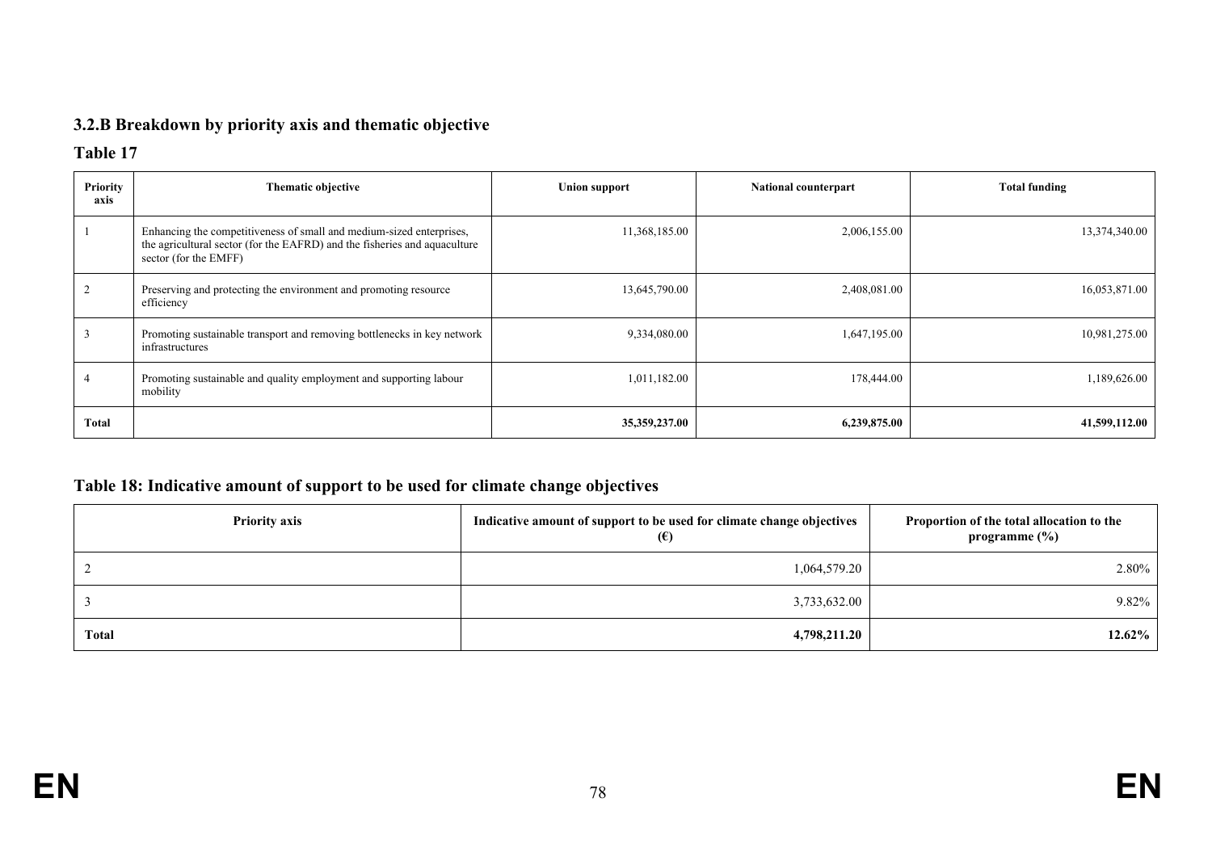### 3.2.B Breakdown by priority axis and thematic objective

**Table 17**

| Priority axis | Thematic objective | Union support | National counterpart | Total funding |
|---|---|---|---|---|
| 1 | Enhancing the competitiveness of small and medium-sized enterprises, the agricultural sector (for the EAFRD) and the fisheries and aquaculture sector (for the EMFF) | 11,368,185.00 | 2,006,155.00 | 13,374,340.00 |
| 2 | Preserving and protecting the environment and promoting resource efficiency | 13,645,790.00 | 2,408,081.00 | 16,053,871.00 |
| 3 | Promoting sustainable transport and removing bottlenecks in key network infrastructures | 9,334,080.00 | 1,647,195.00 | 10,981,275.00 |
| 4 | Promoting sustainable and quality employment and supporting labour mobility | 1,011,182.00 | 178,444.00 | 1,189,626.00 |
| **Total** | | **35,359,237.00** | **6,239,875.00** | **41,599,112.00** |

### Table 18: Indicative amount of support to be used for climate change objectives

| Priority axis | Indicative amount of support to be used for climate change objectives (€) | Proportion of the total allocation to the programme (%) |
|---|---|---|
| 2 | 1,064,579.20 | 2.80% |
| 3 | 3,733,632.00 | 9.82% |
| **Total** | **4,798,211.20** | **12.62%** |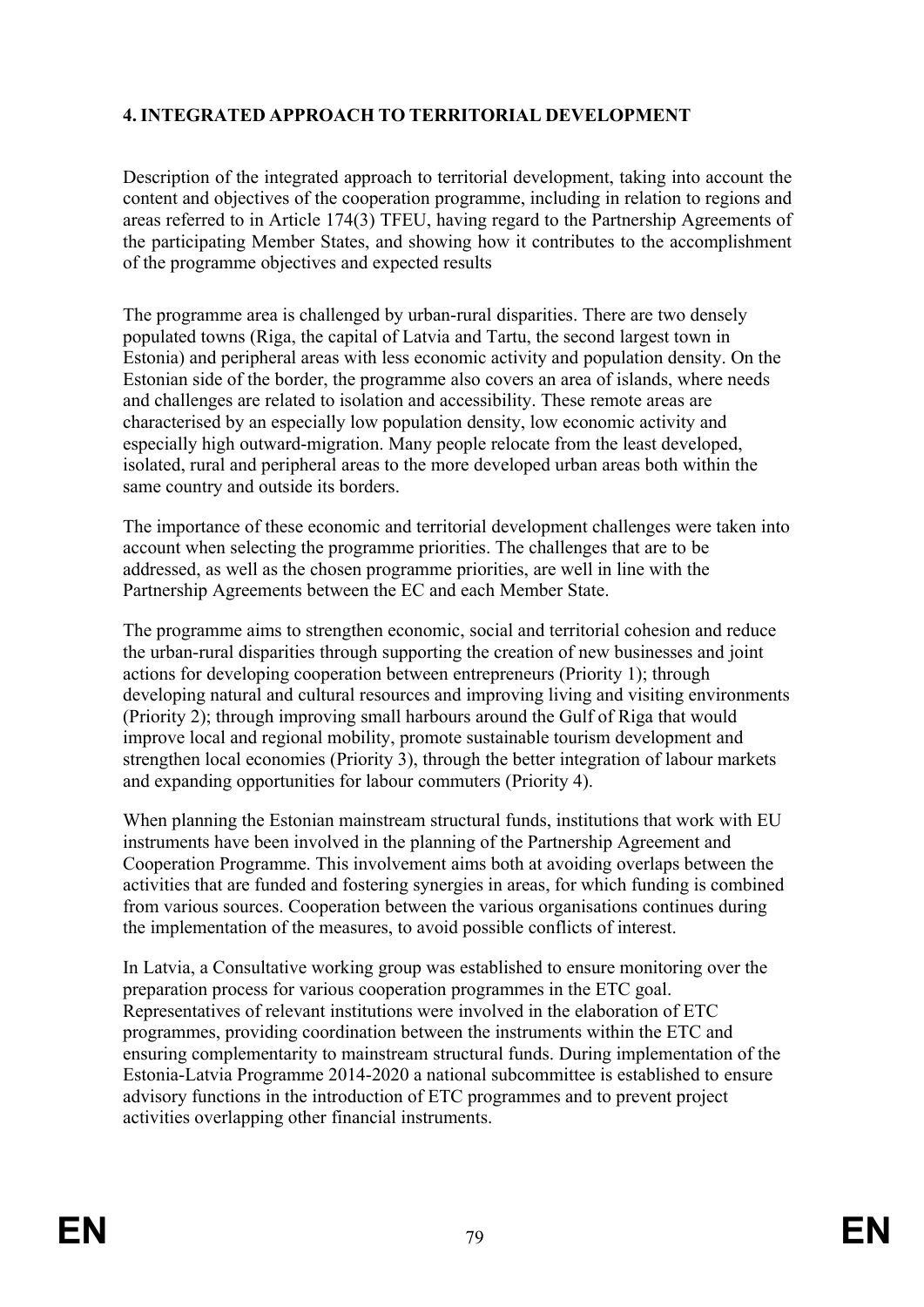## 4. INTEGRATED APPROACH TO TERRITORIAL DEVELOPMENT

Description of the integrated approach to territorial development, taking into account the content and objectives of the cooperation programme, including in relation to regions and areas referred to in Article 174(3) TFEU, having regard to the Partnership Agreements of the participating Member States, and showing how it contributes to the accomplishment of the programme objectives and expected results

The programme area is challenged by urban-rural disparities. There are two densely populated towns (Riga, the capital of Latvia and Tartu, the second largest town in Estonia) and peripheral areas with less economic activity and population density. On the Estonian side of the border, the programme also covers an area of islands, where needs and challenges are related to isolation and accessibility. These remote areas are characterised by an especially low population density, low economic activity and especially high outward-migration. Many people relocate from the least developed, isolated, rural and peripheral areas to the more developed urban areas both within the same country and outside its borders.

The importance of these economic and territorial development challenges were taken into account when selecting the programme priorities. The challenges that are to be addressed, as well as the chosen programme priorities, are well in line with the Partnership Agreements between the EC and each Member State.

The programme aims to strengthen economic, social and territorial cohesion and reduce the urban-rural disparities through supporting the creation of new businesses and joint actions for developing cooperation between entrepreneurs (Priority 1); through developing natural and cultural resources and improving living and visiting environments (Priority 2); through improving small harbours around the Gulf of Riga that would improve local and regional mobility, promote sustainable tourism development and strengthen local economies (Priority 3), through the better integration of labour markets and expanding opportunities for labour commuters (Priority 4).

When planning the Estonian mainstream structural funds, institutions that work with EU instruments have been involved in the planning of the Partnership Agreement and Cooperation Programme. This involvement aims both at avoiding overlaps between the activities that are funded and fostering synergies in areas, for which funding is combined from various sources. Cooperation between the various organisations continues during the implementation of the measures, to avoid possible conflicts of interest.

In Latvia, a Consultative working group was established to ensure monitoring over the preparation process for various cooperation programmes in the ETC goal. Representatives of relevant institutions were involved in the elaboration of ETC programmes, providing coordination between the instruments within the ETC and ensuring complementarity to mainstream structural funds. During implementation of the Estonia-Latvia Programme 2014-2020 a national subcommittee is established to ensure advisory functions in the introduction of ETC programmes and to prevent project activities overlapping other financial instruments.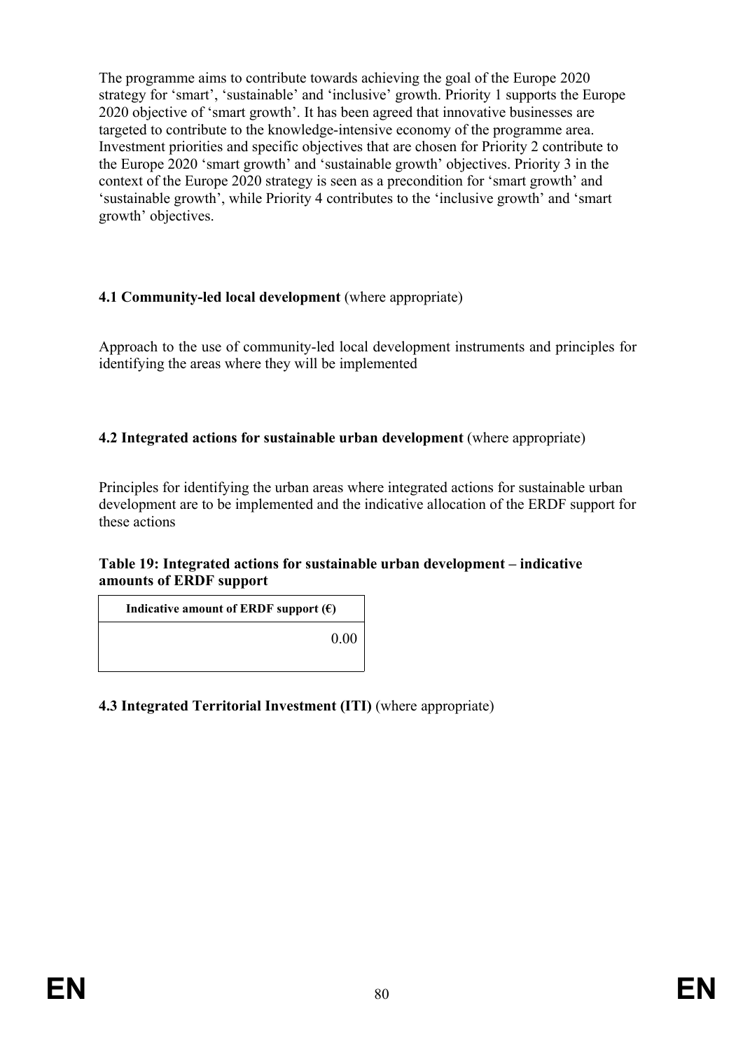The programme aims to contribute towards achieving the goal of the Europe 2020 strategy for 'smart', 'sustainable' and 'inclusive' growth. Priority 1 supports the Europe 2020 objective of 'smart growth'. It has been agreed that innovative businesses are targeted to contribute to the knowledge-intensive economy of the programme area. Investment priorities and specific objectives that are chosen for Priority 2 contribute to the Europe 2020 'smart growth' and 'sustainable growth' objectives. Priority 3 in the context of the Europe 2020 strategy is seen as a precondition for 'smart growth' and 'sustainable growth', while Priority 4 contributes to the 'inclusive growth' and 'smart growth' objectives.

### 4.1 Community-led local development (where appropriate)

Approach to the use of community-led local development instruments and principles for identifying the areas where they will be implemented

### 4.2 Integrated actions for sustainable urban development (where appropriate)

Principles for identifying the urban areas where integrated actions for sustainable urban development are to be implemented and the indicative allocation of the ERDF support for these actions

**Table 19: Integrated actions for sustainable urban development – indicative amounts of ERDF support**

| Indicative amount of ERDF support (€) |
| ---: |
| 0.00 |

### 4.3 Integrated Territorial Investment (ITI) (where appropriate)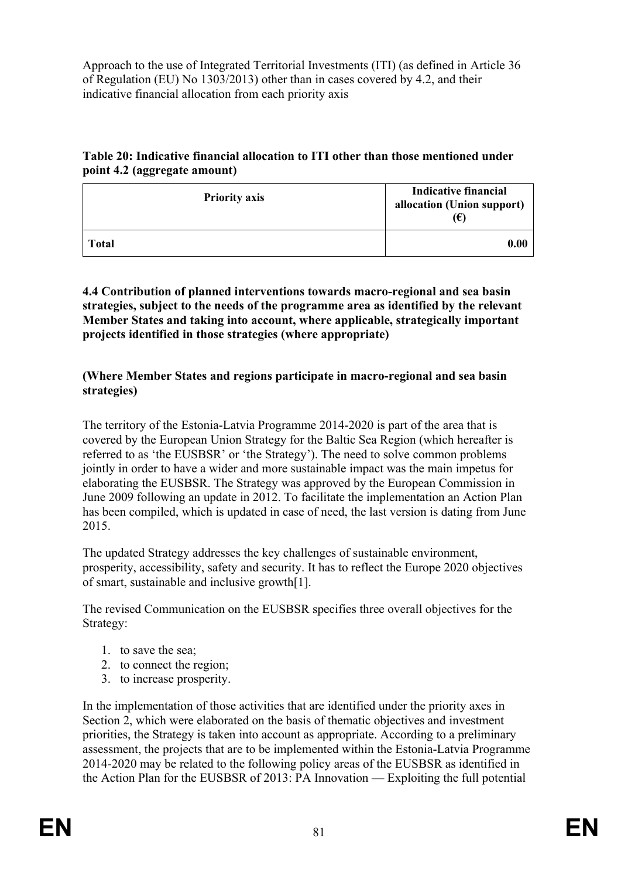Approach to the use of Integrated Territorial Investments (ITI) (as defined in Article 36 of Regulation (EU) No 1303/2013) other than in cases covered by 4.2, and their indicative financial allocation from each priority axis

**Table 20: Indicative financial allocation to ITI other than those mentioned under point 4.2 (aggregate amount)**

| Priority axis | Indicative financial allocation (Union support) (€) |
|---|---:|
| **Total** | **0.00** |

**4.4 Contribution of planned interventions towards macro-regional and sea basin strategies, subject to the needs of the programme area as identified by the relevant Member States and taking into account, where applicable, strategically important projects identified in those strategies (where appropriate)**

**(Where Member States and regions participate in macro-regional and sea basin strategies)**

The territory of the Estonia-Latvia Programme 2014-2020 is part of the area that is covered by the European Union Strategy for the Baltic Sea Region (which hereafter is referred to as 'the EUSBSR' or 'the Strategy'). The need to solve common problems jointly in order to have a wider and more sustainable impact was the main impetus for elaborating the EUSBSR. The Strategy was approved by the European Commission in June 2009 following an update in 2012. To facilitate the implementation an Action Plan has been compiled, which is updated in case of need, the last version is dating from June 2015.

The updated Strategy addresses the key challenges of sustainable environment, prosperity, accessibility, safety and security. It has to reflect the Europe 2020 objectives of smart, sustainable and inclusive growth[1].

The revised Communication on the EUSBSR specifies three overall objectives for the Strategy:

1. to save the sea;
2. to connect the region;
3. to increase prosperity.

In the implementation of those activities that are identified under the priority axes in Section 2, which were elaborated on the basis of thematic objectives and investment priorities, the Strategy is taken into account as appropriate. According to a preliminary assessment, the projects that are to be implemented within the Estonia-Latvia Programme 2014-2020 may be related to the following policy areas of the EUSBSR as identified in the Action Plan for the EUSBSR of 2013: PA Innovation — Exploiting the full potential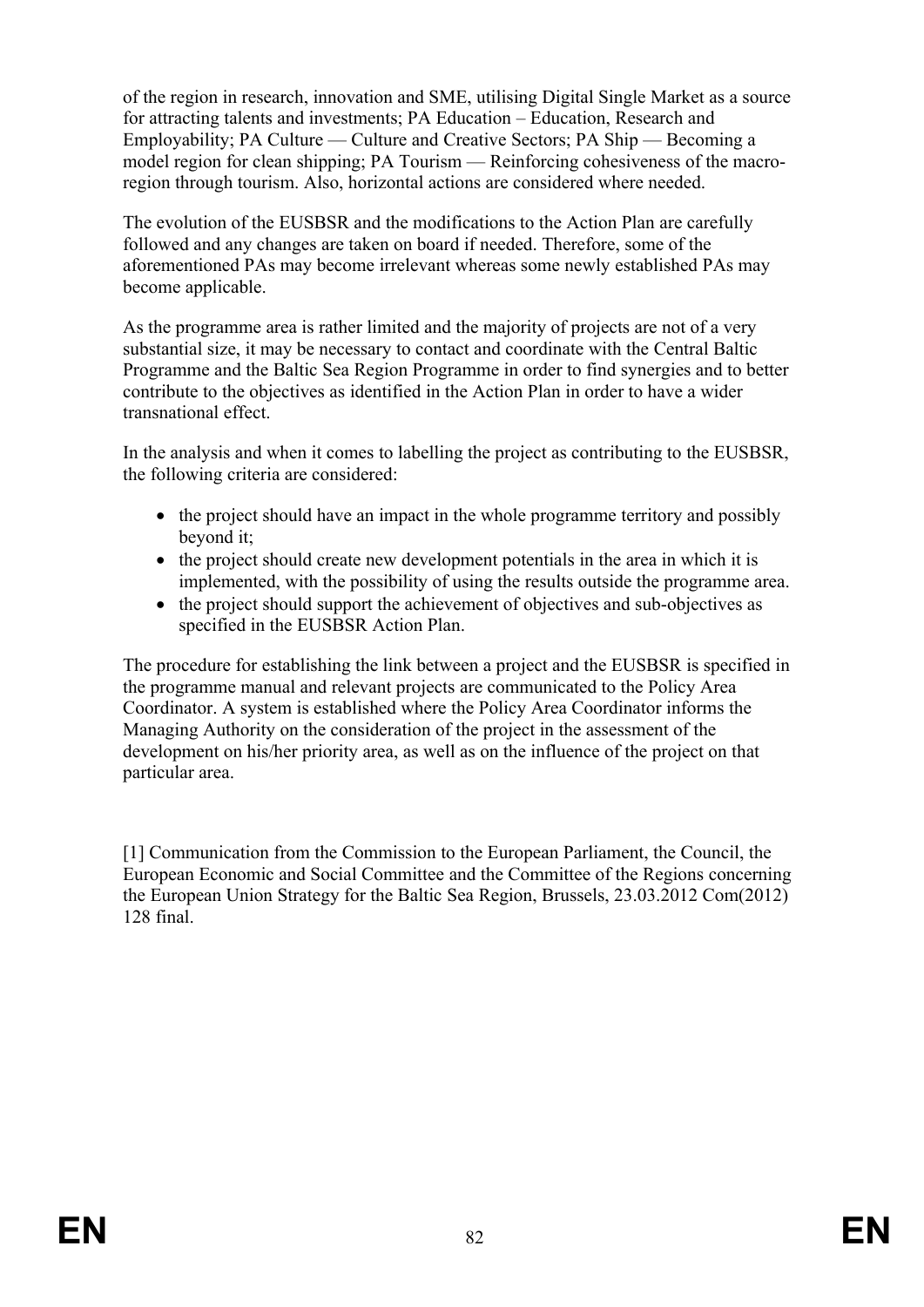of the region in research, innovation and SME, utilising Digital Single Market as a source for attracting talents and investments; PA Education – Education, Research and Employability; PA Culture — Culture and Creative Sectors; PA Ship — Becoming a model region for clean shipping; PA Tourism — Reinforcing cohesiveness of the macro-region through tourism. Also, horizontal actions are considered where needed.

The evolution of the EUSBSR and the modifications to the Action Plan are carefully followed and any changes are taken on board if needed. Therefore, some of the aforementioned PAs may become irrelevant whereas some newly established PAs may become applicable.

As the programme area is rather limited and the majority of projects are not of a very substantial size, it may be necessary to contact and coordinate with the Central Baltic Programme and the Baltic Sea Region Programme in order to find synergies and to better contribute to the objectives as identified in the Action Plan in order to have a wider transnational effect.

In the analysis and when it comes to labelling the project as contributing to the EUSBSR, the following criteria are considered:

- the project should have an impact in the whole programme territory and possibly beyond it;
- the project should create new development potentials in the area in which it is implemented, with the possibility of using the results outside the programme area.
- the project should support the achievement of objectives and sub-objectives as specified in the EUSBSR Action Plan.

The procedure for establishing the link between a project and the EUSBSR is specified in the programme manual and relevant projects are communicated to the Policy Area Coordinator. A system is established where the Policy Area Coordinator informs the Managing Authority on the consideration of the project in the assessment of the development on his/her priority area, as well as on the influence of the project on that particular area.

[1] Communication from the Commission to the European Parliament, the Council, the European Economic and Social Committee and the Committee of the Regions concerning the European Union Strategy for the Baltic Sea Region, Brussels, 23.03.2012 Com(2012) 128 final.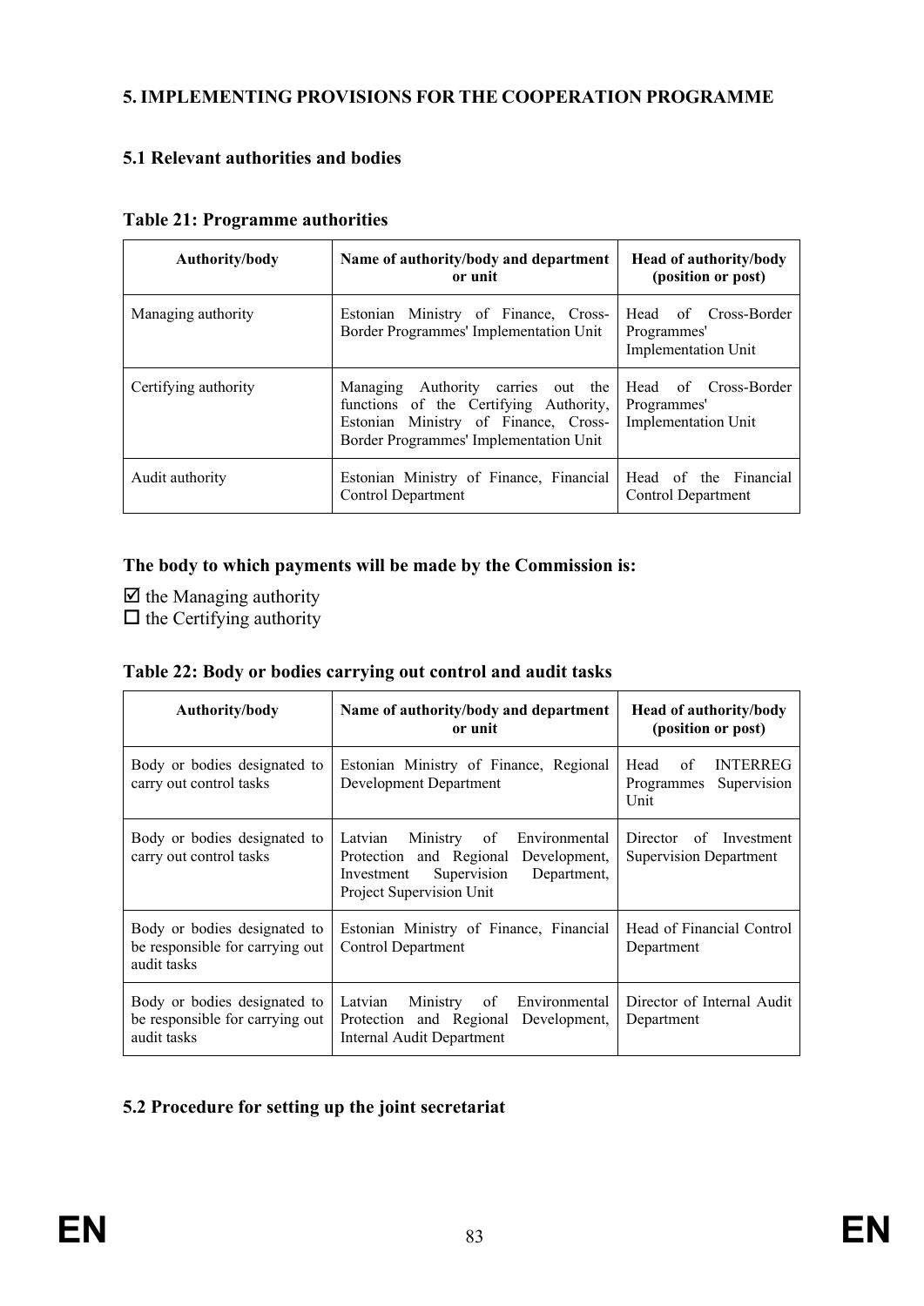## 5. IMPLEMENTING PROVISIONS FOR THE COOPERATION PROGRAMME

### 5.1 Relevant authorities and bodies

**Table 21: Programme authorities**

| Authority/body | Name of authority/body and department or unit | Head of authority/body (position or post) |
|---|---|---|
| Managing authority | Estonian Ministry of Finance, Cross-Border Programmes' Implementation Unit | Head of Cross-Border Programmes' Implementation Unit |
| Certifying authority | Managing Authority carries out the functions of the Certifying Authority, Estonian Ministry of Finance, Cross-Border Programmes' Implementation Unit | Head of Cross-Border Programmes' Implementation Unit |
| Audit authority | Estonian Ministry of Finance, Financial Control Department | Head of the Financial Control Department |

**The body to which payments will be made by the Commission is:**

☑ the Managing authority
☐ the Certifying authority

**Table 22: Body or bodies carrying out control and audit tasks**

| Authority/body | Name of authority/body and department or unit | Head of authority/body (position or post) |
|---|---|---|
| Body or bodies designated to carry out control tasks | Estonian Ministry of Finance, Regional Development Department | Head of INTERREG Programmes Supervision Unit |
| Body or bodies designated to carry out control tasks | Latvian Ministry of Environmental Protection and Regional Development, Investment Supervision Department, Project Supervision Unit | Director of Investment Supervision Department |
| Body or bodies designated to be responsible for carrying out audit tasks | Estonian Ministry of Finance, Financial Control Department | Head of Financial Control Department |
| Body or bodies designated to be responsible for carrying out audit tasks | Latvian Ministry of Environmental Protection and Regional Development, Internal Audit Department | Director of Internal Audit Department |

### 5.2 Procedure for setting up the joint secretariat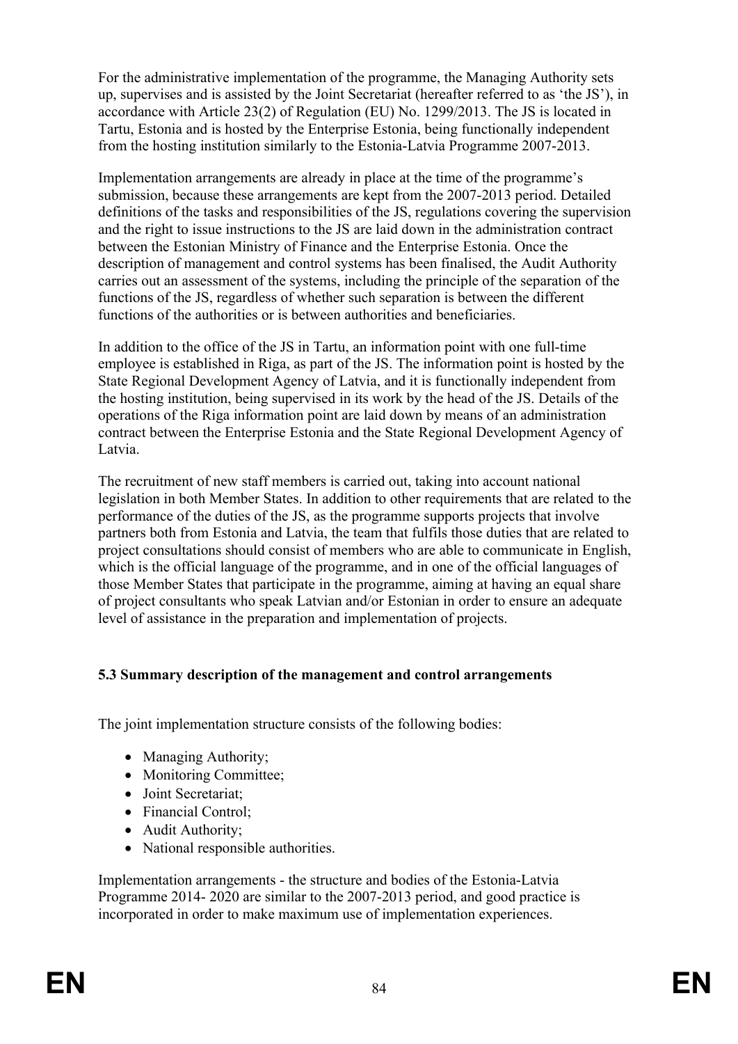For the administrative implementation of the programme, the Managing Authority sets up, supervises and is assisted by the Joint Secretariat (hereafter referred to as 'the JS'), in accordance with Article 23(2) of Regulation (EU) No. 1299/2013. The JS is located in Tartu, Estonia and is hosted by the Enterprise Estonia, being functionally independent from the hosting institution similarly to the Estonia-Latvia Programme 2007-2013.

Implementation arrangements are already in place at the time of the programme's submission, because these arrangements are kept from the 2007-2013 period. Detailed definitions of the tasks and responsibilities of the JS, regulations covering the supervision and the right to issue instructions to the JS are laid down in the administration contract between the Estonian Ministry of Finance and the Enterprise Estonia. Once the description of management and control systems has been finalised, the Audit Authority carries out an assessment of the systems, including the principle of the separation of the functions of the JS, regardless of whether such separation is between the different functions of the authorities or is between authorities and beneficiaries.

In addition to the office of the JS in Tartu, an information point with one full-time employee is established in Riga, as part of the JS. The information point is hosted by the State Regional Development Agency of Latvia, and it is functionally independent from the hosting institution, being supervised in its work by the head of the JS. Details of the operations of the Riga information point are laid down by means of an administration contract between the Enterprise Estonia and the State Regional Development Agency of Latvia.

The recruitment of new staff members is carried out, taking into account national legislation in both Member States. In addition to other requirements that are related to the performance of the duties of the JS, as the programme supports projects that involve partners both from Estonia and Latvia, the team that fulfils those duties that are related to project consultations should consist of members who are able to communicate in English, which is the official language of the programme, and in one of the official languages of those Member States that participate in the programme, aiming at having an equal share of project consultants who speak Latvian and/or Estonian in order to ensure an adequate level of assistance in the preparation and implementation of projects.

### 5.3 Summary description of the management and control arrangements

The joint implementation structure consists of the following bodies:

- Managing Authority;
- Monitoring Committee;
- Joint Secretariat;
- Financial Control;
- Audit Authority;
- National responsible authorities.

Implementation arrangements - the structure and bodies of the Estonia-Latvia Programme 2014- 2020 are similar to the 2007-2013 period, and good practice is incorporated in order to make maximum use of implementation experiences.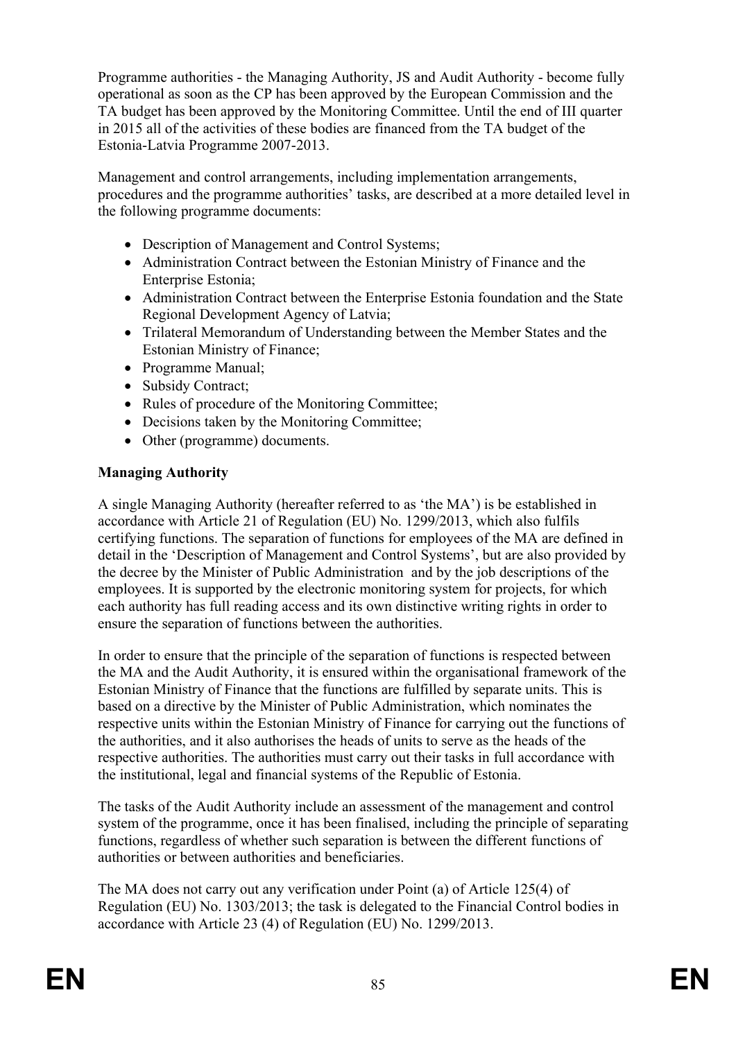Programme authorities - the Managing Authority, JS and Audit Authority - become fully operational as soon as the CP has been approved by the European Commission and the TA budget has been approved by the Monitoring Committee. Until the end of III quarter in 2015 all of the activities of these bodies are financed from the TA budget of the Estonia-Latvia Programme 2007-2013.

Management and control arrangements, including implementation arrangements, procedures and the programme authorities' tasks, are described at a more detailed level in the following programme documents:

- Description of Management and Control Systems;
- Administration Contract between the Estonian Ministry of Finance and the Enterprise Estonia;
- Administration Contract between the Enterprise Estonia foundation and the State Regional Development Agency of Latvia;
- Trilateral Memorandum of Understanding between the Member States and the Estonian Ministry of Finance;
- Programme Manual;
- Subsidy Contract;
- Rules of procedure of the Monitoring Committee;
- Decisions taken by the Monitoring Committee;
- Other (programme) documents.

**Managing Authority**

A single Managing Authority (hereafter referred to as 'the MA') is be established in accordance with Article 21 of Regulation (EU) No. 1299/2013, which also fulfils certifying functions. The separation of functions for employees of the MA are defined in detail in the 'Description of Management and Control Systems', but are also provided by the decree by the Minister of Public Administration and by the job descriptions of the employees. It is supported by the electronic monitoring system for projects, for which each authority has full reading access and its own distinctive writing rights in order to ensure the separation of functions between the authorities.

In order to ensure that the principle of the separation of functions is respected between the MA and the Audit Authority, it is ensured within the organisational framework of the Estonian Ministry of Finance that the functions are fulfilled by separate units. This is based on a directive by the Minister of Public Administration, which nominates the respective units within the Estonian Ministry of Finance for carrying out the functions of the authorities, and it also authorises the heads of units to serve as the heads of the respective authorities. The authorities must carry out their tasks in full accordance with the institutional, legal and financial systems of the Republic of Estonia.

The tasks of the Audit Authority include an assessment of the management and control system of the programme, once it has been finalised, including the principle of separating functions, regardless of whether such separation is between the different functions of authorities or between authorities and beneficiaries.

The MA does not carry out any verification under Point (a) of Article 125(4) of Regulation (EU) No. 1303/2013; the task is delegated to the Financial Control bodies in accordance with Article 23 (4) of Regulation (EU) No. 1299/2013.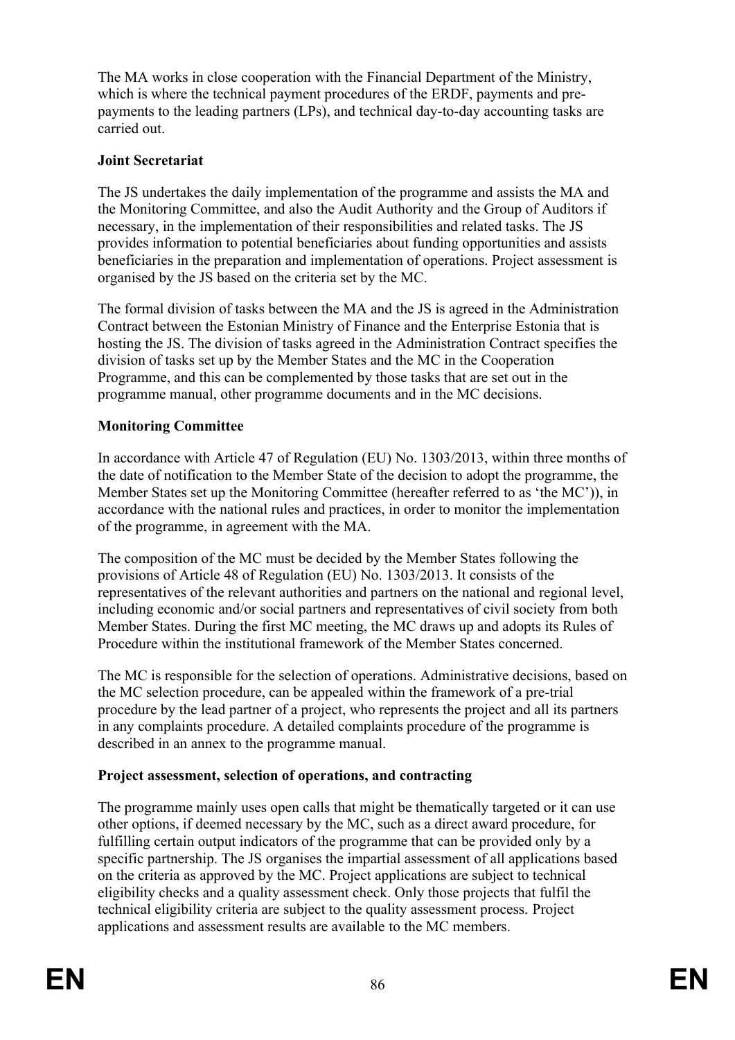The MA works in close cooperation with the Financial Department of the Ministry, which is where the technical payment procedures of the ERDF, payments and pre-payments to the leading partners (LPs), and technical day-to-day accounting tasks are carried out.

**Joint Secretariat**

The JS undertakes the daily implementation of the programme and assists the MA and the Monitoring Committee, and also the Audit Authority and the Group of Auditors if necessary, in the implementation of their responsibilities and related tasks. The JS provides information to potential beneficiaries about funding opportunities and assists beneficiaries in the preparation and implementation of operations. Project assessment is organised by the JS based on the criteria set by the MC.

The formal division of tasks between the MA and the JS is agreed in the Administration Contract between the Estonian Ministry of Finance and the Enterprise Estonia that is hosting the JS. The division of tasks agreed in the Administration Contract specifies the division of tasks set up by the Member States and the MC in the Cooperation Programme, and this can be complemented by those tasks that are set out in the programme manual, other programme documents and in the MC decisions.

**Monitoring Committee**

In accordance with Article 47 of Regulation (EU) No. 1303/2013, within three months of the date of notification to the Member State of the decision to adopt the programme, the Member States set up the Monitoring Committee (hereafter referred to as 'the MC')), in accordance with the national rules and practices, in order to monitor the implementation of the programme, in agreement with the MA.

The composition of the MC must be decided by the Member States following the provisions of Article 48 of Regulation (EU) No. 1303/2013. It consists of the representatives of the relevant authorities and partners on the national and regional level, including economic and/or social partners and representatives of civil society from both Member States. During the first MC meeting, the MC draws up and adopts its Rules of Procedure within the institutional framework of the Member States concerned.

The MC is responsible for the selection of operations. Administrative decisions, based on the MC selection procedure, can be appealed within the framework of a pre-trial procedure by the lead partner of a project, who represents the project and all its partners in any complaints procedure. A detailed complaints procedure of the programme is described in an annex to the programme manual.

**Project assessment, selection of operations, and contracting**

The programme mainly uses open calls that might be thematically targeted or it can use other options, if deemed necessary by the MC, such as a direct award procedure, for fulfilling certain output indicators of the programme that can be provided only by a specific partnership. The JS organises the impartial assessment of all applications based on the criteria as approved by the MC. Project applications are subject to technical eligibility checks and a quality assessment check. Only those projects that fulfil the technical eligibility criteria are subject to the quality assessment process. Project applications and assessment results are available to the MC members.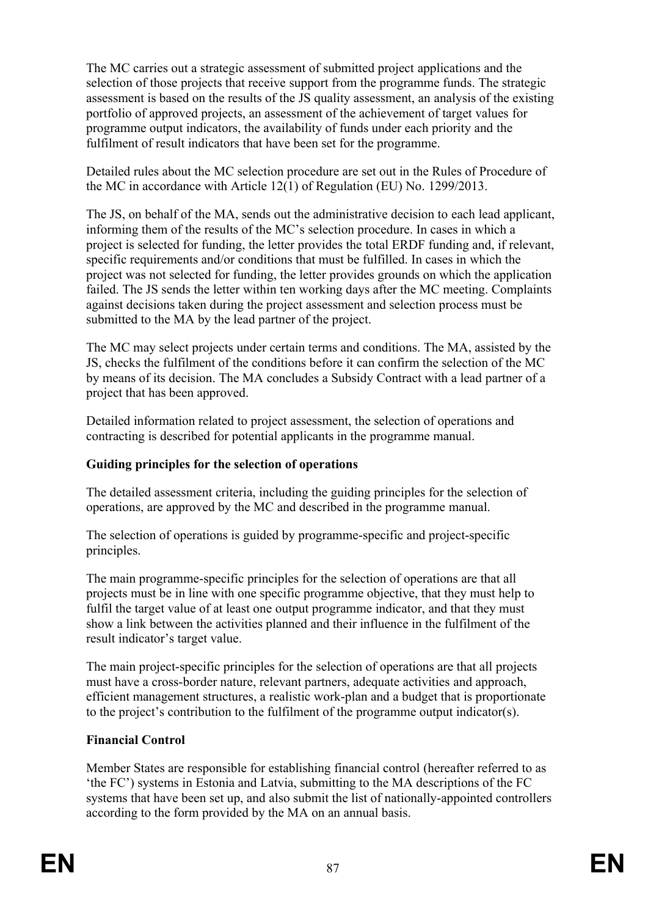The MC carries out a strategic assessment of submitted project applications and the selection of those projects that receive support from the programme funds. The strategic assessment is based on the results of the JS quality assessment, an analysis of the existing portfolio of approved projects, an assessment of the achievement of target values for programme output indicators, the availability of funds under each priority and the fulfilment of result indicators that have been set for the programme.

Detailed rules about the MC selection procedure are set out in the Rules of Procedure of the MC in accordance with Article 12(1) of Regulation (EU) No. 1299/2013.

The JS, on behalf of the MA, sends out the administrative decision to each lead applicant, informing them of the results of the MC's selection procedure. In cases in which a project is selected for funding, the letter provides the total ERDF funding and, if relevant, specific requirements and/or conditions that must be fulfilled. In cases in which the project was not selected for funding, the letter provides grounds on which the application failed. The JS sends the letter within ten working days after the MC meeting. Complaints against decisions taken during the project assessment and selection process must be submitted to the MA by the lead partner of the project.

The MC may select projects under certain terms and conditions. The MA, assisted by the JS, checks the fulfilment of the conditions before it can confirm the selection of the MC by means of its decision. The MA concludes a Subsidy Contract with a lead partner of a project that has been approved.

Detailed information related to project assessment, the selection of operations and contracting is described for potential applicants in the programme manual.

**Guiding principles for the selection of operations**

The detailed assessment criteria, including the guiding principles for the selection of operations, are approved by the MC and described in the programme manual.

The selection of operations is guided by programme-specific and project-specific principles.

The main programme-specific principles for the selection of operations are that all projects must be in line with one specific programme objective, that they must help to fulfil the target value of at least one output programme indicator, and that they must show a link between the activities planned and their influence in the fulfilment of the result indicator's target value.

The main project-specific principles for the selection of operations are that all projects must have a cross-border nature, relevant partners, adequate activities and approach, efficient management structures, a realistic work-plan and a budget that is proportionate to the project's contribution to the fulfilment of the programme output indicator(s).

**Financial Control**

Member States are responsible for establishing financial control (hereafter referred to as 'the FC') systems in Estonia and Latvia, submitting to the MA descriptions of the FC systems that have been set up, and also submit the list of nationally-appointed controllers according to the form provided by the MA on an annual basis.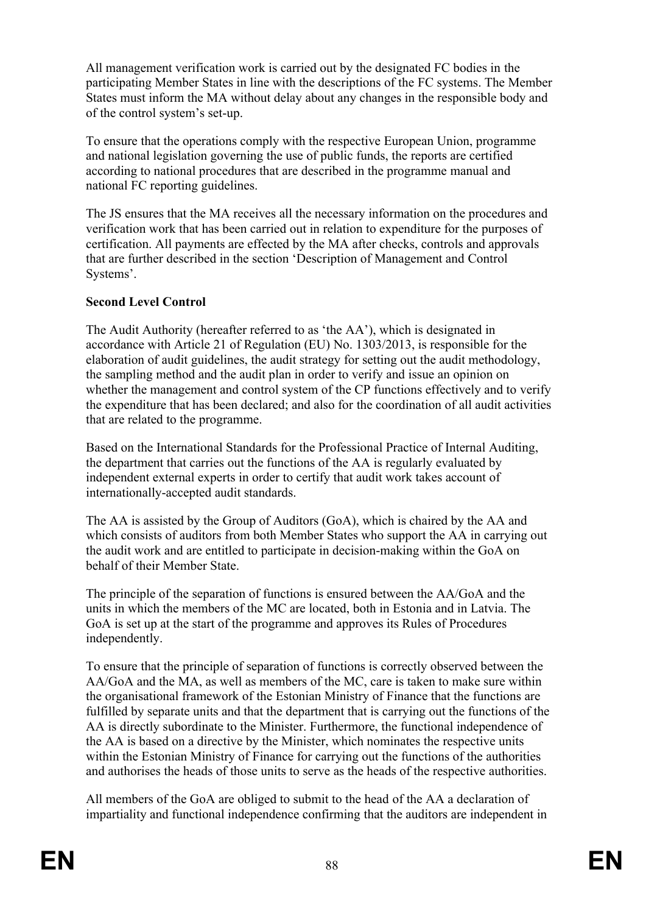All management verification work is carried out by the designated FC bodies in the participating Member States in line with the descriptions of the FC systems. The Member States must inform the MA without delay about any changes in the responsible body and of the control system's set-up.

To ensure that the operations comply with the respective European Union, programme and national legislation governing the use of public funds, the reports are certified according to national procedures that are described in the programme manual and national FC reporting guidelines.

The JS ensures that the MA receives all the necessary information on the procedures and verification work that has been carried out in relation to expenditure for the purposes of certification. All payments are effected by the MA after checks, controls and approvals that are further described in the section 'Description of Management and Control Systems'.

**Second Level Control**

The Audit Authority (hereafter referred to as 'the AA'), which is designated in accordance with Article 21 of Regulation (EU) No. 1303/2013, is responsible for the elaboration of audit guidelines, the audit strategy for setting out the audit methodology, the sampling method and the audit plan in order to verify and issue an opinion on whether the management and control system of the CP functions effectively and to verify the expenditure that has been declared; and also for the coordination of all audit activities that are related to the programme.

Based on the International Standards for the Professional Practice of Internal Auditing, the department that carries out the functions of the AA is regularly evaluated by independent external experts in order to certify that audit work takes account of internationally-accepted audit standards.

The AA is assisted by the Group of Auditors (GoA), which is chaired by the AA and which consists of auditors from both Member States who support the AA in carrying out the audit work and are entitled to participate in decision-making within the GoA on behalf of their Member State.

The principle of the separation of functions is ensured between the AA/GoA and the units in which the members of the MC are located, both in Estonia and in Latvia. The GoA is set up at the start of the programme and approves its Rules of Procedures independently.

To ensure that the principle of separation of functions is correctly observed between the AA/GoA and the MA, as well as members of the MC, care is taken to make sure within the organisational framework of the Estonian Ministry of Finance that the functions are fulfilled by separate units and that the department that is carrying out the functions of the AA is directly subordinate to the Minister. Furthermore, the functional independence of the AA is based on a directive by the Minister, which nominates the respective units within the Estonian Ministry of Finance for carrying out the functions of the authorities and authorises the heads of those units to serve as the heads of the respective authorities.

All members of the GoA are obliged to submit to the head of the AA a declaration of impartiality and functional independence confirming that the auditors are independent in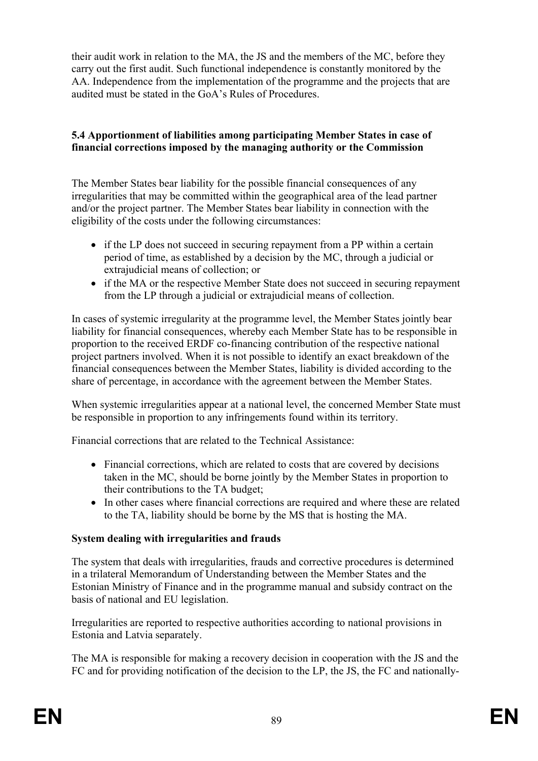their audit work in relation to the MA, the JS and the members of the MC, before they carry out the first audit. Such functional independence is constantly monitored by the AA. Independence from the implementation of the programme and the projects that are audited must be stated in the GoA's Rules of Procedures.

### 5.4 Apportionment of liabilities among participating Member States in case of financial corrections imposed by the managing authority or the Commission

The Member States bear liability for the possible financial consequences of any irregularities that may be committed within the geographical area of the lead partner and/or the project partner. The Member States bear liability in connection with the eligibility of the costs under the following circumstances:

- if the LP does not succeed in securing repayment from a PP within a certain period of time, as established by a decision by the MC, through a judicial or extrajudicial means of collection; or
- if the MA or the respective Member State does not succeed in securing repayment from the LP through a judicial or extrajudicial means of collection.

In cases of systemic irregularity at the programme level, the Member States jointly bear liability for financial consequences, whereby each Member State has to be responsible in proportion to the received ERDF co-financing contribution of the respective national project partners involved. When it is not possible to identify an exact breakdown of the financial consequences between the Member States, liability is divided according to the share of percentage, in accordance with the agreement between the Member States.

When systemic irregularities appear at a national level, the concerned Member State must be responsible in proportion to any infringements found within its territory.

Financial corrections that are related to the Technical Assistance:

- Financial corrections, which are related to costs that are covered by decisions taken in the MC, should be borne jointly by the Member States in proportion to their contributions to the TA budget;
- In other cases where financial corrections are required and where these are related to the TA, liability should be borne by the MS that is hosting the MA.

**System dealing with irregularities and frauds**

The system that deals with irregularities, frauds and corrective procedures is determined in a trilateral Memorandum of Understanding between the Member States and the Estonian Ministry of Finance and in the programme manual and subsidy contract on the basis of national and EU legislation.

Irregularities are reported to respective authorities according to national provisions in Estonia and Latvia separately.

The MA is responsible for making a recovery decision in cooperation with the JS and the FC and for providing notification of the decision to the LP, the JS, the FC and nationally-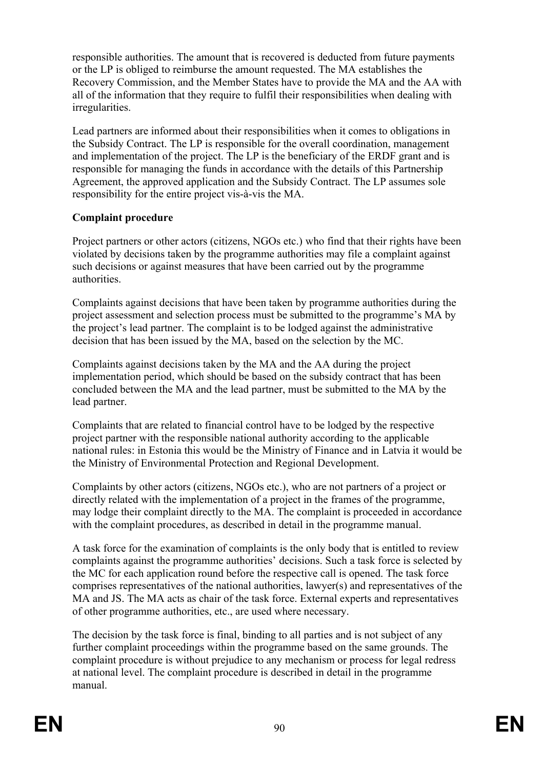responsible authorities. The amount that is recovered is deducted from future payments or the LP is obliged to reimburse the amount requested. The MA establishes the Recovery Commission, and the Member States have to provide the MA and the AA with all of the information that they require to fulfil their responsibilities when dealing with irregularities.

Lead partners are informed about their responsibilities when it comes to obligations in the Subsidy Contract. The LP is responsible for the overall coordination, management and implementation of the project. The LP is the beneficiary of the ERDF grant and is responsible for managing the funds in accordance with the details of this Partnership Agreement, the approved application and the Subsidy Contract. The LP assumes sole responsibility for the entire project vis-à-vis the MA.

**Complaint procedure**

Project partners or other actors (citizens, NGOs etc.) who find that their rights have been violated by decisions taken by the programme authorities may file a complaint against such decisions or against measures that have been carried out by the programme authorities.

Complaints against decisions that have been taken by programme authorities during the project assessment and selection process must be submitted to the programme's MA by the project's lead partner. The complaint is to be lodged against the administrative decision that has been issued by the MA, based on the selection by the MC.

Complaints against decisions taken by the MA and the AA during the project implementation period, which should be based on the subsidy contract that has been concluded between the MA and the lead partner, must be submitted to the MA by the lead partner.

Complaints that are related to financial control have to be lodged by the respective project partner with the responsible national authority according to the applicable national rules: in Estonia this would be the Ministry of Finance and in Latvia it would be the Ministry of Environmental Protection and Regional Development.

Complaints by other actors (citizens, NGOs etc.), who are not partners of a project or directly related with the implementation of a project in the frames of the programme, may lodge their complaint directly to the MA. The complaint is proceeded in accordance with the complaint procedures, as described in detail in the programme manual.

A task force for the examination of complaints is the only body that is entitled to review complaints against the programme authorities' decisions. Such a task force is selected by the MC for each application round before the respective call is opened. The task force comprises representatives of the national authorities, lawyer(s) and representatives of the MA and JS. The MA acts as chair of the task force. External experts and representatives of other programme authorities, etc., are used where necessary.

The decision by the task force is final, binding to all parties and is not subject of any further complaint proceedings within the programme based on the same grounds. The complaint procedure is without prejudice to any mechanism or process for legal redress at national level. The complaint procedure is described in detail in the programme manual.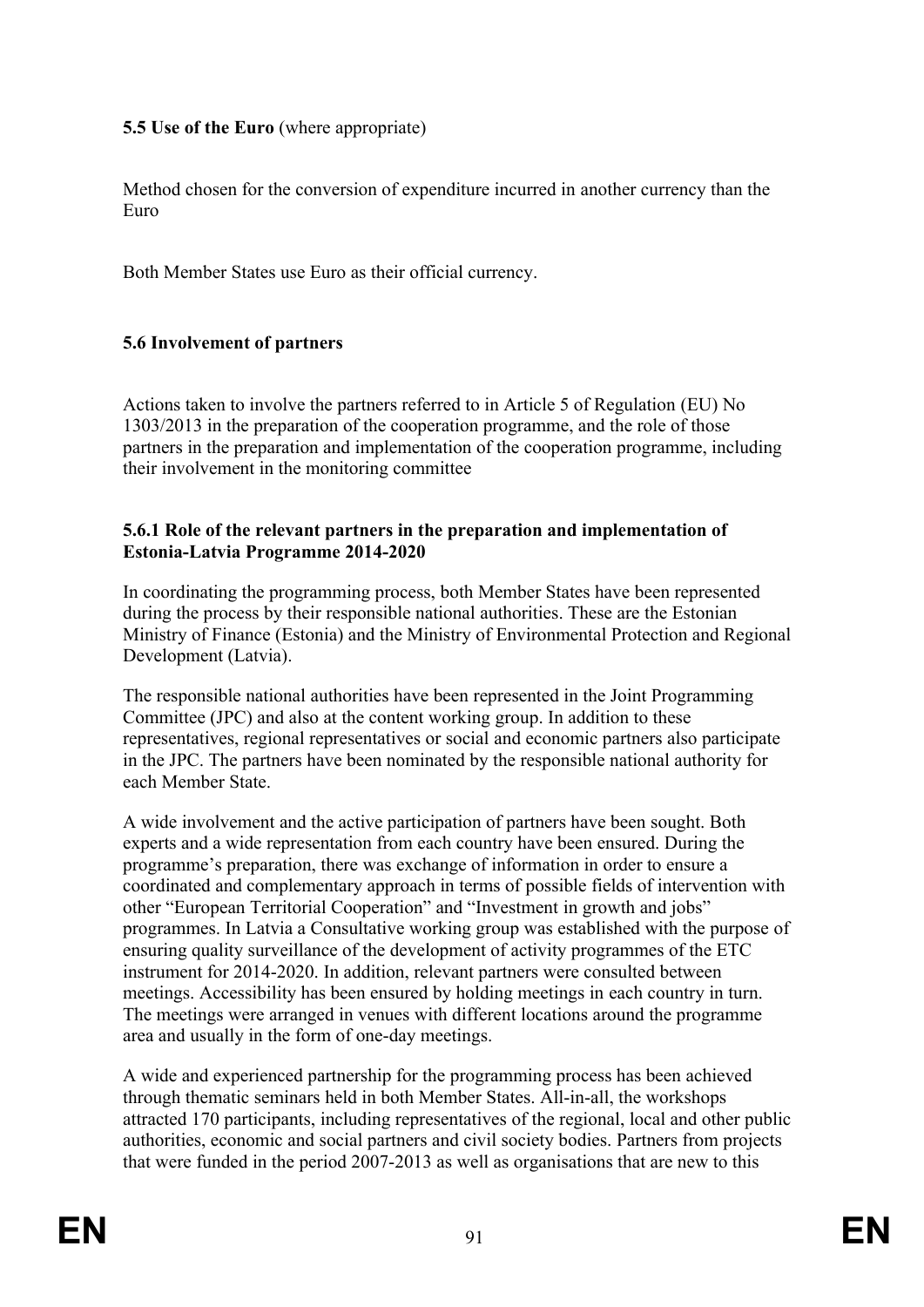**5.5 Use of the Euro** (where appropriate)

Method chosen for the conversion of expenditure incurred in another currency than the Euro

Both Member States use Euro as their official currency.

**5.6 Involvement of partners**

Actions taken to involve the partners referred to in Article 5 of Regulation (EU) No 1303/2013 in the preparation of the cooperation programme, and the role of those partners in the preparation and implementation of the cooperation programme, including their involvement in the monitoring committee

**5.6.1 Role of the relevant partners in the preparation and implementation of Estonia-Latvia Programme 2014-2020**

In coordinating the programming process, both Member States have been represented during the process by their responsible national authorities. These are the Estonian Ministry of Finance (Estonia) and the Ministry of Environmental Protection and Regional Development (Latvia).

The responsible national authorities have been represented in the Joint Programming Committee (JPC) and also at the content working group. In addition to these representatives, regional representatives or social and economic partners also participate in the JPC. The partners have been nominated by the responsible national authority for each Member State.

A wide involvement and the active participation of partners have been sought. Both experts and a wide representation from each country have been ensured. During the programme's preparation, there was exchange of information in order to ensure a coordinated and complementary approach in terms of possible fields of intervention with other "European Territorial Cooperation" and "Investment in growth and jobs" programmes. In Latvia a Consultative working group was established with the purpose of ensuring quality surveillance of the development of activity programmes of the ETC instrument for 2014-2020. In addition, relevant partners were consulted between meetings. Accessibility has been ensured by holding meetings in each country in turn. The meetings were arranged in venues with different locations around the programme area and usually in the form of one-day meetings.

A wide and experienced partnership for the programming process has been achieved through thematic seminars held in both Member States. All-in-all, the workshops attracted 170 participants, including representatives of the regional, local and other public authorities, economic and social partners and civil society bodies. Partners from projects that were funded in the period 2007-2013 as well as organisations that are new to this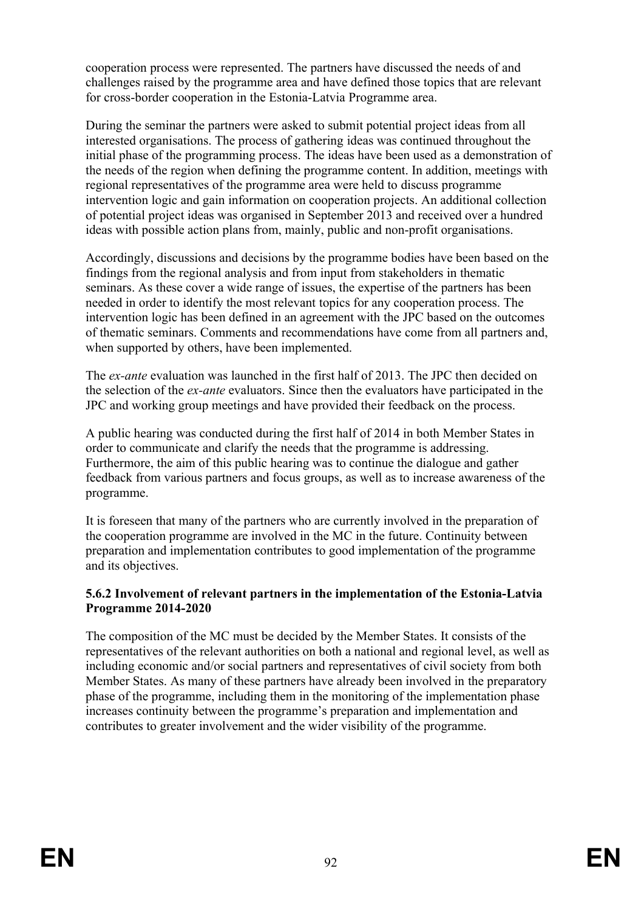cooperation process were represented. The partners have discussed the needs of and challenges raised by the programme area and have defined those topics that are relevant for cross-border cooperation in the Estonia-Latvia Programme area.

During the seminar the partners were asked to submit potential project ideas from all interested organisations. The process of gathering ideas was continued throughout the initial phase of the programming process. The ideas have been used as a demonstration of the needs of the region when defining the programme content. In addition, meetings with regional representatives of the programme area were held to discuss programme intervention logic and gain information on cooperation projects. An additional collection of potential project ideas was organised in September 2013 and received over a hundred ideas with possible action plans from, mainly, public and non-profit organisations.

Accordingly, discussions and decisions by the programme bodies have been based on the findings from the regional analysis and from input from stakeholders in thematic seminars. As these cover a wide range of issues, the expertise of the partners has been needed in order to identify the most relevant topics for any cooperation process. The intervention logic has been defined in an agreement with the JPC based on the outcomes of thematic seminars. Comments and recommendations have come from all partners and, when supported by others, have been implemented.

The *ex-ante* evaluation was launched in the first half of 2013. The JPC then decided on the selection of the *ex-ante* evaluators. Since then the evaluators have participated in the JPC and working group meetings and have provided their feedback on the process.

A public hearing was conducted during the first half of 2014 in both Member States in order to communicate and clarify the needs that the programme is addressing. Furthermore, the aim of this public hearing was to continue the dialogue and gather feedback from various partners and focus groups, as well as to increase awareness of the programme.

It is foreseen that many of the partners who are currently involved in the preparation of the cooperation programme are involved in the MC in the future. Continuity between preparation and implementation contributes to good implementation of the programme and its objectives.

### 5.6.2 Involvement of relevant partners in the implementation of the Estonia-Latvia Programme 2014-2020

The composition of the MC must be decided by the Member States. It consists of the representatives of the relevant authorities on both a national and regional level, as well as including economic and/or social partners and representatives of civil society from both Member States. As many of these partners have already been involved in the preparatory phase of the programme, including them in the monitoring of the implementation phase increases continuity between the programme's preparation and implementation and contributes to greater involvement and the wider visibility of the programme.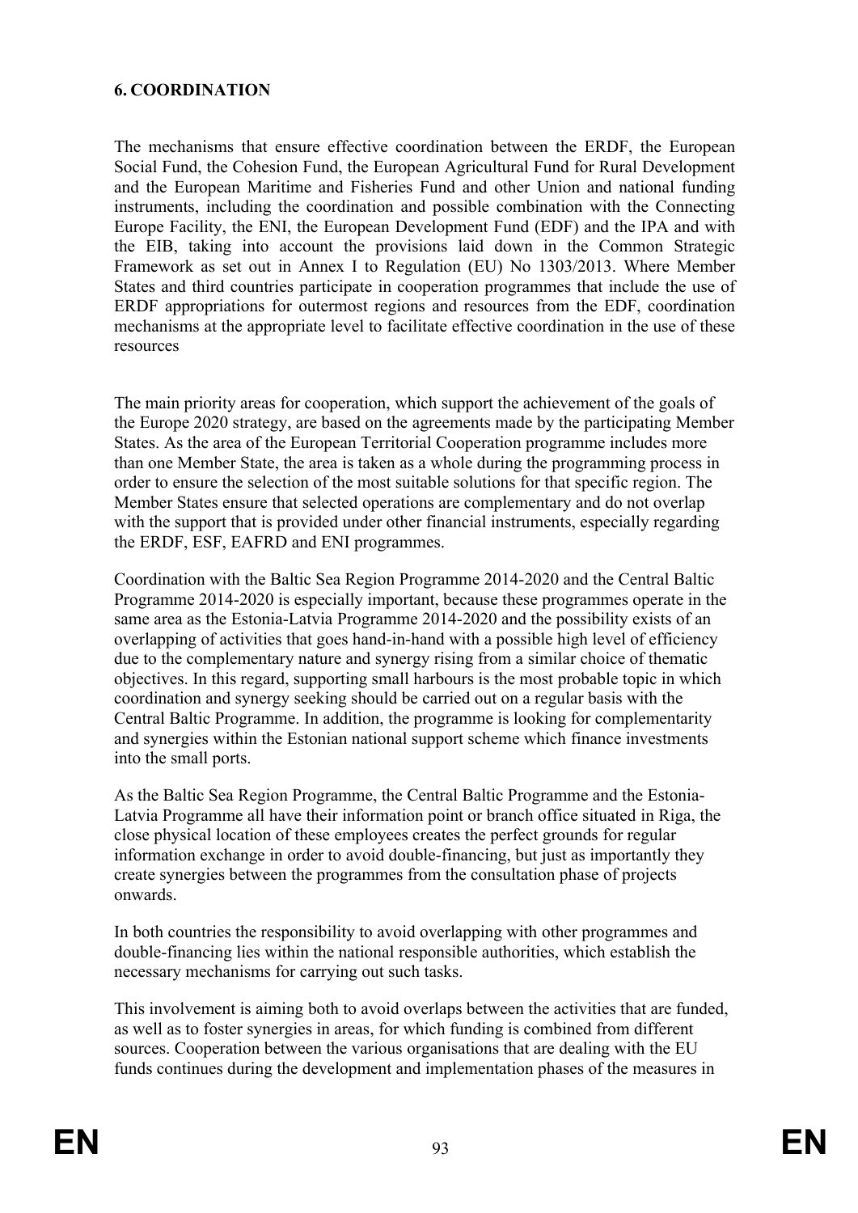## 6. COORDINATION

The mechanisms that ensure effective coordination between the ERDF, the European Social Fund, the Cohesion Fund, the European Agricultural Fund for Rural Development and the European Maritime and Fisheries Fund and other Union and national funding instruments, including the coordination and possible combination with the Connecting Europe Facility, the ENI, the European Development Fund (EDF) and the IPA and with the EIB, taking into account the provisions laid down in the Common Strategic Framework as set out in Annex I to Regulation (EU) No 1303/2013. Where Member States and third countries participate in cooperation programmes that include the use of ERDF appropriations for outermost regions and resources from the EDF, coordination mechanisms at the appropriate level to facilitate effective coordination in the use of these resources

The main priority areas for cooperation, which support the achievement of the goals of the Europe 2020 strategy, are based on the agreements made by the participating Member States. As the area of the European Territorial Cooperation programme includes more than one Member State, the area is taken as a whole during the programming process in order to ensure the selection of the most suitable solutions for that specific region. The Member States ensure that selected operations are complementary and do not overlap with the support that is provided under other financial instruments, especially regarding the ERDF, ESF, EAFRD and ENI programmes.

Coordination with the Baltic Sea Region Programme 2014-2020 and the Central Baltic Programme 2014-2020 is especially important, because these programmes operate in the same area as the Estonia-Latvia Programme 2014-2020 and the possibility exists of an overlapping of activities that goes hand-in-hand with a possible high level of efficiency due to the complementary nature and synergy rising from a similar choice of thematic objectives. In this regard, supporting small harbours is the most probable topic in which coordination and synergy seeking should be carried out on a regular basis with the Central Baltic Programme. In addition, the programme is looking for complementarity and synergies within the Estonian national support scheme which finance investments into the small ports.

As the Baltic Sea Region Programme, the Central Baltic Programme and the Estonia-Latvia Programme all have their information point or branch office situated in Riga, the close physical location of these employees creates the perfect grounds for regular information exchange in order to avoid double-financing, but just as importantly they create synergies between the programmes from the consultation phase of projects onwards.

In both countries the responsibility to avoid overlapping with other programmes and double-financing lies within the national responsible authorities, which establish the necessary mechanisms for carrying out such tasks.

This involvement is aiming both to avoid overlaps between the activities that are funded, as well as to foster synergies in areas, for which funding is combined from different sources. Cooperation between the various organisations that are dealing with the EU funds continues during the development and implementation phases of the measures in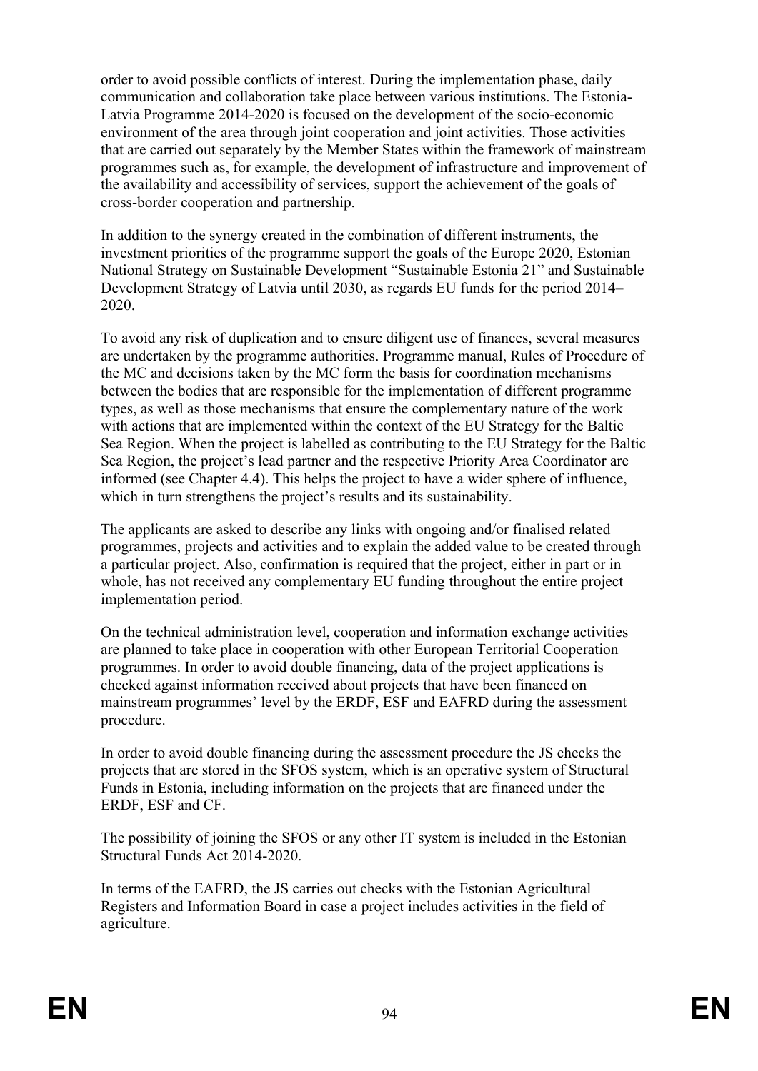order to avoid possible conflicts of interest. During the implementation phase, daily communication and collaboration take place between various institutions. The Estonia-Latvia Programme 2014-2020 is focused on the development of the socio-economic environment of the area through joint cooperation and joint activities. Those activities that are carried out separately by the Member States within the framework of mainstream programmes such as, for example, the development of infrastructure and improvement of the availability and accessibility of services, support the achievement of the goals of cross-border cooperation and partnership.

In addition to the synergy created in the combination of different instruments, the investment priorities of the programme support the goals of the Europe 2020, Estonian National Strategy on Sustainable Development "Sustainable Estonia 21" and Sustainable Development Strategy of Latvia until 2030, as regards EU funds for the period 2014–2020.

To avoid any risk of duplication and to ensure diligent use of finances, several measures are undertaken by the programme authorities. Programme manual, Rules of Procedure of the MC and decisions taken by the MC form the basis for coordination mechanisms between the bodies that are responsible for the implementation of different programme types, as well as those mechanisms that ensure the complementary nature of the work with actions that are implemented within the context of the EU Strategy for the Baltic Sea Region. When the project is labelled as contributing to the EU Strategy for the Baltic Sea Region, the project's lead partner and the respective Priority Area Coordinator are informed (see Chapter 4.4). This helps the project to have a wider sphere of influence, which in turn strengthens the project's results and its sustainability.

The applicants are asked to describe any links with ongoing and/or finalised related programmes, projects and activities and to explain the added value to be created through a particular project. Also, confirmation is required that the project, either in part or in whole, has not received any complementary EU funding throughout the entire project implementation period.

On the technical administration level, cooperation and information exchange activities are planned to take place in cooperation with other European Territorial Cooperation programmes. In order to avoid double financing, data of the project applications is checked against information received about projects that have been financed on mainstream programmes' level by the ERDF, ESF and EAFRD during the assessment procedure.

In order to avoid double financing during the assessment procedure the JS checks the projects that are stored in the SFOS system, which is an operative system of Structural Funds in Estonia, including information on the projects that are financed under the ERDF, ESF and CF.

The possibility of joining the SFOS or any other IT system is included in the Estonian Structural Funds Act 2014-2020.

In terms of the EAFRD, the JS carries out checks with the Estonian Agricultural Registers and Information Board in case a project includes activities in the field of agriculture.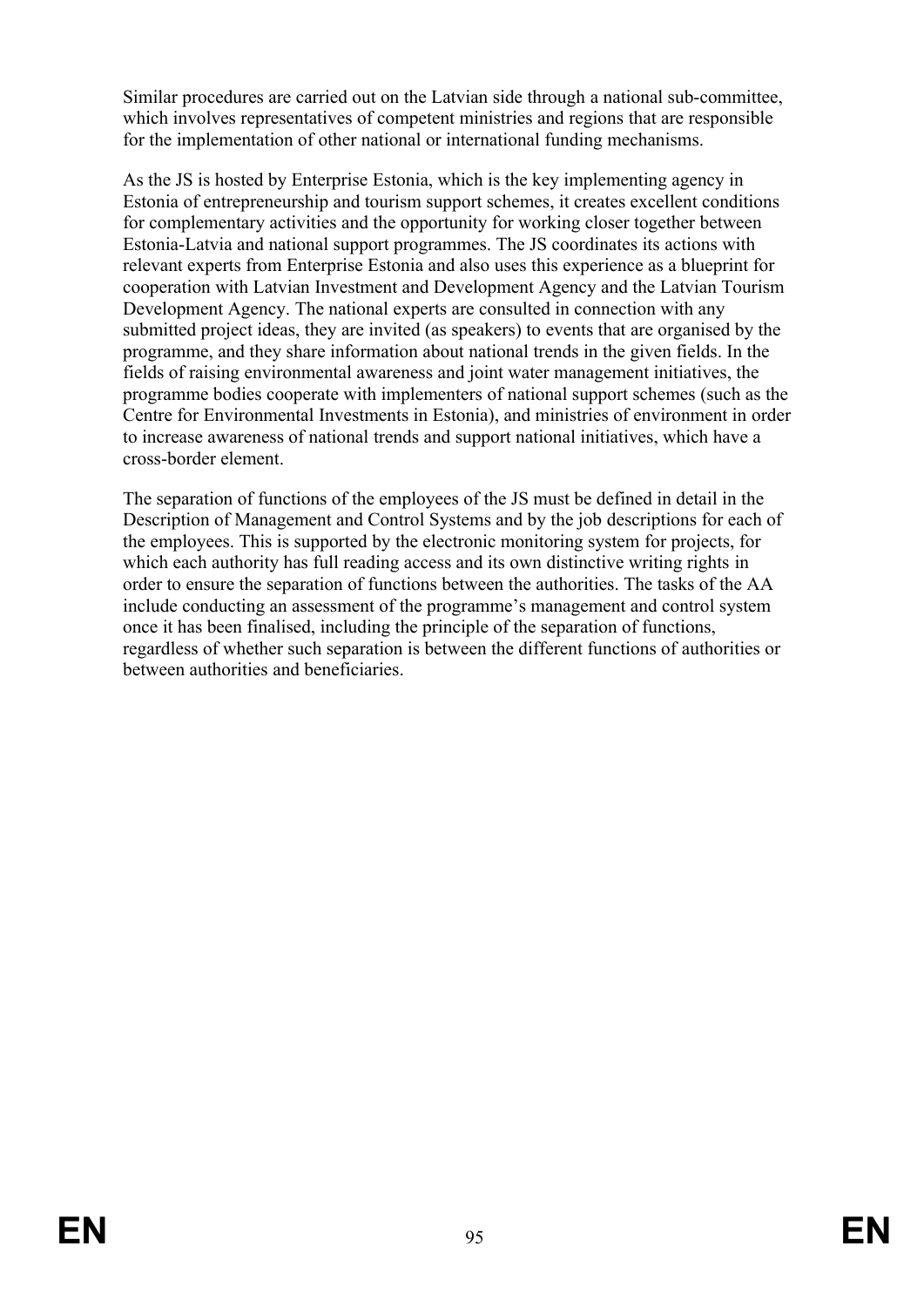Similar procedures are carried out on the Latvian side through a national sub-committee, which involves representatives of competent ministries and regions that are responsible for the implementation of other national or international funding mechanisms.

As the JS is hosted by Enterprise Estonia, which is the key implementing agency in Estonia of entrepreneurship and tourism support schemes, it creates excellent conditions for complementary activities and the opportunity for working closer together between Estonia-Latvia and national support programmes. The JS coordinates its actions with relevant experts from Enterprise Estonia and also uses this experience as a blueprint for cooperation with Latvian Investment and Development Agency and the Latvian Tourism Development Agency. The national experts are consulted in connection with any submitted project ideas, they are invited (as speakers) to events that are organised by the programme, and they share information about national trends in the given fields. In the fields of raising environmental awareness and joint water management initiatives, the programme bodies cooperate with implementers of national support schemes (such as the Centre for Environmental Investments in Estonia), and ministries of environment in order to increase awareness of national trends and support national initiatives, which have a cross-border element.

The separation of functions of the employees of the JS must be defined in detail in the Description of Management and Control Systems and by the job descriptions for each of the employees. This is supported by the electronic monitoring system for projects, for which each authority has full reading access and its own distinctive writing rights in order to ensure the separation of functions between the authorities. The tasks of the AA include conducting an assessment of the programme's management and control system once it has been finalised, including the principle of the separation of functions, regardless of whether such separation is between the different functions of authorities or between authorities and beneficiaries.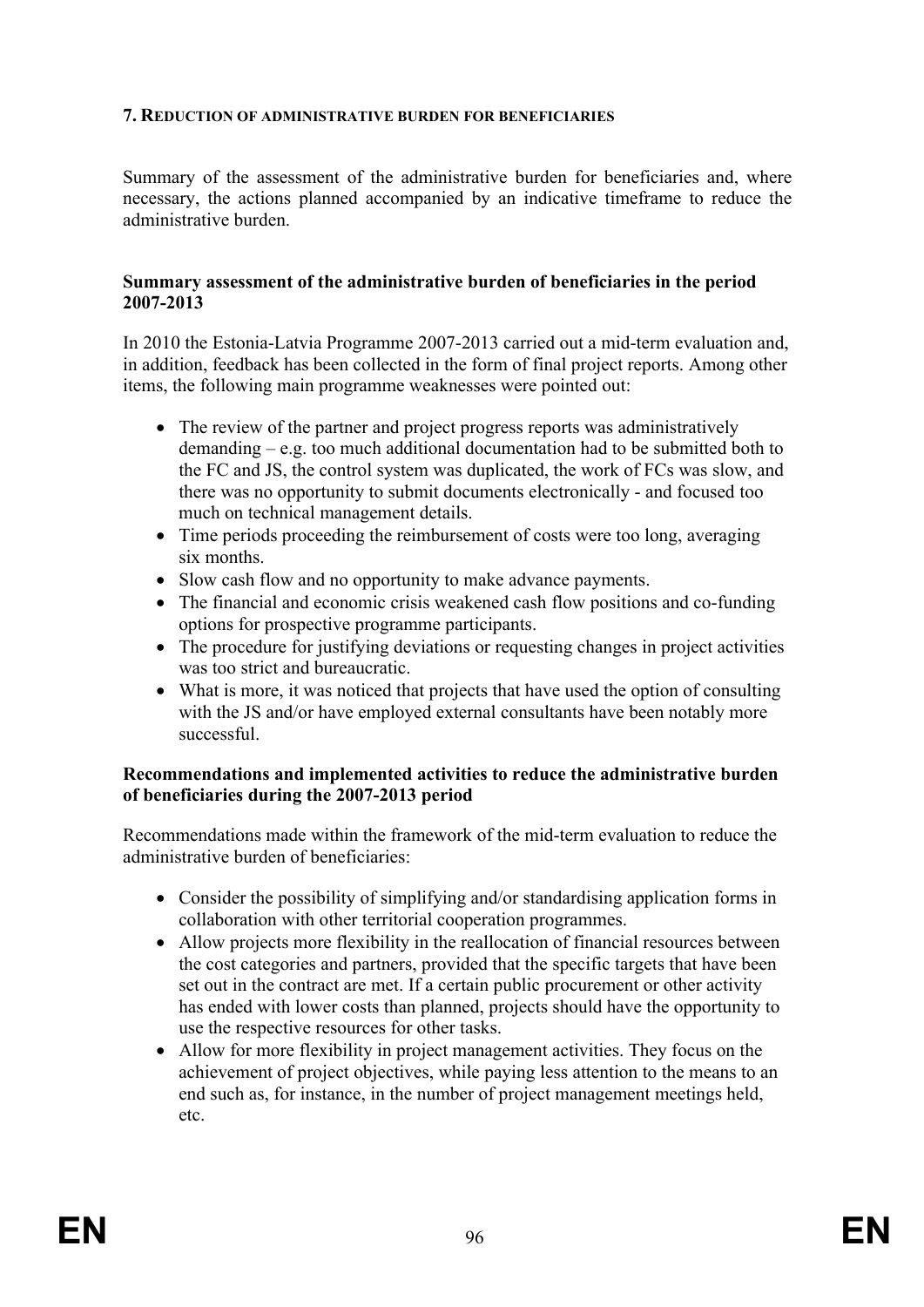## 7. REDUCTION OF ADMINISTRATIVE BURDEN FOR BENEFICIARIES

Summary of the assessment of the administrative burden for beneficiaries and, where necessary, the actions planned accompanied by an indicative timeframe to reduce the administrative burden.

**Summary assessment of the administrative burden of beneficiaries in the period 2007-2013**

In 2010 the Estonia-Latvia Programme 2007-2013 carried out a mid-term evaluation and, in addition, feedback has been collected in the form of final project reports. Among other items, the following main programme weaknesses were pointed out:

- The review of the partner and project progress reports was administratively demanding – e.g. too much additional documentation had to be submitted both to the FC and JS, the control system was duplicated, the work of FCs was slow, and there was no opportunity to submit documents electronically - and focused too much on technical management details.
- Time periods proceeding the reimbursement of costs were too long, averaging six months.
- Slow cash flow and no opportunity to make advance payments.
- The financial and economic crisis weakened cash flow positions and co-funding options for prospective programme participants.
- The procedure for justifying deviations or requesting changes in project activities was too strict and bureaucratic.
- What is more, it was noticed that projects that have used the option of consulting with the JS and/or have employed external consultants have been notably more successful.

**Recommendations and implemented activities to reduce the administrative burden of beneficiaries during the 2007-2013 period**

Recommendations made within the framework of the mid-term evaluation to reduce the administrative burden of beneficiaries:

- Consider the possibility of simplifying and/or standardising application forms in collaboration with other territorial cooperation programmes.
- Allow projects more flexibility in the reallocation of financial resources between the cost categories and partners, provided that the specific targets that have been set out in the contract are met. If a certain public procurement or other activity has ended with lower costs than planned, projects should have the opportunity to use the respective resources for other tasks.
- Allow for more flexibility in project management activities. They focus on the achievement of project objectives, while paying less attention to the means to an end such as, for instance, in the number of project management meetings held, etc.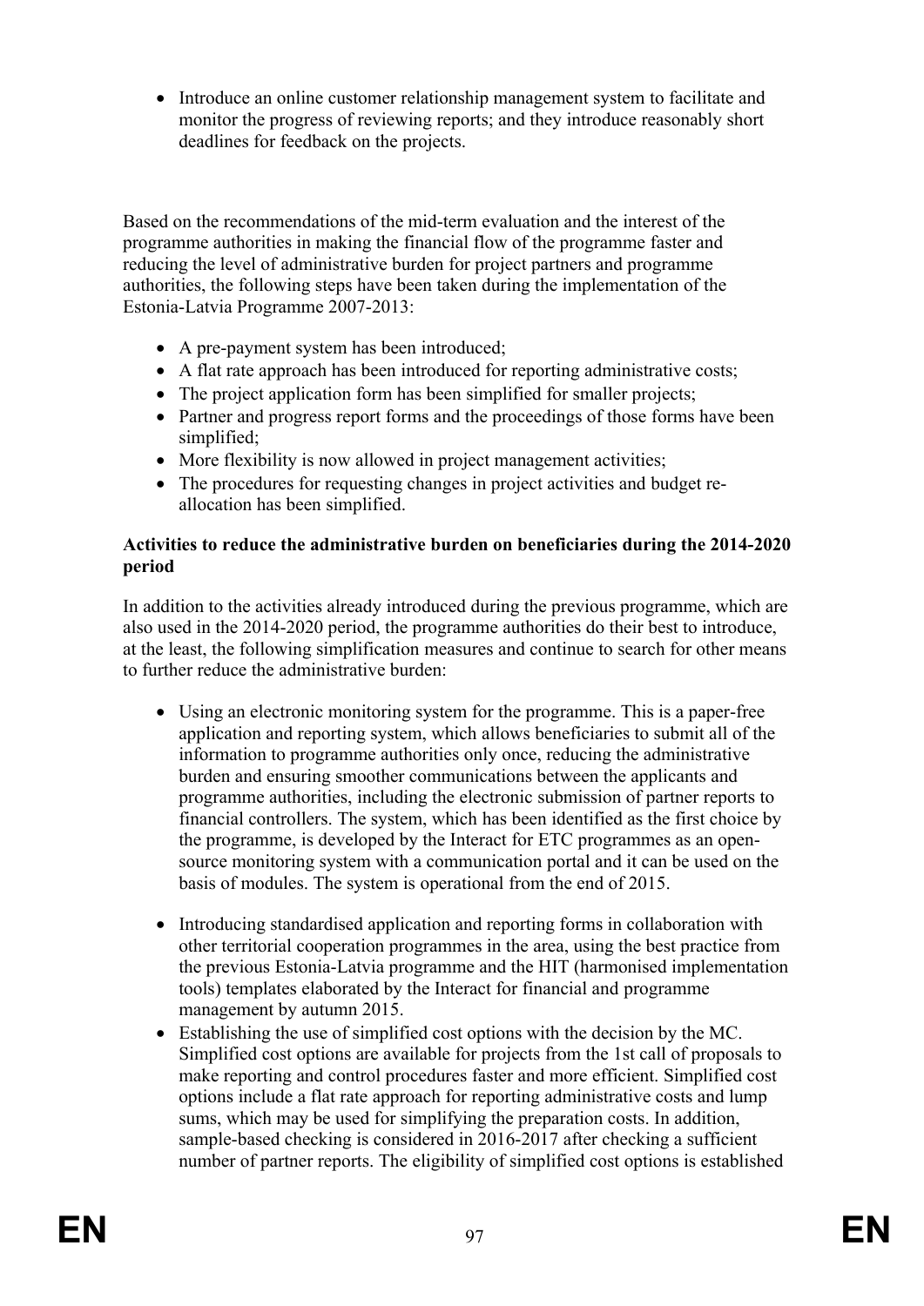- Introduce an online customer relationship management system to facilitate and monitor the progress of reviewing reports; and they introduce reasonably short deadlines for feedback on the projects.

Based on the recommendations of the mid-term evaluation and the interest of the programme authorities in making the financial flow of the programme faster and reducing the level of administrative burden for project partners and programme authorities, the following steps have been taken during the implementation of the Estonia-Latvia Programme 2007-2013:

- A pre-payment system has been introduced;
- A flat rate approach has been introduced for reporting administrative costs;
- The project application form has been simplified for smaller projects;
- Partner and progress report forms and the proceedings of those forms have been simplified;
- More flexibility is now allowed in project management activities;
- The procedures for requesting changes in project activities and budget re-allocation has been simplified.

**Activities to reduce the administrative burden on beneficiaries during the 2014-2020 period**

In addition to the activities already introduced during the previous programme, which are also used in the 2014-2020 period, the programme authorities do their best to introduce, at the least, the following simplification measures and continue to search for other means to further reduce the administrative burden:

- Using an electronic monitoring system for the programme. This is a paper-free application and reporting system, which allows beneficiaries to submit all of the information to programme authorities only once, reducing the administrative burden and ensuring smoother communications between the applicants and programme authorities, including the electronic submission of partner reports to financial controllers. The system, which has been identified as the first choice by the programme, is developed by the Interact for ETC programmes as an open-source monitoring system with a communication portal and it can be used on the basis of modules. The system is operational from the end of 2015.

- Introducing standardised application and reporting forms in collaboration with other territorial cooperation programmes in the area, using the best practice from the previous Estonia-Latvia programme and the HIT (harmonised implementation tools) templates elaborated by the Interact for financial and programme management by autumn 2015.
- Establishing the use of simplified cost options with the decision by the MC. Simplified cost options are available for projects from the 1st call of proposals to make reporting and control procedures faster and more efficient. Simplified cost options include a flat rate approach for reporting administrative costs and lump sums, which may be used for simplifying the preparation costs. In addition, sample-based checking is considered in 2016-2017 after checking a sufficient number of partner reports. The eligibility of simplified cost options is established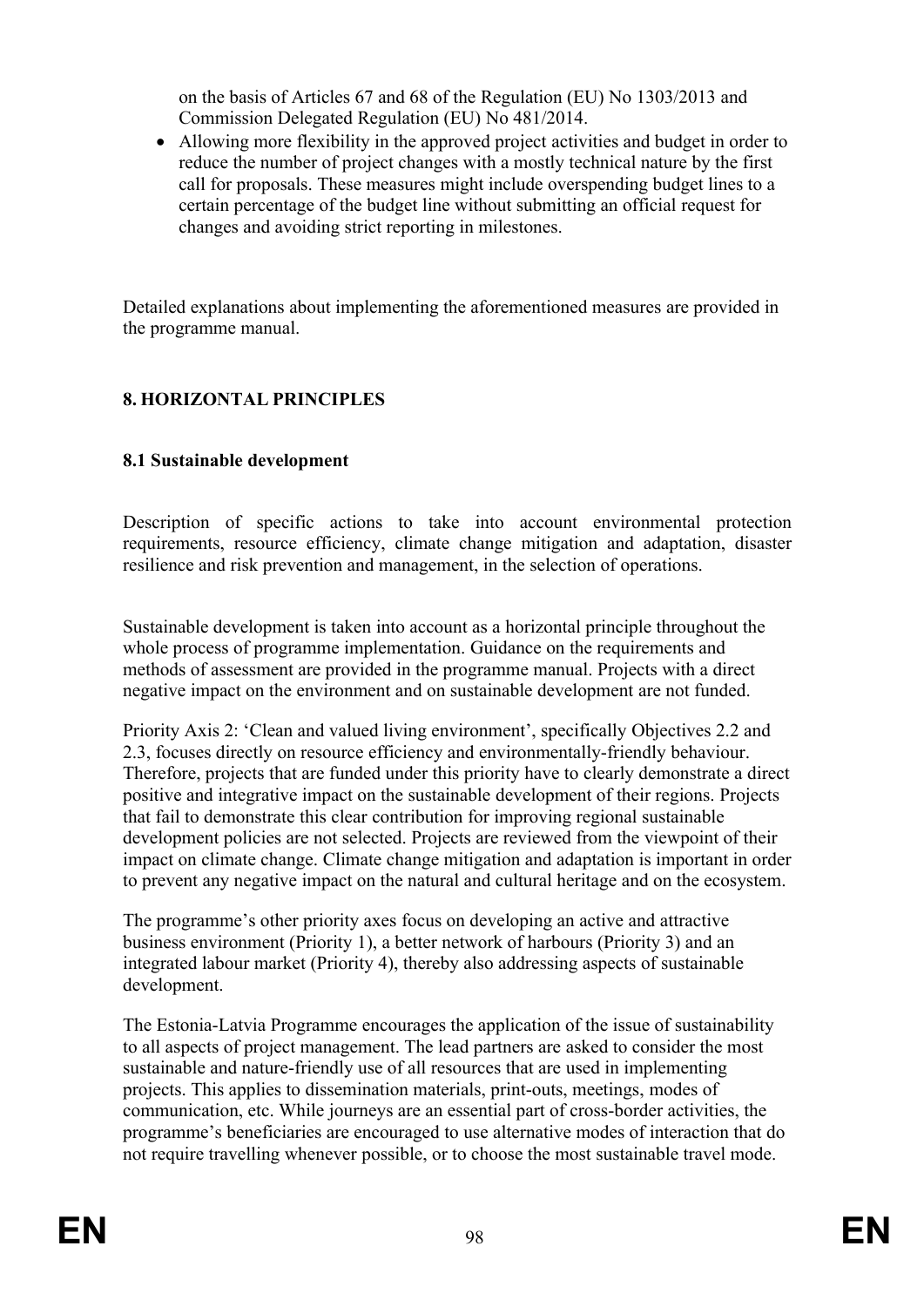on the basis of Articles 67 and 68 of the Regulation (EU) No 1303/2013 and Commission Delegated Regulation (EU) No 481/2014.

- Allowing more flexibility in the approved project activities and budget in order to reduce the number of project changes with a mostly technical nature by the first call for proposals. These measures might include overspending budget lines to a certain percentage of the budget line without submitting an official request for changes and avoiding strict reporting in milestones.

Detailed explanations about implementing the aforementioned measures are provided in the programme manual.

## 8. HORIZONTAL PRINCIPLES

### 8.1 Sustainable development

Description of specific actions to take into account environmental protection requirements, resource efficiency, climate change mitigation and adaptation, disaster resilience and risk prevention and management, in the selection of operations.

Sustainable development is taken into account as a horizontal principle throughout the whole process of programme implementation. Guidance on the requirements and methods of assessment are provided in the programme manual. Projects with a direct negative impact on the environment and on sustainable development are not funded.

Priority Axis 2: 'Clean and valued living environment', specifically Objectives 2.2 and 2.3, focuses directly on resource efficiency and environmentally-friendly behaviour. Therefore, projects that are funded under this priority have to clearly demonstrate a direct positive and integrative impact on the sustainable development of their regions. Projects that fail to demonstrate this clear contribution for improving regional sustainable development policies are not selected. Projects are reviewed from the viewpoint of their impact on climate change. Climate change mitigation and adaptation is important in order to prevent any negative impact on the natural and cultural heritage and on the ecosystem.

The programme's other priority axes focus on developing an active and attractive business environment (Priority 1), a better network of harbours (Priority 3) and an integrated labour market (Priority 4), thereby also addressing aspects of sustainable development.

The Estonia-Latvia Programme encourages the application of the issue of sustainability to all aspects of project management. The lead partners are asked to consider the most sustainable and nature-friendly use of all resources that are used in implementing projects. This applies to dissemination materials, print-outs, meetings, modes of communication, etc. While journeys are an essential part of cross-border activities, the programme's beneficiaries are encouraged to use alternative modes of interaction that do not require travelling whenever possible, or to choose the most sustainable travel mode.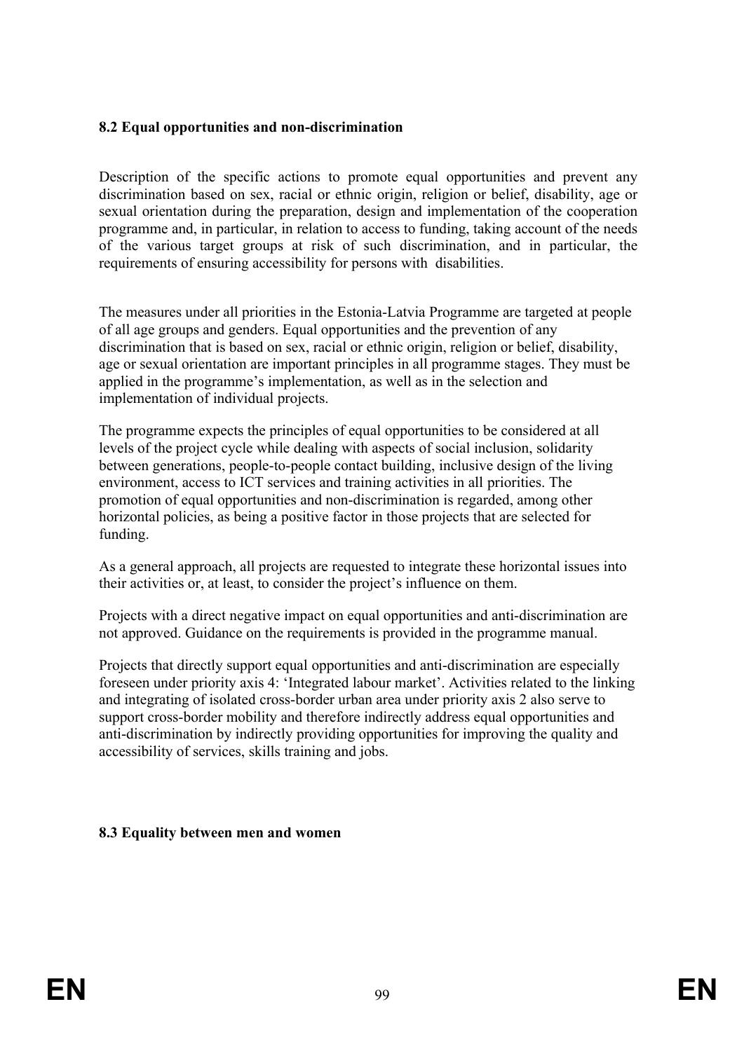### 8.2 Equal opportunities and non-discrimination

Description of the specific actions to promote equal opportunities and prevent any discrimination based on sex, racial or ethnic origin, religion or belief, disability, age or sexual orientation during the preparation, design and implementation of the cooperation programme and, in particular, in relation to access to funding, taking account of the needs of the various target groups at risk of such discrimination, and in particular, the requirements of ensuring accessibility for persons with disabilities.

The measures under all priorities in the Estonia-Latvia Programme are targeted at people of all age groups and genders. Equal opportunities and the prevention of any discrimination that is based on sex, racial or ethnic origin, religion or belief, disability, age or sexual orientation are important principles in all programme stages. They must be applied in the programme's implementation, as well as in the selection and implementation of individual projects.

The programme expects the principles of equal opportunities to be considered at all levels of the project cycle while dealing with aspects of social inclusion, solidarity between generations, people-to-people contact building, inclusive design of the living environment, access to ICT services and training activities in all priorities. The promotion of equal opportunities and non-discrimination is regarded, among other horizontal policies, as being a positive factor in those projects that are selected for funding.

As a general approach, all projects are requested to integrate these horizontal issues into their activities or, at least, to consider the project's influence on them.

Projects with a direct negative impact on equal opportunities and anti-discrimination are not approved. Guidance on the requirements is provided in the programme manual.

Projects that directly support equal opportunities and anti-discrimination are especially foreseen under priority axis 4: 'Integrated labour market'. Activities related to the linking and integrating of isolated cross-border urban area under priority axis 2 also serve to support cross-border mobility and therefore indirectly address equal opportunities and anti-discrimination by indirectly providing opportunities for improving the quality and accessibility of services, skills training and jobs.

### 8.3 Equality between men and women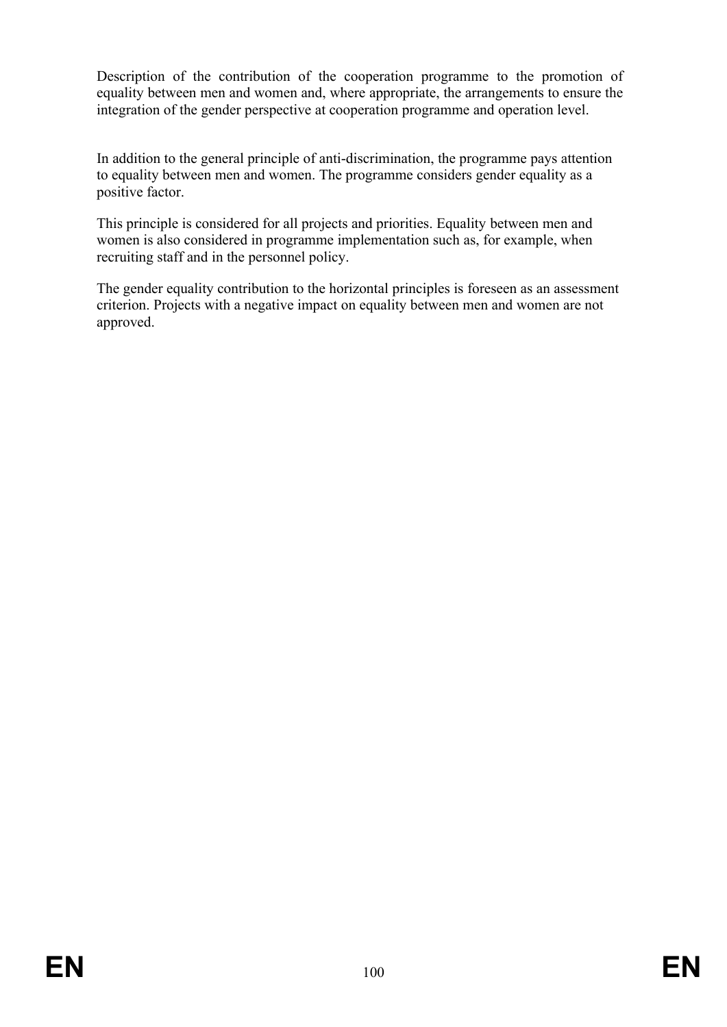Description of the contribution of the cooperation programme to the promotion of equality between men and women and, where appropriate, the arrangements to ensure the integration of the gender perspective at cooperation programme and operation level.

In addition to the general principle of anti-discrimination, the programme pays attention to equality between men and women. The programme considers gender equality as a positive factor.

This principle is considered for all projects and priorities. Equality between men and women is also considered in programme implementation such as, for example, when recruiting staff and in the personnel policy.

The gender equality contribution to the horizontal principles is foreseen as an assessment criterion. Projects with a negative impact on equality between men and women are not approved.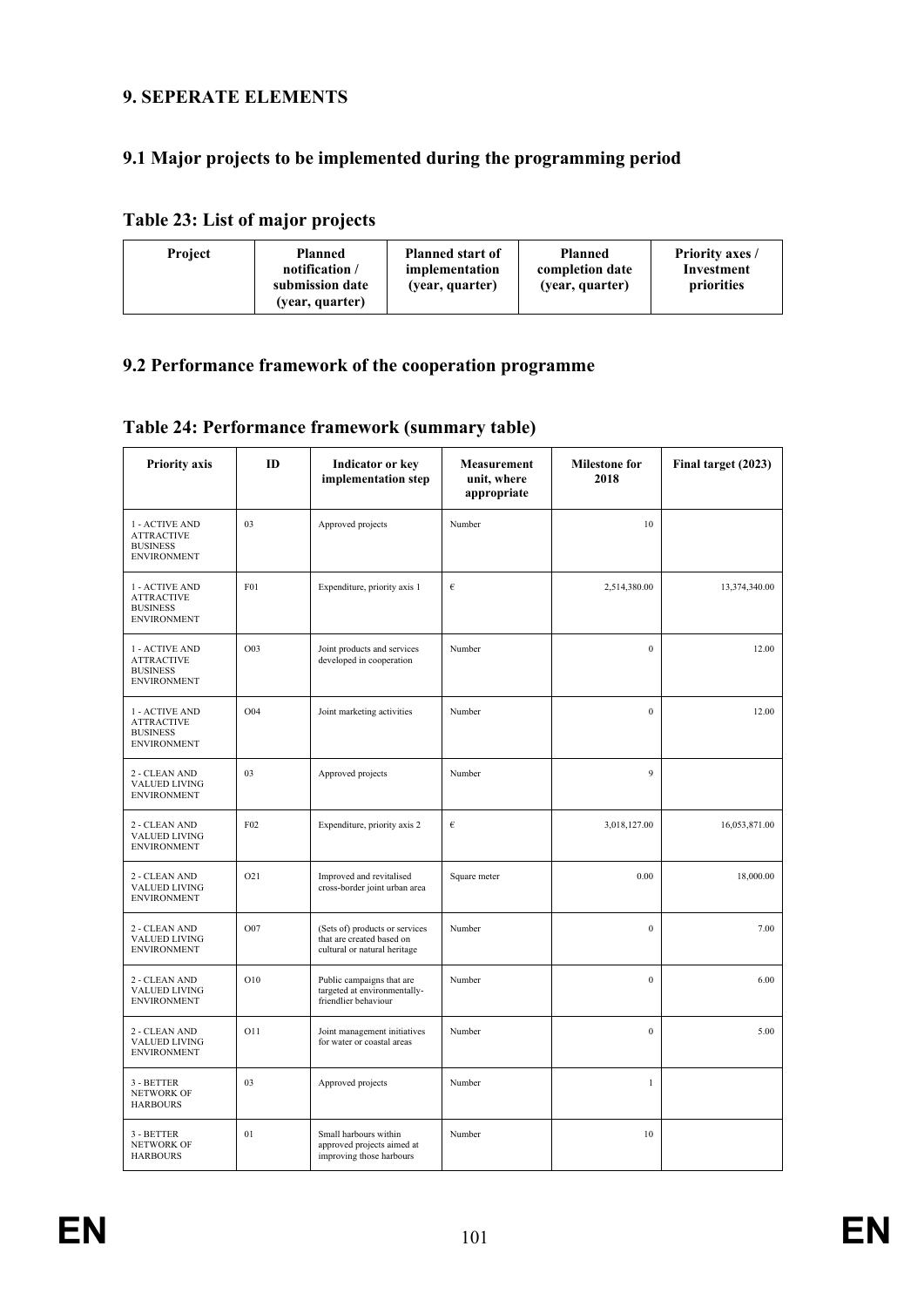## 9. SEPERATE ELEMENTS

### 9.1 Major projects to be implemented during the programming period

#### Table 23: List of major projects

| Project | Planned notification / submission date (year, quarter) | Planned start of implementation (year, quarter) | Planned completion date (year, quarter) | Priority axes / Investment priorities |
|---|---|---|---|---|

### 9.2 Performance framework of the cooperation programme

#### Table 24: Performance framework (summary table)

| Priority axis | ID | Indicator or key implementation step | Measurement unit, where appropriate | Milestone for 2018 | Final target (2023) |
|---|---|---|---|---|---|
| 1 - ACTIVE AND ATTRACTIVE BUSINESS ENVIRONMENT | 03 | Approved projects | Number | 10 | |
| 1 - ACTIVE AND ATTRACTIVE BUSINESS ENVIRONMENT | F01 | Expenditure, priority axis 1 | € | 2,514,380.00 | 13,374,340.00 |
| 1 - ACTIVE AND ATTRACTIVE BUSINESS ENVIRONMENT | O03 | Joint products and services developed in cooperation | Number | 0 | 12.00 |
| 1 - ACTIVE AND ATTRACTIVE BUSINESS ENVIRONMENT | O04 | Joint marketing activities | Number | 0 | 12.00 |
| 2 - CLEAN AND VALUED LIVING ENVIRONMENT | 03 | Approved projects | Number | 9 | |
| 2 - CLEAN AND VALUED LIVING ENVIRONMENT | F02 | Expenditure, priority axis 2 | € | 3,018,127.00 | 16,053,871.00 |
| 2 - CLEAN AND VALUED LIVING ENVIRONMENT | O21 | Improved and revitalised cross-border joint urban area | Square meter | 0.00 | 18,000.00 |
| 2 - CLEAN AND VALUED LIVING ENVIRONMENT | O07 | (Sets of) products or services that are created based on cultural or natural heritage | Number | 0 | 7.00 |
| 2 - CLEAN AND VALUED LIVING ENVIRONMENT | O10 | Public campaigns that are targeted at environmentally-friendlier behaviour | Number | 0 | 6.00 |
| 2 - CLEAN AND VALUED LIVING ENVIRONMENT | O11 | Joint management initiatives for water or coastal areas | Number | 0 | 5.00 |
| 3 - BETTER NETWORK OF HARBOURS | 03 | Approved projects | Number | 1 | |
| 3 - BETTER NETWORK OF HARBOURS | 01 | Small harbours within approved projects aimed at improving those harbours | Number | 10 | |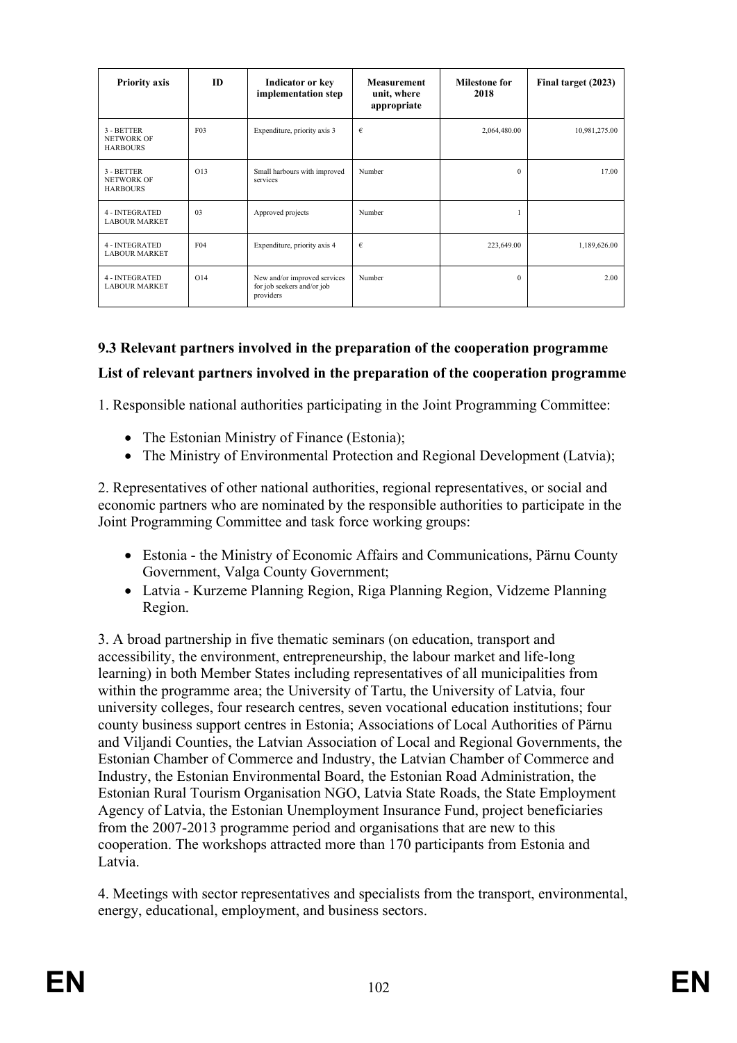| Priority axis | ID | Indicator or key implementation step | Measurement unit, where appropriate | Milestone for 2018 | Final target (2023) |
|---|---|---|---|---|---|
| 3 - BETTER NETWORK OF HARBOURS | F03 | Expenditure, priority axis 3 | € | 2,064,480.00 | 10,981,275.00 |
| 3 - BETTER NETWORK OF HARBOURS | O13 | Small harbours with improved services | Number | 0 | 17.00 |
| 4 - INTEGRATED LABOUR MARKET | 03 | Approved projects | Number | 1 | |
| 4 - INTEGRATED LABOUR MARKET | F04 | Expenditure, priority axis 4 | € | 223,649.00 | 1,189,626.00 |
| 4 - INTEGRATED LABOUR MARKET | O14 | New and/or improved services for job seekers and/or job providers | Number | 0 | 2.00 |

### 9.3 Relevant partners involved in the preparation of the cooperation programme

**List of relevant partners involved in the preparation of the cooperation programme**

1. Responsible national authorities participating in the Joint Programming Committee:

- The Estonian Ministry of Finance (Estonia);
- The Ministry of Environmental Protection and Regional Development (Latvia);

2. Representatives of other national authorities, regional representatives, or social and economic partners who are nominated by the responsible authorities to participate in the Joint Programming Committee and task force working groups:

- Estonia - the Ministry of Economic Affairs and Communications, Pärnu County Government, Valga County Government;
- Latvia - Kurzeme Planning Region, Riga Planning Region, Vidzeme Planning Region.

3. A broad partnership in five thematic seminars (on education, transport and accessibility, the environment, entrepreneurship, the labour market and life-long learning) in both Member States including representatives of all municipalities from within the programme area; the University of Tartu, the University of Latvia, four university colleges, four research centres, seven vocational education institutions; four county business support centres in Estonia; Associations of Local Authorities of Pärnu and Viljandi Counties, the Latvian Association of Local and Regional Governments, the Estonian Chamber of Commerce and Industry, the Latvian Chamber of Commerce and Industry, the Estonian Environmental Board, the Estonian Road Administration, the Estonian Rural Tourism Organisation NGO, Latvia State Roads, the State Employment Agency of Latvia, the Estonian Unemployment Insurance Fund, project beneficiaries from the 2007-2013 programme period and organisations that are new to this cooperation. The workshops attracted more than 170 participants from Estonia and Latvia.

4. Meetings with sector representatives and specialists from the transport, environmental, energy, educational, employment, and business sectors.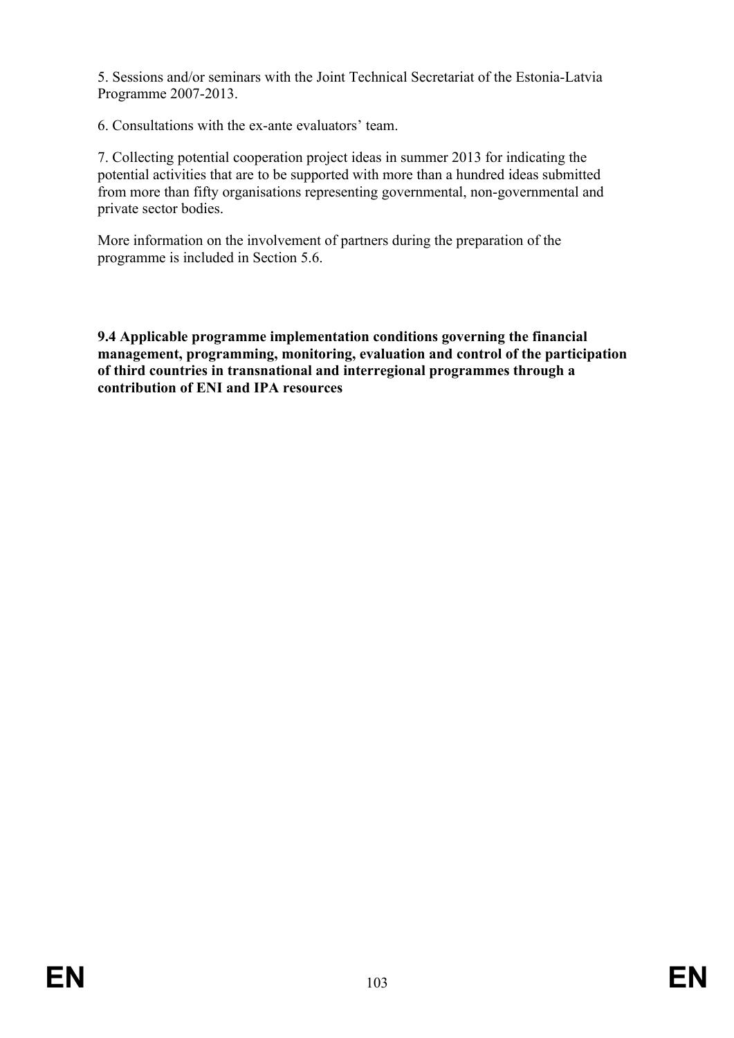5. Sessions and/or seminars with the Joint Technical Secretariat of the Estonia-Latvia Programme 2007-2013.

6. Consultations with the ex-ante evaluators' team.

7. Collecting potential cooperation project ideas in summer 2013 for indicating the potential activities that are to be supported with more than a hundred ideas submitted from more than fifty organisations representing governmental, non-governmental and private sector bodies.

More information on the involvement of partners during the preparation of the programme is included in Section 5.6.

### 9.4 Applicable programme implementation conditions governing the financial management, programming, monitoring, evaluation and control of the participation of third countries in transnational and interregional programmes through a contribution of ENI and IPA resources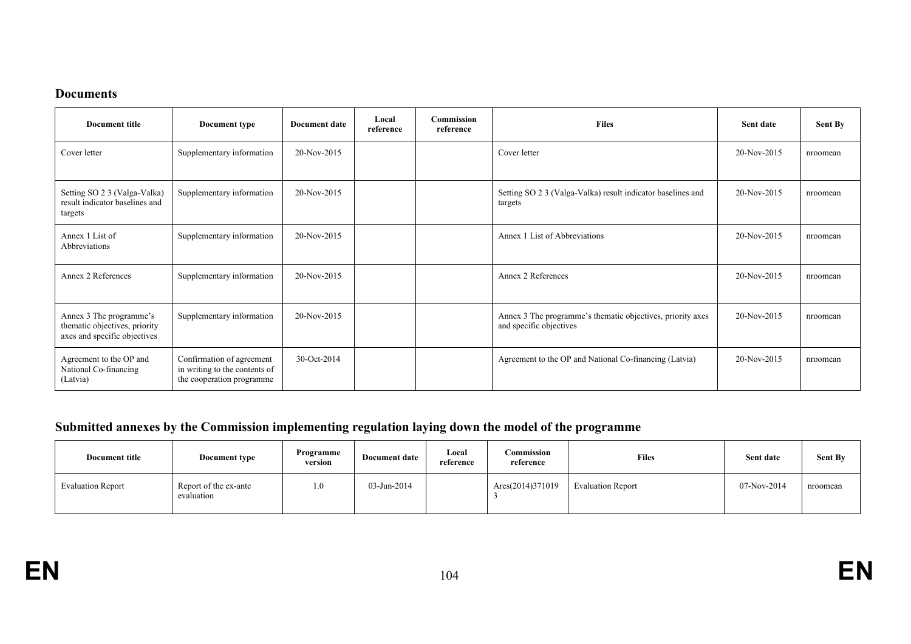## Documents

| Document title | Document type | Document date | Local reference | Commission reference | Files | Sent date | Sent By |
|---|---|---|---|---|---|---|---|
| Cover letter | Supplementary information | 20-Nov-2015 | | | Cover letter | 20-Nov-2015 | nroomean |
| Setting SO 2 3 (Valga-Valka) result indicator baselines and targets | Supplementary information | 20-Nov-2015 | | | Setting SO 2 3 (Valga-Valka) result indicator baselines and targets | 20-Nov-2015 | nroomean |
| Annex 1 List of Abbreviations | Supplementary information | 20-Nov-2015 | | | Annex 1 List of Abbreviations | 20-Nov-2015 | nroomean |
| Annex 2 References | Supplementary information | 20-Nov-2015 | | | Annex 2 References | 20-Nov-2015 | nroomean |
| Annex 3 The programme's thematic objectives, priority axes and specific objectives | Supplementary information | 20-Nov-2015 | | | Annex 3 The programme's thematic objectives, priority axes and specific objectives | 20-Nov-2015 | nroomean |
| Agreement to the OP and National Co-financing (Latvia) | Confirmation of agreement in writing to the contents of the cooperation programme | 30-Oct-2014 | | | Agreement to the OP and National Co-financing (Latvia) | 20-Nov-2015 | nroomean |

## Submitted annexes by the Commission implementing regulation laying down the model of the programme

| Document title | Document type | Programme version | Document date | Local reference | Commission reference | Files | Sent date | Sent By |
|---|---|---|---|---|---|---|---|---|
| Evaluation Report | Report of the ex-ante evaluation | 1.0 | 03-Jun-2014 | | Ares(2014)3710193 | Evaluation Report | 07-Nov-2014 | nroomean |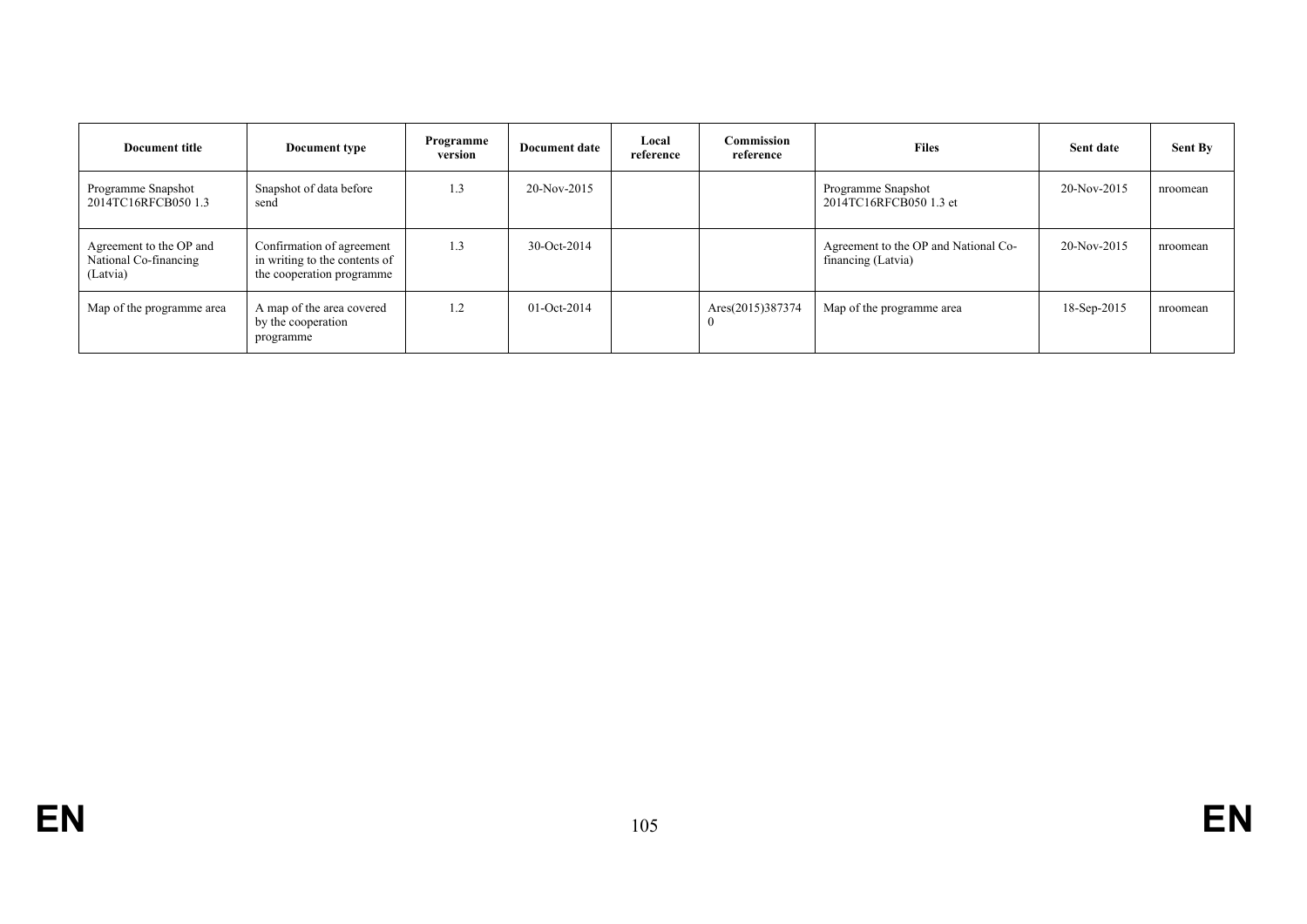| Document title | Document type | Programme version | Document date | Local reference | Commission reference | Files | Sent date | Sent By |
| --- | --- | --- | --- | --- | --- | --- | --- | --- |
| Programme Snapshot 2014TC16RFCB050 1.3 | Snapshot of data before send | 1.3 | 20-Nov-2015 | | | Programme Snapshot 2014TC16RFCB050 1.3 et | 20-Nov-2015 | nroomean |
| Agreement to the OP and National Co-financing (Latvia) | Confirmation of agreement in writing to the contents of the cooperation programme | 1.3 | 30-Oct-2014 | | | Agreement to the OP and National Co-financing (Latvia) | 20-Nov-2015 | nroomean |
| Map of the programme area | A map of the area covered by the cooperation programme | 1.2 | 01-Oct-2014 | | Ares(2015)3873740 | Map of the programme area | 18-Sep-2015 | nroomean |